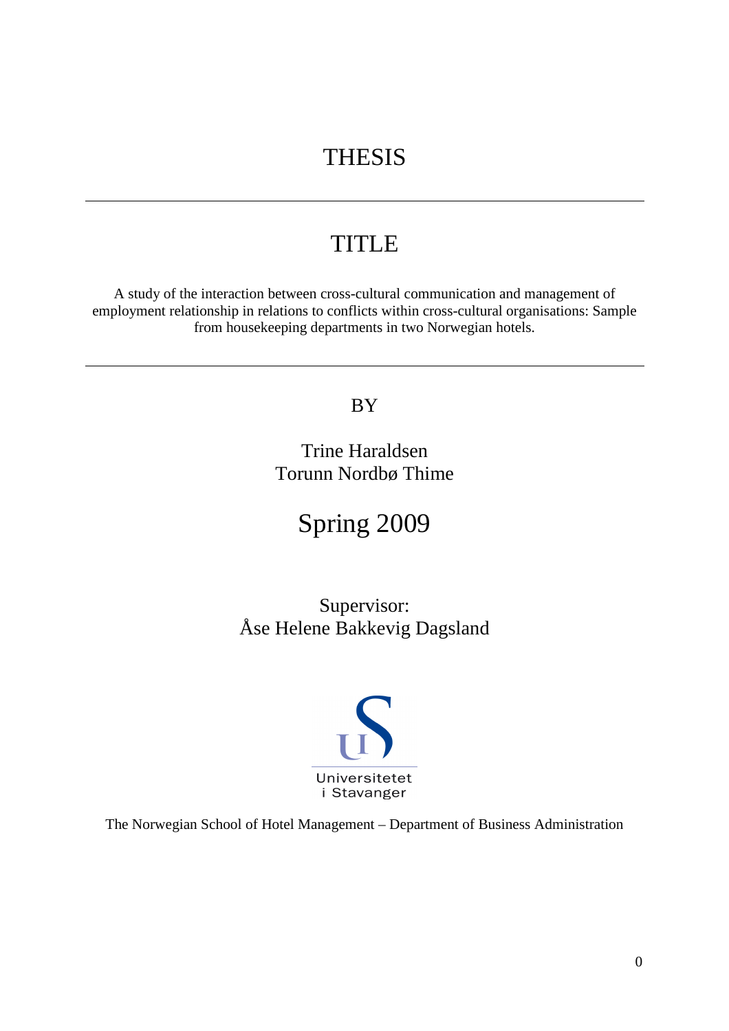# THESIS

---

## TITLE

A study of the interaction between cross-cultural communication and management of employment relationship in relations to conflicts within cross-cultural organisations: Sample from housekeeping departments in two Norwegian hotels.

---

BY

Trine Haraldsen
Torunn Nordbø Thime

Spring 2009

Supervisor:
Åse Helene Bakkevig Dagsland

Universitetet i Stavanger

The Norwegian School of Hotel Management – Department of Business Administration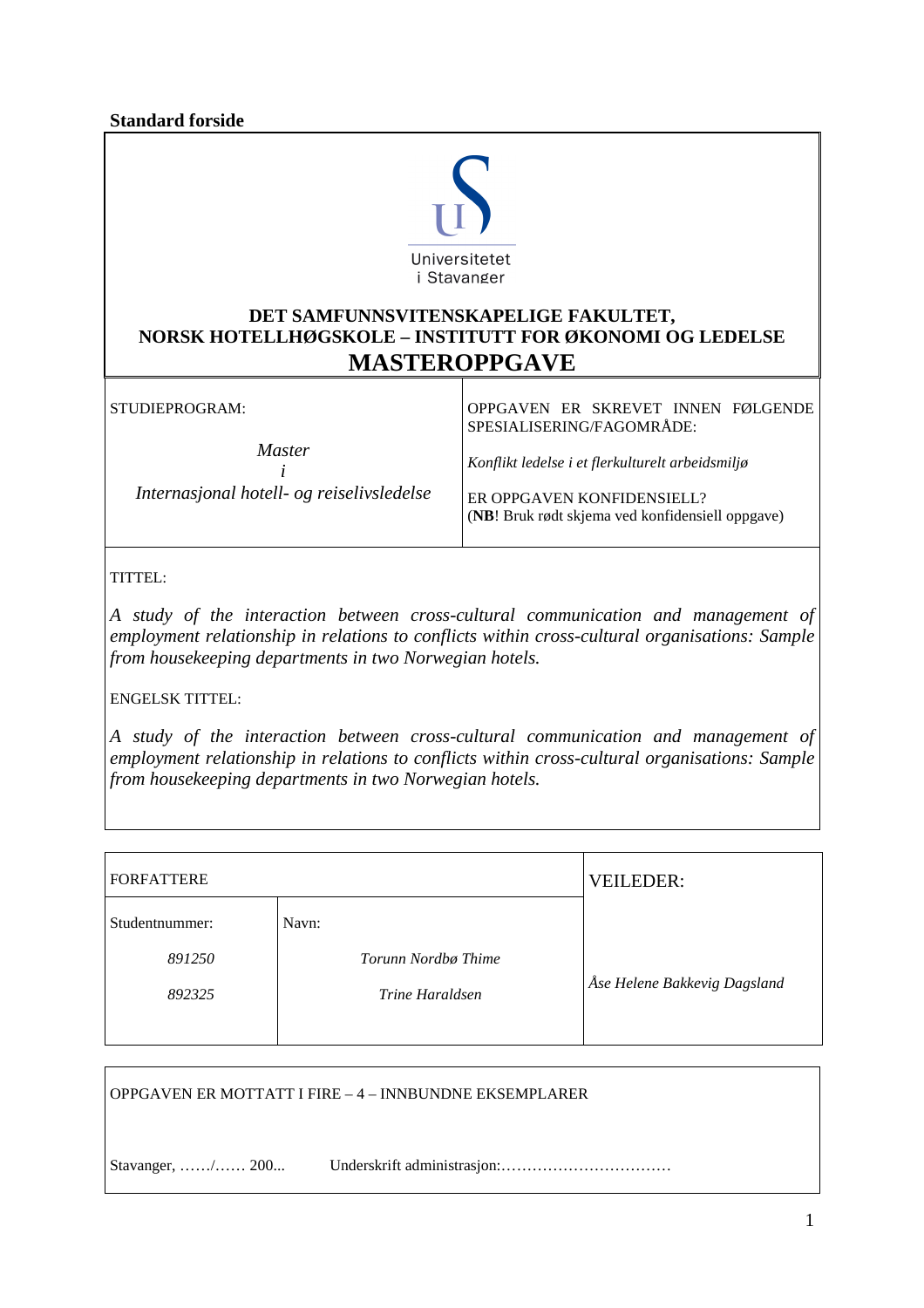**Standard forside**

Universitetet i Stavanger

**DET SAMFUNNSVITENSKAPELIGE FAKULTET,**
**NORSK HOTELLHØGSKOLE – INSTITUTT FOR ØKONOMI OG LEDELSE**

# MASTEROPPGAVE

| STUDIEPROGRAM: | OPPGAVEN ER SKREVET INNEN FØLGENDE SPESIALISERING/FAGOMRÅDE: |
|---|---|
| *Master i Internasjonal hotell- og reiselivsledelse* | *Konflikt ledelse i et flerkulturelt arbeidsmiljø* |
| | ER OPPGAVEN KONFIDENSIELL? (**NB**! Bruk rødt skjema ved konfidensiell oppgave) |

TITTEL:

*A study of the interaction between cross-cultural communication and management of employment relationship in relations to conflicts within cross-cultural organisations: Sample from housekeeping departments in two Norwegian hotels.*

ENGELSK TITTEL:

*A study of the interaction between cross-cultural communication and management of employment relationship in relations to conflicts within cross-cultural organisations: Sample from housekeeping departments in two Norwegian hotels.*

| FORFATTERE | | VEILEDER: |
|---|---|---|
| Studentnummer: | Navn: | |
| *891250* | *Torunn Nordbø Thime* | *Åse Helene Bakkevig Dagsland* |
| *892325* | *Trine Haraldsen* | |

OPPGAVEN ER MOTTATT I FIRE – 4 – INNBUNDNE EKSEMPLARER

Stavanger, ……/…… 200... Underskrift administrasjon:……………………………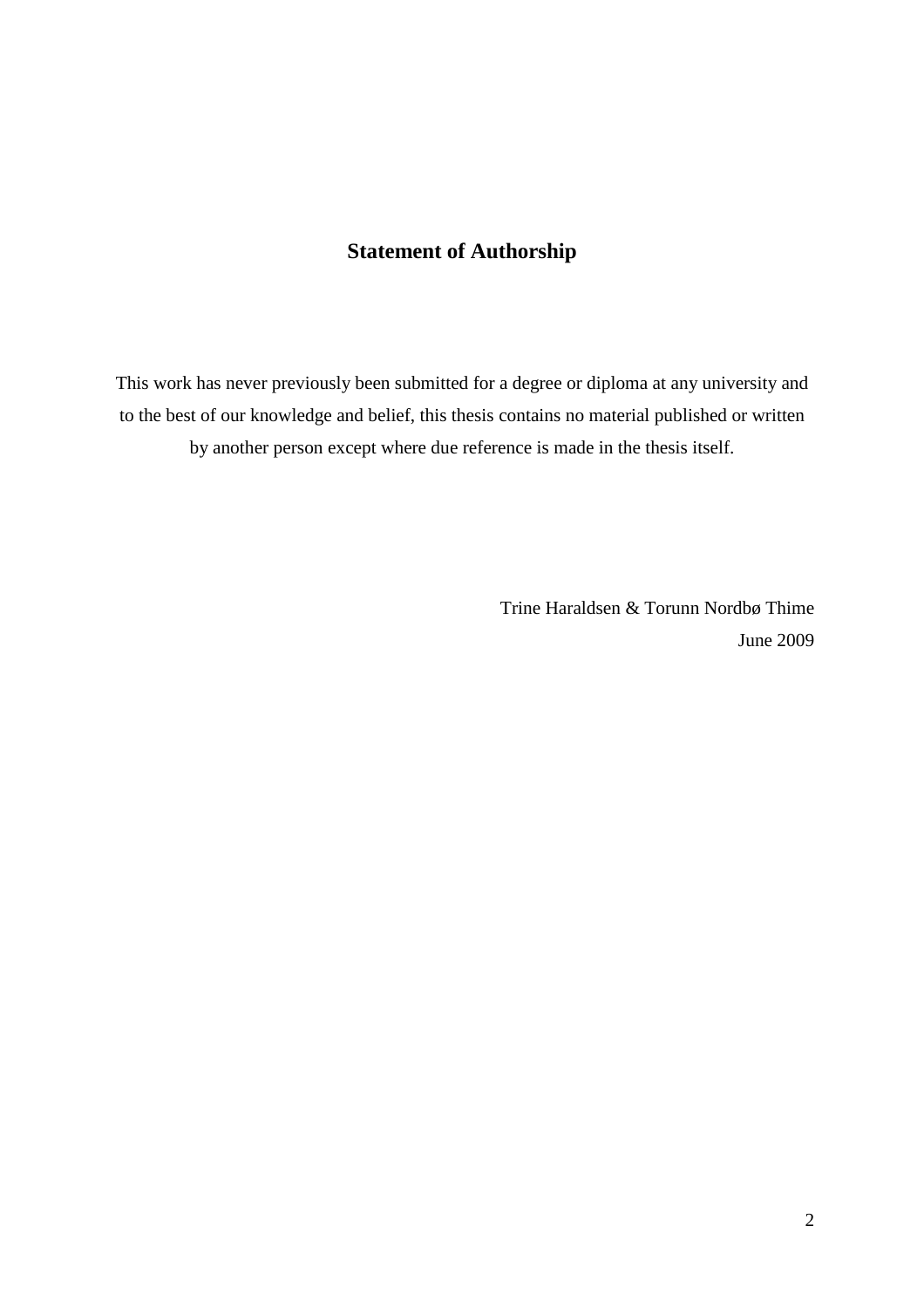# Statement of Authorship

This work has never previously been submitted for a degree or diploma at any university and to the best of our knowledge and belief, this thesis contains no material published or written by another person except where due reference is made in the thesis itself.

Trine Haraldsen & Torunn Nordbø Thime
June 2009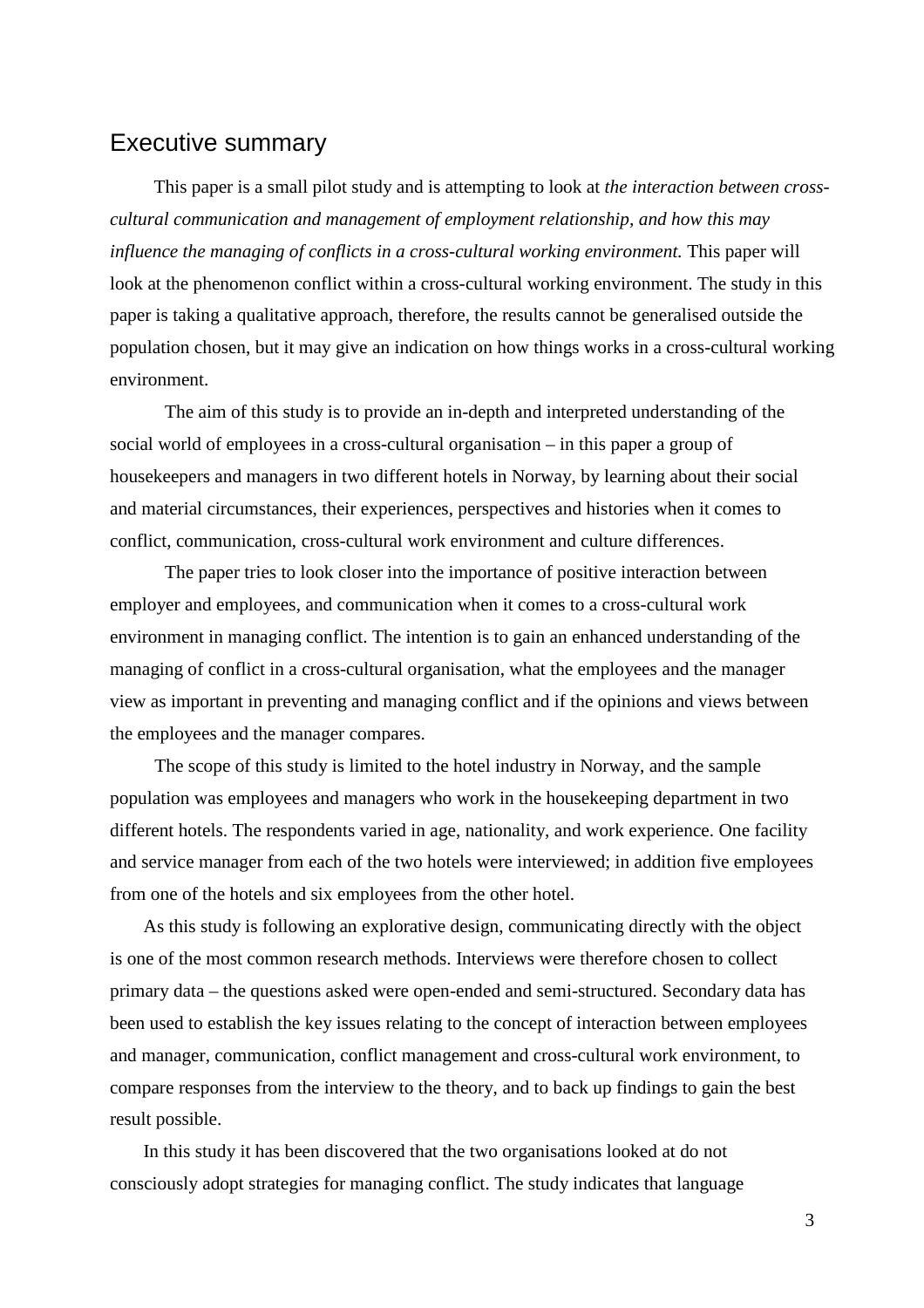# Executive summary

This paper is a small pilot study and is attempting to look at *the interaction between cross-cultural communication and management of employment relationship, and how this may influence the managing of conflicts in a cross-cultural working environment.* This paper will look at the phenomenon conflict within a cross-cultural working environment. The study in this paper is taking a qualitative approach, therefore, the results cannot be generalised outside the population chosen, but it may give an indication on how things works in a cross-cultural working environment.

The aim of this study is to provide an in-depth and interpreted understanding of the social world of employees in a cross-cultural organisation – in this paper a group of housekeepers and managers in two different hotels in Norway, by learning about their social and material circumstances, their experiences, perspectives and histories when it comes to conflict, communication, cross-cultural work environment and culture differences.

The paper tries to look closer into the importance of positive interaction between employer and employees, and communication when it comes to a cross-cultural work environment in managing conflict. The intention is to gain an enhanced understanding of the managing of conflict in a cross-cultural organisation, what the employees and the manager view as important in preventing and managing conflict and if the opinions and views between the employees and the manager compares.

The scope of this study is limited to the hotel industry in Norway, and the sample population was employees and managers who work in the housekeeping department in two different hotels. The respondents varied in age, nationality, and work experience. One facility and service manager from each of the two hotels were interviewed; in addition five employees from one of the hotels and six employees from the other hotel.

As this study is following an explorative design, communicating directly with the object is one of the most common research methods. Interviews were therefore chosen to collect primary data – the questions asked were open-ended and semi-structured. Secondary data has been used to establish the key issues relating to the concept of interaction between employees and manager, communication, conflict management and cross-cultural work environment, to compare responses from the interview to the theory, and to back up findings to gain the best result possible.

In this study it has been discovered that the two organisations looked at do not consciously adopt strategies for managing conflict. The study indicates that language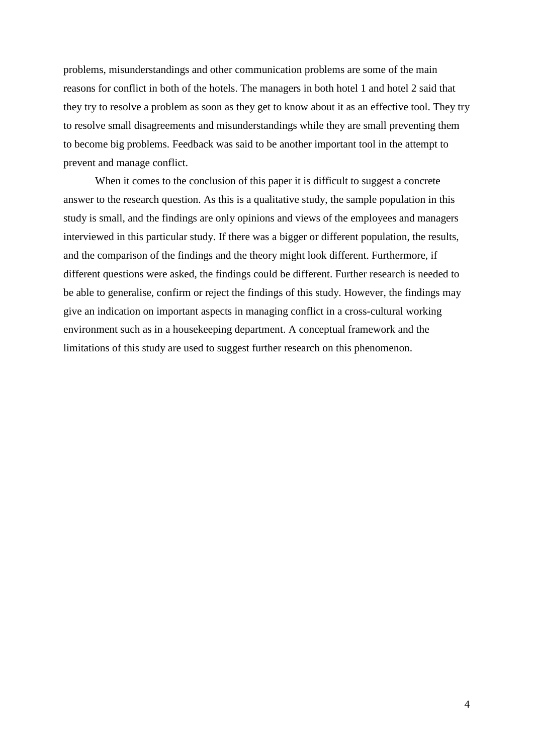problems, misunderstandings and other communication problems are some of the main reasons for conflict in both of the hotels. The managers in both hotel 1 and hotel 2 said that they try to resolve a problem as soon as they get to know about it as an effective tool. They try to resolve small disagreements and misunderstandings while they are small preventing them to become big problems. Feedback was said to be another important tool in the attempt to prevent and manage conflict.

When it comes to the conclusion of this paper it is difficult to suggest a concrete answer to the research question. As this is a qualitative study, the sample population in this study is small, and the findings are only opinions and views of the employees and managers interviewed in this particular study. If there was a bigger or different population, the results, and the comparison of the findings and the theory might look different. Furthermore, if different questions were asked, the findings could be different. Further research is needed to be able to generalise, confirm or reject the findings of this study. However, the findings may give an indication on important aspects in managing conflict in a cross-cultural working environment such as in a housekeeping department. A conceptual framework and the limitations of this study are used to suggest further research on this phenomenon.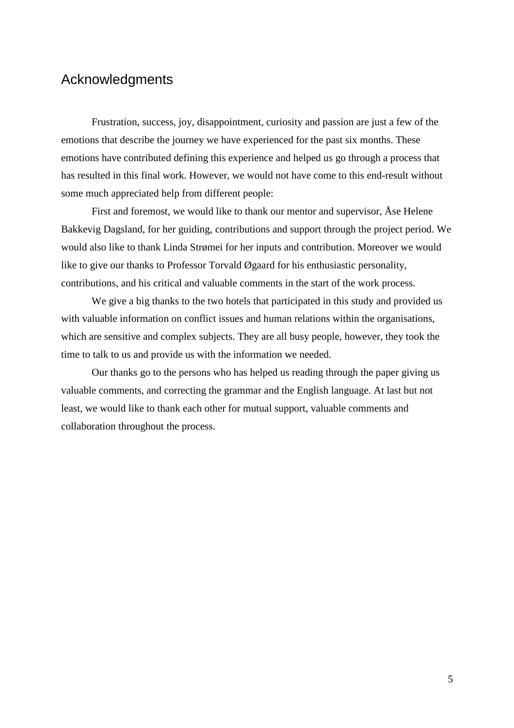## Acknowledgments

Frustration, success, joy, disappointment, curiosity and passion are just a few of the emotions that describe the journey we have experienced for the past six months. These emotions have contributed defining this experience and helped us go through a process that has resulted in this final work. However, we would not have come to this end-result without some much appreciated help from different people:

First and foremost, we would like to thank our mentor and supervisor, Åse Helene Bakkevig Dagsland, for her guiding, contributions and support through the project period. We would also like to thank Linda Strømei for her inputs and contribution. Moreover we would like to give our thanks to Professor Torvald Øgaard for his enthusiastic personality, contributions, and his critical and valuable comments in the start of the work process.

We give a big thanks to the two hotels that participated in this study and provided us with valuable information on conflict issues and human relations within the organisations, which are sensitive and complex subjects. They are all busy people, however, they took the time to talk to us and provide us with the information we needed.

Our thanks go to the persons who has helped us reading through the paper giving us valuable comments, and correcting the grammar and the English language. At last but not least, we would like to thank each other for mutual support, valuable comments and collaboration throughout the process.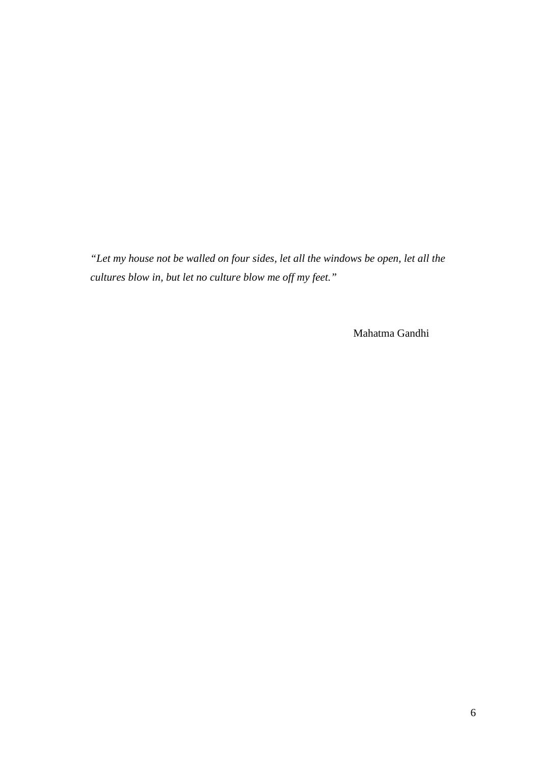*"Let my house not be walled on four sides, let all the windows be open, let all the cultures blow in, but let no culture blow me off my feet."*

Mahatma Gandhi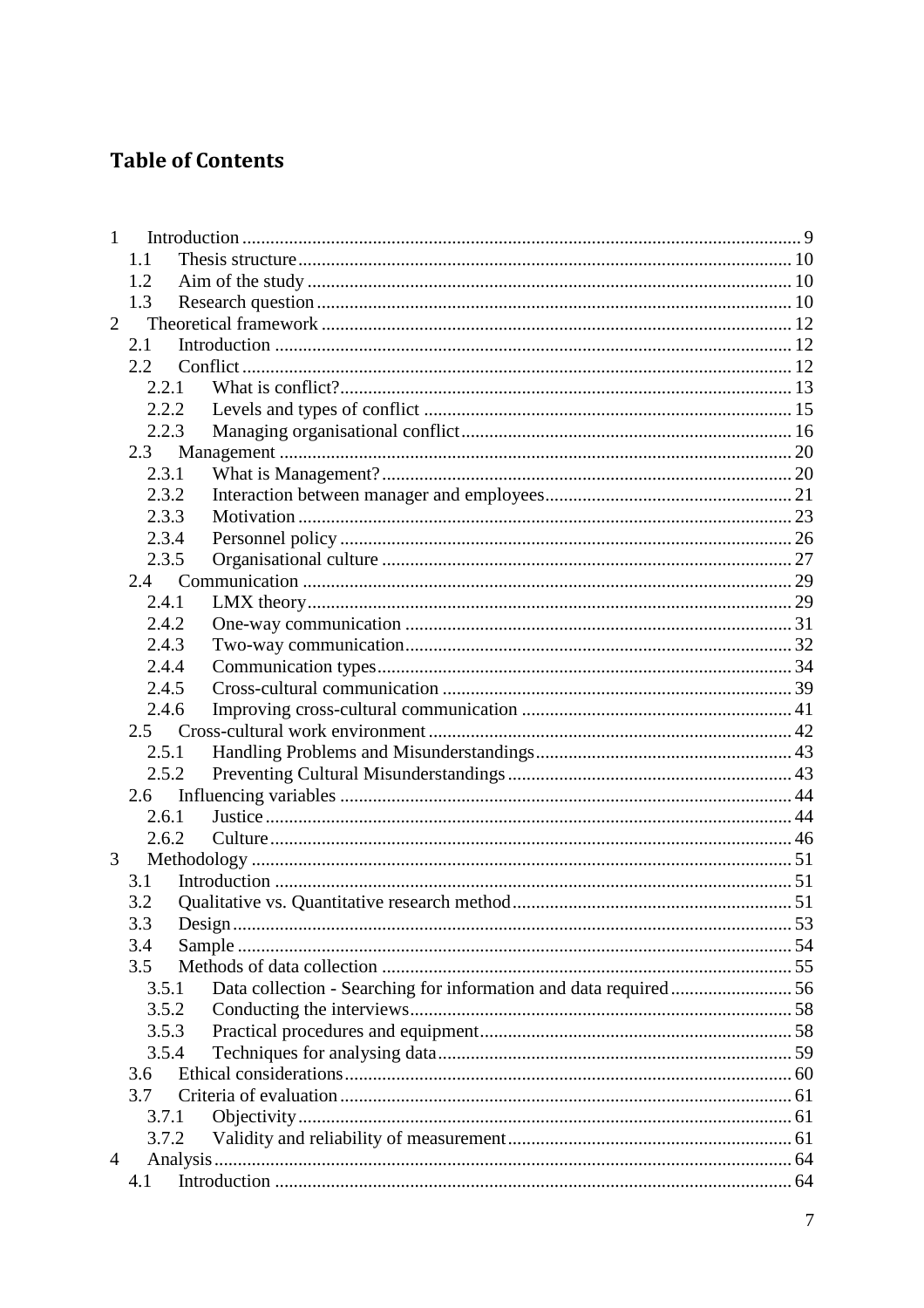# Table of Contents

1 Introduction ... 9
  1.1 Thesis structure ... 10
  1.2 Aim of the study ... 10
  1.3 Research question ... 10
2 Theoretical framework ... 12
  2.1 Introduction ... 12
  2.2 Conflict ... 12
    2.2.1 What is conflict? ... 13
    2.2.2 Levels and types of conflict ... 15
    2.2.3 Managing organisational conflict ... 16
  2.3 Management ... 20
    2.3.1 What is Management? ... 20
    2.3.2 Interaction between manager and employees ... 21
    2.3.3 Motivation ... 23
    2.3.4 Personnel policy ... 26
    2.3.5 Organisational culture ... 27
  2.4 Communication ... 29
    2.4.1 LMX theory ... 29
    2.4.2 One-way communication ... 31
    2.4.3 Two-way communication ... 32
    2.4.4 Communication types ... 34
    2.4.5 Cross-cultural communication ... 39
    2.4.6 Improving cross-cultural communication ... 41
  2.5 Cross-cultural work environment ... 42
    2.5.1 Handling Problems and Misunderstandings ... 43
    2.5.2 Preventing Cultural Misunderstandings ... 43
  2.6 Influencing variables ... 44
    2.6.1 Justice ... 44
    2.6.2 Culture ... 46
3 Methodology ... 51
  3.1 Introduction ... 51
  3.2 Qualitative vs. Quantitative research method ... 51
  3.3 Design ... 53
  3.4 Sample ... 54
  3.5 Methods of data collection ... 55
    3.5.1 Data collection - Searching for information and data required ... 56
    3.5.2 Conducting the interviews ... 58
    3.5.3 Practical procedures and equipment ... 58
    3.5.4 Techniques for analysing data ... 59
  3.6 Ethical considerations ... 60
  3.7 Criteria of evaluation ... 61
    3.7.1 Objectivity ... 61
    3.7.2 Validity and reliability of measurement ... 61
4 Analysis ... 64
  4.1 Introduction ... 64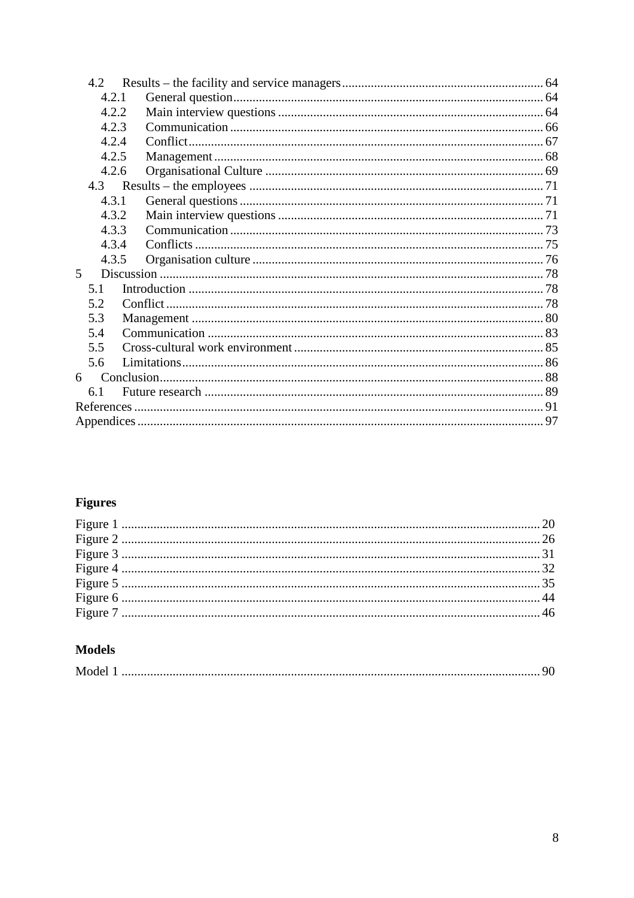- 4.2 Results – the facility and service managers .......... 64
  - 4.2.1 General question .......... 64
  - 4.2.2 Main interview questions .......... 64
  - 4.2.3 Communication .......... 66
  - 4.2.4 Conflict .......... 67
  - 4.2.5 Management .......... 68
  - 4.2.6 Organisational Culture .......... 69
- 4.3 Results – the employees .......... 71
  - 4.3.1 General questions .......... 71
  - 4.3.2 Main interview questions .......... 71
  - 4.3.3 Communication .......... 73
  - 4.3.4 Conflicts .......... 75
  - 4.3.5 Organisation culture .......... 76

5 Discussion .......... 78
- 5.1 Introduction .......... 78
- 5.2 Conflict .......... 78
- 5.3 Management .......... 80
- 5.4 Communication .......... 83
- 5.5 Cross-cultural work environment .......... 85
- 5.6 Limitations .......... 86

6 Conclusion .......... 88
- 6.1 Future research .......... 89

References .......... 91

Appendices .......... 97

**Figures**

Figure 1 .......... 20
Figure 2 .......... 26
Figure 3 .......... 31
Figure 4 .......... 32
Figure 5 .......... 35
Figure 6 .......... 44
Figure 7 .......... 46

**Models**

Model 1 .......... 90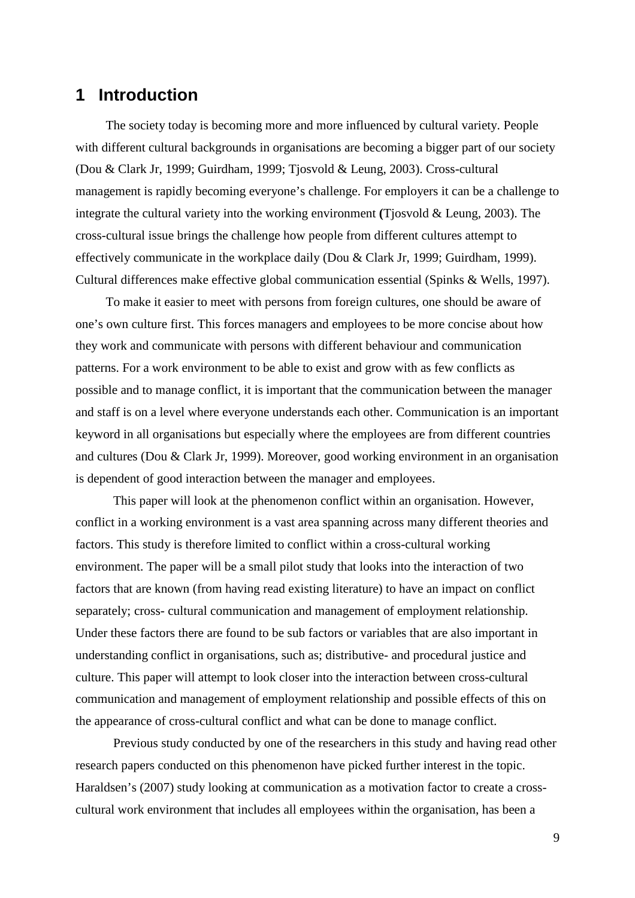# 1 Introduction

The society today is becoming more and more influenced by cultural variety. People with different cultural backgrounds in organisations are becoming a bigger part of our society (Dou & Clark Jr, 1999; Guirdham, 1999; Tjosvold & Leung, 2003). Cross-cultural management is rapidly becoming everyone's challenge. For employers it can be a challenge to integrate the cultural variety into the working environment **(**Tjosvold & Leung, 2003). The cross-cultural issue brings the challenge how people from different cultures attempt to effectively communicate in the workplace daily (Dou & Clark Jr, 1999; Guirdham, 1999). Cultural differences make effective global communication essential (Spinks & Wells, 1997).

To make it easier to meet with persons from foreign cultures, one should be aware of one's own culture first. This forces managers and employees to be more concise about how they work and communicate with persons with different behaviour and communication patterns. For a work environment to be able to exist and grow with as few conflicts as possible and to manage conflict, it is important that the communication between the manager and staff is on a level where everyone understands each other. Communication is an important keyword in all organisations but especially where the employees are from different countries and cultures (Dou & Clark Jr, 1999). Moreover, good working environment in an organisation is dependent of good interaction between the manager and employees.

This paper will look at the phenomenon conflict within an organisation. However, conflict in a working environment is a vast area spanning across many different theories and factors. This study is therefore limited to conflict within a cross-cultural working environment. The paper will be a small pilot study that looks into the interaction of two factors that are known (from having read existing literature) to have an impact on conflict separately; cross- cultural communication and management of employment relationship. Under these factors there are found to be sub factors or variables that are also important in understanding conflict in organisations, such as; distributive- and procedural justice and culture. This paper will attempt to look closer into the interaction between cross-cultural communication and management of employment relationship and possible effects of this on the appearance of cross-cultural conflict and what can be done to manage conflict.

Previous study conducted by one of the researchers in this study and having read other research papers conducted on this phenomenon have picked further interest in the topic. Haraldsen's (2007) study looking at communication as a motivation factor to create a cross-cultural work environment that includes all employees within the organisation, has been a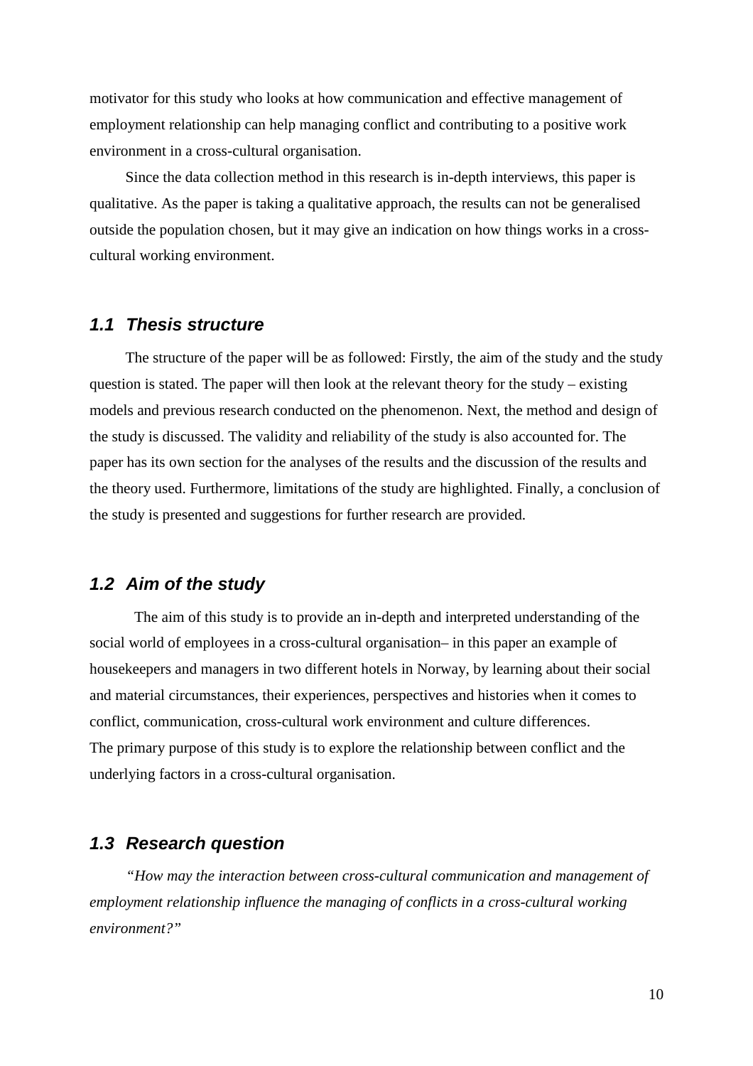motivator for this study who looks at how communication and effective management of employment relationship can help managing conflict and contributing to a positive work environment in a cross-cultural organisation.

Since the data collection method in this research is in-depth interviews, this paper is qualitative. As the paper is taking a qualitative approach, the results can not be generalised outside the population chosen, but it may give an indication on how things works in a cross-cultural working environment.

## 1.1 Thesis structure

The structure of the paper will be as followed: Firstly, the aim of the study and the study question is stated. The paper will then look at the relevant theory for the study – existing models and previous research conducted on the phenomenon. Next, the method and design of the study is discussed. The validity and reliability of the study is also accounted for. The paper has its own section for the analyses of the results and the discussion of the results and the theory used. Furthermore, limitations of the study are highlighted. Finally, a conclusion of the study is presented and suggestions for further research are provided.

## 1.2 Aim of the study

The aim of this study is to provide an in-depth and interpreted understanding of the social world of employees in a cross-cultural organisation– in this paper an example of housekeepers and managers in two different hotels in Norway, by learning about their social and material circumstances, their experiences, perspectives and histories when it comes to conflict, communication, cross-cultural work environment and culture differences.
The primary purpose of this study is to explore the relationship between conflict and the underlying factors in a cross-cultural organisation.

## 1.3 Research question

*"How may the interaction between cross-cultural communication and management of employment relationship influence the managing of conflicts in a cross-cultural working environment?"*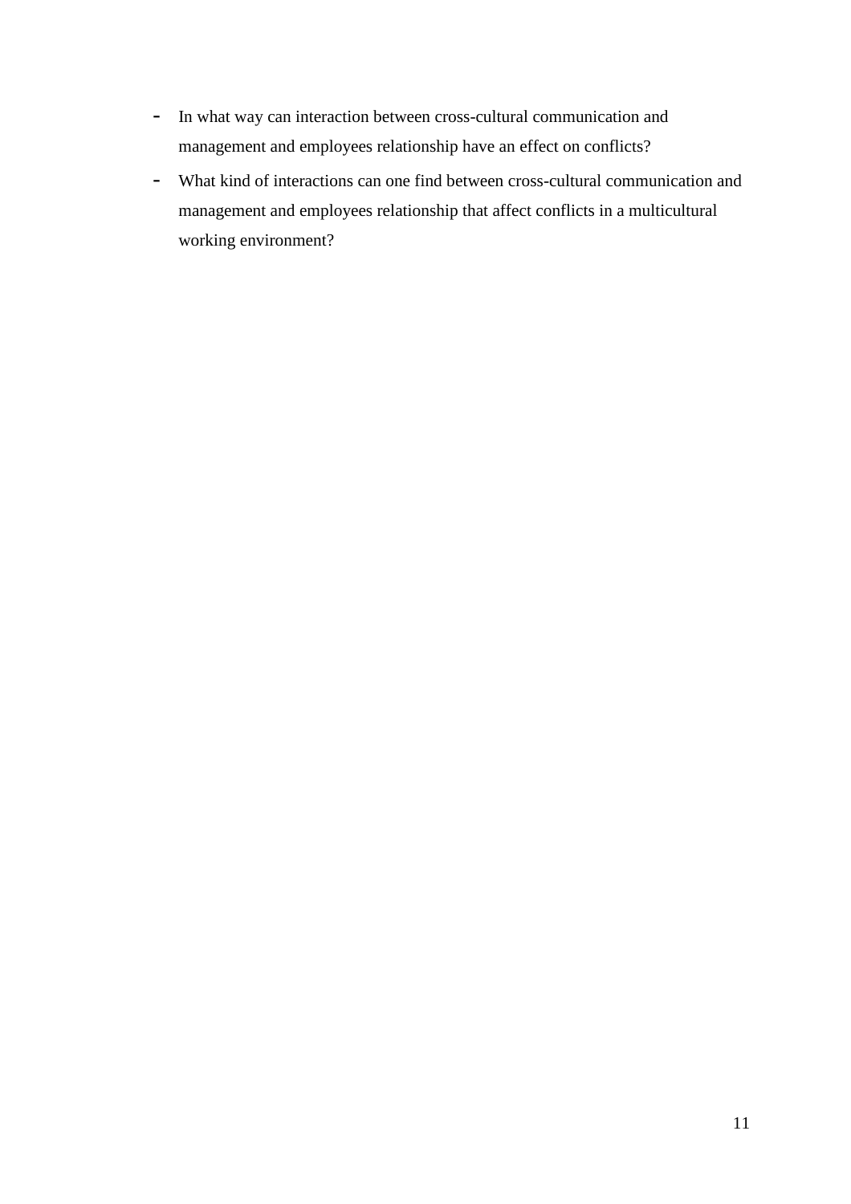- In what way can interaction between cross-cultural communication and management and employees relationship have an effect on conflicts?
- What kind of interactions can one find between cross-cultural communication and management and employees relationship that affect conflicts in a multicultural working environment?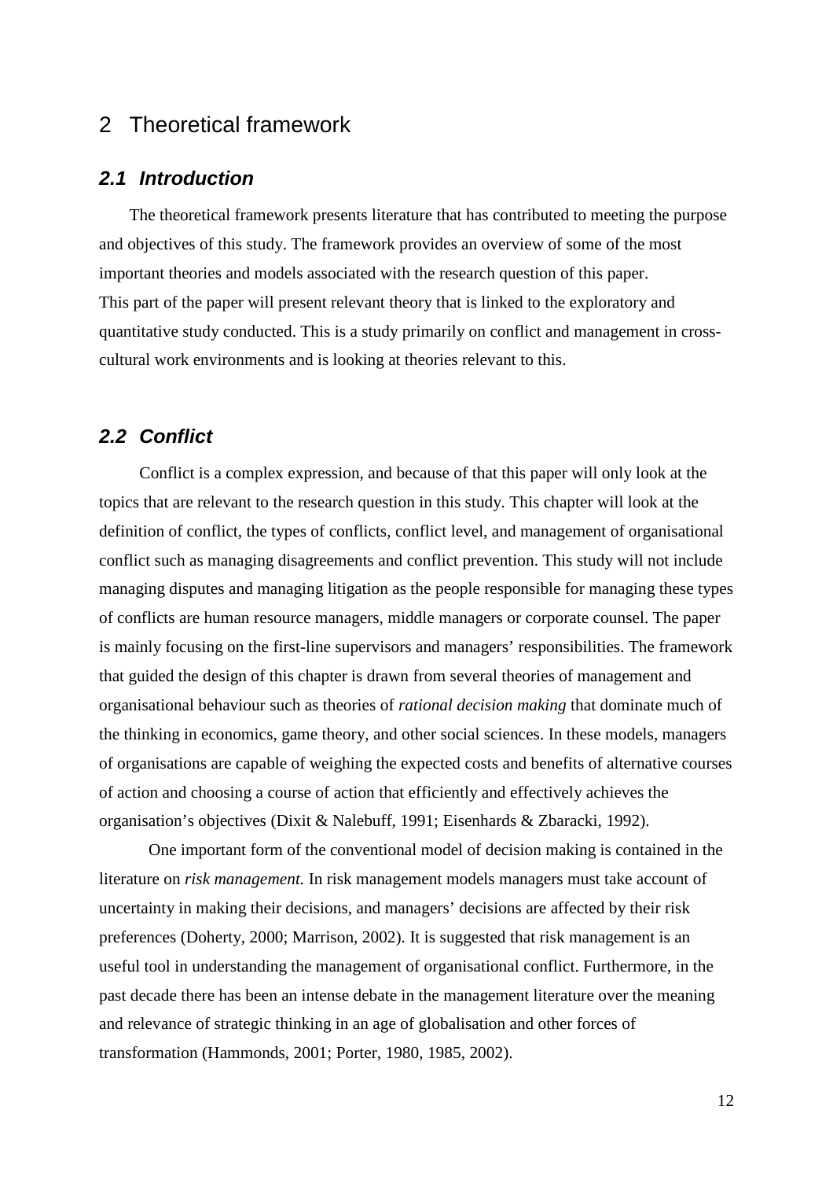# 2 Theoretical framework

## 2.1 Introduction

The theoretical framework presents literature that has contributed to meeting the purpose and objectives of this study. The framework provides an overview of some of the most important theories and models associated with the research question of this paper.
This part of the paper will present relevant theory that is linked to the exploratory and quantitative study conducted. This is a study primarily on conflict and management in cross-cultural work environments and is looking at theories relevant to this.

## 2.2 Conflict

Conflict is a complex expression, and because of that this paper will only look at the topics that are relevant to the research question in this study. This chapter will look at the definition of conflict, the types of conflicts, conflict level, and management of organisational conflict such as managing disagreements and conflict prevention. This study will not include managing disputes and managing litigation as the people responsible for managing these types of conflicts are human resource managers, middle managers or corporate counsel. The paper is mainly focusing on the first-line supervisors and managers' responsibilities. The framework that guided the design of this chapter is drawn from several theories of management and organisational behaviour such as theories of *rational decision making* that dominate much of the thinking in economics, game theory, and other social sciences. In these models, managers of organisations are capable of weighing the expected costs and benefits of alternative courses of action and choosing a course of action that efficiently and effectively achieves the organisation's objectives (Dixit & Nalebuff, 1991; Eisenhards & Zbaracki, 1992).

One important form of the conventional model of decision making is contained in the literature on *risk management.* In risk management models managers must take account of uncertainty in making their decisions, and managers' decisions are affected by their risk preferences (Doherty, 2000; Marrison, 2002). It is suggested that risk management is an useful tool in understanding the management of organisational conflict. Furthermore, in the past decade there has been an intense debate in the management literature over the meaning and relevance of strategic thinking in an age of globalisation and other forces of transformation (Hammonds, 2001; Porter, 1980, 1985, 2002).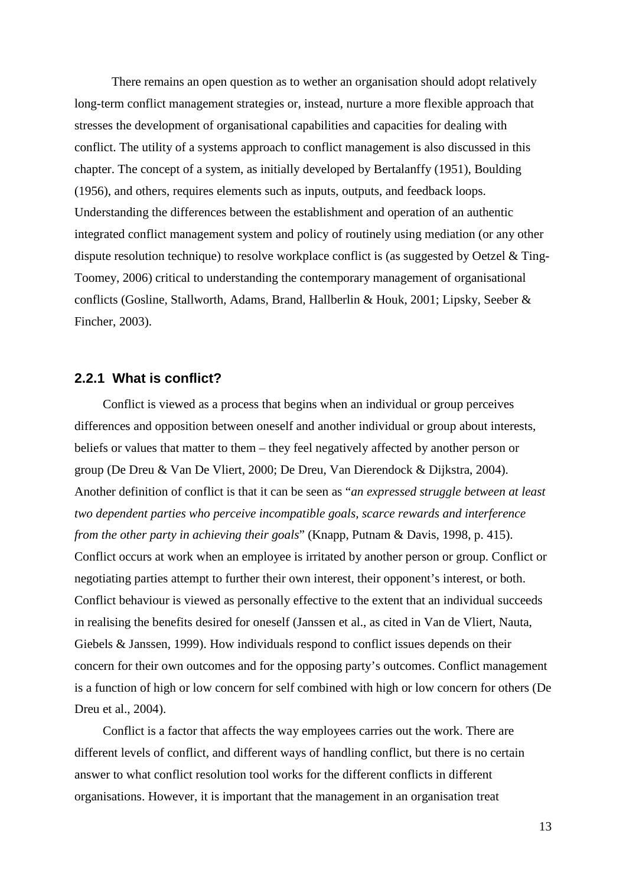There remains an open question as to wether an organisation should adopt relatively long-term conflict management strategies or, instead, nurture a more flexible approach that stresses the development of organisational capabilities and capacities for dealing with conflict. The utility of a systems approach to conflict management is also discussed in this chapter. The concept of a system, as initially developed by Bertalanffy (1951), Boulding (1956), and others, requires elements such as inputs, outputs, and feedback loops. Understanding the differences between the establishment and operation of an authentic integrated conflict management system and policy of routinely using mediation (or any other dispute resolution technique) to resolve workplace conflict is (as suggested by Oetzel & Ting-Toomey, 2006) critical to understanding the contemporary management of organisational conflicts (Gosline, Stallworth, Adams, Brand, Hallberlin & Houk, 2001; Lipsky, Seeber & Fincher, 2003).

### 2.2.1 What is conflict?

Conflict is viewed as a process that begins when an individual or group perceives differences and opposition between oneself and another individual or group about interests, beliefs or values that matter to them – they feel negatively affected by another person or group (De Dreu & Van De Vliert, 2000; De Dreu, Van Dierendock & Dijkstra, 2004). Another definition of conflict is that it can be seen as "*an expressed struggle between at least two dependent parties who perceive incompatible goals, scarce rewards and interference from the other party in achieving their goals*" (Knapp, Putnam & Davis, 1998, p. 415). Conflict occurs at work when an employee is irritated by another person or group. Conflict or negotiating parties attempt to further their own interest, their opponent's interest, or both. Conflict behaviour is viewed as personally effective to the extent that an individual succeeds in realising the benefits desired for oneself (Janssen et al., as cited in Van de Vliert, Nauta, Giebels & Janssen, 1999). How individuals respond to conflict issues depends on their concern for their own outcomes and for the opposing party's outcomes. Conflict management is a function of high or low concern for self combined with high or low concern for others (De Dreu et al., 2004).

Conflict is a factor that affects the way employees carries out the work. There are different levels of conflict, and different ways of handling conflict, but there is no certain answer to what conflict resolution tool works for the different conflicts in different organisations. However, it is important that the management in an organisation treat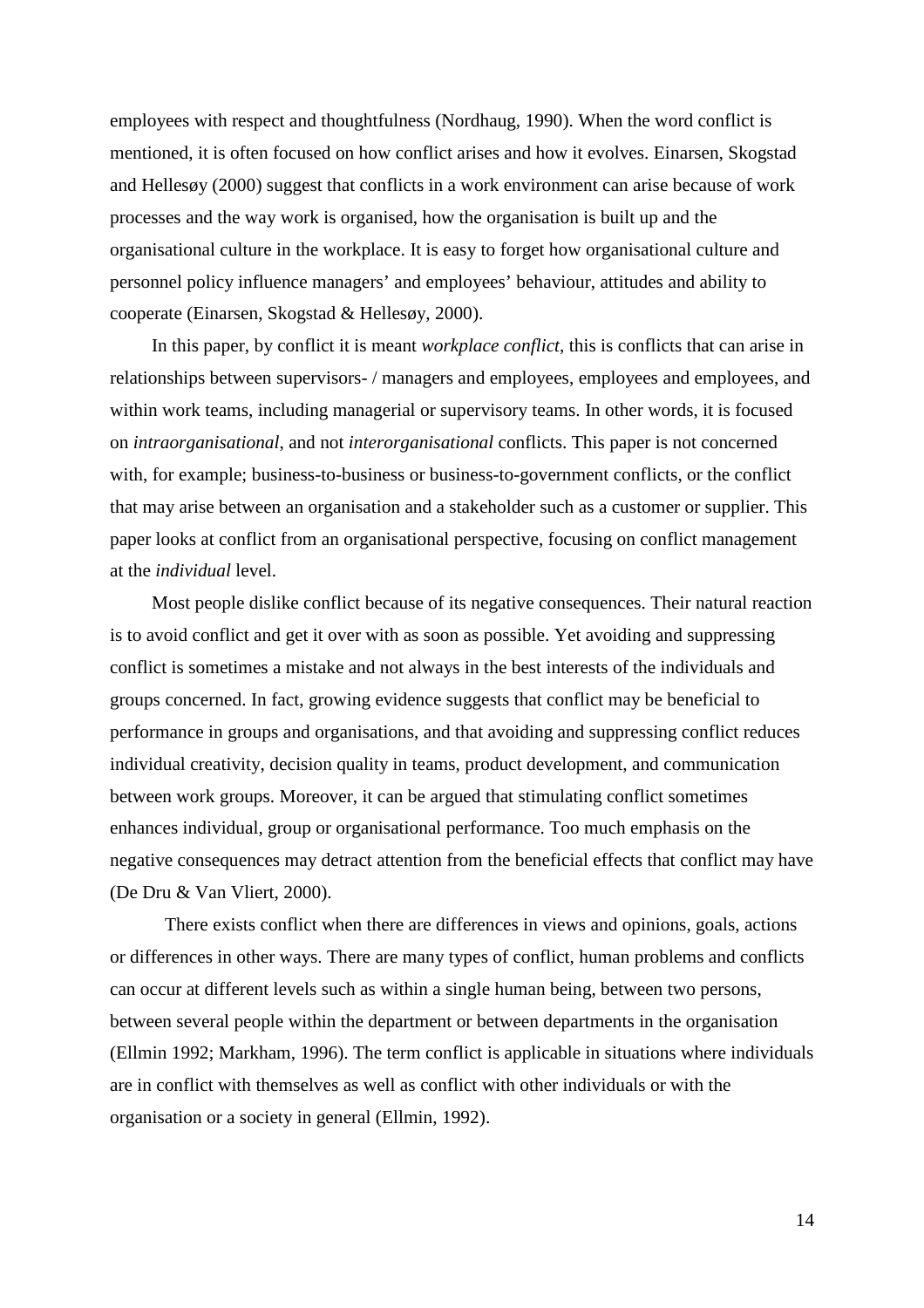employees with respect and thoughtfulness (Nordhaug, 1990). When the word conflict is mentioned, it is often focused on how conflict arises and how it evolves. Einarsen, Skogstad and Hellesøy (2000) suggest that conflicts in a work environment can arise because of work processes and the way work is organised, how the organisation is built up and the organisational culture in the workplace. It is easy to forget how organisational culture and personnel policy influence managers' and employees' behaviour, attitudes and ability to cooperate (Einarsen, Skogstad & Hellesøy, 2000).

In this paper, by conflict it is meant *workplace conflict*, this is conflicts that can arise in relationships between supervisors- / managers and employees, employees and employees, and within work teams, including managerial or supervisory teams. In other words, it is focused on *intraorganisational*, and not *interorganisational* conflicts. This paper is not concerned with, for example; business-to-business or business-to-government conflicts, or the conflict that may arise between an organisation and a stakeholder such as a customer or supplier. This paper looks at conflict from an organisational perspective, focusing on conflict management at the *individual* level.

Most people dislike conflict because of its negative consequences. Their natural reaction is to avoid conflict and get it over with as soon as possible. Yet avoiding and suppressing conflict is sometimes a mistake and not always in the best interests of the individuals and groups concerned. In fact, growing evidence suggests that conflict may be beneficial to performance in groups and organisations, and that avoiding and suppressing conflict reduces individual creativity, decision quality in teams, product development, and communication between work groups. Moreover, it can be argued that stimulating conflict sometimes enhances individual, group or organisational performance. Too much emphasis on the negative consequences may detract attention from the beneficial effects that conflict may have (De Dru & Van Vliert, 2000).

There exists conflict when there are differences in views and opinions, goals, actions or differences in other ways. There are many types of conflict, human problems and conflicts can occur at different levels such as within a single human being, between two persons, between several people within the department or between departments in the organisation (Ellmin 1992; Markham, 1996). The term conflict is applicable in situations where individuals are in conflict with themselves as well as conflict with other individuals or with the organisation or a society in general (Ellmin, 1992).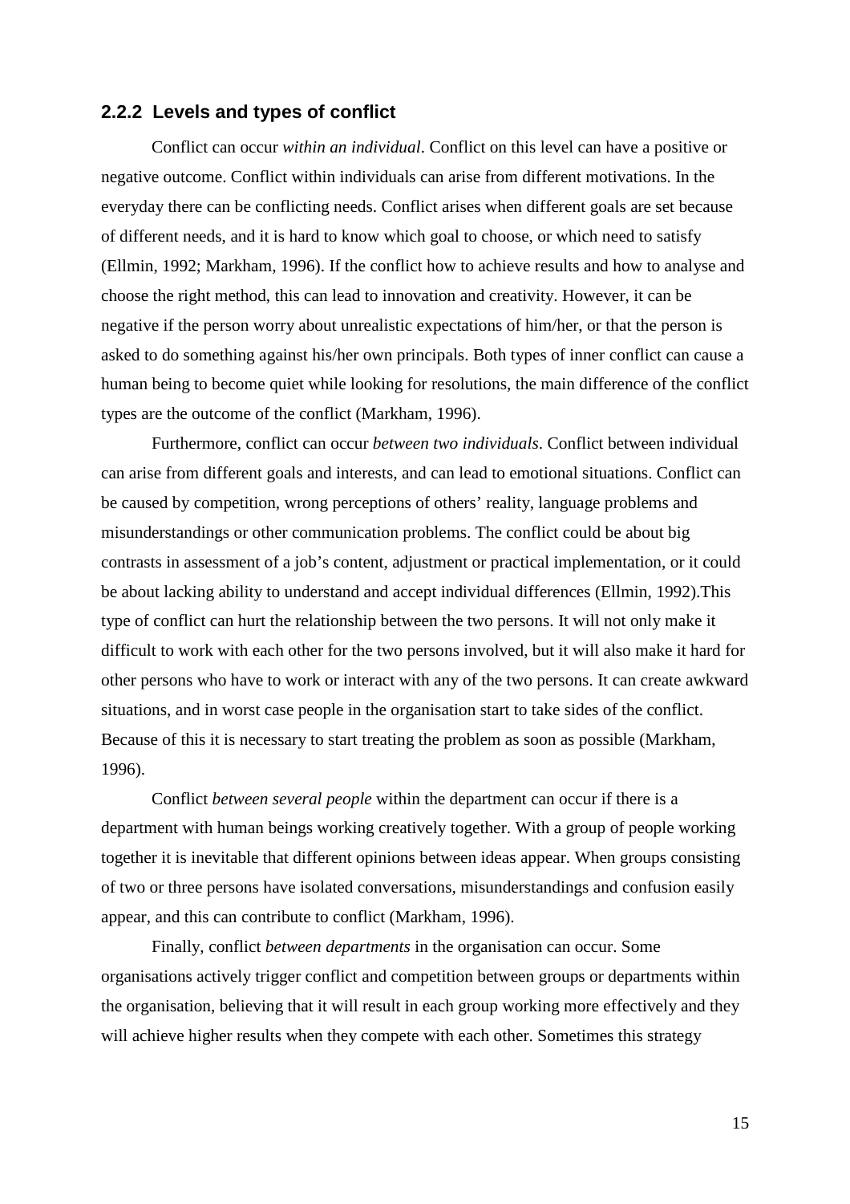### 2.2.2 Levels and types of conflict

Conflict can occur *within an individual*. Conflict on this level can have a positive or negative outcome. Conflict within individuals can arise from different motivations. In the everyday there can be conflicting needs. Conflict arises when different goals are set because of different needs, and it is hard to know which goal to choose, or which need to satisfy (Ellmin, 1992; Markham, 1996). If the conflict how to achieve results and how to analyse and choose the right method, this can lead to innovation and creativity. However, it can be negative if the person worry about unrealistic expectations of him/her, or that the person is asked to do something against his/her own principals. Both types of inner conflict can cause a human being to become quiet while looking for resolutions, the main difference of the conflict types are the outcome of the conflict (Markham, 1996).

Furthermore, conflict can occur *between two individuals*. Conflict between individual can arise from different goals and interests, and can lead to emotional situations. Conflict can be caused by competition, wrong perceptions of others' reality, language problems and misunderstandings or other communication problems. The conflict could be about big contrasts in assessment of a job's content, adjustment or practical implementation, or it could be about lacking ability to understand and accept individual differences (Ellmin, 1992).This type of conflict can hurt the relationship between the two persons. It will not only make it difficult to work with each other for the two persons involved, but it will also make it hard for other persons who have to work or interact with any of the two persons. It can create awkward situations, and in worst case people in the organisation start to take sides of the conflict. Because of this it is necessary to start treating the problem as soon as possible (Markham, 1996).

Conflict *between several people* within the department can occur if there is a department with human beings working creatively together. With a group of people working together it is inevitable that different opinions between ideas appear. When groups consisting of two or three persons have isolated conversations, misunderstandings and confusion easily appear, and this can contribute to conflict (Markham, 1996).

Finally, conflict *between departments* in the organisation can occur. Some organisations actively trigger conflict and competition between groups or departments within the organisation, believing that it will result in each group working more effectively and they will achieve higher results when they compete with each other. Sometimes this strategy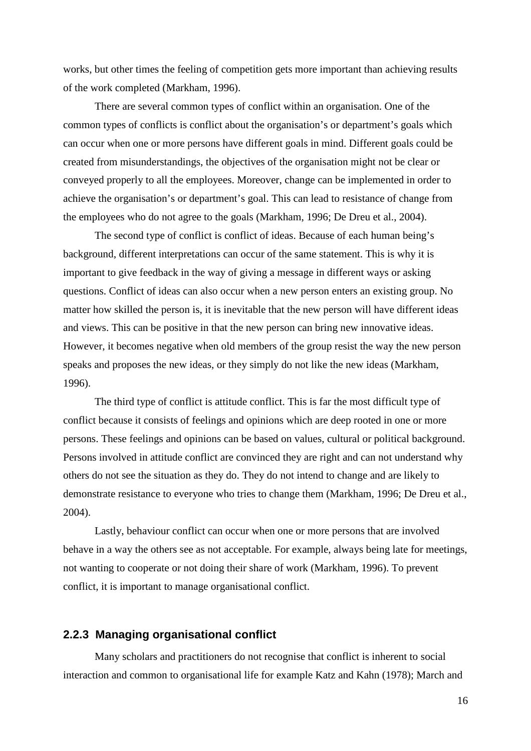works, but other times the feeling of competition gets more important than achieving results of the work completed (Markham, 1996).

There are several common types of conflict within an organisation. One of the common types of conflicts is conflict about the organisation's or department's goals which can occur when one or more persons have different goals in mind. Different goals could be created from misunderstandings, the objectives of the organisation might not be clear or conveyed properly to all the employees. Moreover, change can be implemented in order to achieve the organisation's or department's goal. This can lead to resistance of change from the employees who do not agree to the goals (Markham, 1996; De Dreu et al., 2004).

The second type of conflict is conflict of ideas. Because of each human being's background, different interpretations can occur of the same statement. This is why it is important to give feedback in the way of giving a message in different ways or asking questions. Conflict of ideas can also occur when a new person enters an existing group. No matter how skilled the person is, it is inevitable that the new person will have different ideas and views. This can be positive in that the new person can bring new innovative ideas. However, it becomes negative when old members of the group resist the way the new person speaks and proposes the new ideas, or they simply do not like the new ideas (Markham, 1996).

The third type of conflict is attitude conflict. This is far the most difficult type of conflict because it consists of feelings and opinions which are deep rooted in one or more persons. These feelings and opinions can be based on values, cultural or political background. Persons involved in attitude conflict are convinced they are right and can not understand why others do not see the situation as they do. They do not intend to change and are likely to demonstrate resistance to everyone who tries to change them (Markham, 1996; De Dreu et al., 2004).

Lastly, behaviour conflict can occur when one or more persons that are involved behave in a way the others see as not acceptable. For example, always being late for meetings, not wanting to cooperate or not doing their share of work (Markham, 1996). To prevent conflict, it is important to manage organisational conflict.

### 2.2.3 Managing organisational conflict

Many scholars and practitioners do not recognise that conflict is inherent to social interaction and common to organisational life for example Katz and Kahn (1978); March and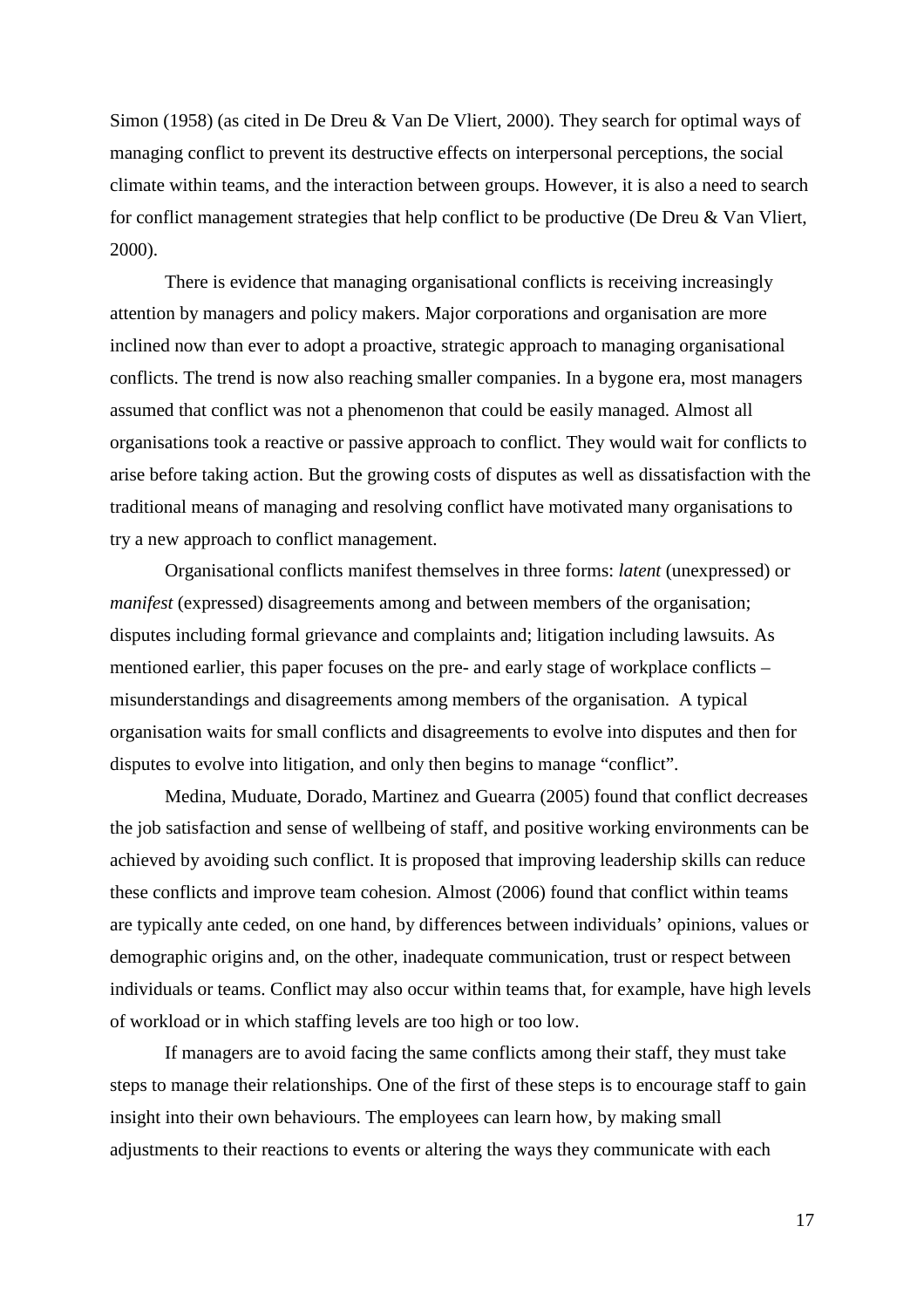Simon (1958) (as cited in De Dreu & Van De Vliert, 2000). They search for optimal ways of managing conflict to prevent its destructive effects on interpersonal perceptions, the social climate within teams, and the interaction between groups. However, it is also a need to search for conflict management strategies that help conflict to be productive (De Dreu & Van Vliert, 2000).

There is evidence that managing organisational conflicts is receiving increasingly attention by managers and policy makers. Major corporations and organisation are more inclined now than ever to adopt a proactive, strategic approach to managing organisational conflicts. The trend is now also reaching smaller companies. In a bygone era, most managers assumed that conflict was not a phenomenon that could be easily managed. Almost all organisations took a reactive or passive approach to conflict. They would wait for conflicts to arise before taking action. But the growing costs of disputes as well as dissatisfaction with the traditional means of managing and resolving conflict have motivated many organisations to try a new approach to conflict management.

Organisational conflicts manifest themselves in three forms: *latent* (unexpressed) or *manifest* (expressed) disagreements among and between members of the organisation; disputes including formal grievance and complaints and; litigation including lawsuits. As mentioned earlier, this paper focuses on the pre- and early stage of workplace conflicts – misunderstandings and disagreements among members of the organisation. A typical organisation waits for small conflicts and disagreements to evolve into disputes and then for disputes to evolve into litigation, and only then begins to manage "conflict".

Medina, Muduate, Dorado, Martinez and Guearra (2005) found that conflict decreases the job satisfaction and sense of wellbeing of staff, and positive working environments can be achieved by avoiding such conflict. It is proposed that improving leadership skills can reduce these conflicts and improve team cohesion. Almost (2006) found that conflict within teams are typically ante ceded, on one hand, by differences between individuals' opinions, values or demographic origins and, on the other, inadequate communication, trust or respect between individuals or teams. Conflict may also occur within teams that, for example, have high levels of workload or in which staffing levels are too high or too low.

If managers are to avoid facing the same conflicts among their staff, they must take steps to manage their relationships. One of the first of these steps is to encourage staff to gain insight into their own behaviours. The employees can learn how, by making small adjustments to their reactions to events or altering the ways they communicate with each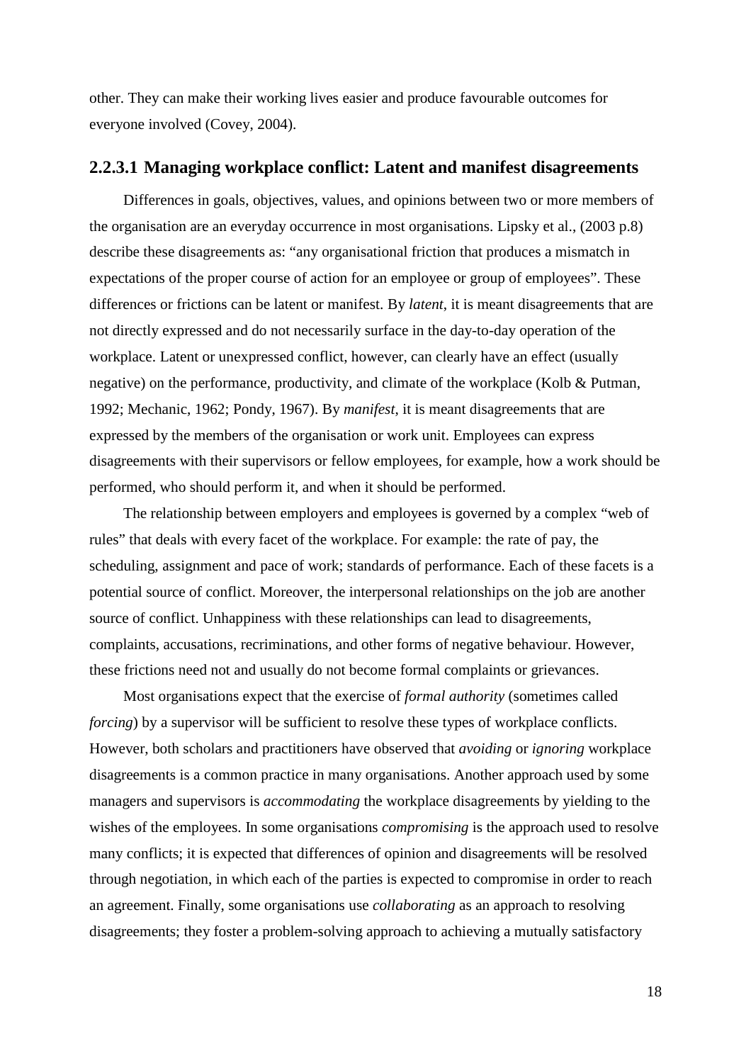other. They can make their working lives easier and produce favourable outcomes for everyone involved (Covey, 2004).

### 2.2.3.1 Managing workplace conflict: Latent and manifest disagreements

Differences in goals, objectives, values, and opinions between two or more members of the organisation are an everyday occurrence in most organisations. Lipsky et al., (2003 p.8) describe these disagreements as: "any organisational friction that produces a mismatch in expectations of the proper course of action for an employee or group of employees". These differences or frictions can be latent or manifest. By *latent*, it is meant disagreements that are not directly expressed and do not necessarily surface in the day-to-day operation of the workplace. Latent or unexpressed conflict, however, can clearly have an effect (usually negative) on the performance, productivity, and climate of the workplace (Kolb & Putman, 1992; Mechanic, 1962; Pondy, 1967). By *manifest*, it is meant disagreements that are expressed by the members of the organisation or work unit. Employees can express disagreements with their supervisors or fellow employees, for example, how a work should be performed, who should perform it, and when it should be performed.

The relationship between employers and employees is governed by a complex "web of rules" that deals with every facet of the workplace. For example: the rate of pay, the scheduling, assignment and pace of work; standards of performance. Each of these facets is a potential source of conflict. Moreover, the interpersonal relationships on the job are another source of conflict. Unhappiness with these relationships can lead to disagreements, complaints, accusations, recriminations, and other forms of negative behaviour. However, these frictions need not and usually do not become formal complaints or grievances.

Most organisations expect that the exercise of *formal authority* (sometimes called *forcing*) by a supervisor will be sufficient to resolve these types of workplace conflicts. However, both scholars and practitioners have observed that *avoiding* or *ignoring* workplace disagreements is a common practice in many organisations. Another approach used by some managers and supervisors is *accommodating* the workplace disagreements by yielding to the wishes of the employees. In some organisations *compromising* is the approach used to resolve many conflicts; it is expected that differences of opinion and disagreements will be resolved through negotiation, in which each of the parties is expected to compromise in order to reach an agreement. Finally, some organisations use *collaborating* as an approach to resolving disagreements; they foster a problem-solving approach to achieving a mutually satisfactory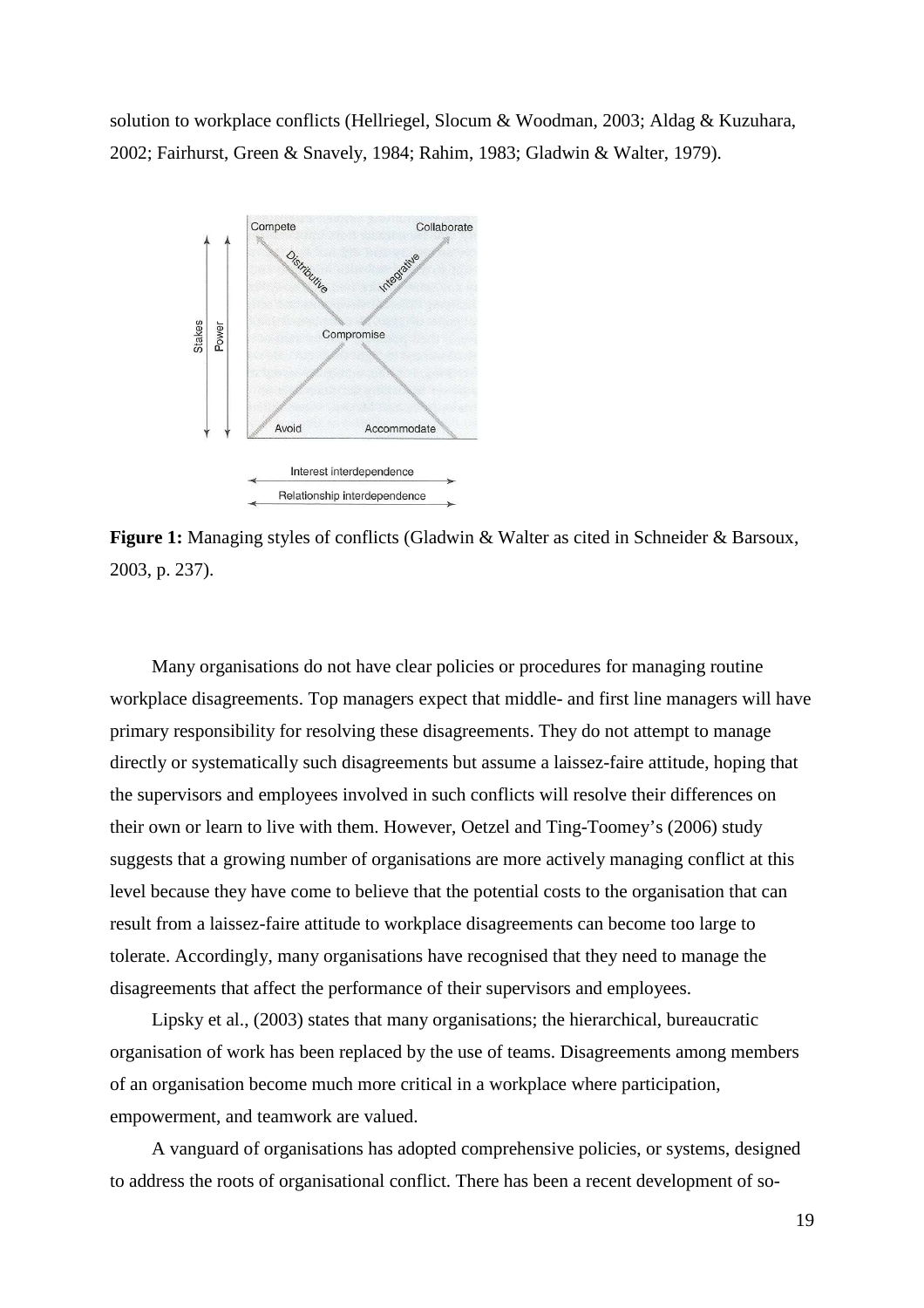solution to workplace conflicts (Hellriegel, Slocum & Woodman, 2003; Aldag & Kuzuhara, 2002; Fairhurst, Green & Snavely, 1984; Rahim, 1983; Gladwin & Walter, 1979).

**Figure 1:** Managing styles of conflicts (Gladwin & Walter as cited in Schneider & Barsoux, 2003, p. 237).

Many organisations do not have clear policies or procedures for managing routine workplace disagreements. Top managers expect that middle- and first line managers will have primary responsibility for resolving these disagreements. They do not attempt to manage directly or systematically such disagreements but assume a laissez-faire attitude, hoping that the supervisors and employees involved in such conflicts will resolve their differences on their own or learn to live with them. However, Oetzel and Ting-Toomey's (2006) study suggests that a growing number of organisations are more actively managing conflict at this level because they have come to believe that the potential costs to the organisation that can result from a laissez-faire attitude to workplace disagreements can become too large to tolerate. Accordingly, many organisations have recognised that they need to manage the disagreements that affect the performance of their supervisors and employees.

Lipsky et al., (2003) states that many organisations; the hierarchical, bureaucratic organisation of work has been replaced by the use of teams. Disagreements among members of an organisation become much more critical in a workplace where participation, empowerment, and teamwork are valued.

A vanguard of organisations has adopted comprehensive policies, or systems, designed to address the roots of organisational conflict. There has been a recent development of so-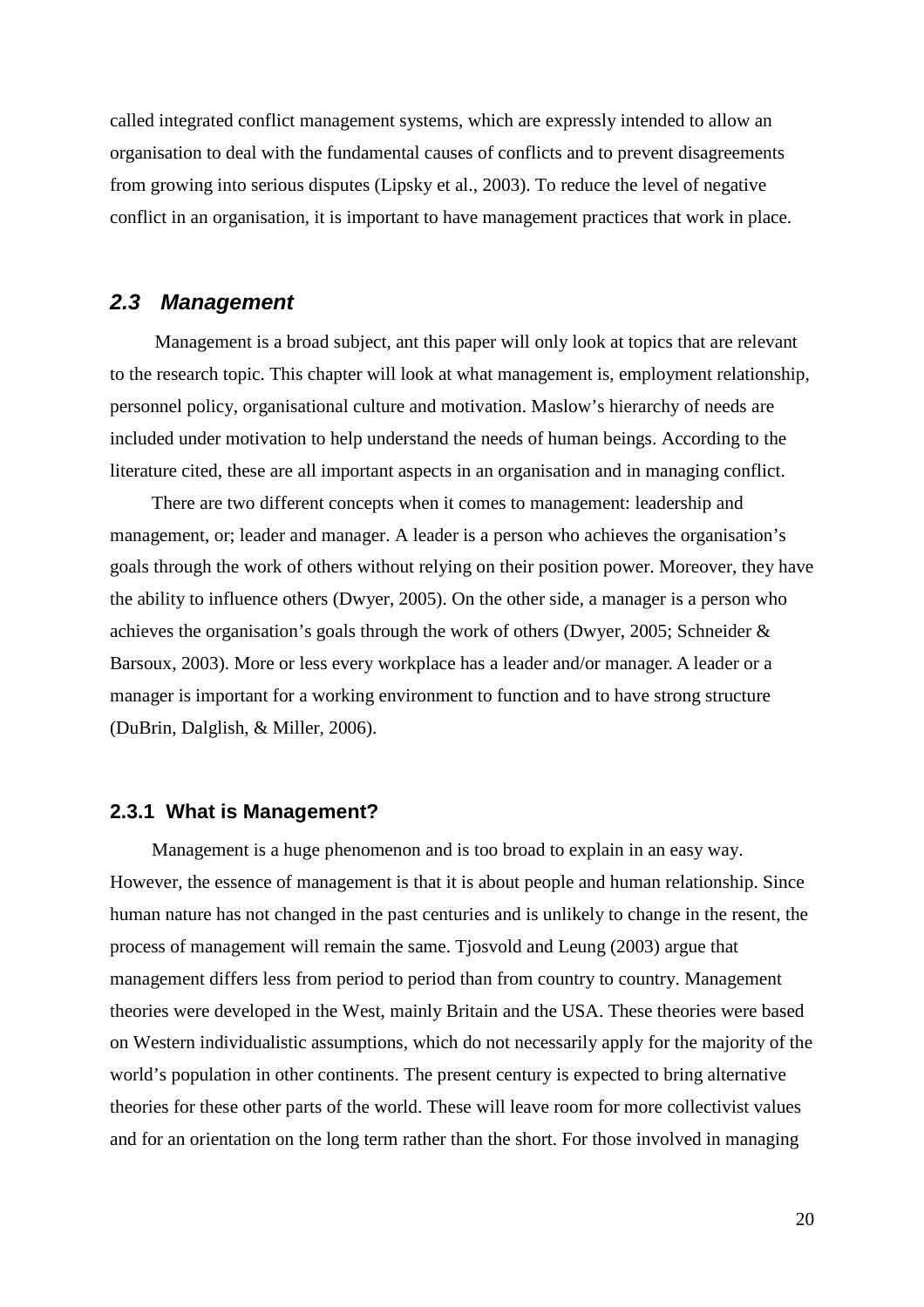called integrated conflict management systems, which are expressly intended to allow an organisation to deal with the fundamental causes of conflicts and to prevent disagreements from growing into serious disputes (Lipsky et al., 2003). To reduce the level of negative conflict in an organisation, it is important to have management practices that work in place.

## 2.3 Management

Management is a broad subject, ant this paper will only look at topics that are relevant to the research topic. This chapter will look at what management is, employment relationship, personnel policy, organisational culture and motivation. Maslow's hierarchy of needs are included under motivation to help understand the needs of human beings. According to the literature cited, these are all important aspects in an organisation and in managing conflict.

There are two different concepts when it comes to management: leadership and management, or; leader and manager. A leader is a person who achieves the organisation's goals through the work of others without relying on their position power. Moreover, they have the ability to influence others (Dwyer, 2005). On the other side, a manager is a person who achieves the organisation's goals through the work of others (Dwyer, 2005; Schneider & Barsoux, 2003). More or less every workplace has a leader and/or manager. A leader or a manager is important for a working environment to function and to have strong structure (DuBrin, Dalglish, & Miller, 2006).

### 2.3.1 What is Management?

Management is a huge phenomenon and is too broad to explain in an easy way. However, the essence of management is that it is about people and human relationship. Since human nature has not changed in the past centuries and is unlikely to change in the resent, the process of management will remain the same. Tjosvold and Leung (2003) argue that management differs less from period to period than from country to country. Management theories were developed in the West, mainly Britain and the USA. These theories were based on Western individualistic assumptions, which do not necessarily apply for the majority of the world's population in other continents. The present century is expected to bring alternative theories for these other parts of the world. These will leave room for more collectivist values and for an orientation on the long term rather than the short. For those involved in managing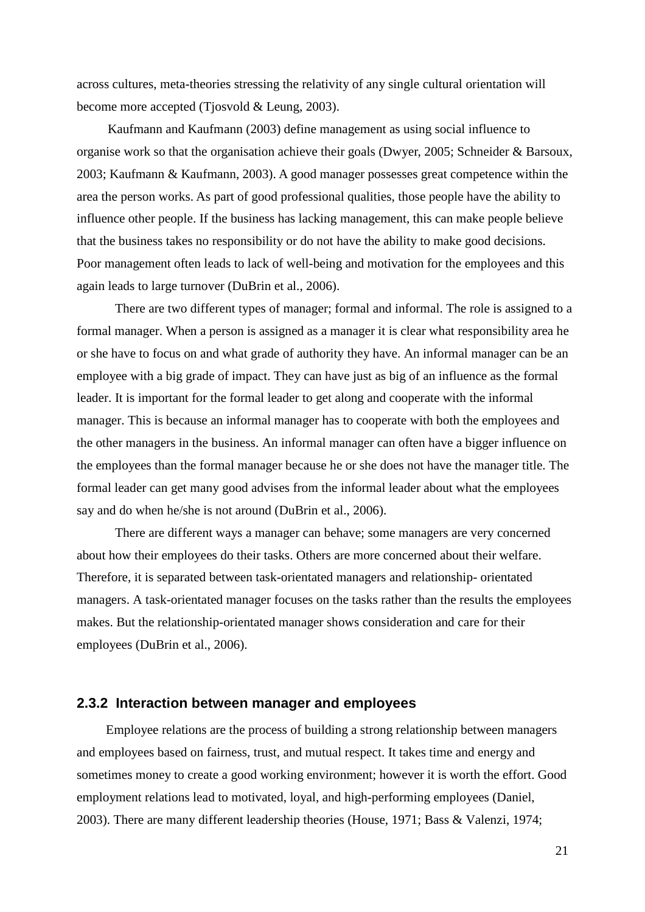across cultures, meta-theories stressing the relativity of any single cultural orientation will become more accepted (Tjosvold & Leung, 2003).

Kaufmann and Kaufmann (2003) define management as using social influence to organise work so that the organisation achieve their goals (Dwyer, 2005; Schneider & Barsoux, 2003; Kaufmann & Kaufmann, 2003). A good manager possesses great competence within the area the person works. As part of good professional qualities, those people have the ability to influence other people. If the business has lacking management, this can make people believe that the business takes no responsibility or do not have the ability to make good decisions. Poor management often leads to lack of well-being and motivation for the employees and this again leads to large turnover (DuBrin et al., 2006).

There are two different types of manager; formal and informal. The role is assigned to a formal manager. When a person is assigned as a manager it is clear what responsibility area he or she have to focus on and what grade of authority they have. An informal manager can be an employee with a big grade of impact. They can have just as big of an influence as the formal leader. It is important for the formal leader to get along and cooperate with the informal manager. This is because an informal manager has to cooperate with both the employees and the other managers in the business. An informal manager can often have a bigger influence on the employees than the formal manager because he or she does not have the manager title. The formal leader can get many good advises from the informal leader about what the employees say and do when he/she is not around (DuBrin et al., 2006).

There are different ways a manager can behave; some managers are very concerned about how their employees do their tasks. Others are more concerned about their welfare. Therefore, it is separated between task-orientated managers and relationship- orientated managers. A task-orientated manager focuses on the tasks rather than the results the employees makes. But the relationship-orientated manager shows consideration and care for their employees (DuBrin et al., 2006).

### 2.3.2 Interaction between manager and employees

Employee relations are the process of building a strong relationship between managers and employees based on fairness, trust, and mutual respect. It takes time and energy and sometimes money to create a good working environment; however it is worth the effort. Good employment relations lead to motivated, loyal, and high-performing employees (Daniel, 2003). There are many different leadership theories (House, 1971; Bass & Valenzi, 1974;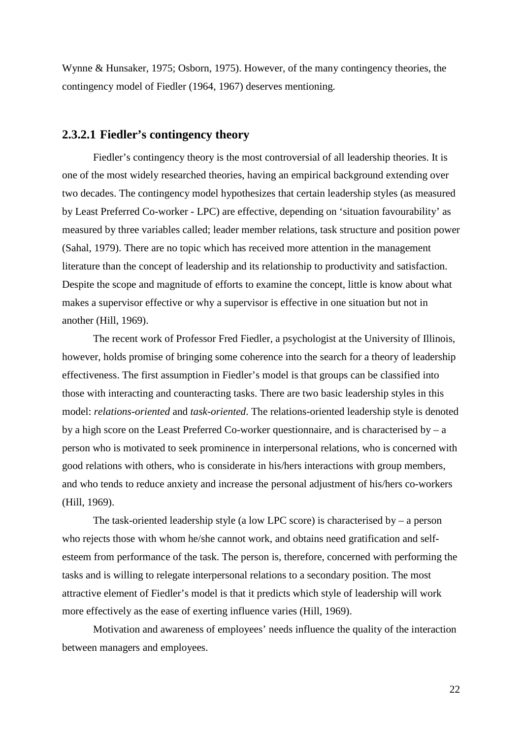Wynne & Hunsaker, 1975; Osborn, 1975). However, of the many contingency theories, the contingency model of Fiedler (1964, 1967) deserves mentioning.

### 2.3.2.1 Fiedler's contingency theory

Fiedler's contingency theory is the most controversial of all leadership theories. It is one of the most widely researched theories, having an empirical background extending over two decades. The contingency model hypothesizes that certain leadership styles (as measured by Least Preferred Co-worker - LPC) are effective, depending on 'situation favourability' as measured by three variables called; leader member relations, task structure and position power (Sahal, 1979). There are no topic which has received more attention in the management literature than the concept of leadership and its relationship to productivity and satisfaction. Despite the scope and magnitude of efforts to examine the concept, little is know about what makes a supervisor effective or why a supervisor is effective in one situation but not in another (Hill, 1969).

The recent work of Professor Fred Fiedler, a psychologist at the University of Illinois, however, holds promise of bringing some coherence into the search for a theory of leadership effectiveness. The first assumption in Fiedler's model is that groups can be classified into those with interacting and counteracting tasks. There are two basic leadership styles in this model: *relations-oriented* and *task-oriented*. The relations-oriented leadership style is denoted by a high score on the Least Preferred Co-worker questionnaire, and is characterised by – a person who is motivated to seek prominence in interpersonal relations, who is concerned with good relations with others, who is considerate in his/hers interactions with group members, and who tends to reduce anxiety and increase the personal adjustment of his/hers co-workers (Hill, 1969).

The task-oriented leadership style (a low LPC score) is characterised by – a person who rejects those with whom he/she cannot work, and obtains need gratification and self-esteem from performance of the task. The person is, therefore, concerned with performing the tasks and is willing to relegate interpersonal relations to a secondary position. The most attractive element of Fiedler's model is that it predicts which style of leadership will work more effectively as the ease of exerting influence varies (Hill, 1969).

Motivation and awareness of employees' needs influence the quality of the interaction between managers and employees.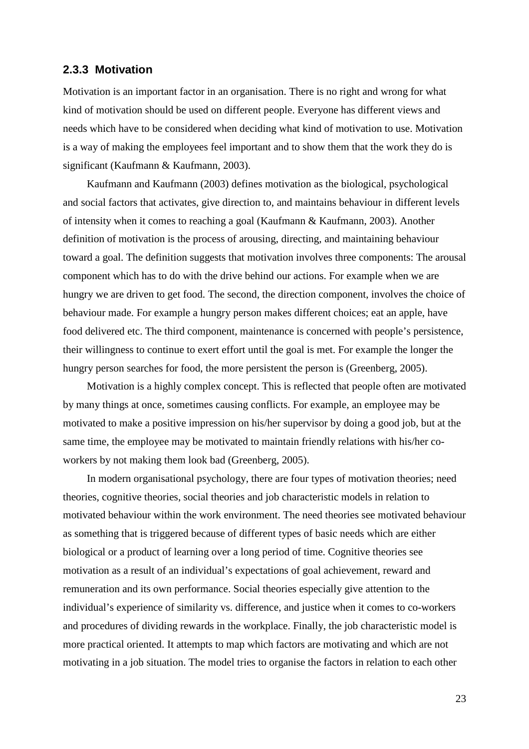### 2.3.3 Motivation

Motivation is an important factor in an organisation. There is no right and wrong for what kind of motivation should be used on different people. Everyone has different views and needs which have to be considered when deciding what kind of motivation to use. Motivation is a way of making the employees feel important and to show them that the work they do is significant (Kaufmann & Kaufmann, 2003).

Kaufmann and Kaufmann (2003) defines motivation as the biological, psychological and social factors that activates, give direction to, and maintains behaviour in different levels of intensity when it comes to reaching a goal (Kaufmann & Kaufmann, 2003). Another definition of motivation is the process of arousing, directing, and maintaining behaviour toward a goal. The definition suggests that motivation involves three components: The arousal component which has to do with the drive behind our actions. For example when we are hungry we are driven to get food. The second, the direction component, involves the choice of behaviour made. For example a hungry person makes different choices; eat an apple, have food delivered etc. The third component, maintenance is concerned with people's persistence, their willingness to continue to exert effort until the goal is met. For example the longer the hungry person searches for food, the more persistent the person is (Greenberg, 2005).

Motivation is a highly complex concept. This is reflected that people often are motivated by many things at once, sometimes causing conflicts. For example, an employee may be motivated to make a positive impression on his/her supervisor by doing a good job, but at the same time, the employee may be motivated to maintain friendly relations with his/her co-workers by not making them look bad (Greenberg, 2005).

In modern organisational psychology, there are four types of motivation theories; need theories, cognitive theories, social theories and job characteristic models in relation to motivated behaviour within the work environment. The need theories see motivated behaviour as something that is triggered because of different types of basic needs which are either biological or a product of learning over a long period of time. Cognitive theories see motivation as a result of an individual's expectations of goal achievement, reward and remuneration and its own performance. Social theories especially give attention to the individual's experience of similarity vs. difference, and justice when it comes to co-workers and procedures of dividing rewards in the workplace. Finally, the job characteristic model is more practical oriented. It attempts to map which factors are motivating and which are not motivating in a job situation. The model tries to organise the factors in relation to each other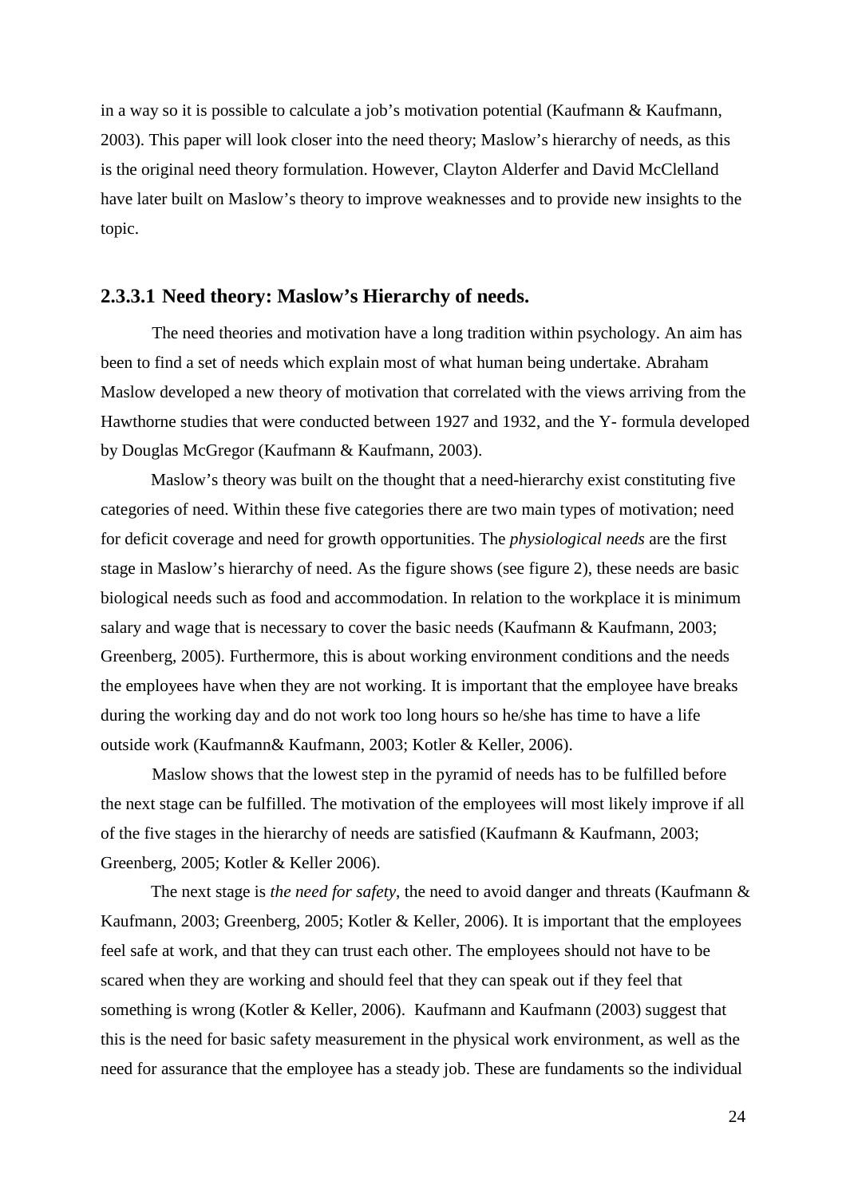in a way so it is possible to calculate a job's motivation potential (Kaufmann & Kaufmann, 2003). This paper will look closer into the need theory; Maslow's hierarchy of needs, as this is the original need theory formulation. However, Clayton Alderfer and David McClelland have later built on Maslow's theory to improve weaknesses and to provide new insights to the topic.

### 2.3.3.1 Need theory: Maslow's Hierarchy of needs.

The need theories and motivation have a long tradition within psychology. An aim has been to find a set of needs which explain most of what human being undertake. Abraham Maslow developed a new theory of motivation that correlated with the views arriving from the Hawthorne studies that were conducted between 1927 and 1932, and the Y- formula developed by Douglas McGregor (Kaufmann & Kaufmann, 2003).

Maslow's theory was built on the thought that a need-hierarchy exist constituting five categories of need. Within these five categories there are two main types of motivation; need for deficit coverage and need for growth opportunities. The *physiological needs* are the first stage in Maslow's hierarchy of need. As the figure shows (see figure 2), these needs are basic biological needs such as food and accommodation. In relation to the workplace it is minimum salary and wage that is necessary to cover the basic needs (Kaufmann & Kaufmann, 2003; Greenberg, 2005). Furthermore, this is about working environment conditions and the needs the employees have when they are not working. It is important that the employee have breaks during the working day and do not work too long hours so he/she has time to have a life outside work (Kaufmann& Kaufmann, 2003; Kotler & Keller, 2006).

Maslow shows that the lowest step in the pyramid of needs has to be fulfilled before the next stage can be fulfilled. The motivation of the employees will most likely improve if all of the five stages in the hierarchy of needs are satisfied (Kaufmann & Kaufmann, 2003; Greenberg, 2005; Kotler & Keller 2006).

The next stage is *the need for safety*, the need to avoid danger and threats (Kaufmann & Kaufmann, 2003; Greenberg, 2005; Kotler & Keller, 2006). It is important that the employees feel safe at work, and that they can trust each other. The employees should not have to be scared when they are working and should feel that they can speak out if they feel that something is wrong (Kotler & Keller, 2006). Kaufmann and Kaufmann (2003) suggest that this is the need for basic safety measurement in the physical work environment, as well as the need for assurance that the employee has a steady job. These are fundaments so the individual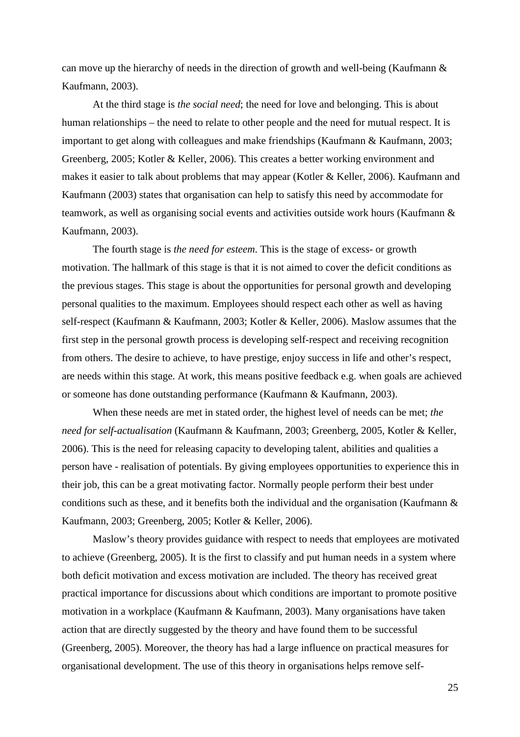can move up the hierarchy of needs in the direction of growth and well-being (Kaufmann & Kaufmann, 2003).

At the third stage is *the social need*; the need for love and belonging. This is about human relationships – the need to relate to other people and the need for mutual respect. It is important to get along with colleagues and make friendships (Kaufmann & Kaufmann, 2003; Greenberg, 2005; Kotler & Keller, 2006). This creates a better working environment and makes it easier to talk about problems that may appear (Kotler & Keller, 2006). Kaufmann and Kaufmann (2003) states that organisation can help to satisfy this need by accommodate for teamwork, as well as organising social events and activities outside work hours (Kaufmann & Kaufmann, 2003).

The fourth stage is *the need for esteem*. This is the stage of excess- or growth motivation. The hallmark of this stage is that it is not aimed to cover the deficit conditions as the previous stages. This stage is about the opportunities for personal growth and developing personal qualities to the maximum. Employees should respect each other as well as having self-respect (Kaufmann & Kaufmann, 2003; Kotler & Keller, 2006). Maslow assumes that the first step in the personal growth process is developing self-respect and receiving recognition from others. The desire to achieve, to have prestige, enjoy success in life and other's respect, are needs within this stage. At work, this means positive feedback e.g. when goals are achieved or someone has done outstanding performance (Kaufmann & Kaufmann, 2003).

When these needs are met in stated order, the highest level of needs can be met; *the need for self-actualisation* (Kaufmann & Kaufmann, 2003; Greenberg, 2005, Kotler & Keller, 2006). This is the need for releasing capacity to developing talent, abilities and qualities a person have - realisation of potentials. By giving employees opportunities to experience this in their job, this can be a great motivating factor. Normally people perform their best under conditions such as these, and it benefits both the individual and the organisation (Kaufmann & Kaufmann, 2003; Greenberg, 2005; Kotler & Keller, 2006).

Maslow's theory provides guidance with respect to needs that employees are motivated to achieve (Greenberg, 2005). It is the first to classify and put human needs in a system where both deficit motivation and excess motivation are included. The theory has received great practical importance for discussions about which conditions are important to promote positive motivation in a workplace (Kaufmann & Kaufmann, 2003). Many organisations have taken action that are directly suggested by the theory and have found them to be successful (Greenberg, 2005). Moreover, the theory has had a large influence on practical measures for organisational development. The use of this theory in organisations helps remove self-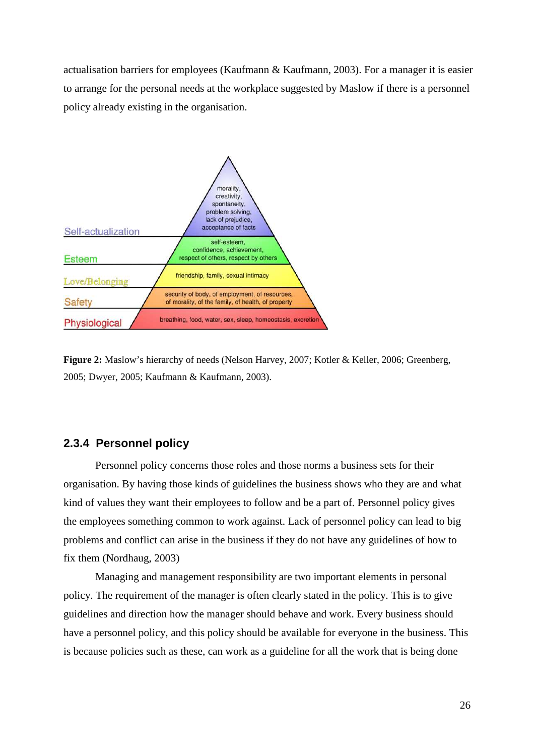actualisation barriers for employees (Kaufmann & Kaufmann, 2003). For a manager it is easier to arrange for the personal needs at the workplace suggested by Maslow if there is a personnel policy already existing in the organisation.

**Figure 2:** Maslow's hierarchy of needs (Nelson Harvey, 2007; Kotler & Keller, 2006; Greenberg, 2005; Dwyer, 2005; Kaufmann & Kaufmann, 2003).

### 2.3.4 Personnel policy

Personnel policy concerns those roles and those norms a business sets for their organisation. By having those kinds of guidelines the business shows who they are and what kind of values they want their employees to follow and be a part of. Personnel policy gives the employees something common to work against. Lack of personnel policy can lead to big problems and conflict can arise in the business if they do not have any guidelines of how to fix them (Nordhaug, 2003)

Managing and management responsibility are two important elements in personal policy. The requirement of the manager is often clearly stated in the policy. This is to give guidelines and direction how the manager should behave and work. Every business should have a personnel policy, and this policy should be available for everyone in the business. This is because policies such as these, can work as a guideline for all the work that is being done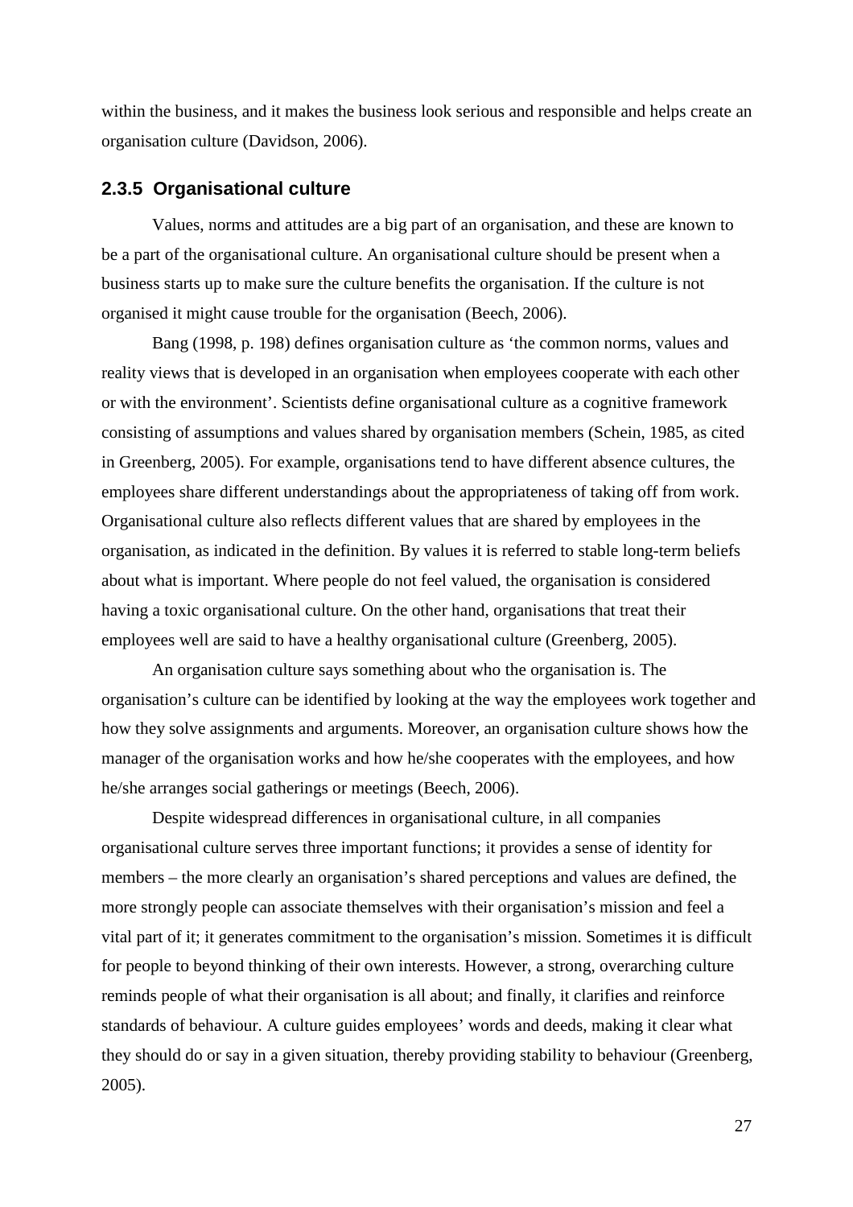within the business, and it makes the business look serious and responsible and helps create an organisation culture (Davidson, 2006).

### 2.3.5 Organisational culture

Values, norms and attitudes are a big part of an organisation, and these are known to be a part of the organisational culture. An organisational culture should be present when a business starts up to make sure the culture benefits the organisation. If the culture is not organised it might cause trouble for the organisation (Beech, 2006).

Bang (1998, p. 198) defines organisation culture as 'the common norms, values and reality views that is developed in an organisation when employees cooperate with each other or with the environment'. Scientists define organisational culture as a cognitive framework consisting of assumptions and values shared by organisation members (Schein, 1985, as cited in Greenberg, 2005). For example, organisations tend to have different absence cultures, the employees share different understandings about the appropriateness of taking off from work. Organisational culture also reflects different values that are shared by employees in the organisation, as indicated in the definition. By values it is referred to stable long-term beliefs about what is important. Where people do not feel valued, the organisation is considered having a toxic organisational culture. On the other hand, organisations that treat their employees well are said to have a healthy organisational culture (Greenberg, 2005).

An organisation culture says something about who the organisation is. The organisation's culture can be identified by looking at the way the employees work together and how they solve assignments and arguments. Moreover, an organisation culture shows how the manager of the organisation works and how he/she cooperates with the employees, and how he/she arranges social gatherings or meetings (Beech, 2006).

Despite widespread differences in organisational culture, in all companies organisational culture serves three important functions; it provides a sense of identity for members – the more clearly an organisation's shared perceptions and values are defined, the more strongly people can associate themselves with their organisation's mission and feel a vital part of it; it generates commitment to the organisation's mission. Sometimes it is difficult for people to beyond thinking of their own interests. However, a strong, overarching culture reminds people of what their organisation is all about; and finally, it clarifies and reinforce standards of behaviour. A culture guides employees' words and deeds, making it clear what they should do or say in a given situation, thereby providing stability to behaviour (Greenberg, 2005).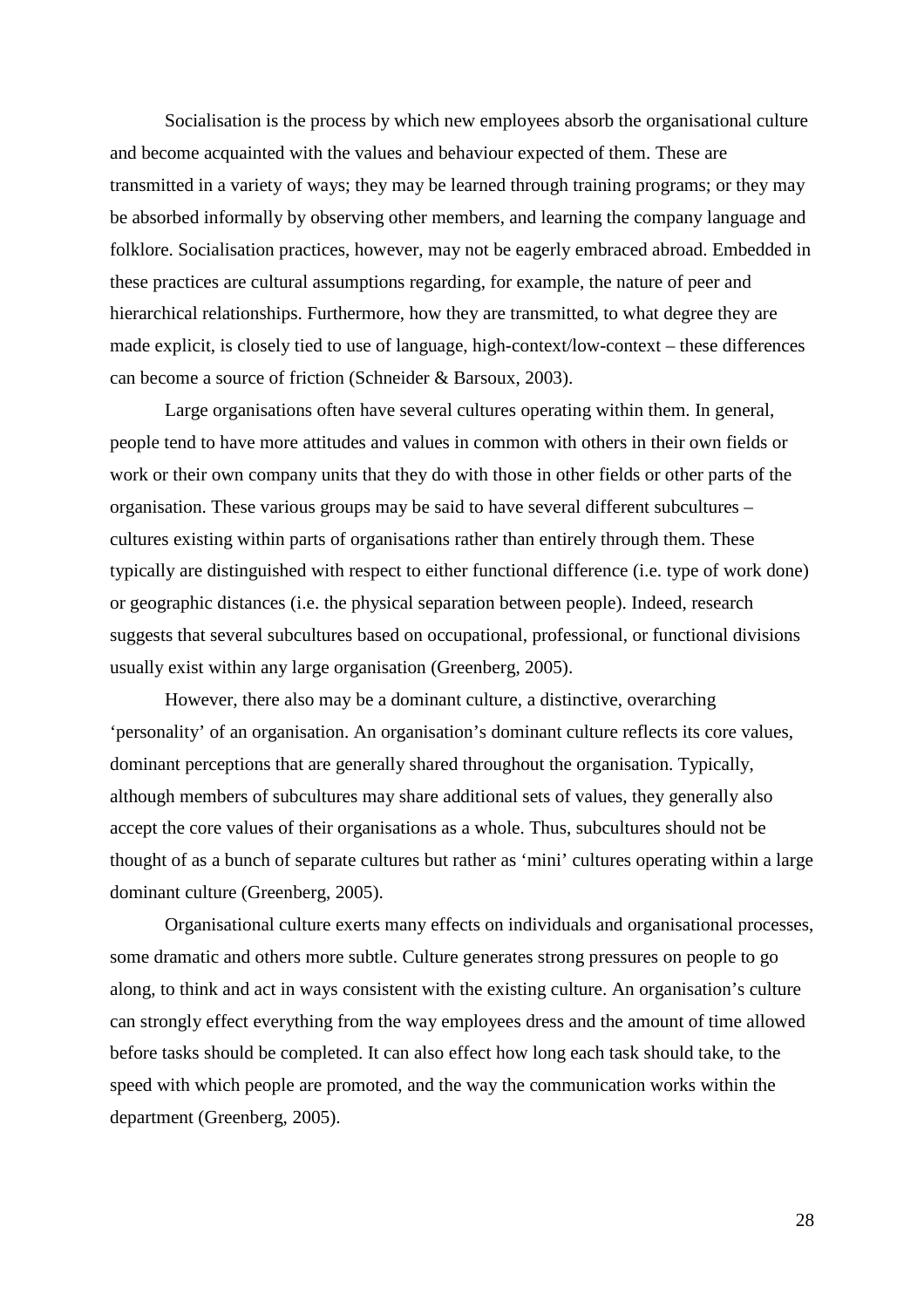Socialisation is the process by which new employees absorb the organisational culture and become acquainted with the values and behaviour expected of them. These are transmitted in a variety of ways; they may be learned through training programs; or they may be absorbed informally by observing other members, and learning the company language and folklore. Socialisation practices, however, may not be eagerly embraced abroad. Embedded in these practices are cultural assumptions regarding, for example, the nature of peer and hierarchical relationships. Furthermore, how they are transmitted, to what degree they are made explicit, is closely tied to use of language, high-context/low-context – these differences can become a source of friction (Schneider & Barsoux, 2003).

Large organisations often have several cultures operating within them. In general, people tend to have more attitudes and values in common with others in their own fields or work or their own company units that they do with those in other fields or other parts of the organisation. These various groups may be said to have several different subcultures – cultures existing within parts of organisations rather than entirely through them. These typically are distinguished with respect to either functional difference (i.e. type of work done) or geographic distances (i.e. the physical separation between people). Indeed, research suggests that several subcultures based on occupational, professional, or functional divisions usually exist within any large organisation (Greenberg, 2005).

However, there also may be a dominant culture, a distinctive, overarching 'personality' of an organisation. An organisation's dominant culture reflects its core values, dominant perceptions that are generally shared throughout the organisation. Typically, although members of subcultures may share additional sets of values, they generally also accept the core values of their organisations as a whole. Thus, subcultures should not be thought of as a bunch of separate cultures but rather as 'mini' cultures operating within a large dominant culture (Greenberg, 2005).

Organisational culture exerts many effects on individuals and organisational processes, some dramatic and others more subtle. Culture generates strong pressures on people to go along, to think and act in ways consistent with the existing culture. An organisation's culture can strongly effect everything from the way employees dress and the amount of time allowed before tasks should be completed. It can also effect how long each task should take, to the speed with which people are promoted, and the way the communication works within the department (Greenberg, 2005).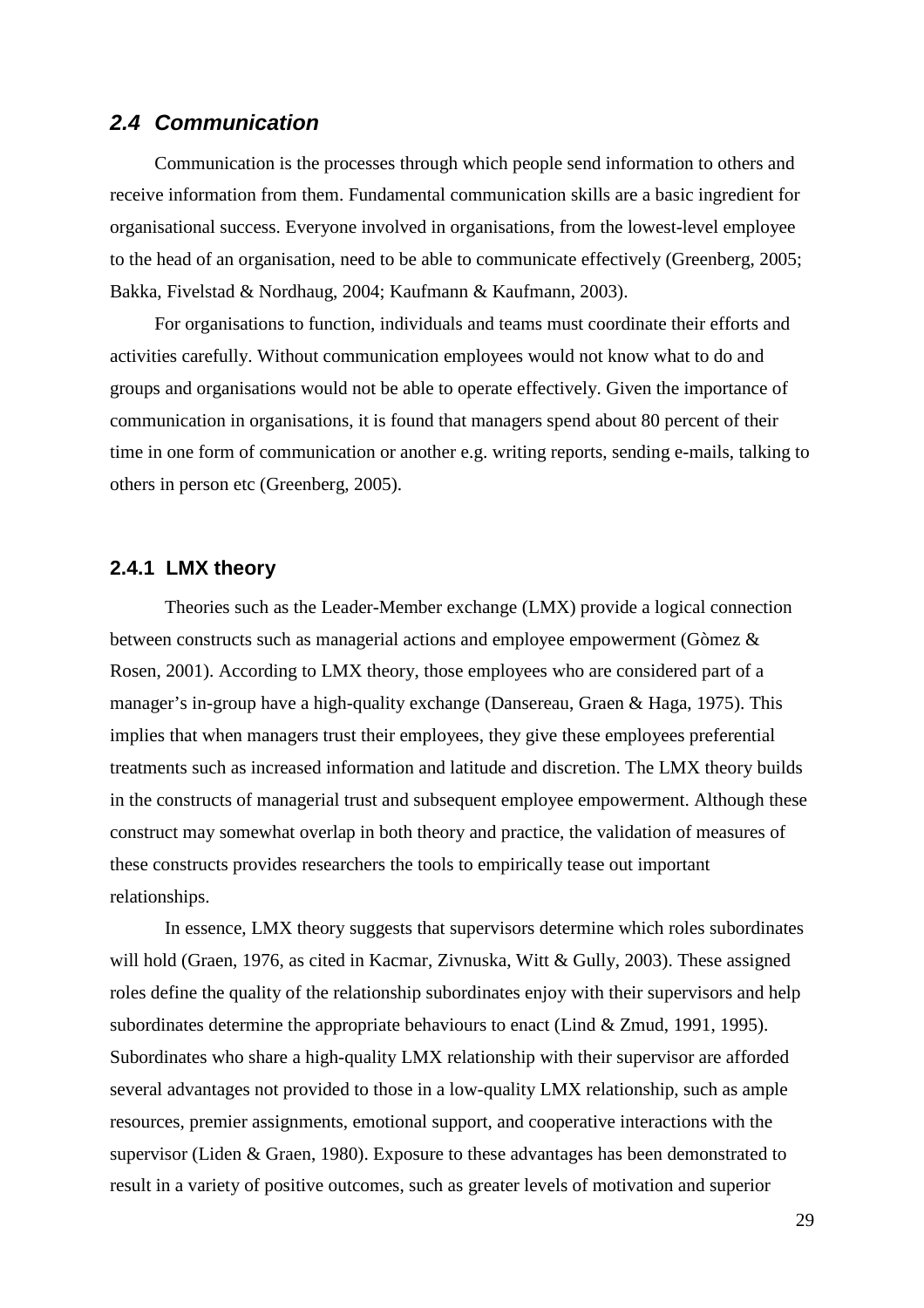## *2.4 Communication*

Communication is the processes through which people send information to others and receive information from them. Fundamental communication skills are a basic ingredient for organisational success. Everyone involved in organisations, from the lowest-level employee to the head of an organisation, need to be able to communicate effectively (Greenberg, 2005; Bakka, Fivelstad & Nordhaug, 2004; Kaufmann & Kaufmann, 2003).

For organisations to function, individuals and teams must coordinate their efforts and activities carefully. Without communication employees would not know what to do and groups and organisations would not be able to operate effectively. Given the importance of communication in organisations, it is found that managers spend about 80 percent of their time in one form of communication or another e.g. writing reports, sending e-mails, talking to others in person etc (Greenberg, 2005).

### 2.4.1 LMX theory

Theories such as the Leader-Member exchange (LMX) provide a logical connection between constructs such as managerial actions and employee empowerment (Gòmez & Rosen, 2001). According to LMX theory, those employees who are considered part of a manager's in-group have a high-quality exchange (Dansereau, Graen & Haga, 1975). This implies that when managers trust their employees, they give these employees preferential treatments such as increased information and latitude and discretion. The LMX theory builds in the constructs of managerial trust and subsequent employee empowerment. Although these construct may somewhat overlap in both theory and practice, the validation of measures of these constructs provides researchers the tools to empirically tease out important relationships.

In essence, LMX theory suggests that supervisors determine which roles subordinates will hold (Graen, 1976, as cited in Kacmar, Zivnuska, Witt & Gully, 2003). These assigned roles define the quality of the relationship subordinates enjoy with their supervisors and help subordinates determine the appropriate behaviours to enact (Lind & Zmud, 1991, 1995). Subordinates who share a high-quality LMX relationship with their supervisor are afforded several advantages not provided to those in a low-quality LMX relationship, such as ample resources, premier assignments, emotional support, and cooperative interactions with the supervisor (Liden & Graen, 1980). Exposure to these advantages has been demonstrated to result in a variety of positive outcomes, such as greater levels of motivation and superior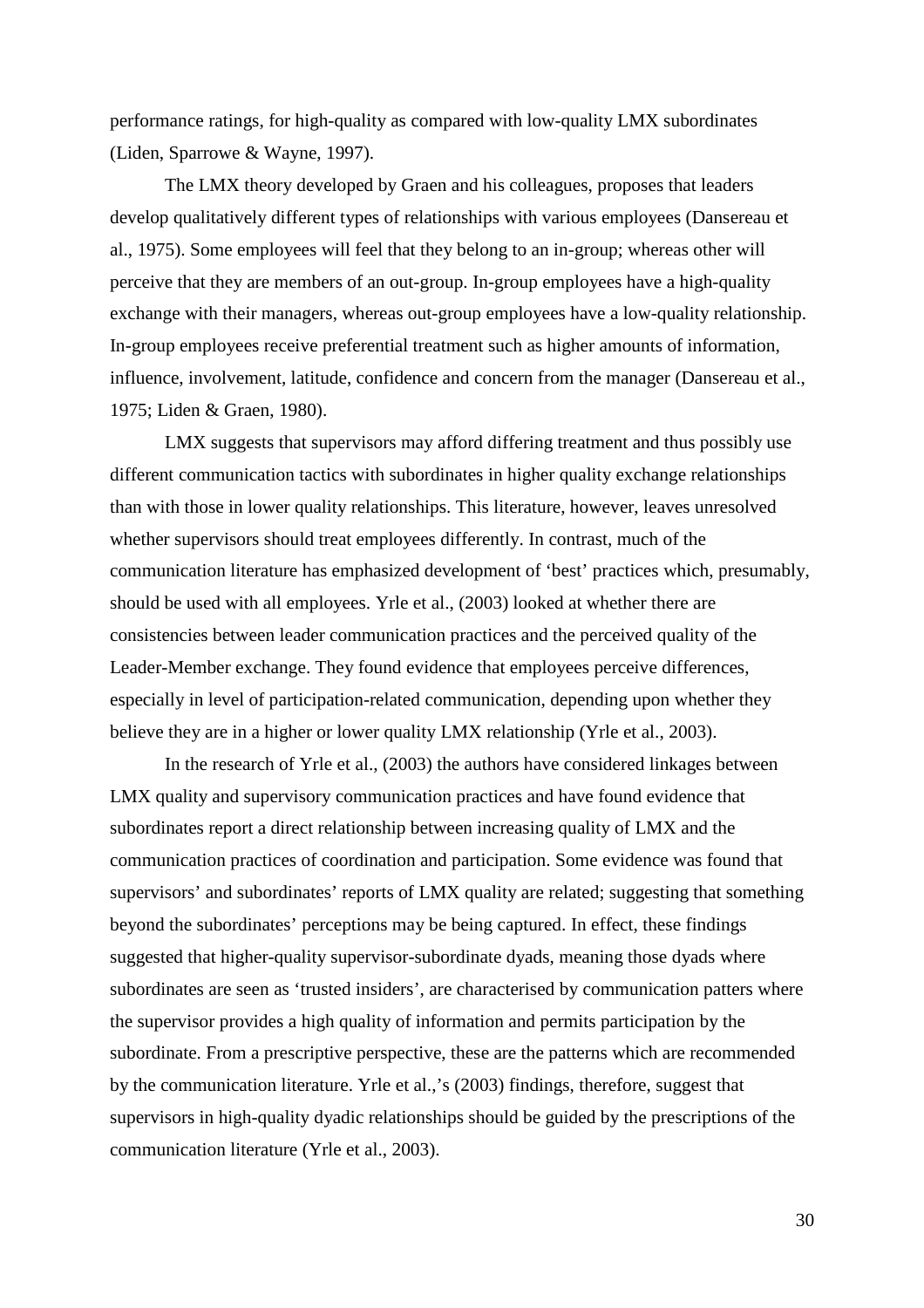performance ratings, for high-quality as compared with low-quality LMX subordinates (Liden, Sparrowe & Wayne, 1997).

The LMX theory developed by Graen and his colleagues, proposes that leaders develop qualitatively different types of relationships with various employees (Dansereau et al., 1975). Some employees will feel that they belong to an in-group; whereas other will perceive that they are members of an out-group. In-group employees have a high-quality exchange with their managers, whereas out-group employees have a low-quality relationship. In-group employees receive preferential treatment such as higher amounts of information, influence, involvement, latitude, confidence and concern from the manager (Dansereau et al., 1975; Liden & Graen, 1980).

LMX suggests that supervisors may afford differing treatment and thus possibly use different communication tactics with subordinates in higher quality exchange relationships than with those in lower quality relationships. This literature, however, leaves unresolved whether supervisors should treat employees differently. In contrast, much of the communication literature has emphasized development of 'best' practices which, presumably, should be used with all employees. Yrle et al., (2003) looked at whether there are consistencies between leader communication practices and the perceived quality of the Leader-Member exchange. They found evidence that employees perceive differences, especially in level of participation-related communication, depending upon whether they believe they are in a higher or lower quality LMX relationship (Yrle et al., 2003).

In the research of Yrle et al., (2003) the authors have considered linkages between LMX quality and supervisory communication practices and have found evidence that subordinates report a direct relationship between increasing quality of LMX and the communication practices of coordination and participation. Some evidence was found that supervisors' and subordinates' reports of LMX quality are related; suggesting that something beyond the subordinates' perceptions may be being captured. In effect, these findings suggested that higher-quality supervisor-subordinate dyads, meaning those dyads where subordinates are seen as 'trusted insiders', are characterised by communication patters where the supervisor provides a high quality of information and permits participation by the subordinate. From a prescriptive perspective, these are the patterns which are recommended by the communication literature. Yrle et al.,'s (2003) findings, therefore, suggest that supervisors in high-quality dyadic relationships should be guided by the prescriptions of the communication literature (Yrle et al., 2003).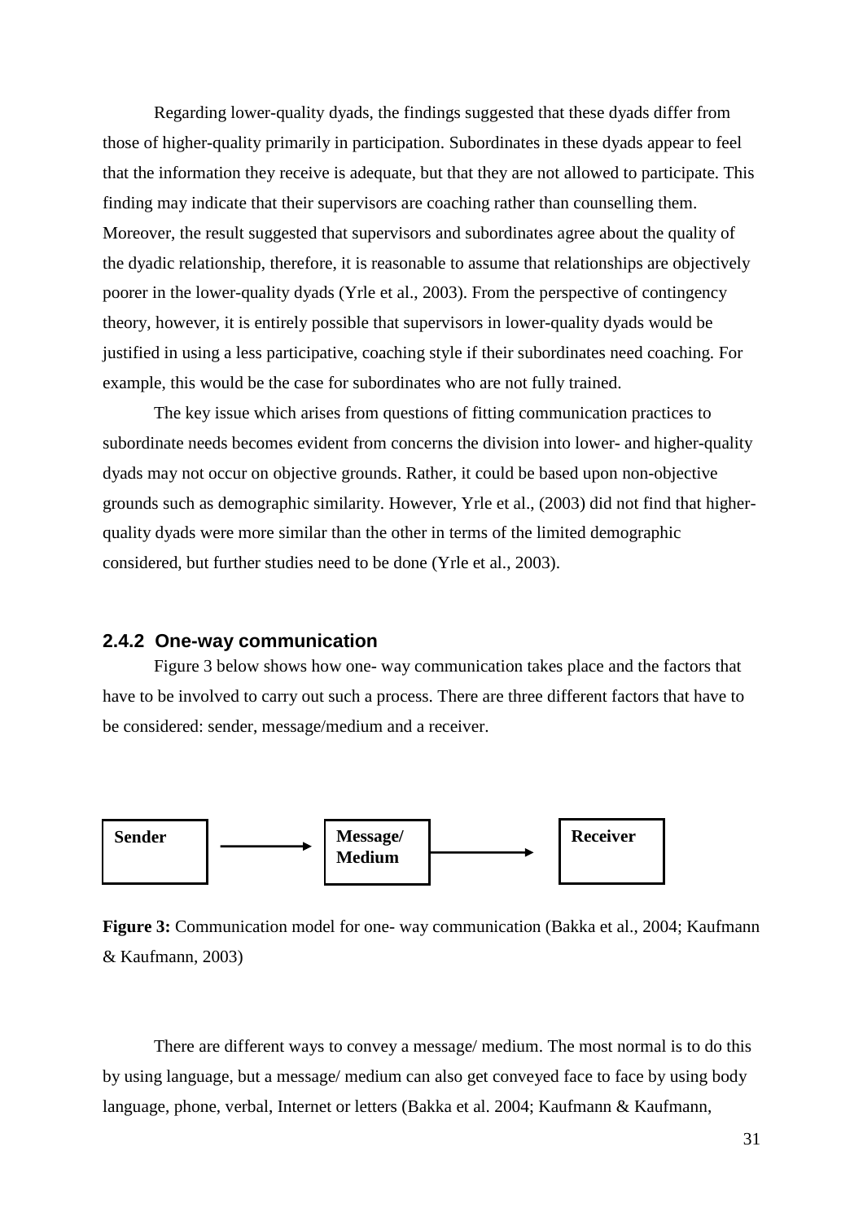Regarding lower-quality dyads, the findings suggested that these dyads differ from those of higher-quality primarily in participation. Subordinates in these dyads appear to feel that the information they receive is adequate, but that they are not allowed to participate. This finding may indicate that their supervisors are coaching rather than counselling them. Moreover, the result suggested that supervisors and subordinates agree about the quality of the dyadic relationship, therefore, it is reasonable to assume that relationships are objectively poorer in the lower-quality dyads (Yrle et al., 2003). From the perspective of contingency theory, however, it is entirely possible that supervisors in lower-quality dyads would be justified in using a less participative, coaching style if their subordinates need coaching. For example, this would be the case for subordinates who are not fully trained.

The key issue which arises from questions of fitting communication practices to subordinate needs becomes evident from concerns the division into lower- and higher-quality dyads may not occur on objective grounds. Rather, it could be based upon non-objective grounds such as demographic similarity. However, Yrle et al., (2003) did not find that higher-quality dyads were more similar than the other in terms of the limited demographic considered, but further studies need to be done (Yrle et al., 2003).

### 2.4.2 One-way communication

Figure 3 below shows how one- way communication takes place and the factors that have to be involved to carry out such a process. There are three different factors that have to be considered: sender, message/medium and a receiver.

**Sender** → **Message/ Medium** → **Receiver**

**Figure 3:** Communication model for one- way communication (Bakka et al., 2004; Kaufmann & Kaufmann, 2003)

There are different ways to convey a message/ medium. The most normal is to do this by using language, but a message/ medium can also get conveyed face to face by using body language, phone, verbal, Internet or letters (Bakka et al. 2004; Kaufmann & Kaufmann,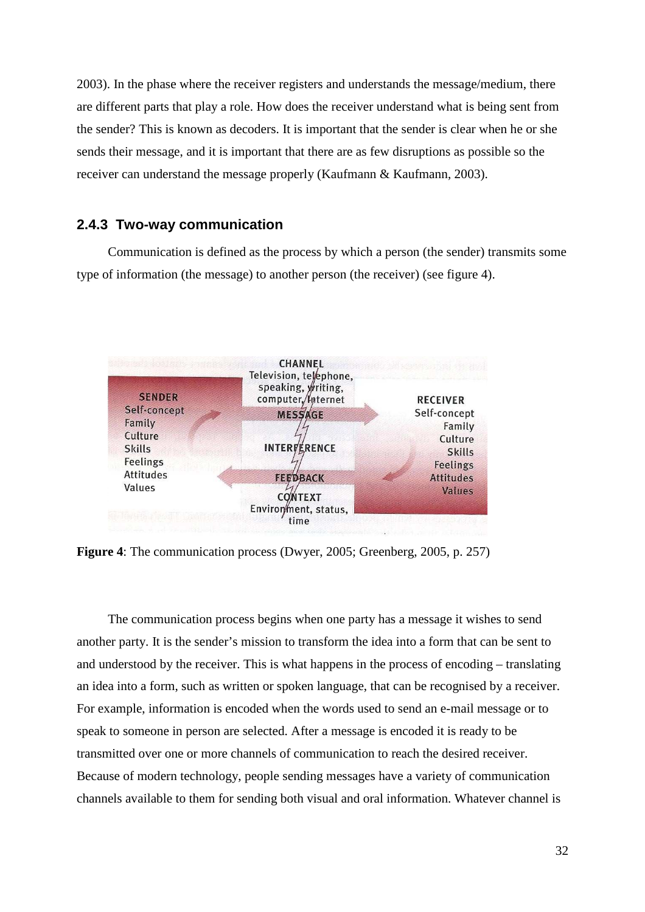2003). In the phase where the receiver registers and understands the message/medium, there are different parts that play a role. How does the receiver understand what is being sent from the sender? This is known as decoders. It is important that the sender is clear when he or she sends their message, and it is important that there are as few disruptions as possible so the receiver can understand the message properly (Kaufmann & Kaufmann, 2003).

### 2.4.3 Two-way communication

Communication is defined as the process by which a person (the sender) transmits some type of information (the message) to another person (the receiver) (see figure 4).

SENDER
Self-concept
Family
Culture
Skills
Feelings
Attitudes
Values

CHANNEL
Television, telephone, speaking, writing, computer, Internet

MESSAGE

INTERFERENCE

FEEDBACK

CONTEXT
Environment, status, time

RECEIVER
Self-concept
Family
Culture
Skills
Feelings
Attitudes
Values

**Figure 4**: The communication process (Dwyer, 2005; Greenberg, 2005, p. 257)

The communication process begins when one party has a message it wishes to send another party. It is the sender's mission to transform the idea into a form that can be sent to and understood by the receiver. This is what happens in the process of encoding – translating an idea into a form, such as written or spoken language, that can be recognised by a receiver. For example, information is encoded when the words used to send an e-mail message or to speak to someone in person are selected. After a message is encoded it is ready to be transmitted over one or more channels of communication to reach the desired receiver. Because of modern technology, people sending messages have a variety of communication channels available to them for sending both visual and oral information. Whatever channel is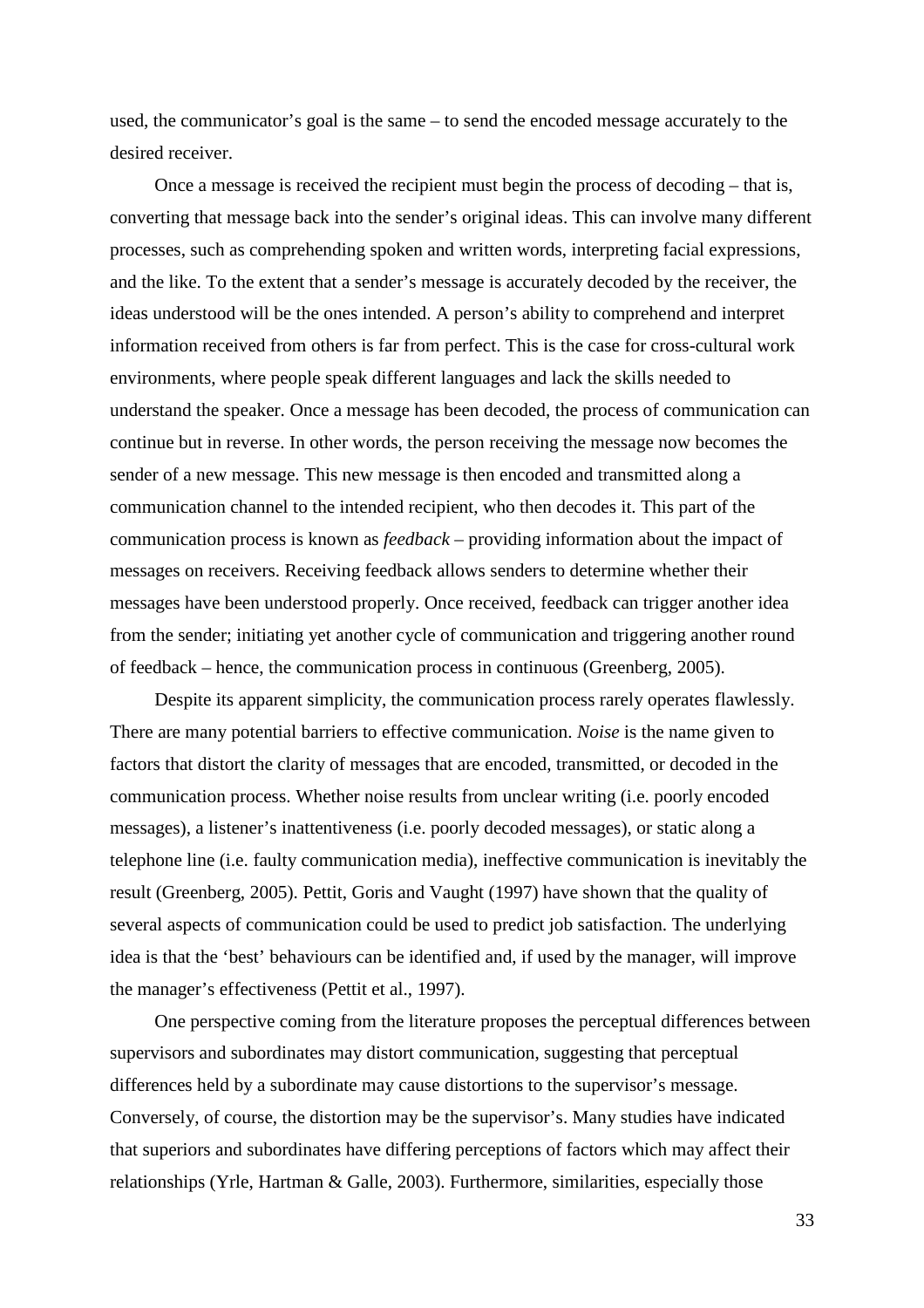used, the communicator's goal is the same – to send the encoded message accurately to the desired receiver.

Once a message is received the recipient must begin the process of decoding – that is, converting that message back into the sender's original ideas. This can involve many different processes, such as comprehending spoken and written words, interpreting facial expressions, and the like. To the extent that a sender's message is accurately decoded by the receiver, the ideas understood will be the ones intended. A person's ability to comprehend and interpret information received from others is far from perfect. This is the case for cross-cultural work environments, where people speak different languages and lack the skills needed to understand the speaker. Once a message has been decoded, the process of communication can continue but in reverse. In other words, the person receiving the message now becomes the sender of a new message. This new message is then encoded and transmitted along a communication channel to the intended recipient, who then decodes it. This part of the communication process is known as *feedback* – providing information about the impact of messages on receivers. Receiving feedback allows senders to determine whether their messages have been understood properly. Once received, feedback can trigger another idea from the sender; initiating yet another cycle of communication and triggering another round of feedback – hence, the communication process in continuous (Greenberg, 2005).

Despite its apparent simplicity, the communication process rarely operates flawlessly. There are many potential barriers to effective communication. *Noise* is the name given to factors that distort the clarity of messages that are encoded, transmitted, or decoded in the communication process. Whether noise results from unclear writing (i.e. poorly encoded messages), a listener's inattentiveness (i.e. poorly decoded messages), or static along a telephone line (i.e. faulty communication media), ineffective communication is inevitably the result (Greenberg, 2005). Pettit, Goris and Vaught (1997) have shown that the quality of several aspects of communication could be used to predict job satisfaction. The underlying idea is that the 'best' behaviours can be identified and, if used by the manager, will improve the manager's effectiveness (Pettit et al., 1997).

One perspective coming from the literature proposes the perceptual differences between supervisors and subordinates may distort communication, suggesting that perceptual differences held by a subordinate may cause distortions to the supervisor's message. Conversely, of course, the distortion may be the supervisor's. Many studies have indicated that superiors and subordinates have differing perceptions of factors which may affect their relationships (Yrle, Hartman & Galle, 2003). Furthermore, similarities, especially those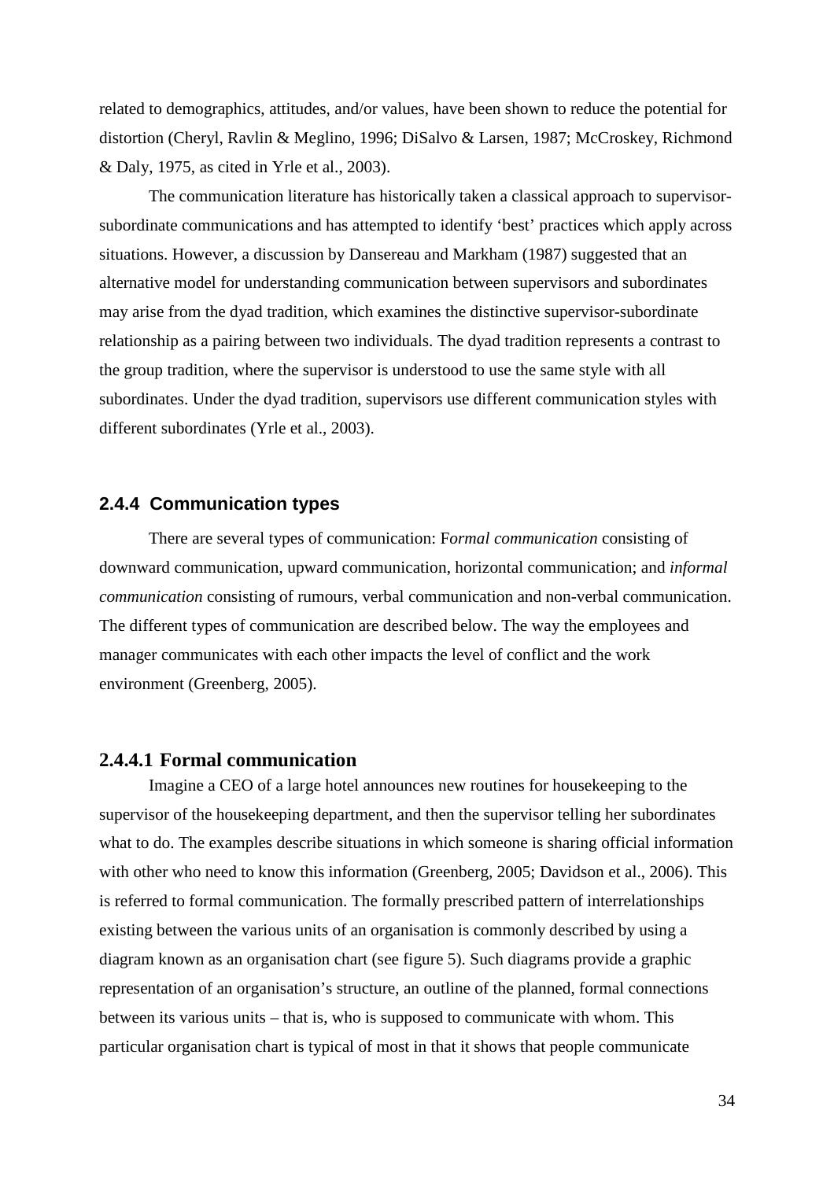related to demographics, attitudes, and/or values, have been shown to reduce the potential for distortion (Cheryl, Ravlin & Meglino, 1996; DiSalvo & Larsen, 1987; McCroskey, Richmond & Daly, 1975, as cited in Yrle et al., 2003).

The communication literature has historically taken a classical approach to supervisor-subordinate communications and has attempted to identify 'best' practices which apply across situations. However, a discussion by Dansereau and Markham (1987) suggested that an alternative model for understanding communication between supervisors and subordinates may arise from the dyad tradition, which examines the distinctive supervisor-subordinate relationship as a pairing between two individuals. The dyad tradition represents a contrast to the group tradition, where the supervisor is understood to use the same style with all subordinates. Under the dyad tradition, supervisors use different communication styles with different subordinates (Yrle et al., 2003).

### 2.4.4 Communication types

There are several types of communication: F*ormal communication* consisting of downward communication, upward communication, horizontal communication; and *informal communication* consisting of rumours, verbal communication and non-verbal communication. The different types of communication are described below. The way the employees and manager communicates with each other impacts the level of conflict and the work environment (Greenberg, 2005).

#### 2.4.4.1 Formal communication

Imagine a CEO of a large hotel announces new routines for housekeeping to the supervisor of the housekeeping department, and then the supervisor telling her subordinates what to do. The examples describe situations in which someone is sharing official information with other who need to know this information (Greenberg, 2005; Davidson et al., 2006). This is referred to formal communication. The formally prescribed pattern of interrelationships existing between the various units of an organisation is commonly described by using a diagram known as an organisation chart (see figure 5). Such diagrams provide a graphic representation of an organisation's structure, an outline of the planned, formal connections between its various units – that is, who is supposed to communicate with whom. This particular organisation chart is typical of most in that it shows that people communicate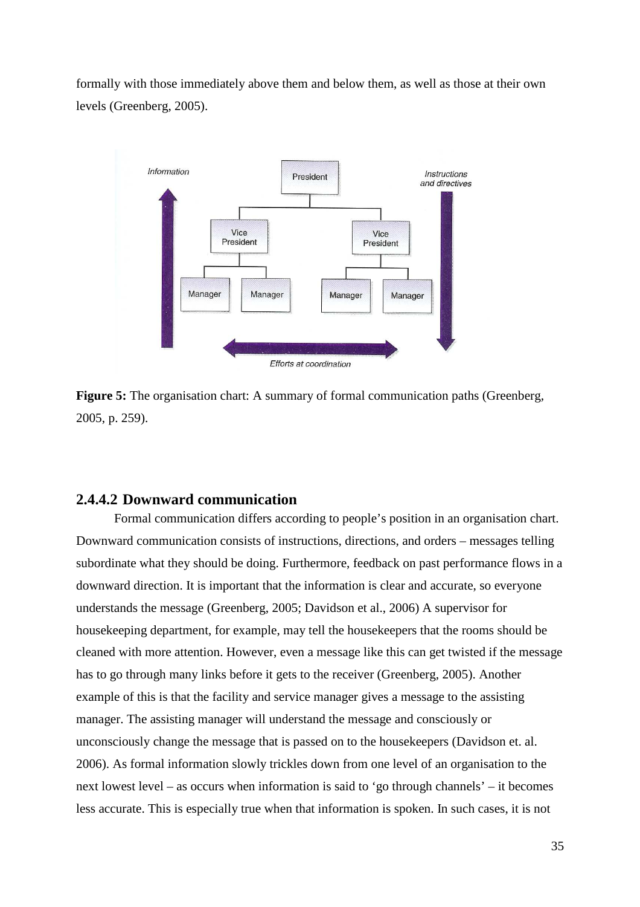formally with those immediately above them and below them, as well as those at their own levels (Greenberg, 2005).

**Figure 5:** The organisation chart: A summary of formal communication paths (Greenberg, 2005, p. 259).

### 2.4.4.2 Downward communication

Formal communication differs according to people's position in an organisation chart. Downward communication consists of instructions, directions, and orders – messages telling subordinate what they should be doing. Furthermore, feedback on past performance flows in a downward direction. It is important that the information is clear and accurate, so everyone understands the message (Greenberg, 2005; Davidson et al., 2006) A supervisor for housekeeping department, for example, may tell the housekeepers that the rooms should be cleaned with more attention. However, even a message like this can get twisted if the message has to go through many links before it gets to the receiver (Greenberg, 2005). Another example of this is that the facility and service manager gives a message to the assisting manager. The assisting manager will understand the message and consciously or unconsciously change the message that is passed on to the housekeepers (Davidson et. al. 2006). As formal information slowly trickles down from one level of an organisation to the next lowest level – as occurs when information is said to 'go through channels' – it becomes less accurate. This is especially true when that information is spoken. In such cases, it is not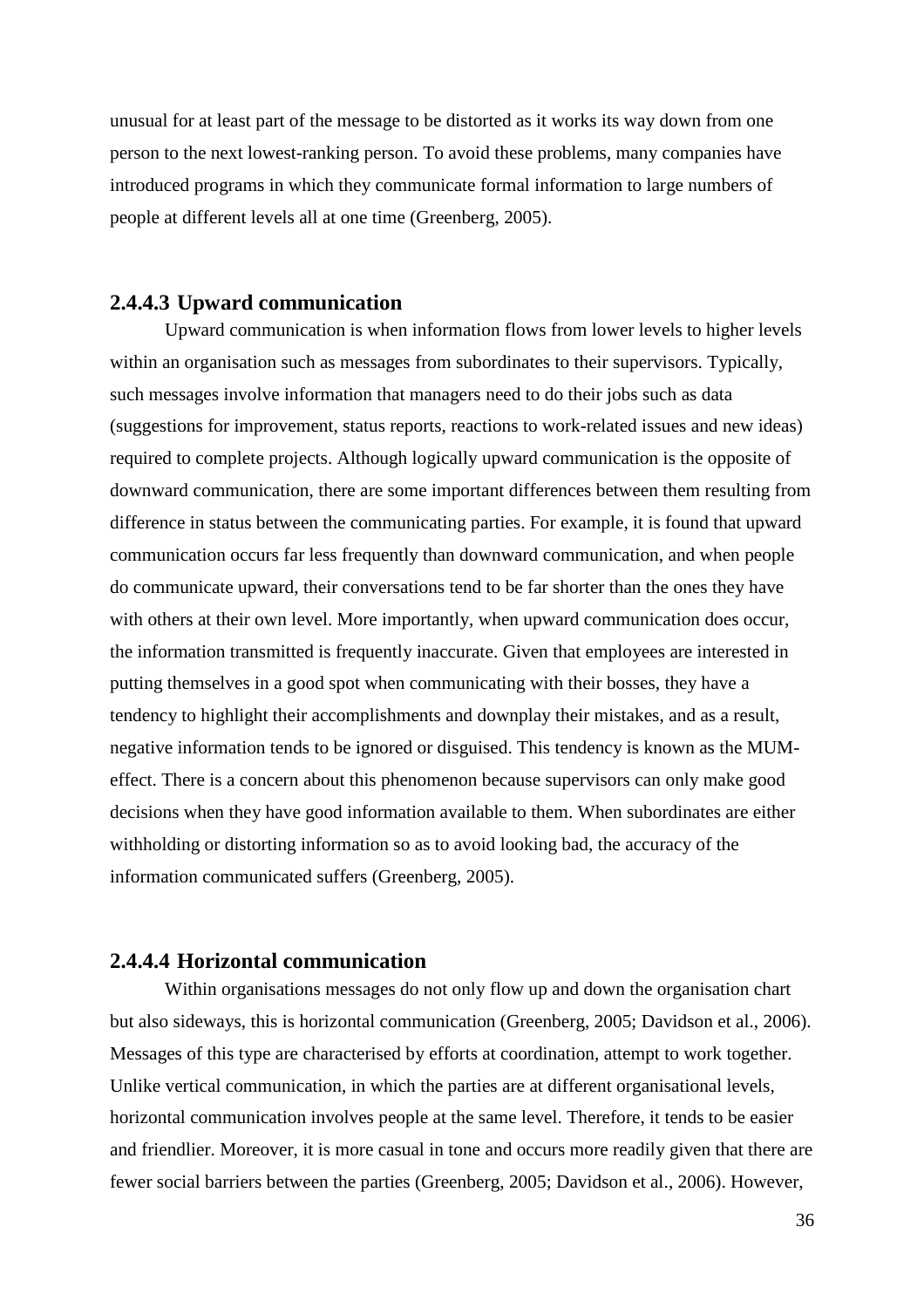unusual for at least part of the message to be distorted as it works its way down from one person to the next lowest-ranking person. To avoid these problems, many companies have introduced programs in which they communicate formal information to large numbers of people at different levels all at one time (Greenberg, 2005).

#### 2.4.4.3 Upward communication

Upward communication is when information flows from lower levels to higher levels within an organisation such as messages from subordinates to their supervisors. Typically, such messages involve information that managers need to do their jobs such as data (suggestions for improvement, status reports, reactions to work-related issues and new ideas) required to complete projects. Although logically upward communication is the opposite of downward communication, there are some important differences between them resulting from difference in status between the communicating parties. For example, it is found that upward communication occurs far less frequently than downward communication, and when people do communicate upward, their conversations tend to be far shorter than the ones they have with others at their own level. More importantly, when upward communication does occur, the information transmitted is frequently inaccurate. Given that employees are interested in putting themselves in a good spot when communicating with their bosses, they have a tendency to highlight their accomplishments and downplay their mistakes, and as a result, negative information tends to be ignored or disguised. This tendency is known as the MUM-effect. There is a concern about this phenomenon because supervisors can only make good decisions when they have good information available to them. When subordinates are either withholding or distorting information so as to avoid looking bad, the accuracy of the information communicated suffers (Greenberg, 2005).

#### 2.4.4.4 Horizontal communication

Within organisations messages do not only flow up and down the organisation chart but also sideways, this is horizontal communication (Greenberg, 2005; Davidson et al., 2006). Messages of this type are characterised by efforts at coordination, attempt to work together. Unlike vertical communication, in which the parties are at different organisational levels, horizontal communication involves people at the same level. Therefore, it tends to be easier and friendlier. Moreover, it is more casual in tone and occurs more readily given that there are fewer social barriers between the parties (Greenberg, 2005; Davidson et al., 2006). However,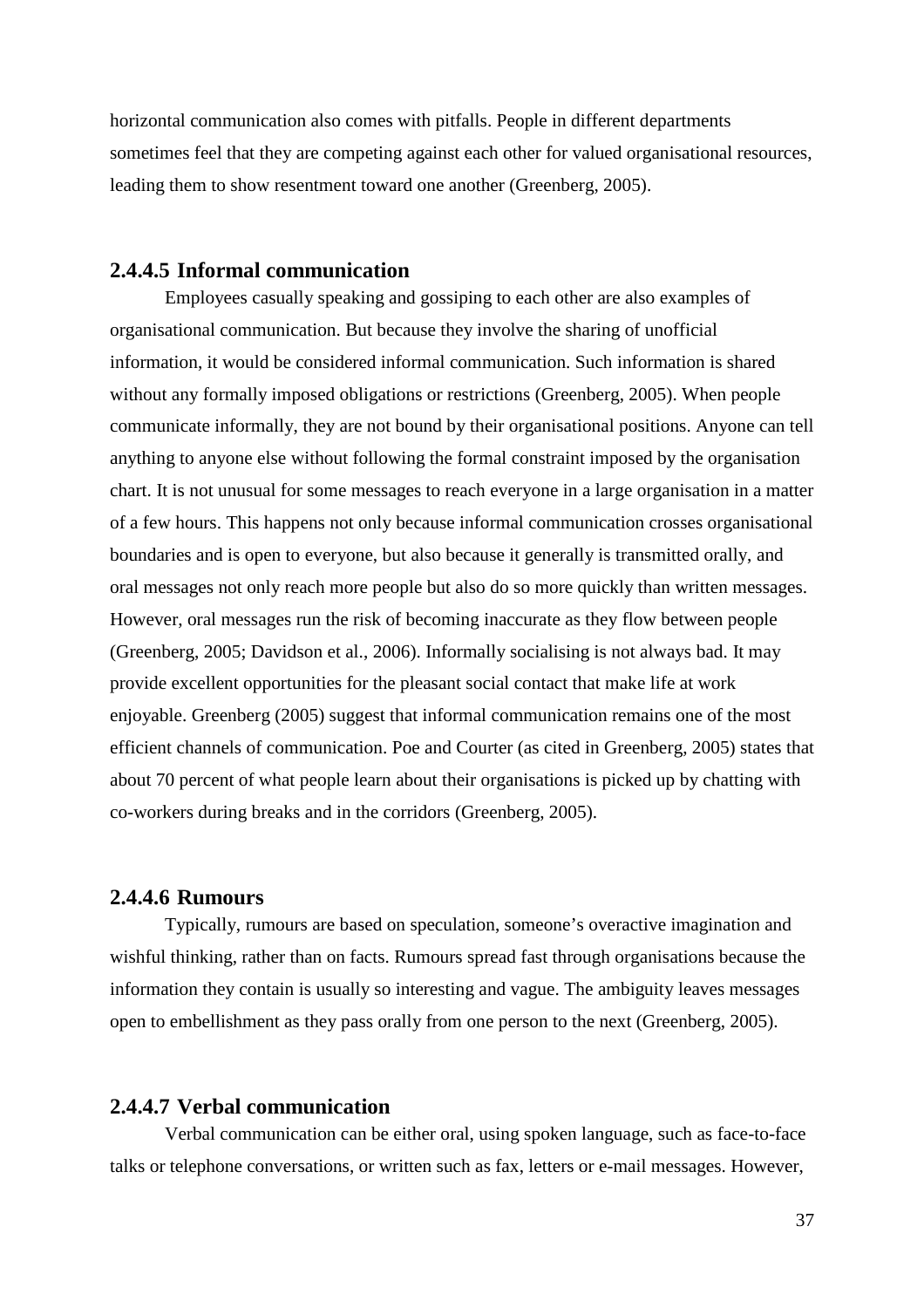horizontal communication also comes with pitfalls. People in different departments sometimes feel that they are competing against each other for valued organisational resources, leading them to show resentment toward one another (Greenberg, 2005).

#### 2.4.4.5 Informal communication

Employees casually speaking and gossiping to each other are also examples of organisational communication. But because they involve the sharing of unofficial information, it would be considered informal communication. Such information is shared without any formally imposed obligations or restrictions (Greenberg, 2005). When people communicate informally, they are not bound by their organisational positions. Anyone can tell anything to anyone else without following the formal constraint imposed by the organisation chart. It is not unusual for some messages to reach everyone in a large organisation in a matter of a few hours. This happens not only because informal communication crosses organisational boundaries and is open to everyone, but also because it generally is transmitted orally, and oral messages not only reach more people but also do so more quickly than written messages. However, oral messages run the risk of becoming inaccurate as they flow between people (Greenberg, 2005; Davidson et al., 2006). Informally socialising is not always bad. It may provide excellent opportunities for the pleasant social contact that make life at work enjoyable. Greenberg (2005) suggest that informal communication remains one of the most efficient channels of communication. Poe and Courter (as cited in Greenberg, 2005) states that about 70 percent of what people learn about their organisations is picked up by chatting with co-workers during breaks and in the corridors (Greenberg, 2005).

#### 2.4.4.6 Rumours

Typically, rumours are based on speculation, someone's overactive imagination and wishful thinking, rather than on facts. Rumours spread fast through organisations because the information they contain is usually so interesting and vague. The ambiguity leaves messages open to embellishment as they pass orally from one person to the next (Greenberg, 2005).

#### 2.4.4.7 Verbal communication

Verbal communication can be either oral, using spoken language, such as face-to-face talks or telephone conversations, or written such as fax, letters or e-mail messages. However,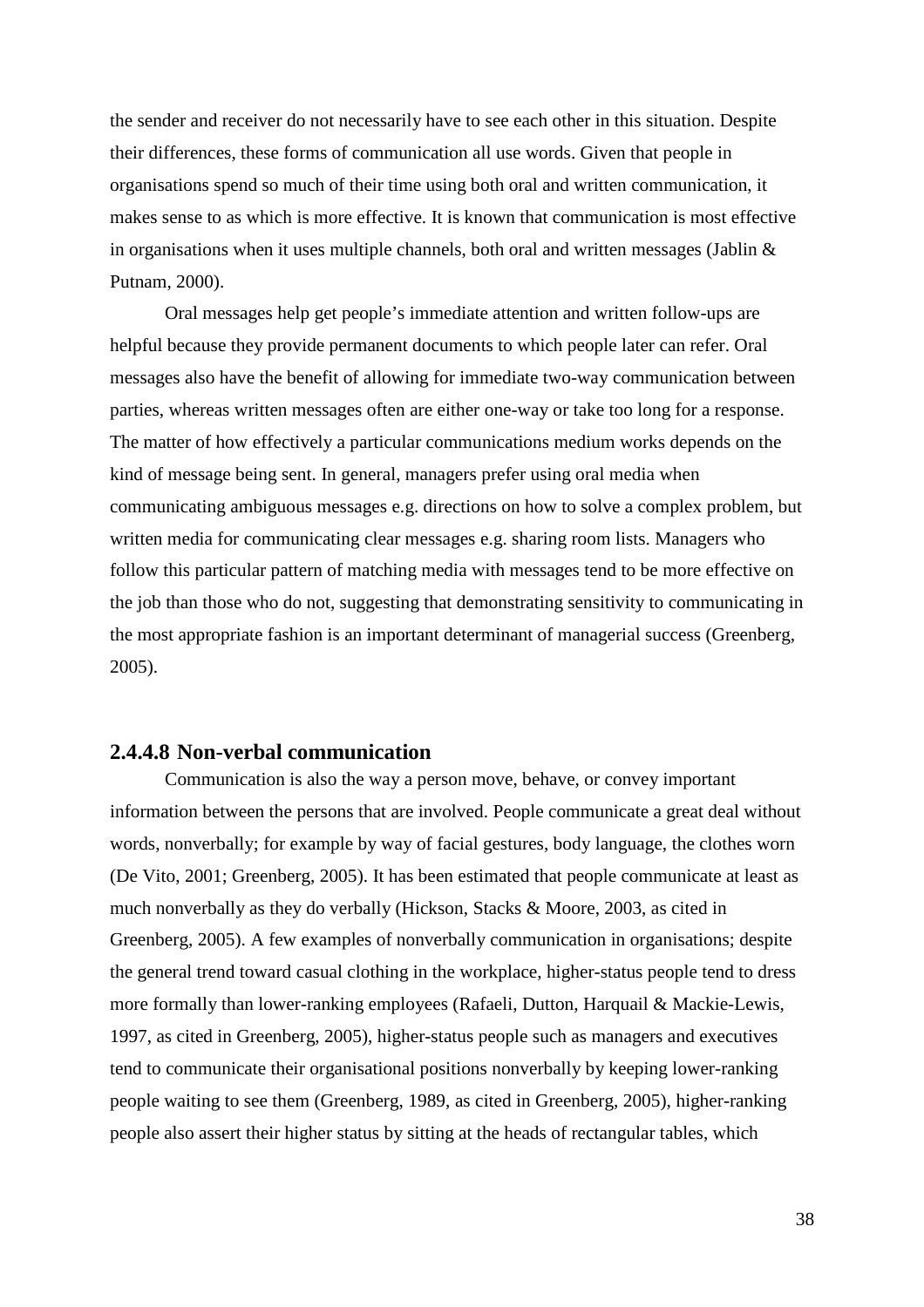the sender and receiver do not necessarily have to see each other in this situation. Despite their differences, these forms of communication all use words. Given that people in organisations spend so much of their time using both oral and written communication, it makes sense to as which is more effective. It is known that communication is most effective in organisations when it uses multiple channels, both oral and written messages (Jablin & Putnam, 2000).

Oral messages help get people's immediate attention and written follow-ups are helpful because they provide permanent documents to which people later can refer. Oral messages also have the benefit of allowing for immediate two-way communication between parties, whereas written messages often are either one-way or take too long for a response. The matter of how effectively a particular communications medium works depends on the kind of message being sent. In general, managers prefer using oral media when communicating ambiguous messages e.g. directions on how to solve a complex problem, but written media for communicating clear messages e.g. sharing room lists. Managers who follow this particular pattern of matching media with messages tend to be more effective on the job than those who do not, suggesting that demonstrating sensitivity to communicating in the most appropriate fashion is an important determinant of managerial success (Greenberg, 2005).

#### 2.4.4.8 Non-verbal communication

Communication is also the way a person move, behave, or convey important information between the persons that are involved. People communicate a great deal without words, nonverbally; for example by way of facial gestures, body language, the clothes worn (De Vito, 2001; Greenberg, 2005). It has been estimated that people communicate at least as much nonverbally as they do verbally (Hickson, Stacks & Moore, 2003, as cited in Greenberg, 2005). A few examples of nonverbally communication in organisations; despite the general trend toward casual clothing in the workplace, higher-status people tend to dress more formally than lower-ranking employees (Rafaeli, Dutton, Harquail & Mackie-Lewis, 1997, as cited in Greenberg, 2005), higher-status people such as managers and executives tend to communicate their organisational positions nonverbally by keeping lower-ranking people waiting to see them (Greenberg, 1989, as cited in Greenberg, 2005), higher-ranking people also assert their higher status by sitting at the heads of rectangular tables, which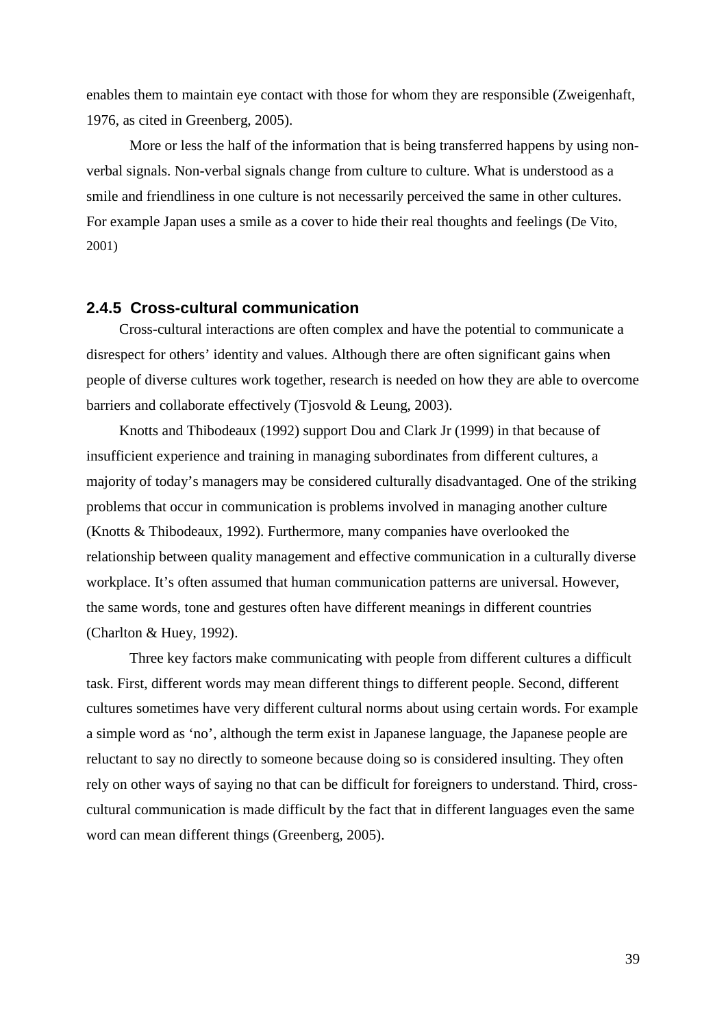enables them to maintain eye contact with those for whom they are responsible (Zweigenhaft, 1976, as cited in Greenberg, 2005).

More or less the half of the information that is being transferred happens by using non-verbal signals. Non-verbal signals change from culture to culture. What is understood as a smile and friendliness in one culture is not necessarily perceived the same in other cultures. For example Japan uses a smile as a cover to hide their real thoughts and feelings (De Vito, 2001)

### 2.4.5 Cross-cultural communication

Cross-cultural interactions are often complex and have the potential to communicate a disrespect for others' identity and values. Although there are often significant gains when people of diverse cultures work together, research is needed on how they are able to overcome barriers and collaborate effectively (Tjosvold & Leung, 2003).

Knotts and Thibodeaux (1992) support Dou and Clark Jr (1999) in that because of insufficient experience and training in managing subordinates from different cultures, a majority of today's managers may be considered culturally disadvantaged. One of the striking problems that occur in communication is problems involved in managing another culture (Knotts & Thibodeaux, 1992). Furthermore, many companies have overlooked the relationship between quality management and effective communication in a culturally diverse workplace. It's often assumed that human communication patterns are universal. However, the same words, tone and gestures often have different meanings in different countries (Charlton & Huey, 1992).

Three key factors make communicating with people from different cultures a difficult task. First, different words may mean different things to different people. Second, different cultures sometimes have very different cultural norms about using certain words. For example a simple word as 'no', although the term exist in Japanese language, the Japanese people are reluctant to say no directly to someone because doing so is considered insulting. They often rely on other ways of saying no that can be difficult for foreigners to understand. Third, cross-cultural communication is made difficult by the fact that in different languages even the same word can mean different things (Greenberg, 2005).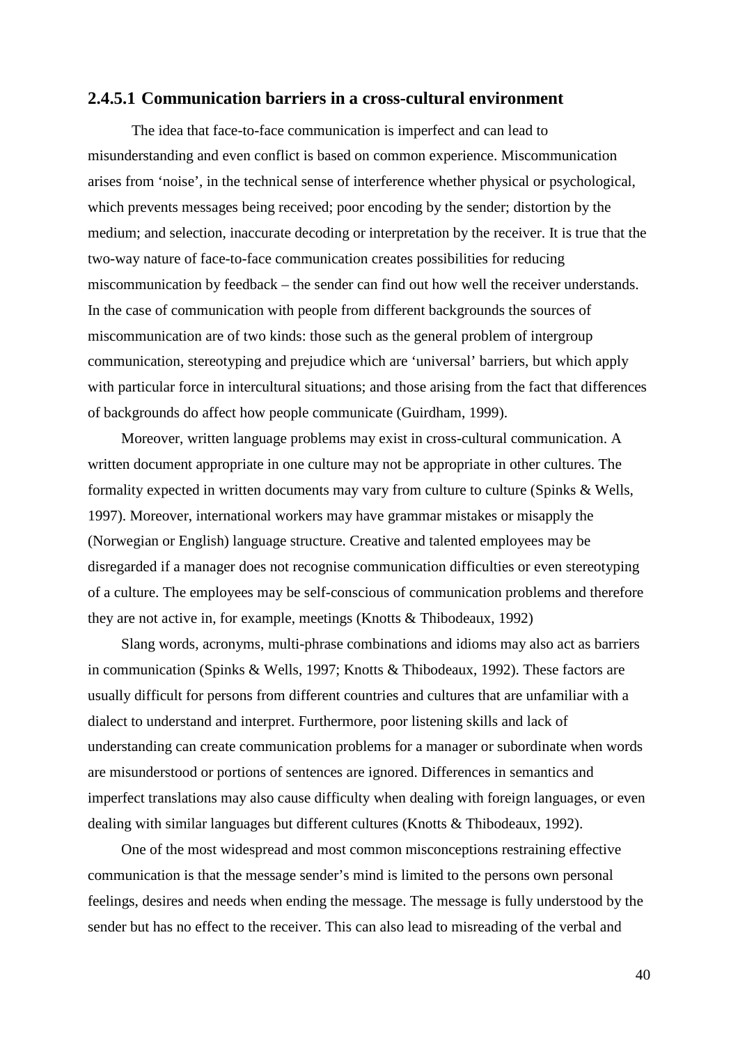### 2.4.5.1 Communication barriers in a cross-cultural environment

The idea that face-to-face communication is imperfect and can lead to misunderstanding and even conflict is based on common experience. Miscommunication arises from 'noise', in the technical sense of interference whether physical or psychological, which prevents messages being received; poor encoding by the sender; distortion by the medium; and selection, inaccurate decoding or interpretation by the receiver. It is true that the two-way nature of face-to-face communication creates possibilities for reducing miscommunication by feedback – the sender can find out how well the receiver understands. In the case of communication with people from different backgrounds the sources of miscommunication are of two kinds: those such as the general problem of intergroup communication, stereotyping and prejudice which are 'universal' barriers, but which apply with particular force in intercultural situations; and those arising from the fact that differences of backgrounds do affect how people communicate (Guirdham, 1999).

Moreover, written language problems may exist in cross-cultural communication. A written document appropriate in one culture may not be appropriate in other cultures. The formality expected in written documents may vary from culture to culture (Spinks & Wells, 1997). Moreover, international workers may have grammar mistakes or misapply the (Norwegian or English) language structure. Creative and talented employees may be disregarded if a manager does not recognise communication difficulties or even stereotyping of a culture. The employees may be self-conscious of communication problems and therefore they are not active in, for example, meetings (Knotts & Thibodeaux, 1992)

Slang words, acronyms, multi-phrase combinations and idioms may also act as barriers in communication (Spinks & Wells, 1997; Knotts & Thibodeaux, 1992). These factors are usually difficult for persons from different countries and cultures that are unfamiliar with a dialect to understand and interpret. Furthermore, poor listening skills and lack of understanding can create communication problems for a manager or subordinate when words are misunderstood or portions of sentences are ignored. Differences in semantics and imperfect translations may also cause difficulty when dealing with foreign languages, or even dealing with similar languages but different cultures (Knotts & Thibodeaux, 1992).

One of the most widespread and most common misconceptions restraining effective communication is that the message sender's mind is limited to the persons own personal feelings, desires and needs when ending the message. The message is fully understood by the sender but has no effect to the receiver. This can also lead to misreading of the verbal and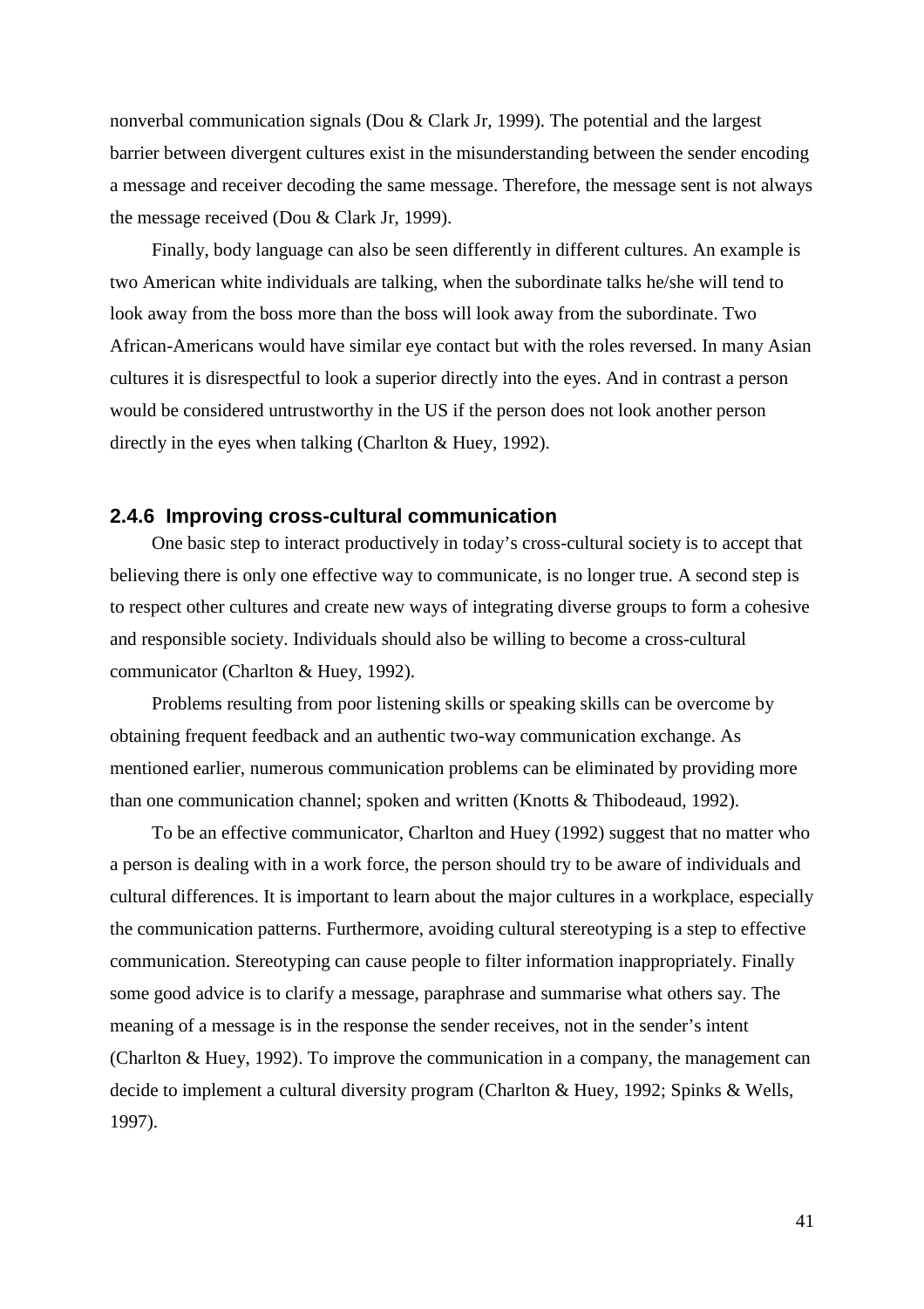nonverbal communication signals (Dou & Clark Jr, 1999). The potential and the largest barrier between divergent cultures exist in the misunderstanding between the sender encoding a message and receiver decoding the same message. Therefore, the message sent is not always the message received (Dou & Clark Jr, 1999).

Finally, body language can also be seen differently in different cultures. An example is two American white individuals are talking, when the subordinate talks he/she will tend to look away from the boss more than the boss will look away from the subordinate. Two African-Americans would have similar eye contact but with the roles reversed. In many Asian cultures it is disrespectful to look a superior directly into the eyes. And in contrast a person would be considered untrustworthy in the US if the person does not look another person directly in the eyes when talking (Charlton & Huey, 1992).

### 2.4.6 Improving cross-cultural communication

One basic step to interact productively in today's cross-cultural society is to accept that believing there is only one effective way to communicate, is no longer true. A second step is to respect other cultures and create new ways of integrating diverse groups to form a cohesive and responsible society. Individuals should also be willing to become a cross-cultural communicator (Charlton & Huey, 1992).

Problems resulting from poor listening skills or speaking skills can be overcome by obtaining frequent feedback and an authentic two-way communication exchange. As mentioned earlier, numerous communication problems can be eliminated by providing more than one communication channel; spoken and written (Knotts & Thibodeaud, 1992).

To be an effective communicator, Charlton and Huey (1992) suggest that no matter who a person is dealing with in a work force, the person should try to be aware of individuals and cultural differences. It is important to learn about the major cultures in a workplace, especially the communication patterns. Furthermore, avoiding cultural stereotyping is a step to effective communication. Stereotyping can cause people to filter information inappropriately. Finally some good advice is to clarify a message, paraphrase and summarise what others say. The meaning of a message is in the response the sender receives, not in the sender's intent (Charlton & Huey, 1992). To improve the communication in a company, the management can decide to implement a cultural diversity program (Charlton & Huey, 1992; Spinks & Wells, 1997).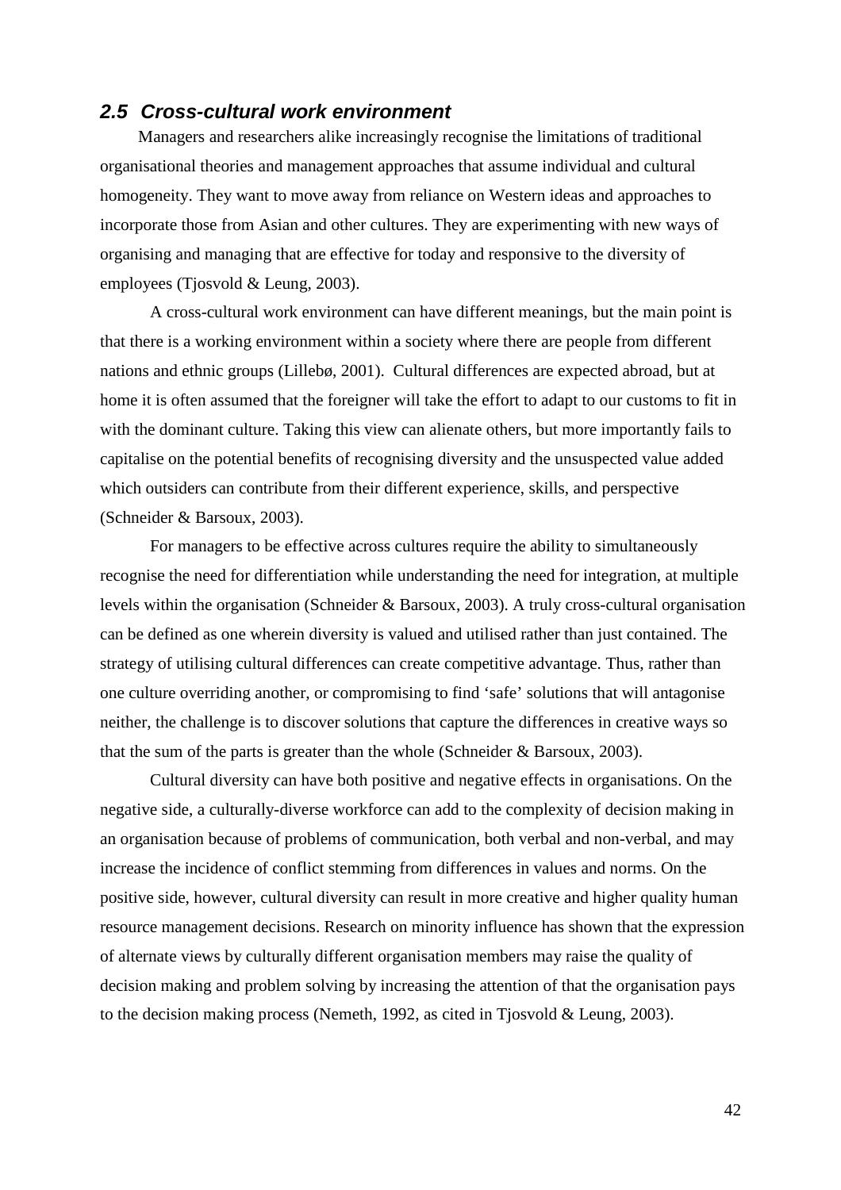## *2.5 Cross-cultural work environment*

Managers and researchers alike increasingly recognise the limitations of traditional organisational theories and management approaches that assume individual and cultural homogeneity. They want to move away from reliance on Western ideas and approaches to incorporate those from Asian and other cultures. They are experimenting with new ways of organising and managing that are effective for today and responsive to the diversity of employees (Tjosvold & Leung, 2003).

A cross-cultural work environment can have different meanings, but the main point is that there is a working environment within a society where there are people from different nations and ethnic groups (Lillebø, 2001). Cultural differences are expected abroad, but at home it is often assumed that the foreigner will take the effort to adapt to our customs to fit in with the dominant culture. Taking this view can alienate others, but more importantly fails to capitalise on the potential benefits of recognising diversity and the unsuspected value added which outsiders can contribute from their different experience, skills, and perspective (Schneider & Barsoux, 2003).

For managers to be effective across cultures require the ability to simultaneously recognise the need for differentiation while understanding the need for integration, at multiple levels within the organisation (Schneider & Barsoux, 2003). A truly cross-cultural organisation can be defined as one wherein diversity is valued and utilised rather than just contained. The strategy of utilising cultural differences can create competitive advantage. Thus, rather than one culture overriding another, or compromising to find 'safe' solutions that will antagonise neither, the challenge is to discover solutions that capture the differences in creative ways so that the sum of the parts is greater than the whole (Schneider & Barsoux, 2003).

Cultural diversity can have both positive and negative effects in organisations. On the negative side, a culturally-diverse workforce can add to the complexity of decision making in an organisation because of problems of communication, both verbal and non-verbal, and may increase the incidence of conflict stemming from differences in values and norms. On the positive side, however, cultural diversity can result in more creative and higher quality human resource management decisions. Research on minority influence has shown that the expression of alternate views by culturally different organisation members may raise the quality of decision making and problem solving by increasing the attention of that the organisation pays to the decision making process (Nemeth, 1992, as cited in Tjosvold & Leung, 2003).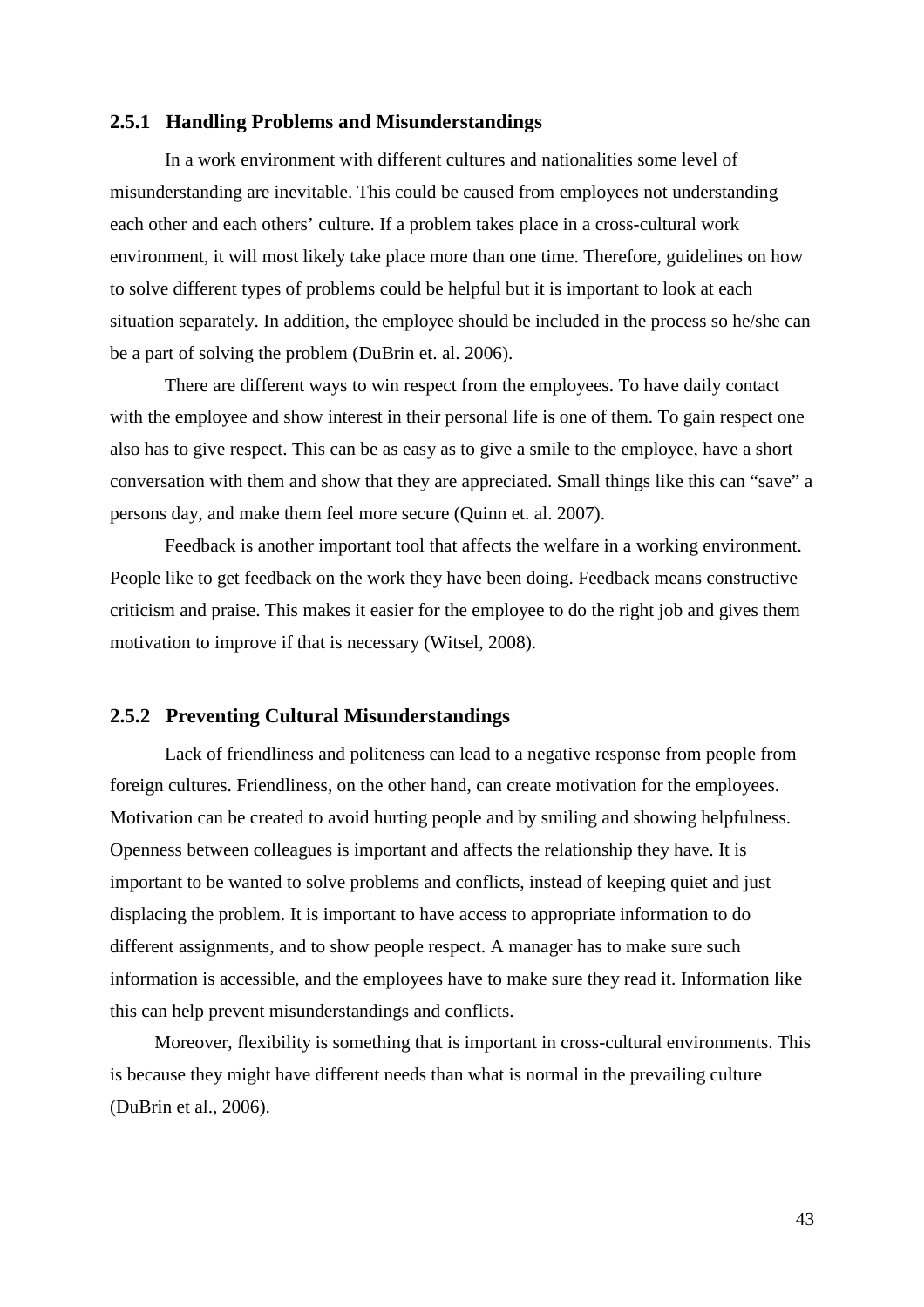### 2.5.1 Handling Problems and Misunderstandings

In a work environment with different cultures and nationalities some level of misunderstanding are inevitable. This could be caused from employees not understanding each other and each others' culture. If a problem takes place in a cross-cultural work environment, it will most likely take place more than one time. Therefore, guidelines on how to solve different types of problems could be helpful but it is important to look at each situation separately. In addition, the employee should be included in the process so he/she can be a part of solving the problem (DuBrin et. al. 2006).

There are different ways to win respect from the employees. To have daily contact with the employee and show interest in their personal life is one of them. To gain respect one also has to give respect. This can be as easy as to give a smile to the employee, have a short conversation with them and show that they are appreciated. Small things like this can "save" a persons day, and make them feel more secure (Quinn et. al. 2007).

Feedback is another important tool that affects the welfare in a working environment. People like to get feedback on the work they have been doing. Feedback means constructive criticism and praise. This makes it easier for the employee to do the right job and gives them motivation to improve if that is necessary (Witsel, 2008).

### 2.5.2 Preventing Cultural Misunderstandings

Lack of friendliness and politeness can lead to a negative response from people from foreign cultures. Friendliness, on the other hand, can create motivation for the employees. Motivation can be created to avoid hurting people and by smiling and showing helpfulness. Openness between colleagues is important and affects the relationship they have. It is important to be wanted to solve problems and conflicts, instead of keeping quiet and just displacing the problem. It is important to have access to appropriate information to do different assignments, and to show people respect. A manager has to make sure such information is accessible, and the employees have to make sure they read it. Information like this can help prevent misunderstandings and conflicts.

Moreover, flexibility is something that is important in cross-cultural environments. This is because they might have different needs than what is normal in the prevailing culture (DuBrin et al., 2006).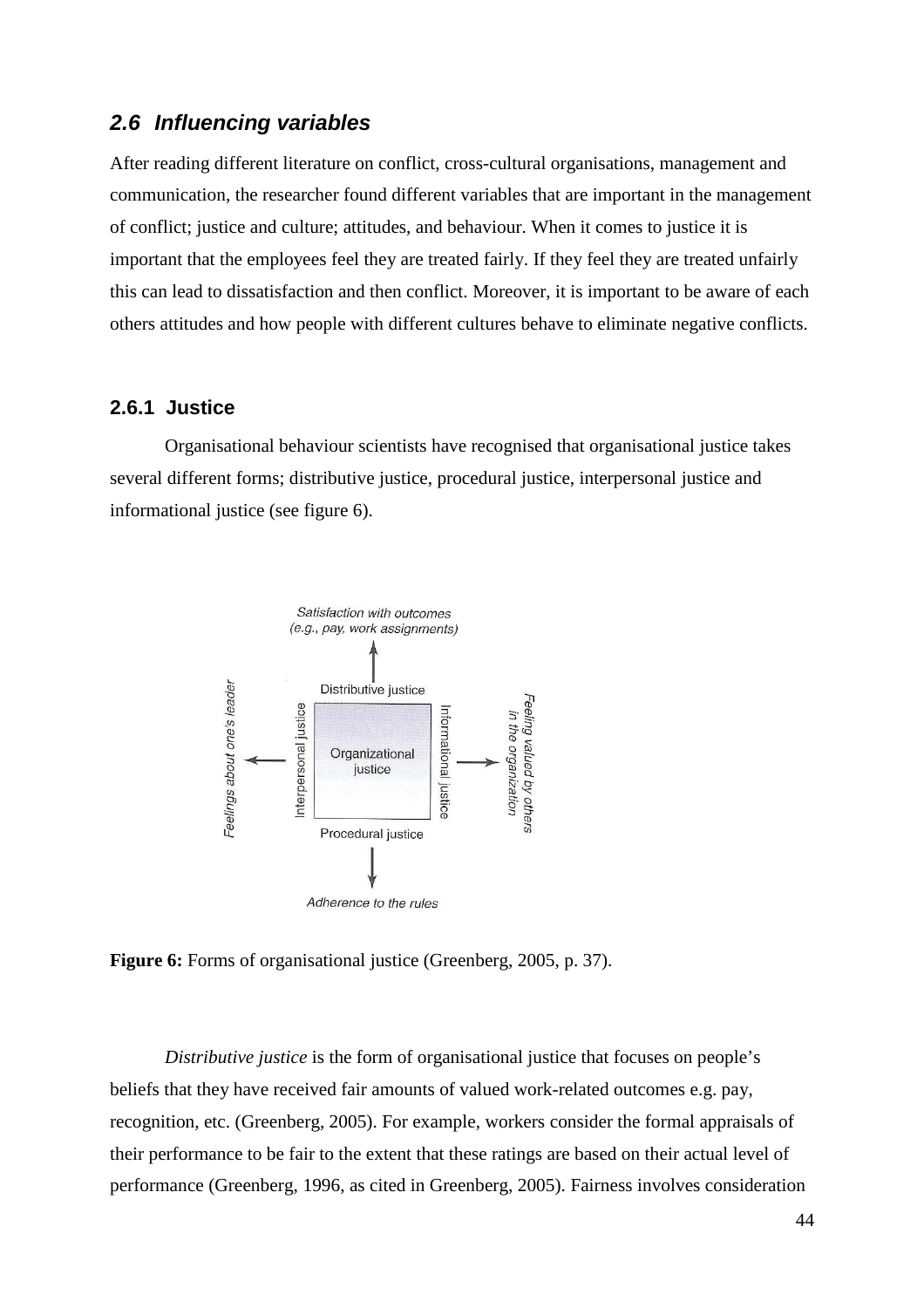## 2.6 Influencing variables

After reading different literature on conflict, cross-cultural organisations, management and communication, the researcher found different variables that are important in the management of conflict; justice and culture; attitudes, and behaviour. When it comes to justice it is important that the employees feel they are treated fairly. If they feel they are treated unfairly this can lead to dissatisfaction and then conflict. Moreover, it is important to be aware of each others attitudes and how people with different cultures behave to eliminate negative conflicts.

### 2.6.1 Justice

Organisational behaviour scientists have recognised that organisational justice takes several different forms; distributive justice, procedural justice, interpersonal justice and informational justice (see figure 6).

**Figure 6:** Forms of organisational justice (Greenberg, 2005, p. 37).

*Distributive justice* is the form of organisational justice that focuses on people's beliefs that they have received fair amounts of valued work-related outcomes e.g. pay, recognition, etc. (Greenberg, 2005). For example, workers consider the formal appraisals of their performance to be fair to the extent that these ratings are based on their actual level of performance (Greenberg, 1996, as cited in Greenberg, 2005). Fairness involves consideration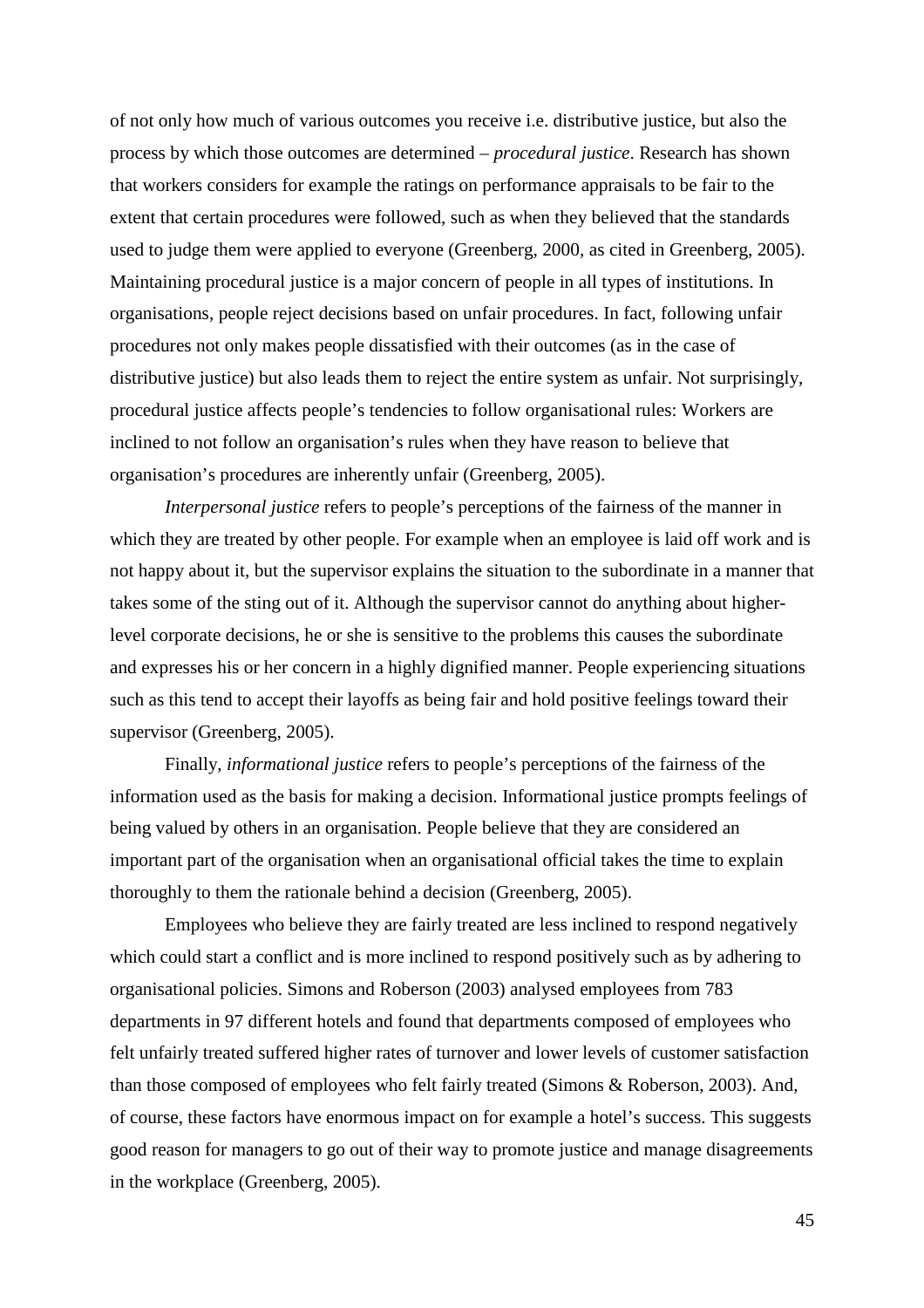of not only how much of various outcomes you receive i.e. distributive justice, but also the process by which those outcomes are determined – *procedural justice*. Research has shown that workers considers for example the ratings on performance appraisals to be fair to the extent that certain procedures were followed, such as when they believed that the standards used to judge them were applied to everyone (Greenberg, 2000, as cited in Greenberg, 2005). Maintaining procedural justice is a major concern of people in all types of institutions. In organisations, people reject decisions based on unfair procedures. In fact, following unfair procedures not only makes people dissatisfied with their outcomes (as in the case of distributive justice) but also leads them to reject the entire system as unfair. Not surprisingly, procedural justice affects people's tendencies to follow organisational rules: Workers are inclined to not follow an organisation's rules when they have reason to believe that organisation's procedures are inherently unfair (Greenberg, 2005).

*Interpersonal justice* refers to people's perceptions of the fairness of the manner in which they are treated by other people. For example when an employee is laid off work and is not happy about it, but the supervisor explains the situation to the subordinate in a manner that takes some of the sting out of it. Although the supervisor cannot do anything about higher-level corporate decisions, he or she is sensitive to the problems this causes the subordinate and expresses his or her concern in a highly dignified manner. People experiencing situations such as this tend to accept their layoffs as being fair and hold positive feelings toward their supervisor (Greenberg, 2005).

Finally, *informational justice* refers to people's perceptions of the fairness of the information used as the basis for making a decision. Informational justice prompts feelings of being valued by others in an organisation. People believe that they are considered an important part of the organisation when an organisational official takes the time to explain thoroughly to them the rationale behind a decision (Greenberg, 2005).

Employees who believe they are fairly treated are less inclined to respond negatively which could start a conflict and is more inclined to respond positively such as by adhering to organisational policies. Simons and Roberson (2003) analysed employees from 783 departments in 97 different hotels and found that departments composed of employees who felt unfairly treated suffered higher rates of turnover and lower levels of customer satisfaction than those composed of employees who felt fairly treated (Simons & Roberson, 2003). And, of course, these factors have enormous impact on for example a hotel's success. This suggests good reason for managers to go out of their way to promote justice and manage disagreements in the workplace (Greenberg, 2005).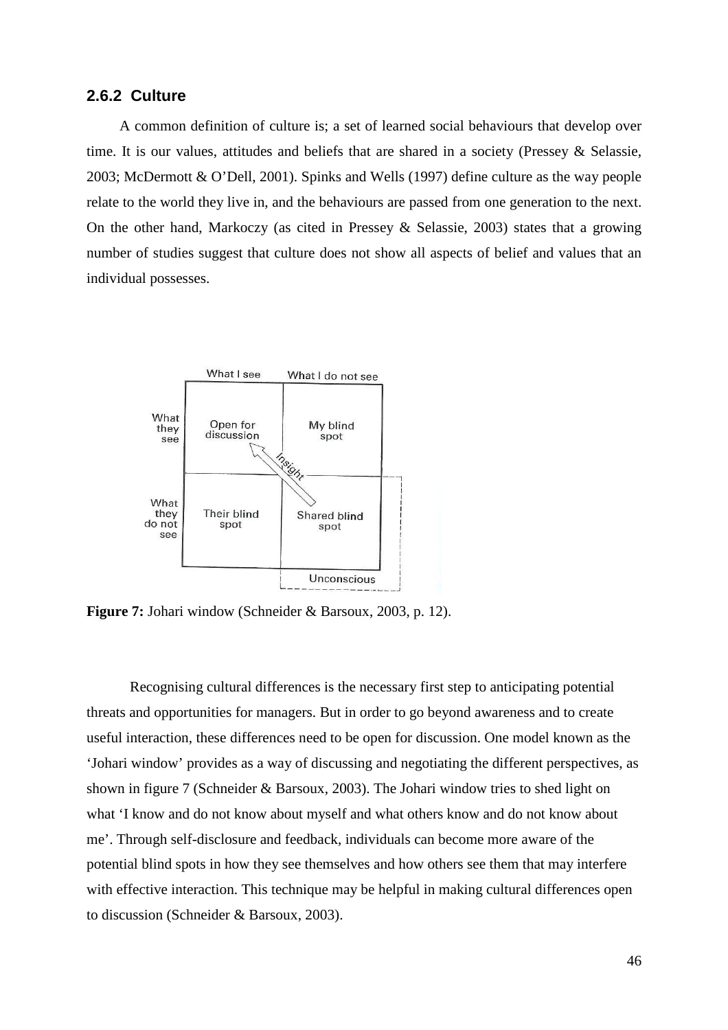### 2.6.2 Culture

A common definition of culture is; a set of learned social behaviours that develop over time. It is our values, attitudes and beliefs that are shared in a society (Pressey & Selassie, 2003; McDermott & O'Dell, 2001). Spinks and Wells (1997) define culture as the way people relate to the world they live in, and the behaviours are passed from one generation to the next. On the other hand, Markoczy (as cited in Pressey & Selassie, 2003) states that a growing number of studies suggest that culture does not show all aspects of belief and values that an individual possesses.

**Figure 7:** Johari window (Schneider & Barsoux, 2003, p. 12).

Recognising cultural differences is the necessary first step to anticipating potential threats and opportunities for managers. But in order to go beyond awareness and to create useful interaction, these differences need to be open for discussion. One model known as the 'Johari window' provides as a way of discussing and negotiating the different perspectives, as shown in figure 7 (Schneider & Barsoux, 2003). The Johari window tries to shed light on what 'I know and do not know about myself and what others know and do not know about me'. Through self-disclosure and feedback, individuals can become more aware of the potential blind spots in how they see themselves and how others see them that may interfere with effective interaction. This technique may be helpful in making cultural differences open to discussion (Schneider & Barsoux, 2003).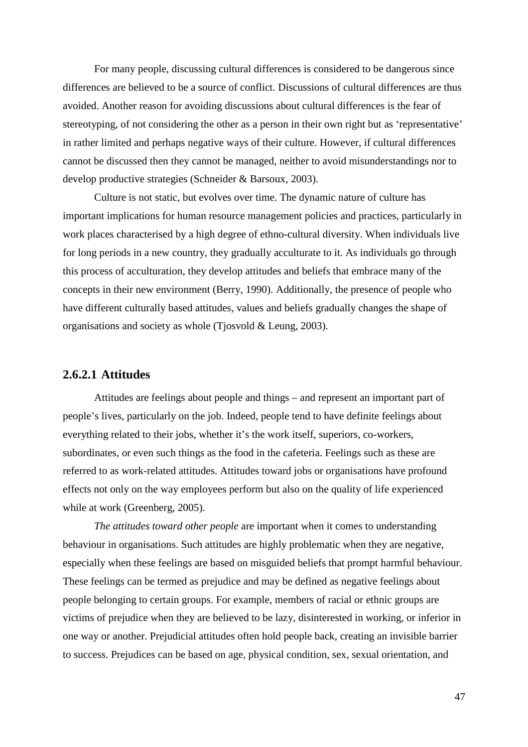For many people, discussing cultural differences is considered to be dangerous since differences are believed to be a source of conflict. Discussions of cultural differences are thus avoided. Another reason for avoiding discussions about cultural differences is the fear of stereotyping, of not considering the other as a person in their own right but as 'representative' in rather limited and perhaps negative ways of their culture. However, if cultural differences cannot be discussed then they cannot be managed, neither to avoid misunderstandings nor to develop productive strategies (Schneider & Barsoux, 2003).

Culture is not static, but evolves over time. The dynamic nature of culture has important implications for human resource management policies and practices, particularly in work places characterised by a high degree of ethno-cultural diversity. When individuals live for long periods in a new country, they gradually acculturate to it. As individuals go through this process of acculturation, they develop attitudes and beliefs that embrace many of the concepts in their new environment (Berry, 1990). Additionally, the presence of people who have different culturally based attitudes, values and beliefs gradually changes the shape of organisations and society as whole (Tjosvold & Leung, 2003).

### 2.6.2.1 Attitudes

Attitudes are feelings about people and things – and represent an important part of people's lives, particularly on the job. Indeed, people tend to have definite feelings about everything related to their jobs, whether it's the work itself, superiors, co-workers, subordinates, or even such things as the food in the cafeteria. Feelings such as these are referred to as work-related attitudes. Attitudes toward jobs or organisations have profound effects not only on the way employees perform but also on the quality of life experienced while at work (Greenberg, 2005).

*The attitudes toward other people* are important when it comes to understanding behaviour in organisations. Such attitudes are highly problematic when they are negative, especially when these feelings are based on misguided beliefs that prompt harmful behaviour. These feelings can be termed as prejudice and may be defined as negative feelings about people belonging to certain groups. For example, members of racial or ethnic groups are victims of prejudice when they are believed to be lazy, disinterested in working, or inferior in one way or another. Prejudicial attitudes often hold people back, creating an invisible barrier to success. Prejudices can be based on age, physical condition, sex, sexual orientation, and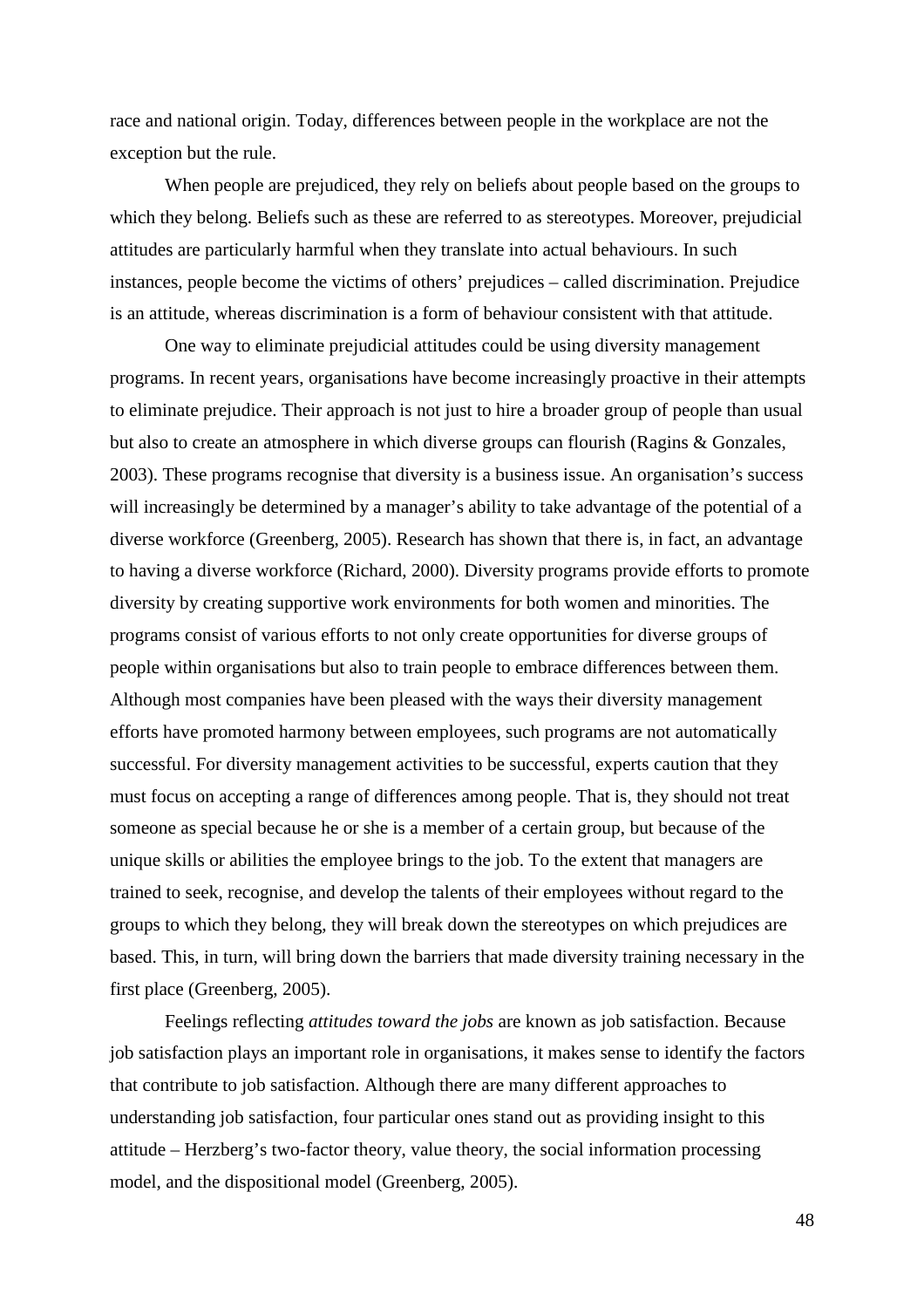race and national origin. Today, differences between people in the workplace are not the exception but the rule.

When people are prejudiced, they rely on beliefs about people based on the groups to which they belong. Beliefs such as these are referred to as stereotypes. Moreover, prejudicial attitudes are particularly harmful when they translate into actual behaviours. In such instances, people become the victims of others' prejudices – called discrimination. Prejudice is an attitude, whereas discrimination is a form of behaviour consistent with that attitude.

One way to eliminate prejudicial attitudes could be using diversity management programs. In recent years, organisations have become increasingly proactive in their attempts to eliminate prejudice. Their approach is not just to hire a broader group of people than usual but also to create an atmosphere in which diverse groups can flourish (Ragins & Gonzales, 2003). These programs recognise that diversity is a business issue. An organisation's success will increasingly be determined by a manager's ability to take advantage of the potential of a diverse workforce (Greenberg, 2005). Research has shown that there is, in fact, an advantage to having a diverse workforce (Richard, 2000). Diversity programs provide efforts to promote diversity by creating supportive work environments for both women and minorities. The programs consist of various efforts to not only create opportunities for diverse groups of people within organisations but also to train people to embrace differences between them. Although most companies have been pleased with the ways their diversity management efforts have promoted harmony between employees, such programs are not automatically successful. For diversity management activities to be successful, experts caution that they must focus on accepting a range of differences among people. That is, they should not treat someone as special because he or she is a member of a certain group, but because of the unique skills or abilities the employee brings to the job. To the extent that managers are trained to seek, recognise, and develop the talents of their employees without regard to the groups to which they belong, they will break down the stereotypes on which prejudices are based. This, in turn, will bring down the barriers that made diversity training necessary in the first place (Greenberg, 2005).

Feelings reflecting *attitudes toward the jobs* are known as job satisfaction. Because job satisfaction plays an important role in organisations, it makes sense to identify the factors that contribute to job satisfaction. Although there are many different approaches to understanding job satisfaction, four particular ones stand out as providing insight to this attitude – Herzberg's two-factor theory, value theory, the social information processing model, and the dispositional model (Greenberg, 2005).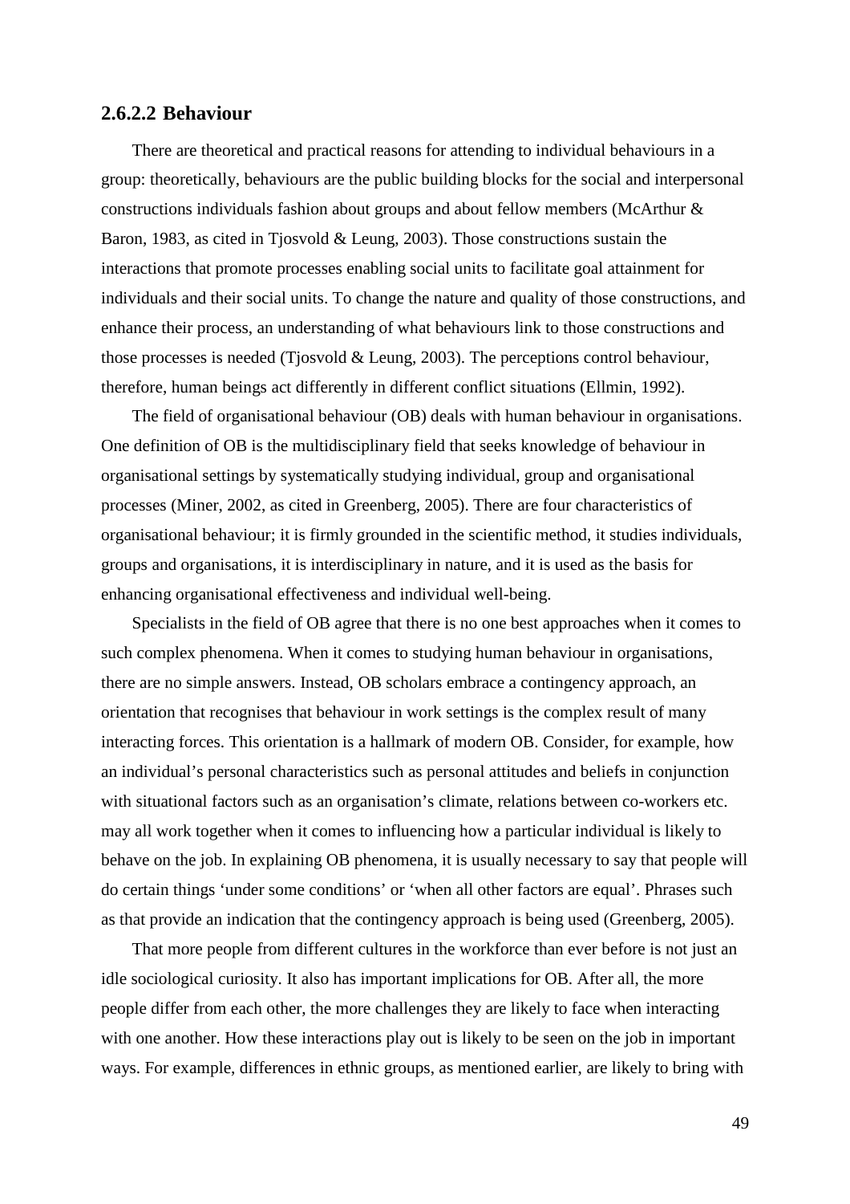#### 2.6.2.2 Behaviour

There are theoretical and practical reasons for attending to individual behaviours in a group: theoretically, behaviours are the public building blocks for the social and interpersonal constructions individuals fashion about groups and about fellow members (McArthur & Baron, 1983, as cited in Tjosvold & Leung, 2003). Those constructions sustain the interactions that promote processes enabling social units to facilitate goal attainment for individuals and their social units. To change the nature and quality of those constructions, and enhance their process, an understanding of what behaviours link to those constructions and those processes is needed (Tjosvold & Leung, 2003). The perceptions control behaviour, therefore, human beings act differently in different conflict situations (Ellmin, 1992).

The field of organisational behaviour (OB) deals with human behaviour in organisations. One definition of OB is the multidisciplinary field that seeks knowledge of behaviour in organisational settings by systematically studying individual, group and organisational processes (Miner, 2002, as cited in Greenberg, 2005). There are four characteristics of organisational behaviour; it is firmly grounded in the scientific method, it studies individuals, groups and organisations, it is interdisciplinary in nature, and it is used as the basis for enhancing organisational effectiveness and individual well-being.

Specialists in the field of OB agree that there is no one best approaches when it comes to such complex phenomena. When it comes to studying human behaviour in organisations, there are no simple answers. Instead, OB scholars embrace a contingency approach, an orientation that recognises that behaviour in work settings is the complex result of many interacting forces. This orientation is a hallmark of modern OB. Consider, for example, how an individual's personal characteristics such as personal attitudes and beliefs in conjunction with situational factors such as an organisation's climate, relations between co-workers etc. may all work together when it comes to influencing how a particular individual is likely to behave on the job. In explaining OB phenomena, it is usually necessary to say that people will do certain things 'under some conditions' or 'when all other factors are equal'. Phrases such as that provide an indication that the contingency approach is being used (Greenberg, 2005).

That more people from different cultures in the workforce than ever before is not just an idle sociological curiosity. It also has important implications for OB. After all, the more people differ from each other, the more challenges they are likely to face when interacting with one another. How these interactions play out is likely to be seen on the job in important ways. For example, differences in ethnic groups, as mentioned earlier, are likely to bring with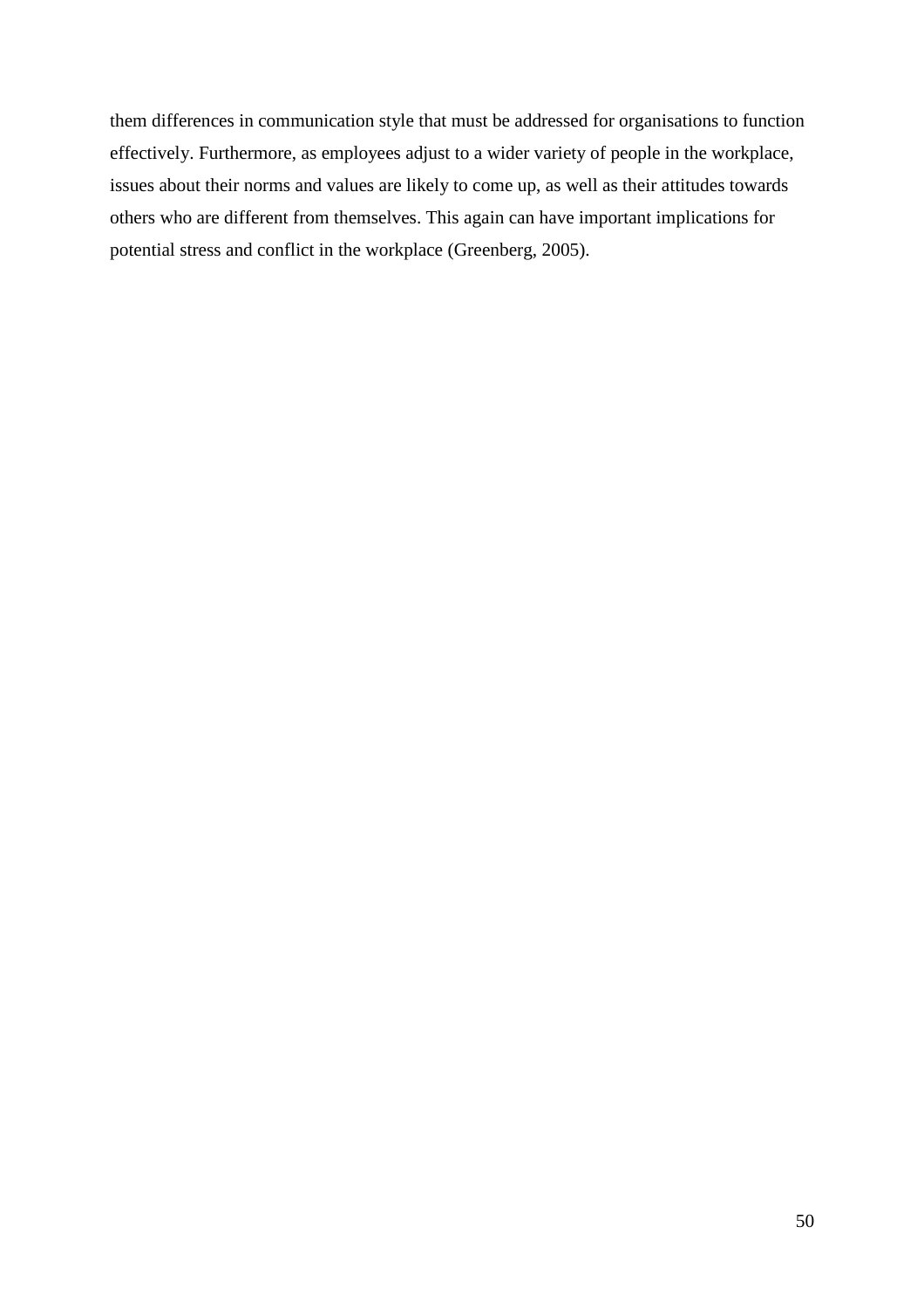them differences in communication style that must be addressed for organisations to function effectively. Furthermore, as employees adjust to a wider variety of people in the workplace, issues about their norms and values are likely to come up, as well as their attitudes towards others who are different from themselves. This again can have important implications for potential stress and conflict in the workplace (Greenberg, 2005).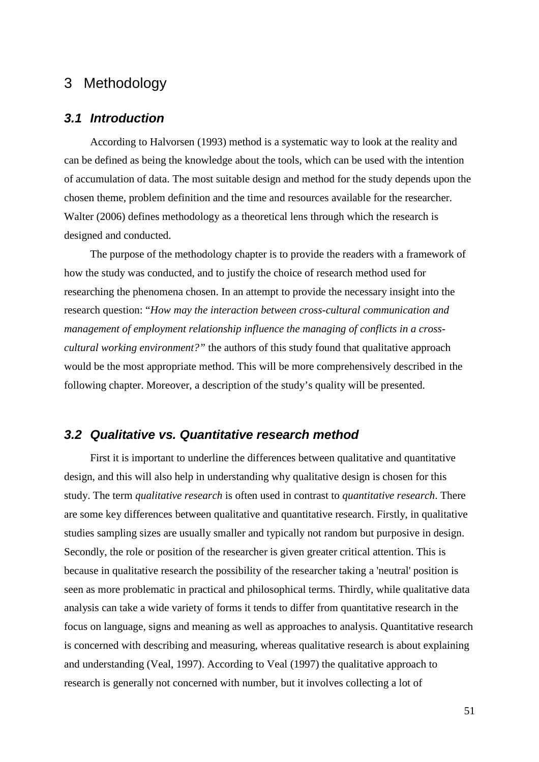# 3 Methodology

## 3.1 Introduction

According to Halvorsen (1993) method is a systematic way to look at the reality and can be defined as being the knowledge about the tools, which can be used with the intention of accumulation of data. The most suitable design and method for the study depends upon the chosen theme, problem definition and the time and resources available for the researcher. Walter (2006) defines methodology as a theoretical lens through which the research is designed and conducted.

The purpose of the methodology chapter is to provide the readers with a framework of how the study was conducted, and to justify the choice of research method used for researching the phenomena chosen. In an attempt to provide the necessary insight into the research question: "*How may the interaction between cross-cultural communication and management of employment relationship influence the managing of conflicts in a cross-cultural working environment?*" the authors of this study found that qualitative approach would be the most appropriate method. This will be more comprehensively described in the following chapter. Moreover, a description of the study's quality will be presented.

## 3.2 Qualitative vs. Quantitative research method

First it is important to underline the differences between qualitative and quantitative design, and this will also help in understanding why qualitative design is chosen for this study. The term *qualitative research* is often used in contrast to *quantitative research*. There are some key differences between qualitative and quantitative research. Firstly, in qualitative studies sampling sizes are usually smaller and typically not random but purposive in design. Secondly, the role or position of the researcher is given greater critical attention. This is because in qualitative research the possibility of the researcher taking a 'neutral' position is seen as more problematic in practical and philosophical terms. Thirdly, while qualitative data analysis can take a wide variety of forms it tends to differ from quantitative research in the focus on language, signs and meaning as well as approaches to analysis. Quantitative research is concerned with describing and measuring, whereas qualitative research is about explaining and understanding (Veal, 1997). According to Veal (1997) the qualitative approach to research is generally not concerned with number, but it involves collecting a lot of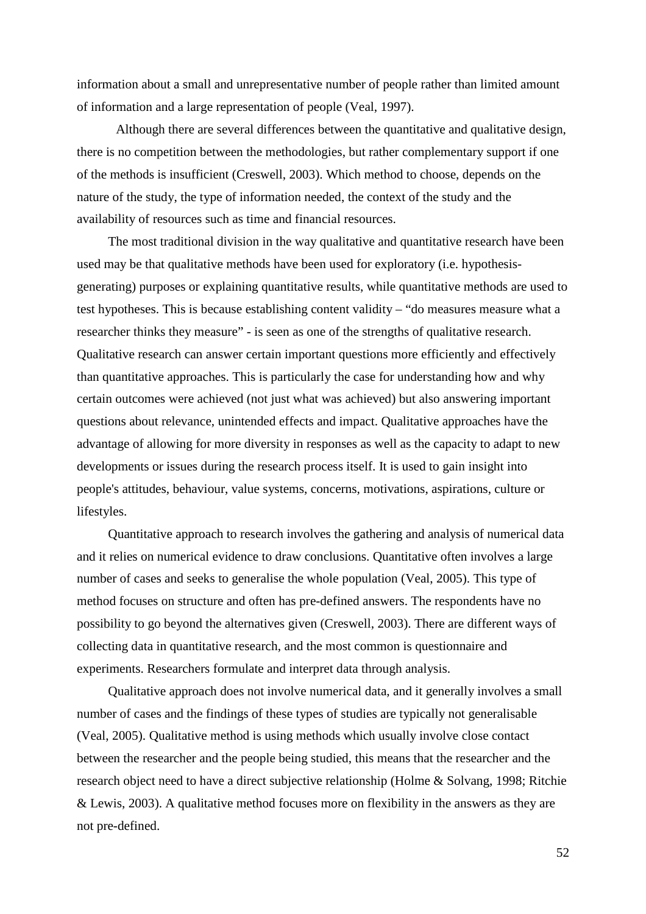information about a small and unrepresentative number of people rather than limited amount of information and a large representation of people (Veal, 1997).

Although there are several differences between the quantitative and qualitative design, there is no competition between the methodologies, but rather complementary support if one of the methods is insufficient (Creswell, 2003). Which method to choose, depends on the nature of the study, the type of information needed, the context of the study and the availability of resources such as time and financial resources.

The most traditional division in the way qualitative and quantitative research have been used may be that qualitative methods have been used for exploratory (i.e. hypothesis-generating) purposes or explaining quantitative results, while quantitative methods are used to test hypotheses. This is because establishing content validity – "do measures measure what a researcher thinks they measure" - is seen as one of the strengths of qualitative research. Qualitative research can answer certain important questions more efficiently and effectively than quantitative approaches. This is particularly the case for understanding how and why certain outcomes were achieved (not just what was achieved) but also answering important questions about relevance, unintended effects and impact. Qualitative approaches have the advantage of allowing for more diversity in responses as well as the capacity to adapt to new developments or issues during the research process itself. It is used to gain insight into people's attitudes, behaviour, value systems, concerns, motivations, aspirations, culture or lifestyles.

Quantitative approach to research involves the gathering and analysis of numerical data and it relies on numerical evidence to draw conclusions. Quantitative often involves a large number of cases and seeks to generalise the whole population (Veal, 2005). This type of method focuses on structure and often has pre-defined answers. The respondents have no possibility to go beyond the alternatives given (Creswell, 2003). There are different ways of collecting data in quantitative research, and the most common is questionnaire and experiments. Researchers formulate and interpret data through analysis.

Qualitative approach does not involve numerical data, and it generally involves a small number of cases and the findings of these types of studies are typically not generalisable (Veal, 2005). Qualitative method is using methods which usually involve close contact between the researcher and the people being studied, this means that the researcher and the research object need to have a direct subjective relationship (Holme & Solvang, 1998; Ritchie & Lewis, 2003). A qualitative method focuses more on flexibility in the answers as they are not pre-defined.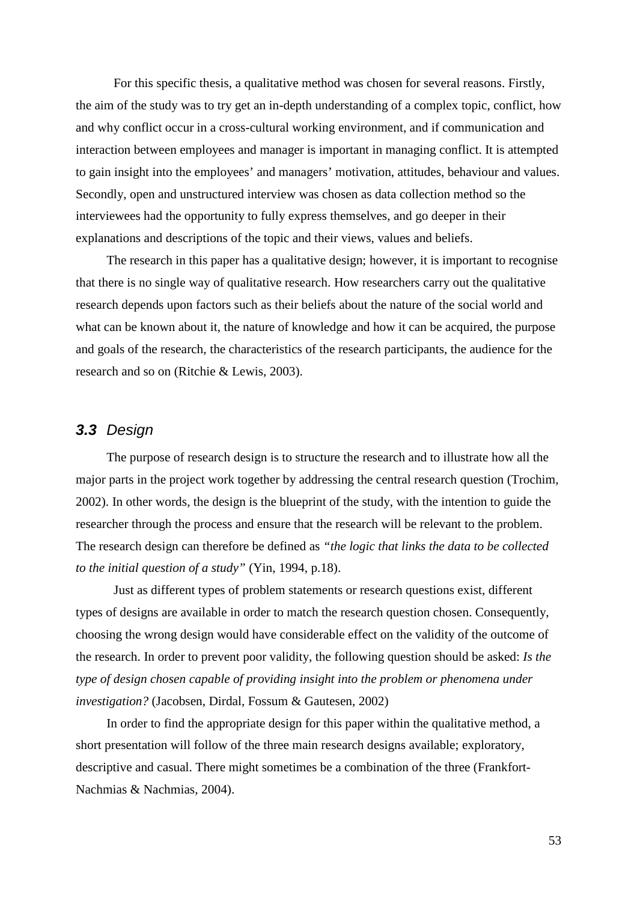For this specific thesis, a qualitative method was chosen for several reasons. Firstly, the aim of the study was to try get an in-depth understanding of a complex topic, conflict, how and why conflict occur in a cross-cultural working environment, and if communication and interaction between employees and manager is important in managing conflict. It is attempted to gain insight into the employees' and managers' motivation, attitudes, behaviour and values. Secondly, open and unstructured interview was chosen as data collection method so the interviewees had the opportunity to fully express themselves, and go deeper in their explanations and descriptions of the topic and their views, values and beliefs.

The research in this paper has a qualitative design; however, it is important to recognise that there is no single way of qualitative research. How researchers carry out the qualitative research depends upon factors such as their beliefs about the nature of the social world and what can be known about it, the nature of knowledge and how it can be acquired, the purpose and goals of the research, the characteristics of the research participants, the audience for the research and so on (Ritchie & Lewis, 2003).

## ***3.3*** *Design*

The purpose of research design is to structure the research and to illustrate how all the major parts in the project work together by addressing the central research question (Trochim, 2002). In other words, the design is the blueprint of the study, with the intention to guide the researcher through the process and ensure that the research will be relevant to the problem. The research design can therefore be defined as *"the logic that links the data to be collected to the initial question of a study"* (Yin, 1994, p.18).

Just as different types of problem statements or research questions exist, different types of designs are available in order to match the research question chosen. Consequently, choosing the wrong design would have considerable effect on the validity of the outcome of the research. In order to prevent poor validity, the following question should be asked: *Is the type of design chosen capable of providing insight into the problem or phenomena under investigation?* (Jacobsen, Dirdal, Fossum & Gautesen, 2002)

In order to find the appropriate design for this paper within the qualitative method, a short presentation will follow of the three main research designs available; exploratory, descriptive and casual. There might sometimes be a combination of the three (Frankfort-Nachmias & Nachmias, 2004).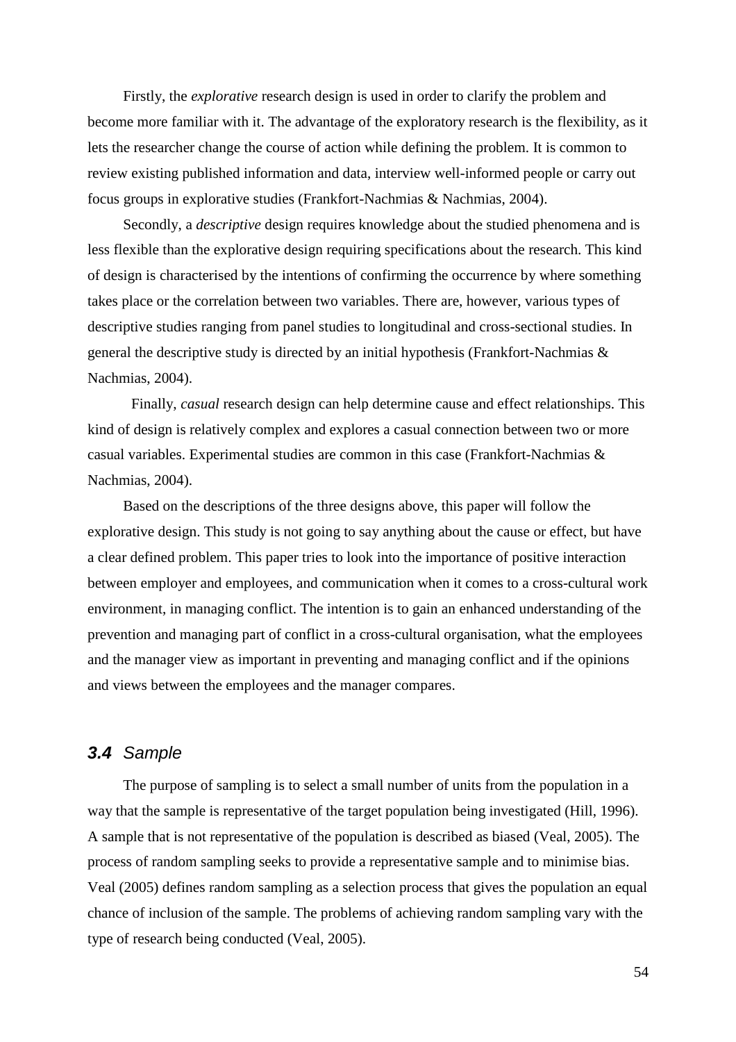Firstly, the *explorative* research design is used in order to clarify the problem and become more familiar with it. The advantage of the exploratory research is the flexibility, as it lets the researcher change the course of action while defining the problem. It is common to review existing published information and data, interview well-informed people or carry out focus groups in explorative studies (Frankfort-Nachmias & Nachmias, 2004).

Secondly, a *descriptive* design requires knowledge about the studied phenomena and is less flexible than the explorative design requiring specifications about the research. This kind of design is characterised by the intentions of confirming the occurrence by where something takes place or the correlation between two variables. There are, however, various types of descriptive studies ranging from panel studies to longitudinal and cross-sectional studies. In general the descriptive study is directed by an initial hypothesis (Frankfort-Nachmias & Nachmias, 2004).

Finally, *casual* research design can help determine cause and effect relationships. This kind of design is relatively complex and explores a casual connection between two or more casual variables. Experimental studies are common in this case (Frankfort-Nachmias & Nachmias, 2004).

Based on the descriptions of the three designs above, this paper will follow the explorative design. This study is not going to say anything about the cause or effect, but have a clear defined problem. This paper tries to look into the importance of positive interaction between employer and employees, and communication when it comes to a cross-cultural work environment, in managing conflict. The intention is to gain an enhanced understanding of the prevention and managing part of conflict in a cross-cultural organisation, what the employees and the manager view as important in preventing and managing conflict and if the opinions and views between the employees and the manager compares.

### ***3.4*** *Sample*

The purpose of sampling is to select a small number of units from the population in a way that the sample is representative of the target population being investigated (Hill, 1996). A sample that is not representative of the population is described as biased (Veal, 2005). The process of random sampling seeks to provide a representative sample and to minimise bias. Veal (2005) defines random sampling as a selection process that gives the population an equal chance of inclusion of the sample. The problems of achieving random sampling vary with the type of research being conducted (Veal, 2005).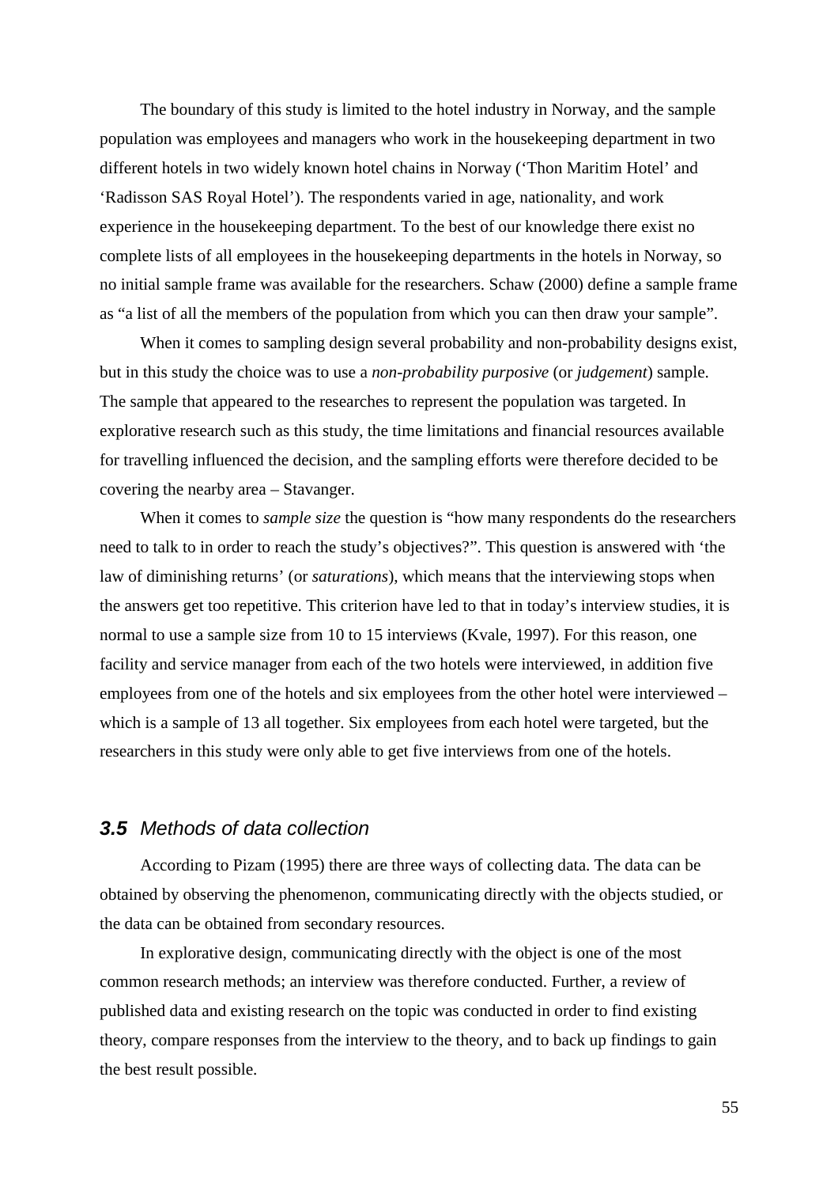The boundary of this study is limited to the hotel industry in Norway, and the sample population was employees and managers who work in the housekeeping department in two different hotels in two widely known hotel chains in Norway ('Thon Maritim Hotel' and 'Radisson SAS Royal Hotel'). The respondents varied in age, nationality, and work experience in the housekeeping department. To the best of our knowledge there exist no complete lists of all employees in the housekeeping departments in the hotels in Norway, so no initial sample frame was available for the researchers. Schaw (2000) define a sample frame as "a list of all the members of the population from which you can then draw your sample".

When it comes to sampling design several probability and non-probability designs exist, but in this study the choice was to use a *non-probability purposive* (or *judgement*) sample. The sample that appeared to the researches to represent the population was targeted. In explorative research such as this study, the time limitations and financial resources available for travelling influenced the decision, and the sampling efforts were therefore decided to be covering the nearby area – Stavanger.

When it comes to *sample size* the question is "how many respondents do the researchers need to talk to in order to reach the study's objectives?". This question is answered with 'the law of diminishing returns' (or *saturations*), which means that the interviewing stops when the answers get too repetitive. This criterion have led to that in today's interview studies, it is normal to use a sample size from 10 to 15 interviews (Kvale, 1997). For this reason, one facility and service manager from each of the two hotels were interviewed, in addition five employees from one of the hotels and six employees from the other hotel were interviewed – which is a sample of 13 all together. Six employees from each hotel were targeted, but the researchers in this study were only able to get five interviews from one of the hotels.

### ***3.5*** *Methods of data collection*

According to Pizam (1995) there are three ways of collecting data. The data can be obtained by observing the phenomenon, communicating directly with the objects studied, or the data can be obtained from secondary resources.

In explorative design, communicating directly with the object is one of the most common research methods; an interview was therefore conducted. Further, a review of published data and existing research on the topic was conducted in order to find existing theory, compare responses from the interview to the theory, and to back up findings to gain the best result possible.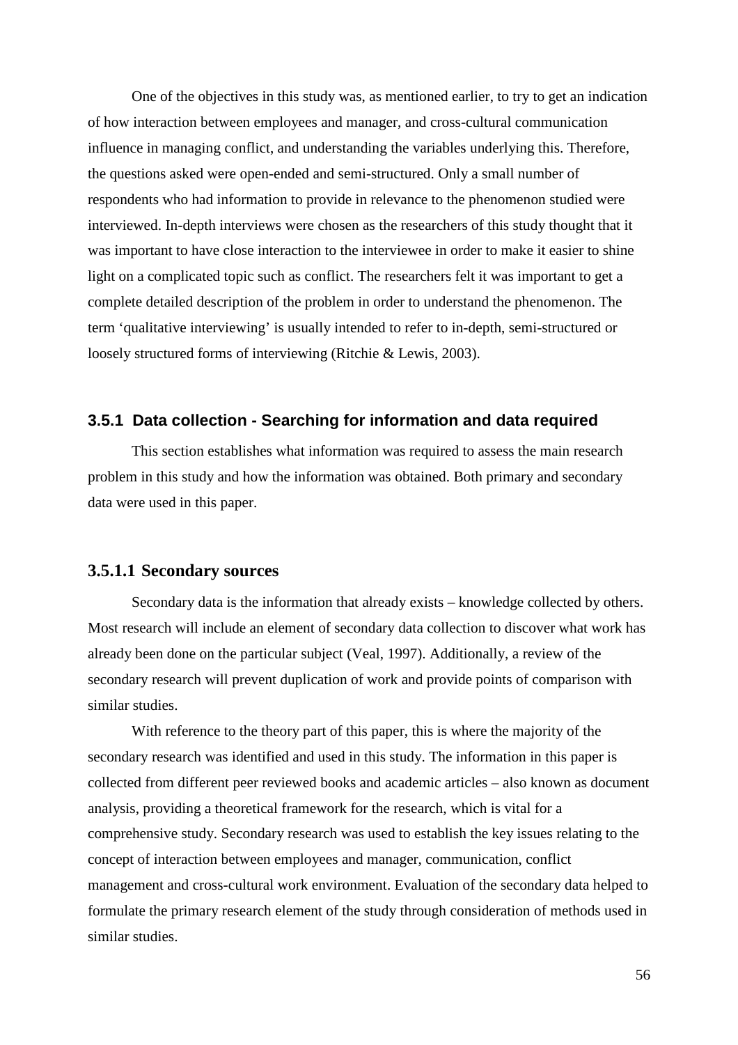One of the objectives in this study was, as mentioned earlier, to try to get an indication of how interaction between employees and manager, and cross-cultural communication influence in managing conflict, and understanding the variables underlying this. Therefore, the questions asked were open-ended and semi-structured. Only a small number of respondents who had information to provide in relevance to the phenomenon studied were interviewed. In-depth interviews were chosen as the researchers of this study thought that it was important to have close interaction to the interviewee in order to make it easier to shine light on a complicated topic such as conflict. The researchers felt it was important to get a complete detailed description of the problem in order to understand the phenomenon. The term 'qualitative interviewing' is usually intended to refer to in-depth, semi-structured or loosely structured forms of interviewing (Ritchie & Lewis, 2003).

### 3.5.1 Data collection - Searching for information and data required

This section establishes what information was required to assess the main research problem in this study and how the information was obtained. Both primary and secondary data were used in this paper.

#### 3.5.1.1 Secondary sources

Secondary data is the information that already exists – knowledge collected by others. Most research will include an element of secondary data collection to discover what work has already been done on the particular subject (Veal, 1997). Additionally, a review of the secondary research will prevent duplication of work and provide points of comparison with similar studies.

With reference to the theory part of this paper, this is where the majority of the secondary research was identified and used in this study. The information in this paper is collected from different peer reviewed books and academic articles – also known as document analysis, providing a theoretical framework for the research, which is vital for a comprehensive study. Secondary research was used to establish the key issues relating to the concept of interaction between employees and manager, communication, conflict management and cross-cultural work environment. Evaluation of the secondary data helped to formulate the primary research element of the study through consideration of methods used in similar studies.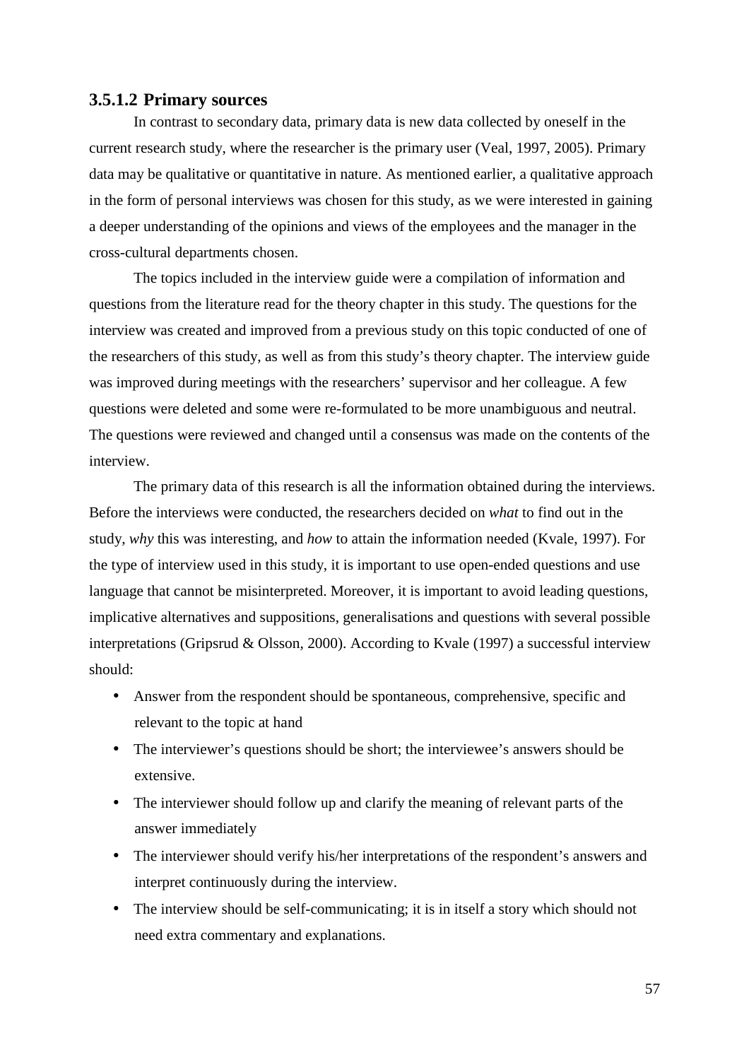### 3.5.1.2 Primary sources

In contrast to secondary data, primary data is new data collected by oneself in the current research study, where the researcher is the primary user (Veal, 1997, 2005). Primary data may be qualitative or quantitative in nature. As mentioned earlier, a qualitative approach in the form of personal interviews was chosen for this study, as we were interested in gaining a deeper understanding of the opinions and views of the employees and the manager in the cross-cultural departments chosen.

The topics included in the interview guide were a compilation of information and questions from the literature read for the theory chapter in this study. The questions for the interview was created and improved from a previous study on this topic conducted of one of the researchers of this study, as well as from this study's theory chapter. The interview guide was improved during meetings with the researchers' supervisor and her colleague. A few questions were deleted and some were re-formulated to be more unambiguous and neutral. The questions were reviewed and changed until a consensus was made on the contents of the interview.

The primary data of this research is all the information obtained during the interviews. Before the interviews were conducted, the researchers decided on *what* to find out in the study, *why* this was interesting, and *how* to attain the information needed (Kvale, 1997). For the type of interview used in this study, it is important to use open-ended questions and use language that cannot be misinterpreted. Moreover, it is important to avoid leading questions, implicative alternatives and suppositions, generalisations and questions with several possible interpretations (Gripsrud & Olsson, 2000). According to Kvale (1997) a successful interview should:

- Answer from the respondent should be spontaneous, comprehensive, specific and relevant to the topic at hand
- The interviewer's questions should be short; the interviewee's answers should be extensive.
- The interviewer should follow up and clarify the meaning of relevant parts of the answer immediately
- The interviewer should verify his/her interpretations of the respondent's answers and interpret continuously during the interview.
- The interview should be self-communicating; it is in itself a story which should not need extra commentary and explanations.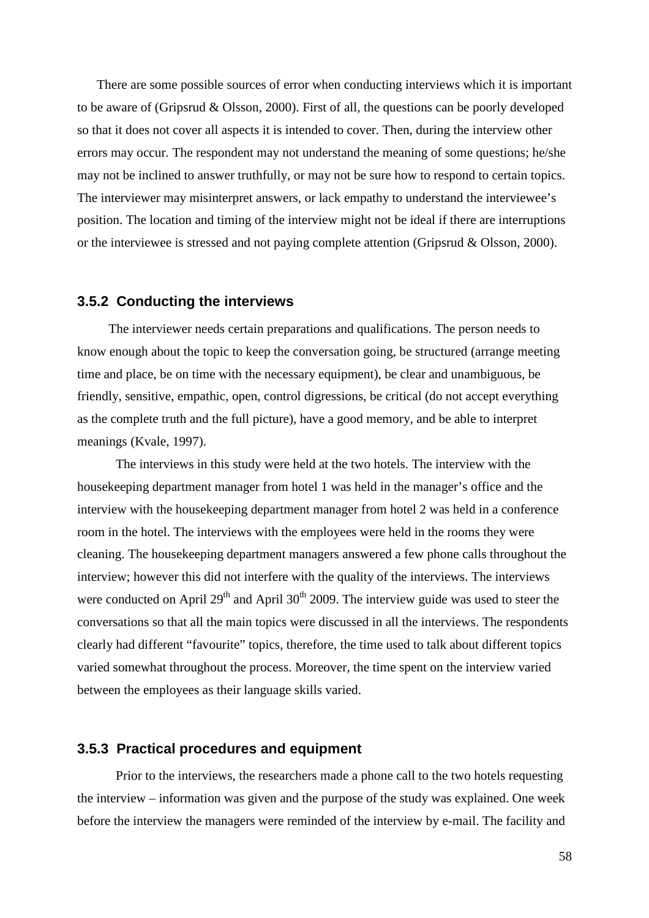There are some possible sources of error when conducting interviews which it is important to be aware of (Gripsrud & Olsson, 2000). First of all, the questions can be poorly developed so that it does not cover all aspects it is intended to cover. Then, during the interview other errors may occur. The respondent may not understand the meaning of some questions; he/she may not be inclined to answer truthfully, or may not be sure how to respond to certain topics. The interviewer may misinterpret answers, or lack empathy to understand the interviewee's position. The location and timing of the interview might not be ideal if there are interruptions or the interviewee is stressed and not paying complete attention (Gripsrud & Olsson, 2000).

### 3.5.2 Conducting the interviews

The interviewer needs certain preparations and qualifications. The person needs to know enough about the topic to keep the conversation going, be structured (arrange meeting time and place, be on time with the necessary equipment), be clear and unambiguous, be friendly, sensitive, empathic, open, control digressions, be critical (do not accept everything as the complete truth and the full picture), have a good memory, and be able to interpret meanings (Kvale, 1997).

The interviews in this study were held at the two hotels. The interview with the housekeeping department manager from hotel 1 was held in the manager's office and the interview with the housekeeping department manager from hotel 2 was held in a conference room in the hotel. The interviews with the employees were held in the rooms they were cleaning. The housekeeping department managers answered a few phone calls throughout the interview; however this did not interfere with the quality of the interviews. The interviews were conducted on April 29th and April 30th 2009. The interview guide was used to steer the conversations so that all the main topics were discussed in all the interviews. The respondents clearly had different "favourite" topics, therefore, the time used to talk about different topics varied somewhat throughout the process. Moreover, the time spent on the interview varied between the employees as their language skills varied.

### 3.5.3 Practical procedures and equipment

Prior to the interviews, the researchers made a phone call to the two hotels requesting the interview – information was given and the purpose of the study was explained. One week before the interview the managers were reminded of the interview by e-mail. The facility and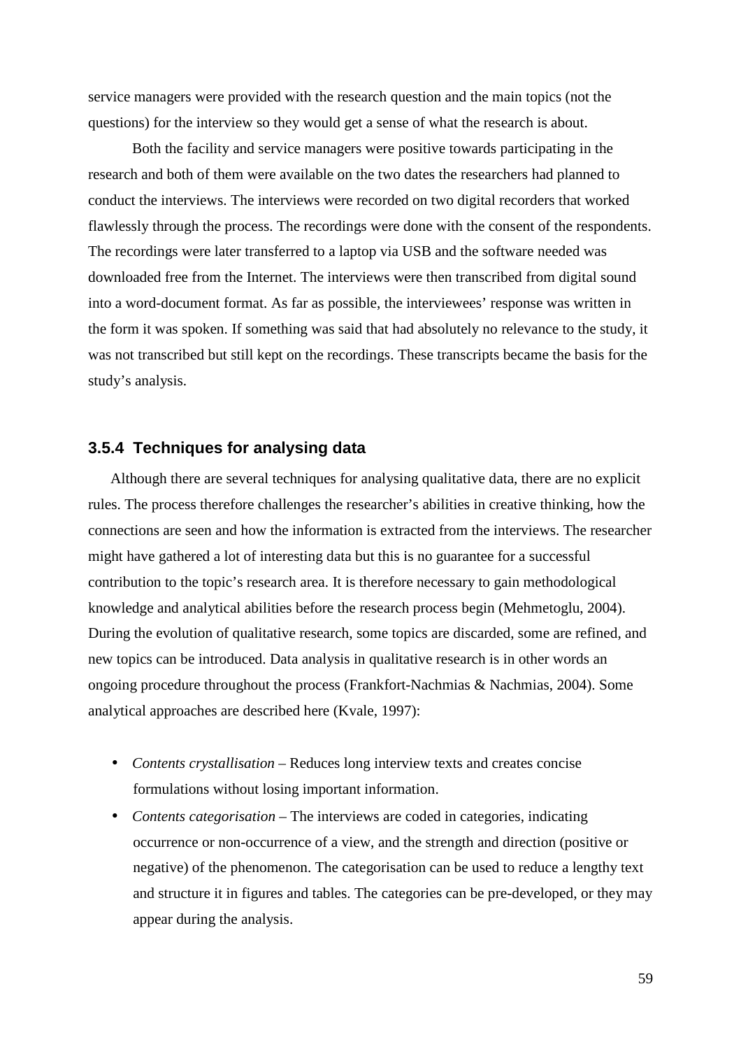service managers were provided with the research question and the main topics (not the questions) for the interview so they would get a sense of what the research is about.

Both the facility and service managers were positive towards participating in the research and both of them were available on the two dates the researchers had planned to conduct the interviews. The interviews were recorded on two digital recorders that worked flawlessly through the process. The recordings were done with the consent of the respondents. The recordings were later transferred to a laptop via USB and the software needed was downloaded free from the Internet. The interviews were then transcribed from digital sound into a word-document format. As far as possible, the interviewees' response was written in the form it was spoken. If something was said that had absolutely no relevance to the study, it was not transcribed but still kept on the recordings. These transcripts became the basis for the study's analysis.

### 3.5.4 Techniques for analysing data

Although there are several techniques for analysing qualitative data, there are no explicit rules. The process therefore challenges the researcher's abilities in creative thinking, how the connections are seen and how the information is extracted from the interviews. The researcher might have gathered a lot of interesting data but this is no guarantee for a successful contribution to the topic's research area. It is therefore necessary to gain methodological knowledge and analytical abilities before the research process begin (Mehmetoglu, 2004). During the evolution of qualitative research, some topics are discarded, some are refined, and new topics can be introduced. Data analysis in qualitative research is in other words an ongoing procedure throughout the process (Frankfort-Nachmias & Nachmias, 2004). Some analytical approaches are described here (Kvale, 1997):

- *Contents crystallisation* – Reduces long interview texts and creates concise formulations without losing important information.
- *Contents categorisation* – The interviews are coded in categories, indicating occurrence or non-occurrence of a view, and the strength and direction (positive or negative) of the phenomenon. The categorisation can be used to reduce a lengthy text and structure it in figures and tables. The categories can be pre-developed, or they may appear during the analysis.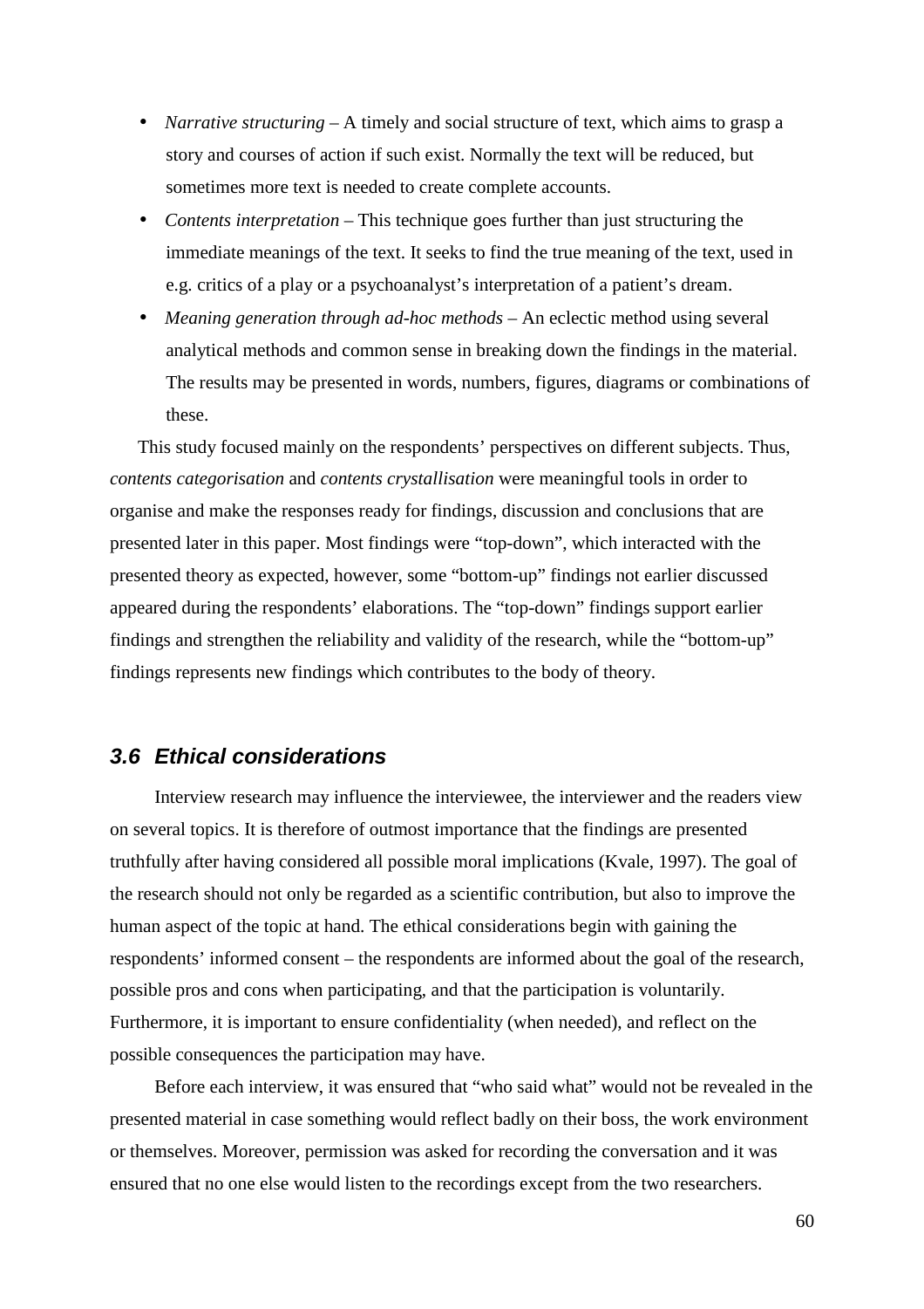- *Narrative structuring* – A timely and social structure of text, which aims to grasp a story and courses of action if such exist. Normally the text will be reduced, but sometimes more text is needed to create complete accounts.
- *Contents interpretation* – This technique goes further than just structuring the immediate meanings of the text. It seeks to find the true meaning of the text, used in e.g. critics of a play or a psychoanalyst's interpretation of a patient's dream.
- *Meaning generation through ad-hoc methods* – An eclectic method using several analytical methods and common sense in breaking down the findings in the material. The results may be presented in words, numbers, figures, diagrams or combinations of these.

This study focused mainly on the respondents' perspectives on different subjects. Thus, *contents categorisation* and *contents crystallisation* were meaningful tools in order to organise and make the responses ready for findings, discussion and conclusions that are presented later in this paper. Most findings were "top-down", which interacted with the presented theory as expected, however, some "bottom-up" findings not earlier discussed appeared during the respondents' elaborations. The "top-down" findings support earlier findings and strengthen the reliability and validity of the research, while the "bottom-up" findings represents new findings which contributes to the body of theory.

### 3.6 Ethical considerations

Interview research may influence the interviewee, the interviewer and the readers view on several topics. It is therefore of outmost importance that the findings are presented truthfully after having considered all possible moral implications (Kvale, 1997). The goal of the research should not only be regarded as a scientific contribution, but also to improve the human aspect of the topic at hand. The ethical considerations begin with gaining the respondents' informed consent – the respondents are informed about the goal of the research, possible pros and cons when participating, and that the participation is voluntarily. Furthermore, it is important to ensure confidentiality (when needed), and reflect on the possible consequences the participation may have.

Before each interview, it was ensured that "who said what" would not be revealed in the presented material in case something would reflect badly on their boss, the work environment or themselves. Moreover, permission was asked for recording the conversation and it was ensured that no one else would listen to the recordings except from the two researchers.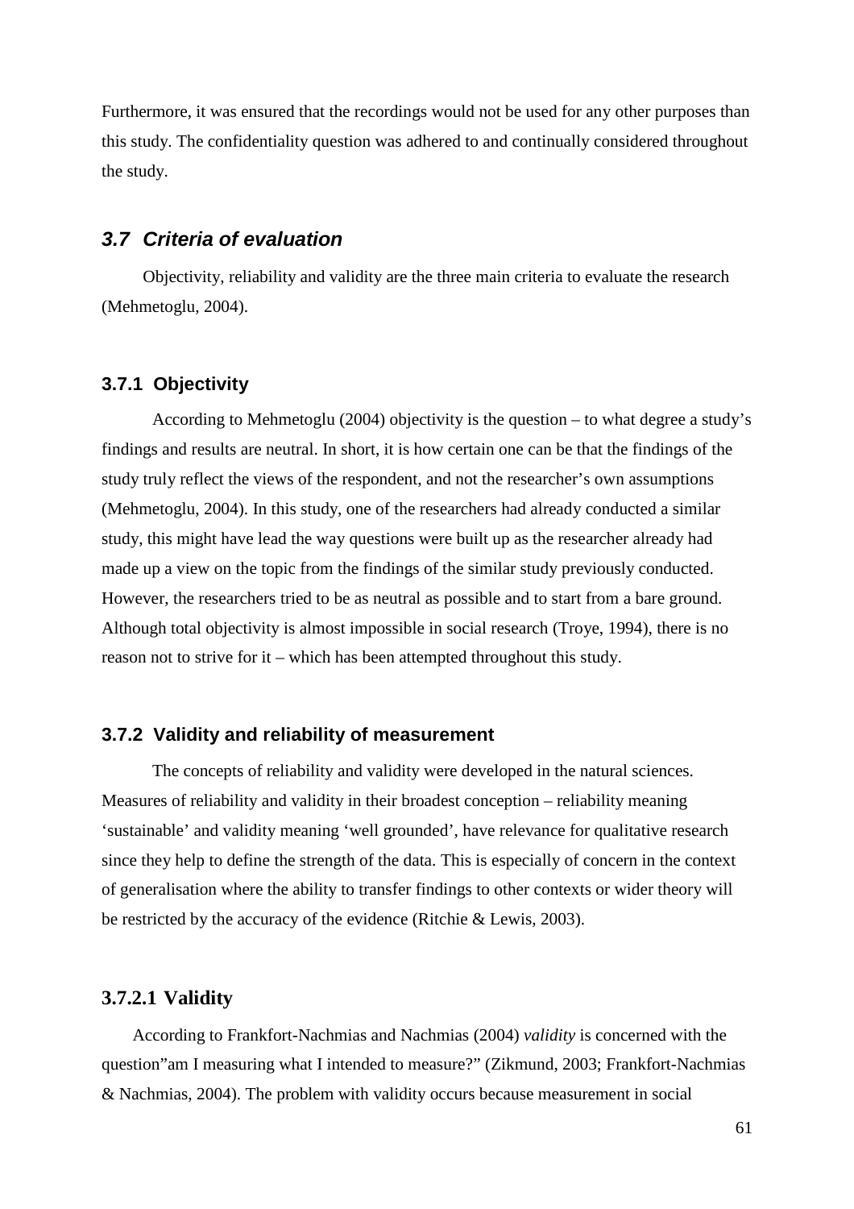Furthermore, it was ensured that the recordings would not be used for any other purposes than this study. The confidentiality question was adhered to and continually considered throughout the study.

## 3.7 Criteria of evaluation

Objectivity, reliability and validity are the three main criteria to evaluate the research (Mehmetoglu, 2004).

### 3.7.1 Objectivity

According to Mehmetoglu (2004) objectivity is the question – to what degree a study's findings and results are neutral. In short, it is how certain one can be that the findings of the study truly reflect the views of the respondent, and not the researcher's own assumptions (Mehmetoglu, 2004). In this study, one of the researchers had already conducted a similar study, this might have lead the way questions were built up as the researcher already had made up a view on the topic from the findings of the similar study previously conducted. However, the researchers tried to be as neutral as possible and to start from a bare ground. Although total objectivity is almost impossible in social research (Troye, 1994), there is no reason not to strive for it – which has been attempted throughout this study.

### 3.7.2 Validity and reliability of measurement

The concepts of reliability and validity were developed in the natural sciences. Measures of reliability and validity in their broadest conception – reliability meaning 'sustainable' and validity meaning 'well grounded', have relevance for qualitative research since they help to define the strength of the data. This is especially of concern in the context of generalisation where the ability to transfer findings to other contexts or wider theory will be restricted by the accuracy of the evidence (Ritchie & Lewis, 2003).

#### 3.7.2.1 Validity

According to Frankfort-Nachmias and Nachmias (2004) *validity* is concerned with the question"am I measuring what I intended to measure?" (Zikmund, 2003; Frankfort-Nachmias & Nachmias, 2004). The problem with validity occurs because measurement in social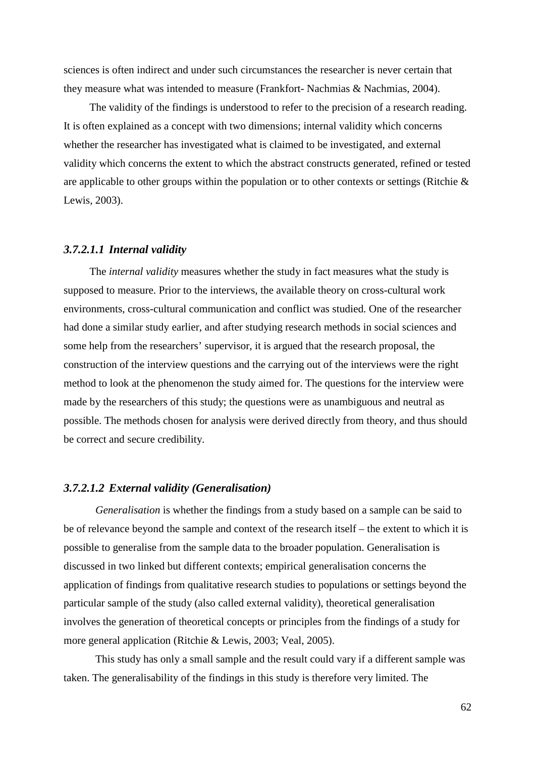sciences is often indirect and under such circumstances the researcher is never certain that they measure what was intended to measure (Frankfort- Nachmias & Nachmias, 2004).

The validity of the findings is understood to refer to the precision of a research reading. It is often explained as a concept with two dimensions; internal validity which concerns whether the researcher has investigated what is claimed to be investigated, and external validity which concerns the extent to which the abstract constructs generated, refined or tested are applicable to other groups within the population or to other contexts or settings (Ritchie & Lewis, 2003).

#### *3.7.2.1.1 Internal validity*

The *internal validity* measures whether the study in fact measures what the study is supposed to measure. Prior to the interviews, the available theory on cross-cultural work environments, cross-cultural communication and conflict was studied. One of the researcher had done a similar study earlier, and after studying research methods in social sciences and some help from the researchers' supervisor, it is argued that the research proposal, the construction of the interview questions and the carrying out of the interviews were the right method to look at the phenomenon the study aimed for. The questions for the interview were made by the researchers of this study; the questions were as unambiguous and neutral as possible. The methods chosen for analysis were derived directly from theory, and thus should be correct and secure credibility.

#### *3.7.2.1.2 External validity (Generalisation)*

*Generalisation* is whether the findings from a study based on a sample can be said to be of relevance beyond the sample and context of the research itself – the extent to which it is possible to generalise from the sample data to the broader population. Generalisation is discussed in two linked but different contexts; empirical generalisation concerns the application of findings from qualitative research studies to populations or settings beyond the particular sample of the study (also called external validity), theoretical generalisation involves the generation of theoretical concepts or principles from the findings of a study for more general application (Ritchie & Lewis, 2003; Veal, 2005).

This study has only a small sample and the result could vary if a different sample was taken. The generalisability of the findings in this study is therefore very limited. The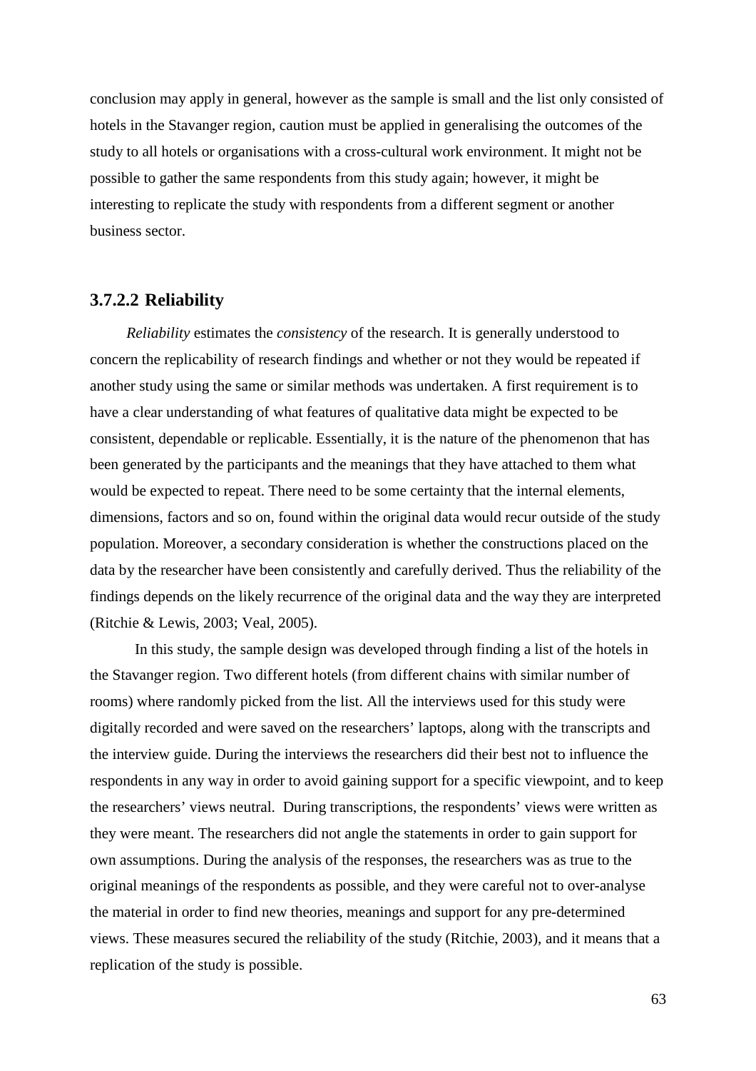conclusion may apply in general, however as the sample is small and the list only consisted of hotels in the Stavanger region, caution must be applied in generalising the outcomes of the study to all hotels or organisations with a cross-cultural work environment. It might not be possible to gather the same respondents from this study again; however, it might be interesting to replicate the study with respondents from a different segment or another business sector.

#### 3.7.2.2 Reliability

*Reliability* estimates the *consistency* of the research. It is generally understood to concern the replicability of research findings and whether or not they would be repeated if another study using the same or similar methods was undertaken. A first requirement is to have a clear understanding of what features of qualitative data might be expected to be consistent, dependable or replicable. Essentially, it is the nature of the phenomenon that has been generated by the participants and the meanings that they have attached to them what would be expected to repeat. There need to be some certainty that the internal elements, dimensions, factors and so on, found within the original data would recur outside of the study population. Moreover, a secondary consideration is whether the constructions placed on the data by the researcher have been consistently and carefully derived. Thus the reliability of the findings depends on the likely recurrence of the original data and the way they are interpreted (Ritchie & Lewis, 2003; Veal, 2005).

In this study, the sample design was developed through finding a list of the hotels in the Stavanger region. Two different hotels (from different chains with similar number of rooms) where randomly picked from the list. All the interviews used for this study were digitally recorded and were saved on the researchers' laptops, along with the transcripts and the interview guide. During the interviews the researchers did their best not to influence the respondents in any way in order to avoid gaining support for a specific viewpoint, and to keep the researchers' views neutral. During transcriptions, the respondents' views were written as they were meant. The researchers did not angle the statements in order to gain support for own assumptions. During the analysis of the responses, the researchers was as true to the original meanings of the respondents as possible, and they were careful not to over-analyse the material in order to find new theories, meanings and support for any pre-determined views. These measures secured the reliability of the study (Ritchie, 2003), and it means that a replication of the study is possible.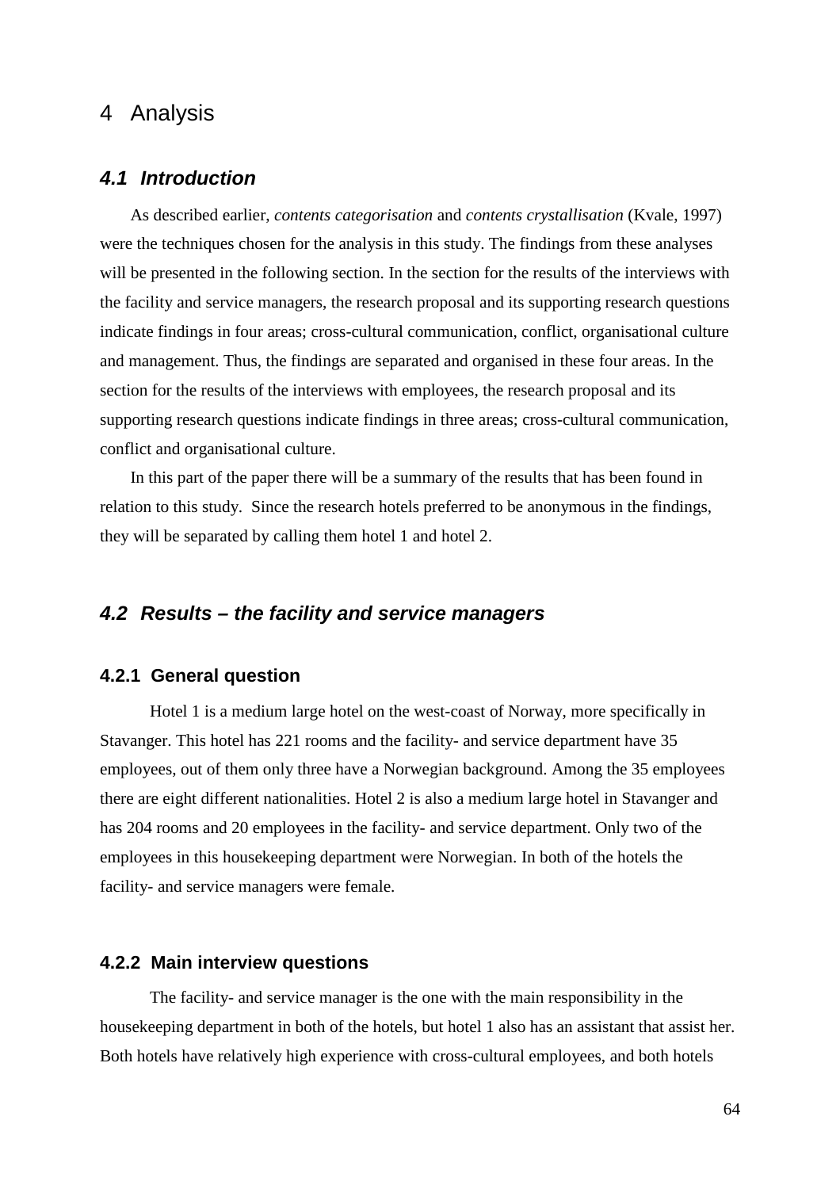# 4 Analysis

## *4.1 Introduction*

As described earlier, *contents categorisation* and *contents crystallisation* (Kvale, 1997) were the techniques chosen for the analysis in this study. The findings from these analyses will be presented in the following section. In the section for the results of the interviews with the facility and service managers, the research proposal and its supporting research questions indicate findings in four areas; cross-cultural communication, conflict, organisational culture and management. Thus, the findings are separated and organised in these four areas. In the section for the results of the interviews with employees, the research proposal and its supporting research questions indicate findings in three areas; cross-cultural communication, conflict and organisational culture.

In this part of the paper there will be a summary of the results that has been found in relation to this study. Since the research hotels preferred to be anonymous in the findings, they will be separated by calling them hotel 1 and hotel 2.

## *4.2 Results – the facility and service managers*

### 4.2.1 General question

Hotel 1 is a medium large hotel on the west-coast of Norway, more specifically in Stavanger. This hotel has 221 rooms and the facility- and service department have 35 employees, out of them only three have a Norwegian background. Among the 35 employees there are eight different nationalities. Hotel 2 is also a medium large hotel in Stavanger and has 204 rooms and 20 employees in the facility- and service department. Only two of the employees in this housekeeping department were Norwegian. In both of the hotels the facility- and service managers were female.

### 4.2.2 Main interview questions

The facility- and service manager is the one with the main responsibility in the housekeeping department in both of the hotels, but hotel 1 also has an assistant that assist her. Both hotels have relatively high experience with cross-cultural employees, and both hotels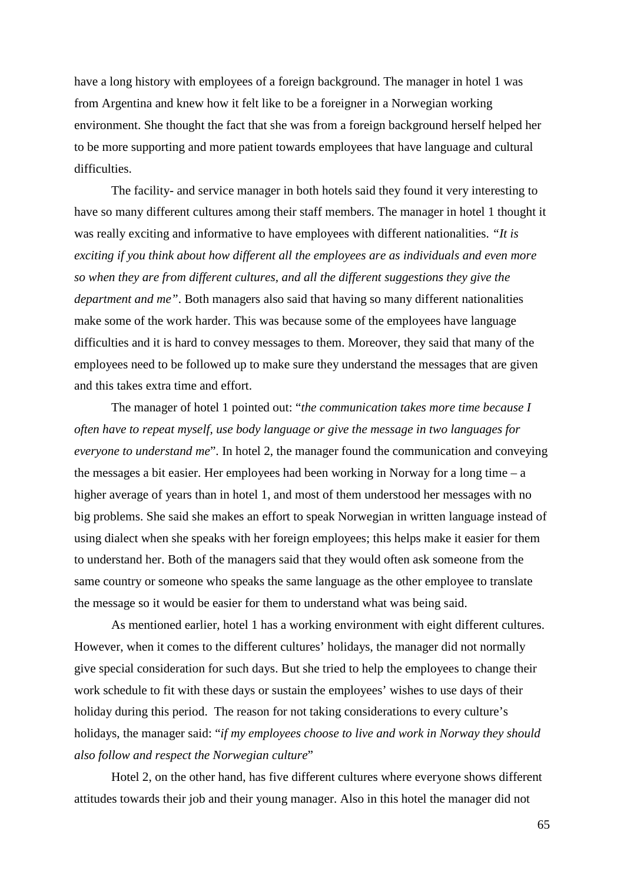have a long history with employees of a foreign background. The manager in hotel 1 was from Argentina and knew how it felt like to be a foreigner in a Norwegian working environment. She thought the fact that she was from a foreign background herself helped her to be more supporting and more patient towards employees that have language and cultural difficulties.

The facility- and service manager in both hotels said they found it very interesting to have so many different cultures among their staff members. The manager in hotel 1 thought it was really exciting and informative to have employees with different nationalities. *"It is exciting if you think about how different all the employees are as individuals and even more so when they are from different cultures, and all the different suggestions they give the department and me"*. Both managers also said that having so many different nationalities make some of the work harder. This was because some of the employees have language difficulties and it is hard to convey messages to them. Moreover, they said that many of the employees need to be followed up to make sure they understand the messages that are given and this takes extra time and effort.

The manager of hotel 1 pointed out: "*the communication takes more time because I often have to repeat myself, use body language or give the message in two languages for everyone to understand me*". In hotel 2, the manager found the communication and conveying the messages a bit easier. Her employees had been working in Norway for a long time – a higher average of years than in hotel 1, and most of them understood her messages with no big problems. She said she makes an effort to speak Norwegian in written language instead of using dialect when she speaks with her foreign employees; this helps make it easier for them to understand her. Both of the managers said that they would often ask someone from the same country or someone who speaks the same language as the other employee to translate the message so it would be easier for them to understand what was being said.

As mentioned earlier, hotel 1 has a working environment with eight different cultures. However, when it comes to the different cultures' holidays, the manager did not normally give special consideration for such days. But she tried to help the employees to change their work schedule to fit with these days or sustain the employees' wishes to use days of their holiday during this period. The reason for not taking considerations to every culture's holidays, the manager said: "*if my employees choose to live and work in Norway they should also follow and respect the Norwegian culture*"

Hotel 2, on the other hand, has five different cultures where everyone shows different attitudes towards their job and their young manager. Also in this hotel the manager did not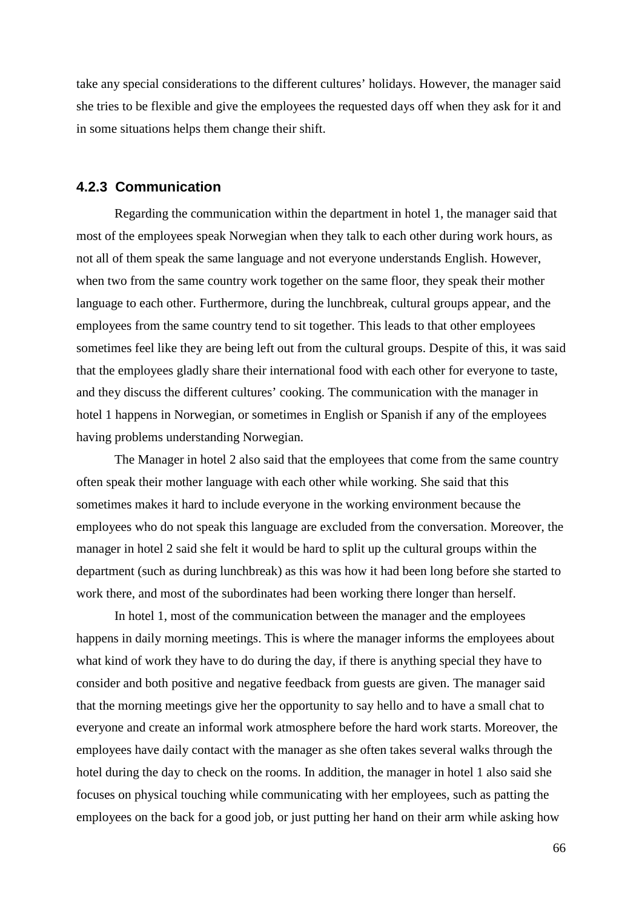take any special considerations to the different cultures' holidays. However, the manager said she tries to be flexible and give the employees the requested days off when they ask for it and in some situations helps them change their shift.

### 4.2.3 Communication

Regarding the communication within the department in hotel 1, the manager said that most of the employees speak Norwegian when they talk to each other during work hours, as not all of them speak the same language and not everyone understands English. However, when two from the same country work together on the same floor, they speak their mother language to each other. Furthermore, during the lunchbreak, cultural groups appear, and the employees from the same country tend to sit together. This leads to that other employees sometimes feel like they are being left out from the cultural groups. Despite of this, it was said that the employees gladly share their international food with each other for everyone to taste, and they discuss the different cultures' cooking. The communication with the manager in hotel 1 happens in Norwegian, or sometimes in English or Spanish if any of the employees having problems understanding Norwegian.

The Manager in hotel 2 also said that the employees that come from the same country often speak their mother language with each other while working. She said that this sometimes makes it hard to include everyone in the working environment because the employees who do not speak this language are excluded from the conversation. Moreover, the manager in hotel 2 said she felt it would be hard to split up the cultural groups within the department (such as during lunchbreak) as this was how it had been long before she started to work there, and most of the subordinates had been working there longer than herself.

In hotel 1, most of the communication between the manager and the employees happens in daily morning meetings. This is where the manager informs the employees about what kind of work they have to do during the day, if there is anything special they have to consider and both positive and negative feedback from guests are given. The manager said that the morning meetings give her the opportunity to say hello and to have a small chat to everyone and create an informal work atmosphere before the hard work starts. Moreover, the employees have daily contact with the manager as she often takes several walks through the hotel during the day to check on the rooms. In addition, the manager in hotel 1 also said she focuses on physical touching while communicating with her employees, such as patting the employees on the back for a good job, or just putting her hand on their arm while asking how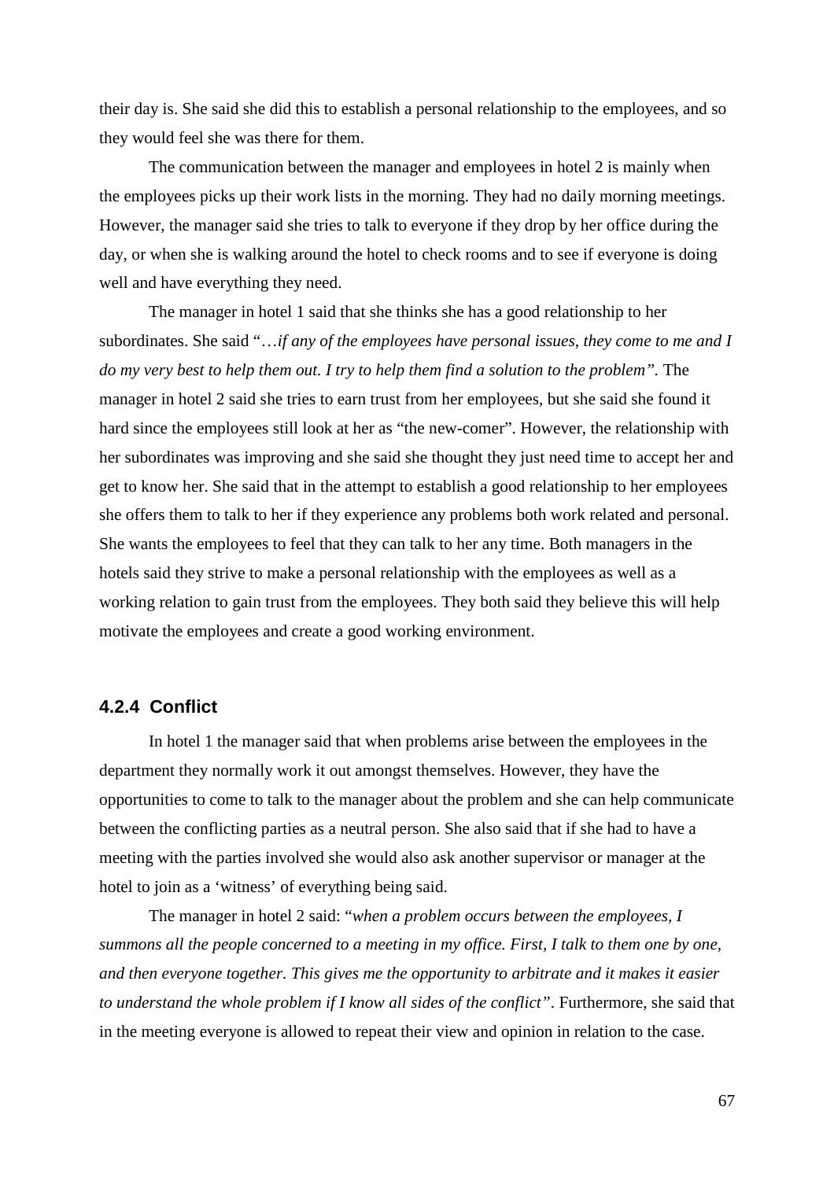their day is. She said she did this to establish a personal relationship to the employees, and so they would feel she was there for them.

The communication between the manager and employees in hotel 2 is mainly when the employees picks up their work lists in the morning. They had no daily morning meetings. However, the manager said she tries to talk to everyone if they drop by her office during the day, or when she is walking around the hotel to check rooms and to see if everyone is doing well and have everything they need.

The manager in hotel 1 said that she thinks she has a good relationship to her subordinates. She said "*…if any of the employees have personal issues, they come to me and I do my very best to help them out. I try to help them find a solution to the problem".* The manager in hotel 2 said she tries to earn trust from her employees, but she said she found it hard since the employees still look at her as "the new-comer". However, the relationship with her subordinates was improving and she said she thought they just need time to accept her and get to know her. She said that in the attempt to establish a good relationship to her employees she offers them to talk to her if they experience any problems both work related and personal. She wants the employees to feel that they can talk to her any time. Both managers in the hotels said they strive to make a personal relationship with the employees as well as a working relation to gain trust from the employees. They both said they believe this will help motivate the employees and create a good working environment.

### 4.2.4 Conflict

In hotel 1 the manager said that when problems arise between the employees in the department they normally work it out amongst themselves. However, they have the opportunities to come to talk to the manager about the problem and she can help communicate between the conflicting parties as a neutral person. She also said that if she had to have a meeting with the parties involved she would also ask another supervisor or manager at the hotel to join as a 'witness' of everything being said.

The manager in hotel 2 said: "*when a problem occurs between the employees, I summons all the people concerned to a meeting in my office. First, I talk to them one by one, and then everyone together. This gives me the opportunity to arbitrate and it makes it easier to understand the whole problem if I know all sides of the conflict"*. Furthermore, she said that in the meeting everyone is allowed to repeat their view and opinion in relation to the case.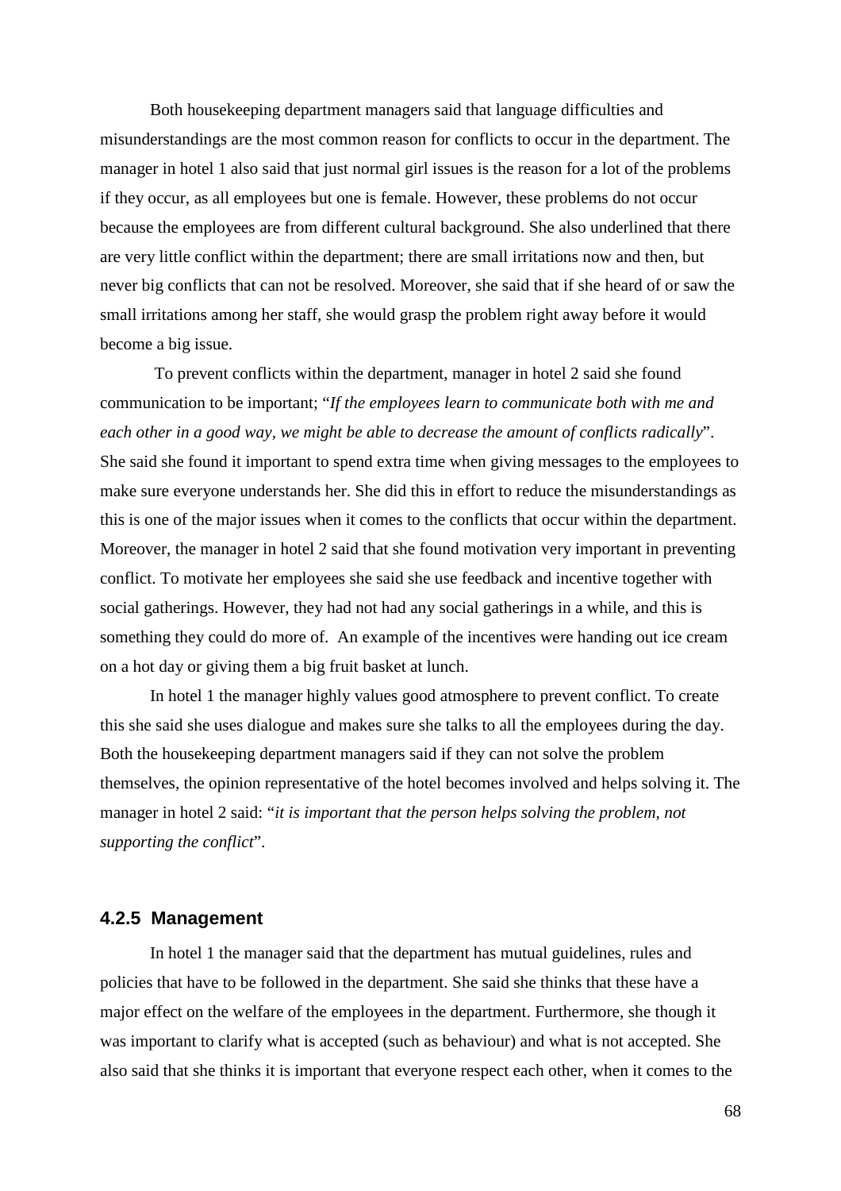Both housekeeping department managers said that language difficulties and misunderstandings are the most common reason for conflicts to occur in the department. The manager in hotel 1 also said that just normal girl issues is the reason for a lot of the problems if they occur, as all employees but one is female. However, these problems do not occur because the employees are from different cultural background. She also underlined that there are very little conflict within the department; there are small irritations now and then, but never big conflicts that can not be resolved. Moreover, she said that if she heard of or saw the small irritations among her staff, she would grasp the problem right away before it would become a big issue.

To prevent conflicts within the department, manager in hotel 2 said she found communication to be important; "*If the employees learn to communicate both with me and each other in a good way, we might be able to decrease the amount of conflicts radically*". She said she found it important to spend extra time when giving messages to the employees to make sure everyone understands her. She did this in effort to reduce the misunderstandings as this is one of the major issues when it comes to the conflicts that occur within the department. Moreover, the manager in hotel 2 said that she found motivation very important in preventing conflict. To motivate her employees she said she use feedback and incentive together with social gatherings. However, they had not had any social gatherings in a while, and this is something they could do more of. An example of the incentives were handing out ice cream on a hot day or giving them a big fruit basket at lunch.

In hotel 1 the manager highly values good atmosphere to prevent conflict. To create this she said she uses dialogue and makes sure she talks to all the employees during the day. Both the housekeeping department managers said if they can not solve the problem themselves, the opinion representative of the hotel becomes involved and helps solving it. The manager in hotel 2 said: "*it is important that the person helps solving the problem, not supporting the conflict*".

### 4.2.5 Management

In hotel 1 the manager said that the department has mutual guidelines, rules and policies that have to be followed in the department. She said she thinks that these have a major effect on the welfare of the employees in the department. Furthermore, she though it was important to clarify what is accepted (such as behaviour) and what is not accepted. She also said that she thinks it is important that everyone respect each other, when it comes to the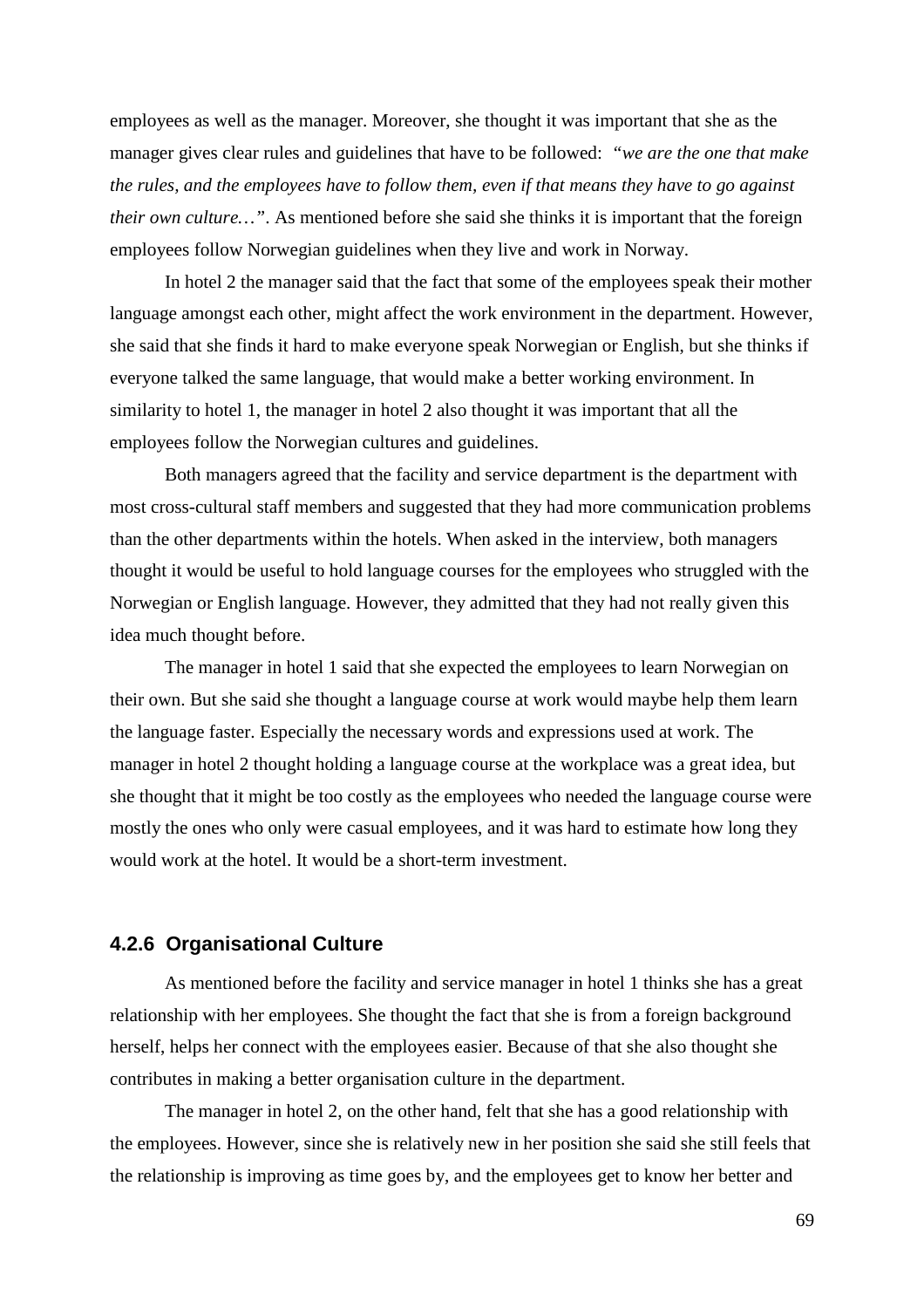employees as well as the manager. Moreover, she thought it was important that she as the manager gives clear rules and guidelines that have to be followed: *"we are the one that make the rules, and the employees have to follow them, even if that means they have to go against their own culture…"*. As mentioned before she said she thinks it is important that the foreign employees follow Norwegian guidelines when they live and work in Norway.

In hotel 2 the manager said that the fact that some of the employees speak their mother language amongst each other, might affect the work environment in the department. However, she said that she finds it hard to make everyone speak Norwegian or English, but she thinks if everyone talked the same language, that would make a better working environment. In similarity to hotel 1, the manager in hotel 2 also thought it was important that all the employees follow the Norwegian cultures and guidelines.

Both managers agreed that the facility and service department is the department with most cross-cultural staff members and suggested that they had more communication problems than the other departments within the hotels. When asked in the interview, both managers thought it would be useful to hold language courses for the employees who struggled with the Norwegian or English language. However, they admitted that they had not really given this idea much thought before.

The manager in hotel 1 said that she expected the employees to learn Norwegian on their own. But she said she thought a language course at work would maybe help them learn the language faster. Especially the necessary words and expressions used at work. The manager in hotel 2 thought holding a language course at the workplace was a great idea, but she thought that it might be too costly as the employees who needed the language course were mostly the ones who only were casual employees, and it was hard to estimate how long they would work at the hotel. It would be a short-term investment.

### 4.2.6 Organisational Culture

As mentioned before the facility and service manager in hotel 1 thinks she has a great relationship with her employees. She thought the fact that she is from a foreign background herself, helps her connect with the employees easier. Because of that she also thought she contributes in making a better organisation culture in the department.

The manager in hotel 2, on the other hand, felt that she has a good relationship with the employees. However, since she is relatively new in her position she said she still feels that the relationship is improving as time goes by, and the employees get to know her better and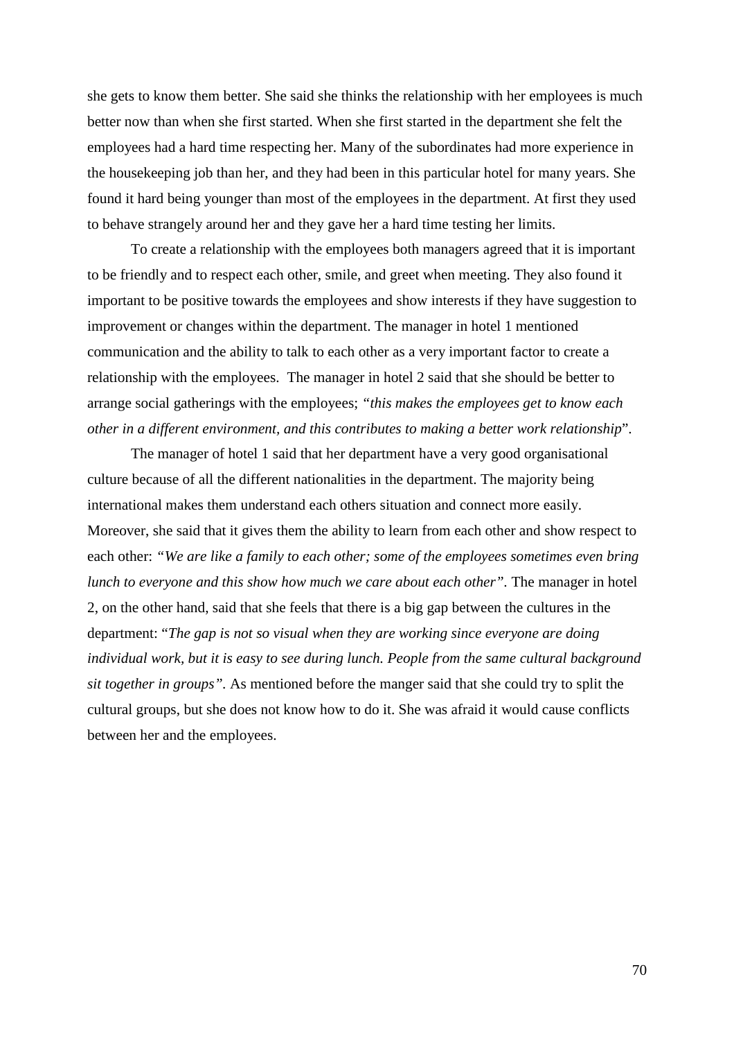she gets to know them better. She said she thinks the relationship with her employees is much better now than when she first started. When she first started in the department she felt the employees had a hard time respecting her. Many of the subordinates had more experience in the housekeeping job than her, and they had been in this particular hotel for many years. She found it hard being younger than most of the employees in the department. At first they used to behave strangely around her and they gave her a hard time testing her limits.

To create a relationship with the employees both managers agreed that it is important to be friendly and to respect each other, smile, and greet when meeting. They also found it important to be positive towards the employees and show interests if they have suggestion to improvement or changes within the department. The manager in hotel 1 mentioned communication and the ability to talk to each other as a very important factor to create a relationship with the employees. The manager in hotel 2 said that she should be better to arrange social gatherings with the employees; *"this makes the employees get to know each other in a different environment, and this contributes to making a better work relationship*".

The manager of hotel 1 said that her department have a very good organisational culture because of all the different nationalities in the department. The majority being international makes them understand each others situation and connect more easily. Moreover, she said that it gives them the ability to learn from each other and show respect to each other: *"We are like a family to each other; some of the employees sometimes even bring lunch to everyone and this show how much we care about each other".* The manager in hotel 2, on the other hand, said that she feels that there is a big gap between the cultures in the department: "*The gap is not so visual when they are working since everyone are doing individual work, but it is easy to see during lunch. People from the same cultural background sit together in groups".* As mentioned before the manger said that she could try to split the cultural groups, but she does not know how to do it. She was afraid it would cause conflicts between her and the employees.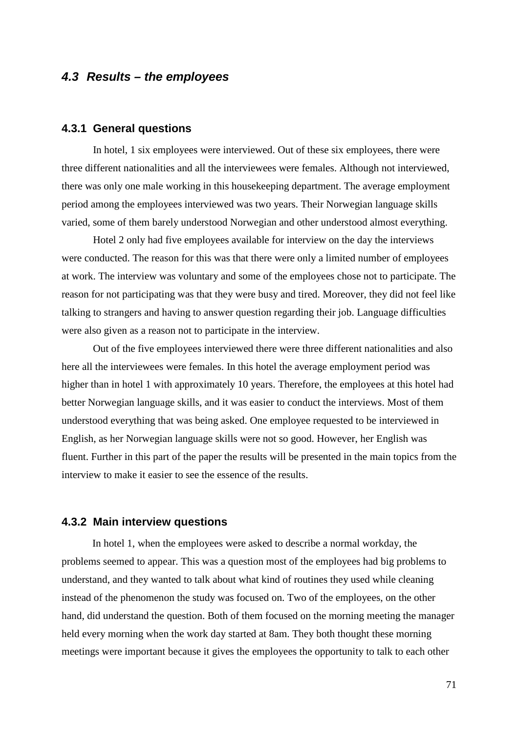## 4.3 Results – the employees

### 4.3.1 General questions

In hotel, 1 six employees were interviewed. Out of these six employees, there were three different nationalities and all the interviewees were females. Although not interviewed, there was only one male working in this housekeeping department. The average employment period among the employees interviewed was two years. Their Norwegian language skills varied, some of them barely understood Norwegian and other understood almost everything.

Hotel 2 only had five employees available for interview on the day the interviews were conducted. The reason for this was that there were only a limited number of employees at work. The interview was voluntary and some of the employees chose not to participate. The reason for not participating was that they were busy and tired. Moreover, they did not feel like talking to strangers and having to answer question regarding their job. Language difficulties were also given as a reason not to participate in the interview.

Out of the five employees interviewed there were three different nationalities and also here all the interviewees were females. In this hotel the average employment period was higher than in hotel 1 with approximately 10 years. Therefore, the employees at this hotel had better Norwegian language skills, and it was easier to conduct the interviews. Most of them understood everything that was being asked. One employee requested to be interviewed in English, as her Norwegian language skills were not so good. However, her English was fluent. Further in this part of the paper the results will be presented in the main topics from the interview to make it easier to see the essence of the results.

### 4.3.2 Main interview questions

In hotel 1, when the employees were asked to describe a normal workday, the problems seemed to appear. This was a question most of the employees had big problems to understand, and they wanted to talk about what kind of routines they used while cleaning instead of the phenomenon the study was focused on. Two of the employees, on the other hand, did understand the question. Both of them focused on the morning meeting the manager held every morning when the work day started at 8am. They both thought these morning meetings were important because it gives the employees the opportunity to talk to each other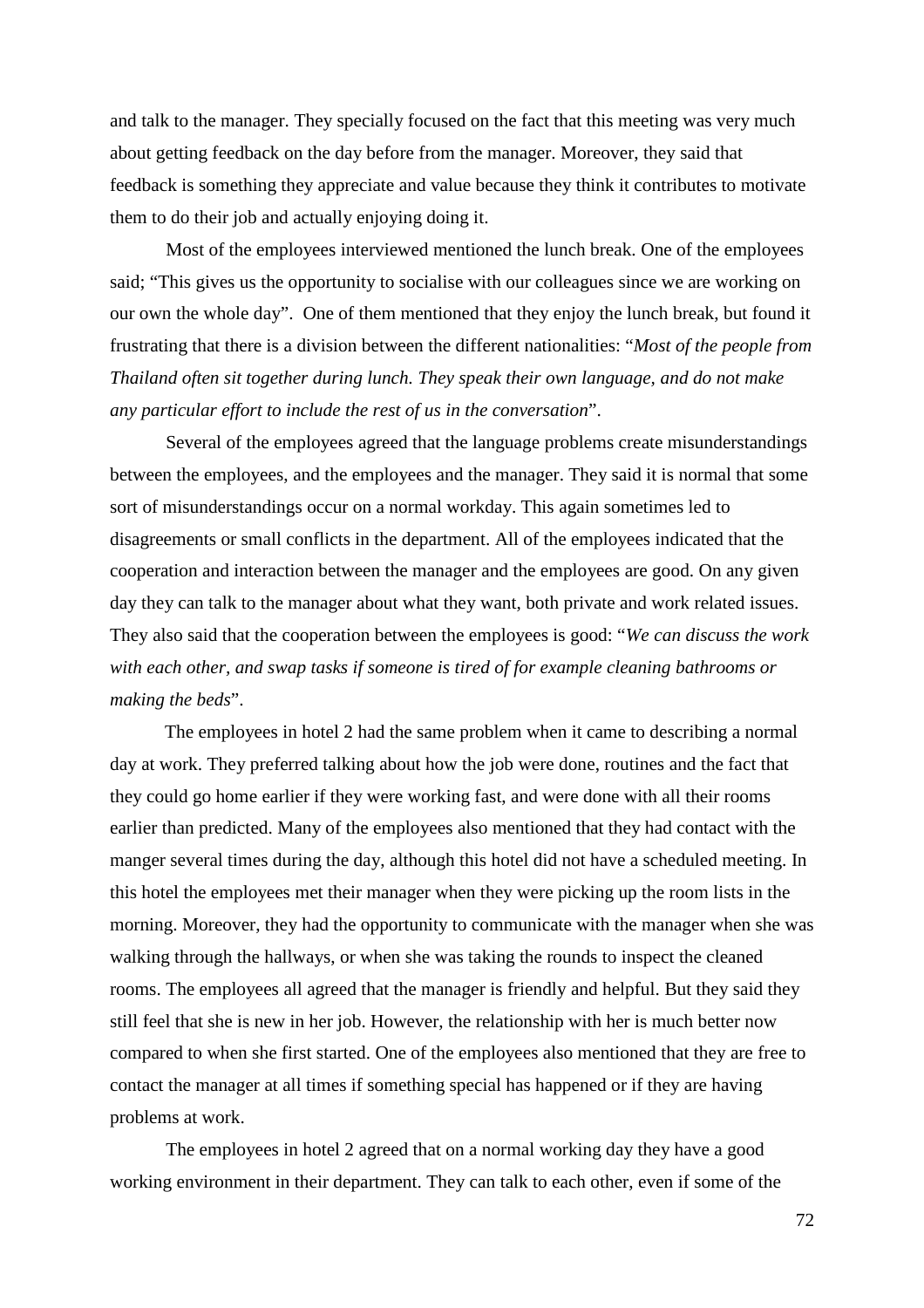and talk to the manager. They specially focused on the fact that this meeting was very much about getting feedback on the day before from the manager. Moreover, they said that feedback is something they appreciate and value because they think it contributes to motivate them to do their job and actually enjoying doing it.

Most of the employees interviewed mentioned the lunch break. One of the employees said; "This gives us the opportunity to socialise with our colleagues since we are working on our own the whole day". One of them mentioned that they enjoy the lunch break, but found it frustrating that there is a division between the different nationalities: "*Most of the people from Thailand often sit together during lunch. They speak their own language, and do not make any particular effort to include the rest of us in the conversation*".

Several of the employees agreed that the language problems create misunderstandings between the employees, and the employees and the manager. They said it is normal that some sort of misunderstandings occur on a normal workday. This again sometimes led to disagreements or small conflicts in the department. All of the employees indicated that the cooperation and interaction between the manager and the employees are good. On any given day they can talk to the manager about what they want, both private and work related issues. They also said that the cooperation between the employees is good: "*We can discuss the work with each other, and swap tasks if someone is tired of for example cleaning bathrooms or making the beds*".

The employees in hotel 2 had the same problem when it came to describing a normal day at work. They preferred talking about how the job were done, routines and the fact that they could go home earlier if they were working fast, and were done with all their rooms earlier than predicted. Many of the employees also mentioned that they had contact with the manger several times during the day, although this hotel did not have a scheduled meeting. In this hotel the employees met their manager when they were picking up the room lists in the morning. Moreover, they had the opportunity to communicate with the manager when she was walking through the hallways, or when she was taking the rounds to inspect the cleaned rooms. The employees all agreed that the manager is friendly and helpful. But they said they still feel that she is new in her job. However, the relationship with her is much better now compared to when she first started. One of the employees also mentioned that they are free to contact the manager at all times if something special has happened or if they are having problems at work.

The employees in hotel 2 agreed that on a normal working day they have a good working environment in their department. They can talk to each other, even if some of the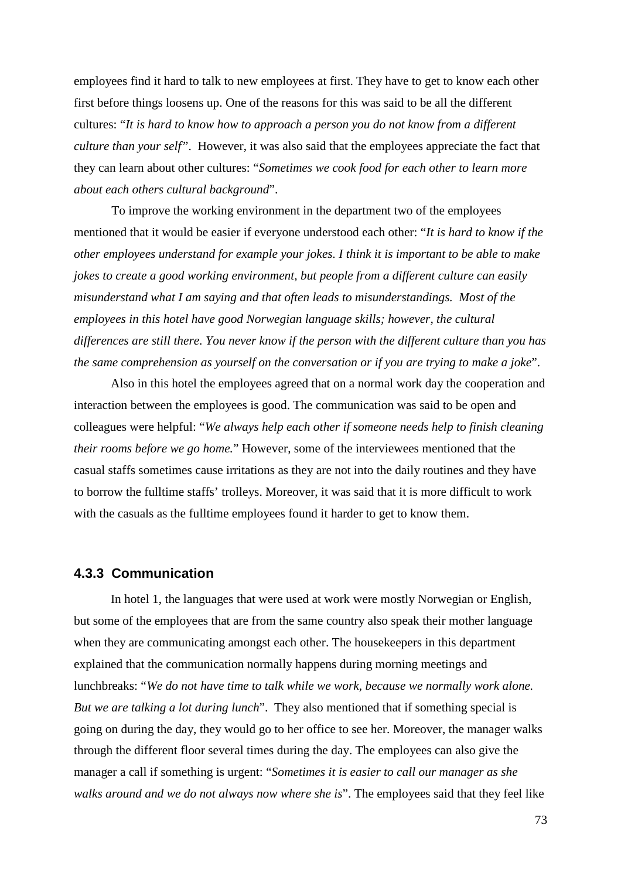employees find it hard to talk to new employees at first. They have to get to know each other first before things loosens up. One of the reasons for this was said to be all the different cultures: "*It is hard to know how to approach a person you do not know from a different culture than your self*". However, it was also said that the employees appreciate the fact that they can learn about other cultures: "*Sometimes we cook food for each other to learn more about each others cultural background*".

To improve the working environment in the department two of the employees mentioned that it would be easier if everyone understood each other: "*It is hard to know if the other employees understand for example your jokes. I think it is important to be able to make jokes to create a good working environment, but people from a different culture can easily misunderstand what I am saying and that often leads to misunderstandings. Most of the employees in this hotel have good Norwegian language skills; however, the cultural differences are still there. You never know if the person with the different culture than you has the same comprehension as yourself on the conversation or if you are trying to make a joke*".

Also in this hotel the employees agreed that on a normal work day the cooperation and interaction between the employees is good. The communication was said to be open and colleagues were helpful: "*We always help each other if someone needs help to finish cleaning their rooms before we go home.*" However, some of the interviewees mentioned that the casual staffs sometimes cause irritations as they are not into the daily routines and they have to borrow the fulltime staffs' trolleys. Moreover, it was said that it is more difficult to work with the casuals as the fulltime employees found it harder to get to know them.

### 4.3.3 Communication

In hotel 1, the languages that were used at work were mostly Norwegian or English, but some of the employees that are from the same country also speak their mother language when they are communicating amongst each other. The housekeepers in this department explained that the communication normally happens during morning meetings and lunchbreaks: "*We do not have time to talk while we work, because we normally work alone. But we are talking a lot during lunch*". They also mentioned that if something special is going on during the day, they would go to her office to see her. Moreover, the manager walks through the different floor several times during the day. The employees can also give the manager a call if something is urgent: "*Sometimes it is easier to call our manager as she walks around and we do not always now where she is*". The employees said that they feel like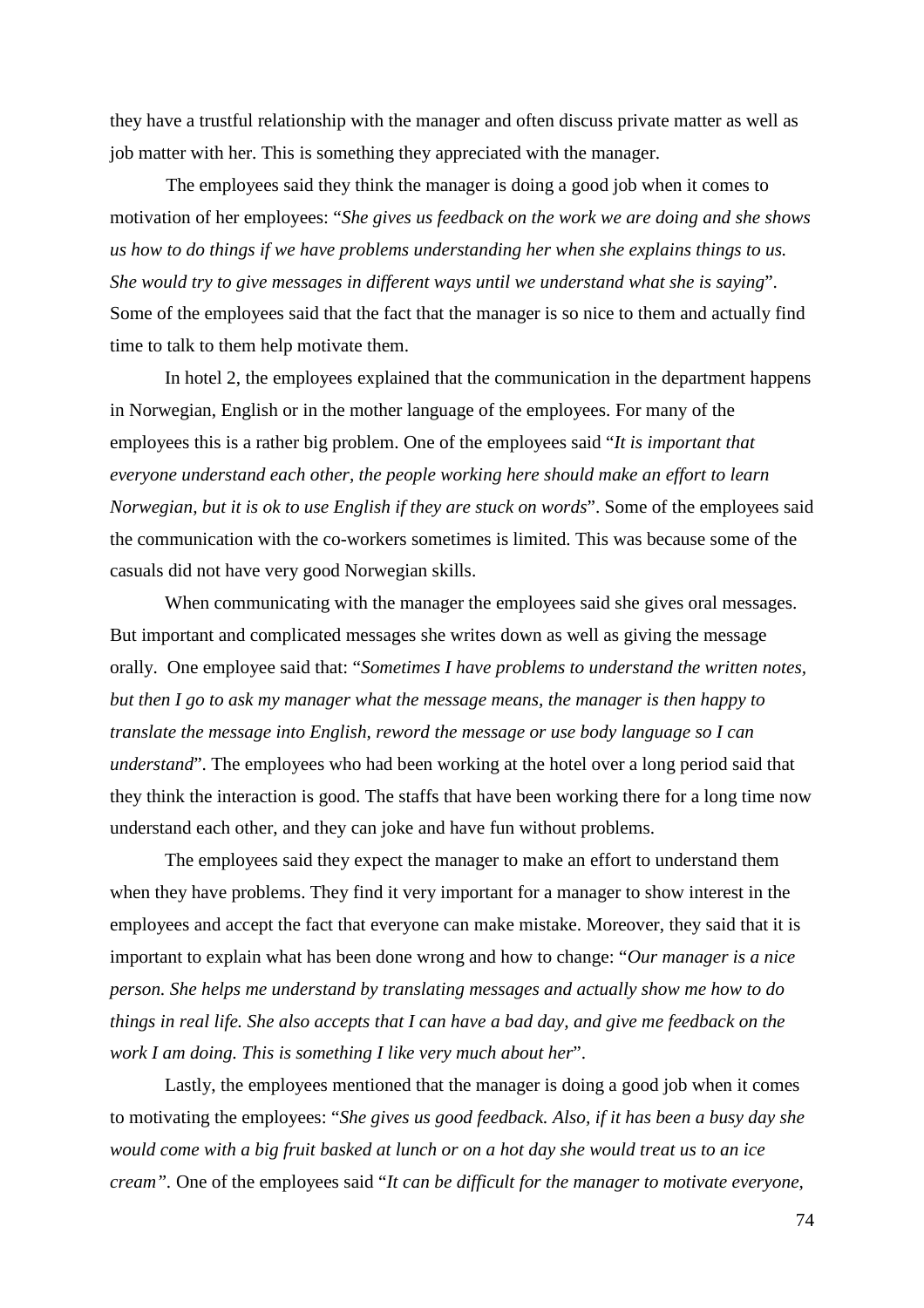they have a trustful relationship with the manager and often discuss private matter as well as job matter with her. This is something they appreciated with the manager.

The employees said they think the manager is doing a good job when it comes to motivation of her employees: "*She gives us feedback on the work we are doing and she shows us how to do things if we have problems understanding her when she explains things to us. She would try to give messages in different ways until we understand what she is saying*". Some of the employees said that the fact that the manager is so nice to them and actually find time to talk to them help motivate them.

In hotel 2, the employees explained that the communication in the department happens in Norwegian, English or in the mother language of the employees. For many of the employees this is a rather big problem. One of the employees said "*It is important that everyone understand each other, the people working here should make an effort to learn Norwegian, but it is ok to use English if they are stuck on words*". Some of the employees said the communication with the co-workers sometimes is limited. This was because some of the casuals did not have very good Norwegian skills.

When communicating with the manager the employees said she gives oral messages. But important and complicated messages she writes down as well as giving the message orally. One employee said that: "*Sometimes I have problems to understand the written notes, but then I go to ask my manager what the message means, the manager is then happy to translate the message into English, reword the message or use body language so I can understand*". The employees who had been working at the hotel over a long period said that they think the interaction is good. The staffs that have been working there for a long time now understand each other, and they can joke and have fun without problems.

The employees said they expect the manager to make an effort to understand them when they have problems. They find it very important for a manager to show interest in the employees and accept the fact that everyone can make mistake. Moreover, they said that it is important to explain what has been done wrong and how to change: "*Our manager is a nice person. She helps me understand by translating messages and actually show me how to do things in real life. She also accepts that I can have a bad day, and give me feedback on the work I am doing. This is something I like very much about her*".

Lastly, the employees mentioned that the manager is doing a good job when it comes to motivating the employees: "*She gives us good feedback. Also, if it has been a busy day she would come with a big fruit basked at lunch or on a hot day she would treat us to an ice cream"*. One of the employees said "*It can be difficult for the manager to motivate everyone,*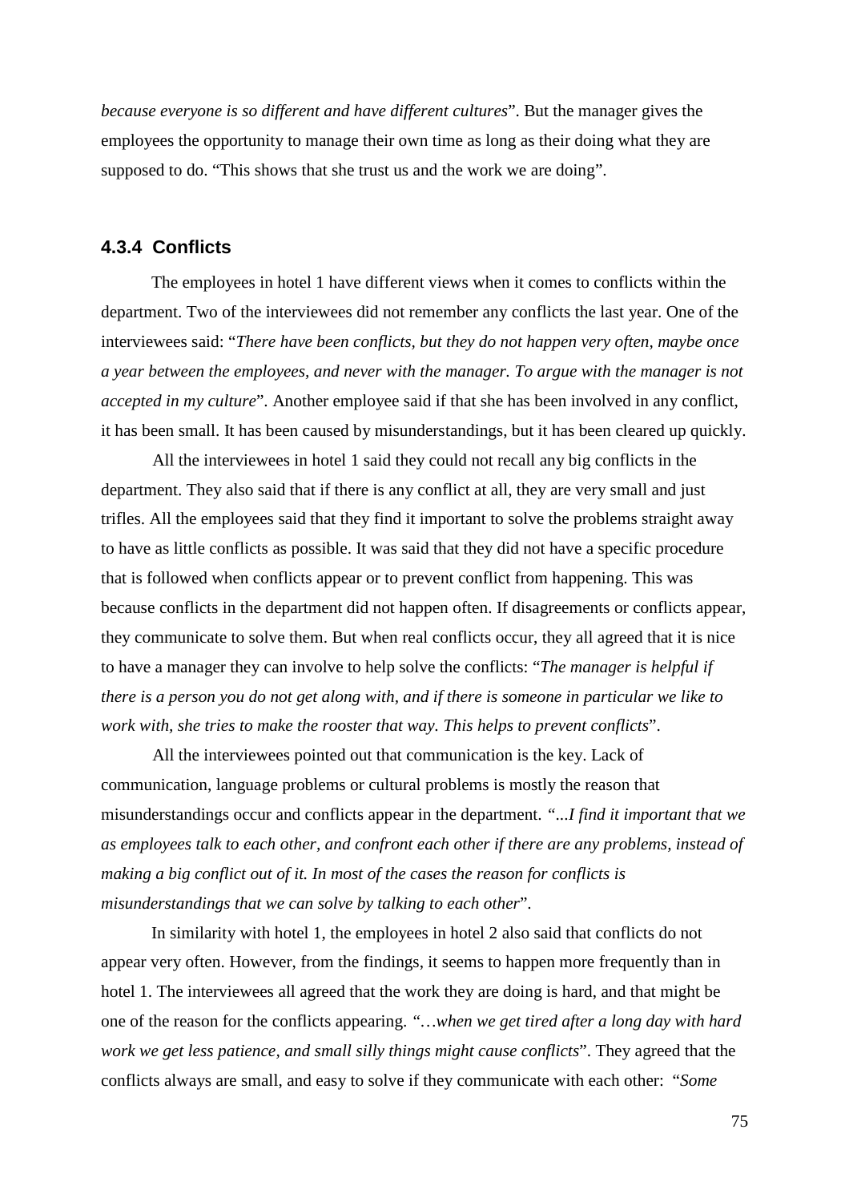*because everyone is so different and have different cultures*". But the manager gives the employees the opportunity to manage their own time as long as their doing what they are supposed to do. "This shows that she trust us and the work we are doing".

### 4.3.4 Conflicts

The employees in hotel 1 have different views when it comes to conflicts within the department. Two of the interviewees did not remember any conflicts the last year. One of the interviewees said: "*There have been conflicts, but they do not happen very often, maybe once a year between the employees, and never with the manager. To argue with the manager is not accepted in my culture*". Another employee said if that she has been involved in any conflict, it has been small. It has been caused by misunderstandings, but it has been cleared up quickly.

All the interviewees in hotel 1 said they could not recall any big conflicts in the department. They also said that if there is any conflict at all, they are very small and just trifles. All the employees said that they find it important to solve the problems straight away to have as little conflicts as possible. It was said that they did not have a specific procedure that is followed when conflicts appear or to prevent conflict from happening. This was because conflicts in the department did not happen often. If disagreements or conflicts appear, they communicate to solve them. But when real conflicts occur, they all agreed that it is nice to have a manager they can involve to help solve the conflicts: "*The manager is helpful if there is a person you do not get along with, and if there is someone in particular we like to work with, she tries to make the rooster that way. This helps to prevent conflicts*".

All the interviewees pointed out that communication is the key. Lack of communication, language problems or cultural problems is mostly the reason that misunderstandings occur and conflicts appear in the department. *"...I find it important that we as employees talk to each other, and confront each other if there are any problems, instead of making a big conflict out of it. In most of the cases the reason for conflicts is misunderstandings that we can solve by talking to each other*".

In similarity with hotel 1, the employees in hotel 2 also said that conflicts do not appear very often. However, from the findings, it seems to happen more frequently than in hotel 1. The interviewees all agreed that the work they are doing is hard, and that might be one of the reason for the conflicts appearing. *"…when we get tired after a long day with hard work we get less patience, and small silly things might cause conflicts*". They agreed that the conflicts always are small, and easy to solve if they communicate with each other: *"Some*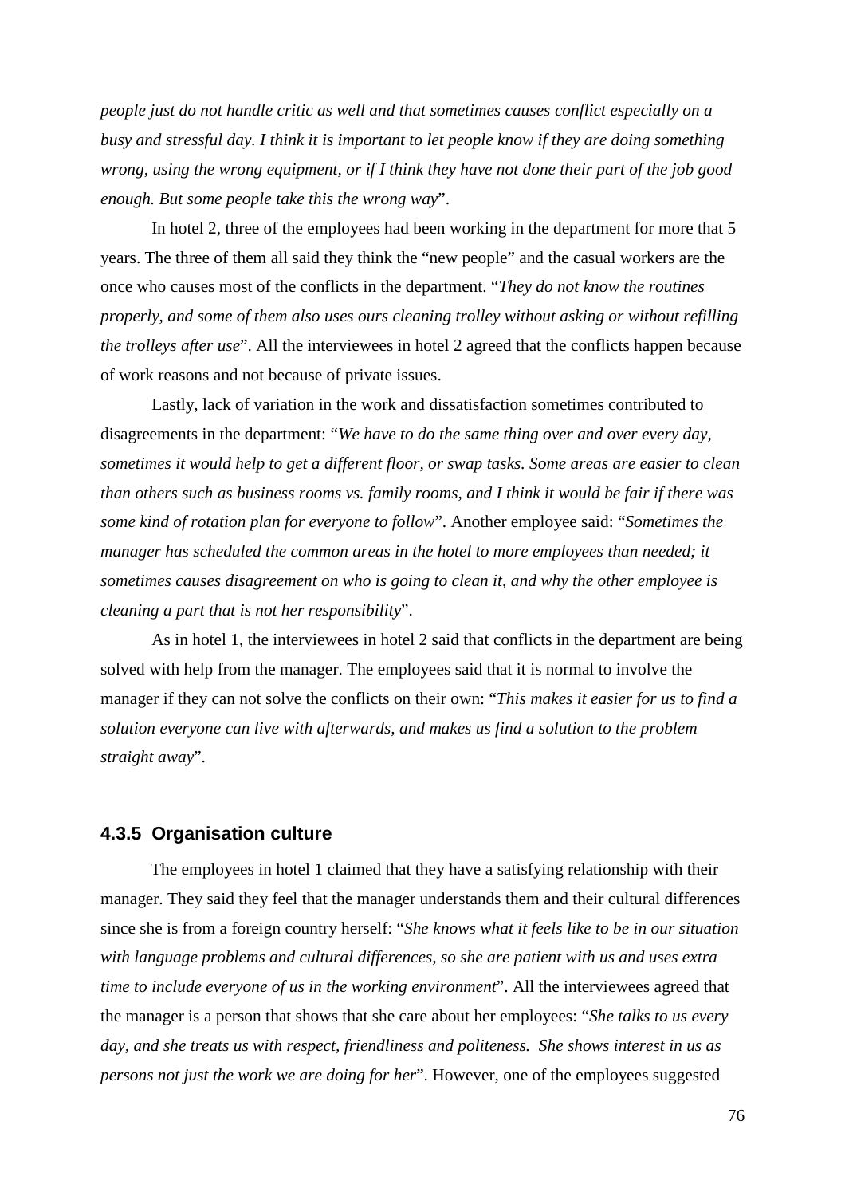*people just do not handle critic as well and that sometimes causes conflict especially on a busy and stressful day. I think it is important to let people know if they are doing something wrong, using the wrong equipment, or if I think they have not done their part of the job good enough. But some people take this the wrong way*".

In hotel 2, three of the employees had been working in the department for more that 5 years. The three of them all said they think the "new people" and the casual workers are the once who causes most of the conflicts in the department. "*They do not know the routines properly, and some of them also uses ours cleaning trolley without asking or without refilling the trolleys after use*". All the interviewees in hotel 2 agreed that the conflicts happen because of work reasons and not because of private issues.

Lastly, lack of variation in the work and dissatisfaction sometimes contributed to disagreements in the department: "*We have to do the same thing over and over every day, sometimes it would help to get a different floor, or swap tasks. Some areas are easier to clean than others such as business rooms vs. family rooms, and I think it would be fair if there was some kind of rotation plan for everyone to follow*". Another employee said: "*Sometimes the manager has scheduled the common areas in the hotel to more employees than needed; it sometimes causes disagreement on who is going to clean it, and why the other employee is cleaning a part that is not her responsibility*".

As in hotel 1, the interviewees in hotel 2 said that conflicts in the department are being solved with help from the manager. The employees said that it is normal to involve the manager if they can not solve the conflicts on their own: "*This makes it easier for us to find a solution everyone can live with afterwards, and makes us find a solution to the problem straight away*".

### 4.3.5 Organisation culture

The employees in hotel 1 claimed that they have a satisfying relationship with their manager. They said they feel that the manager understands them and their cultural differences since she is from a foreign country herself: "*She knows what it feels like to be in our situation with language problems and cultural differences, so she are patient with us and uses extra time to include everyone of us in the working environment*". All the interviewees agreed that the manager is a person that shows that she care about her employees: "*She talks to us every day, and she treats us with respect, friendliness and politeness. She shows interest in us as persons not just the work we are doing for her*". However, one of the employees suggested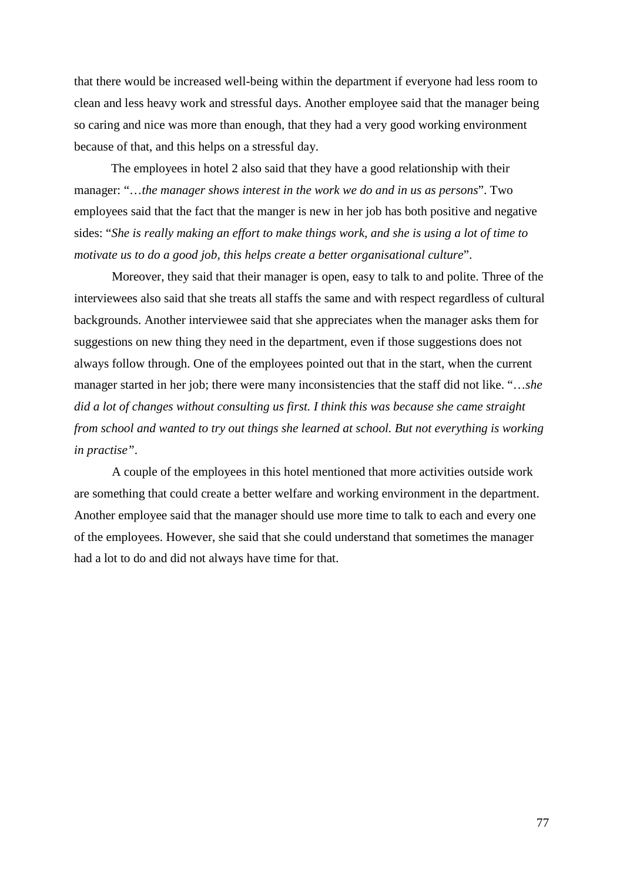that there would be increased well-being within the department if everyone had less room to clean and less heavy work and stressful days. Another employee said that the manager being so caring and nice was more than enough, that they had a very good working environment because of that, and this helps on a stressful day.

The employees in hotel 2 also said that they have a good relationship with their manager: "…*the manager shows interest in the work we do and in us as persons*". Two employees said that the fact that the manger is new in her job has both positive and negative sides: "*She is really making an effort to make things work, and she is using a lot of time to motivate us to do a good job, this helps create a better organisational culture*".

Moreover, they said that their manager is open, easy to talk to and polite. Three of the interviewees also said that she treats all staffs the same and with respect regardless of cultural backgrounds. Another interviewee said that she appreciates when the manager asks them for suggestions on new thing they need in the department, even if those suggestions does not always follow through. One of the employees pointed out that in the start, when the current manager started in her job; there were many inconsistencies that the staff did not like. "…*she did a lot of changes without consulting us first. I think this was because she came straight from school and wanted to try out things she learned at school. But not everything is working in practise*".

A couple of the employees in this hotel mentioned that more activities outside work are something that could create a better welfare and working environment in the department. Another employee said that the manager should use more time to talk to each and every one of the employees. However, she said that she could understand that sometimes the manager had a lot to do and did not always have time for that.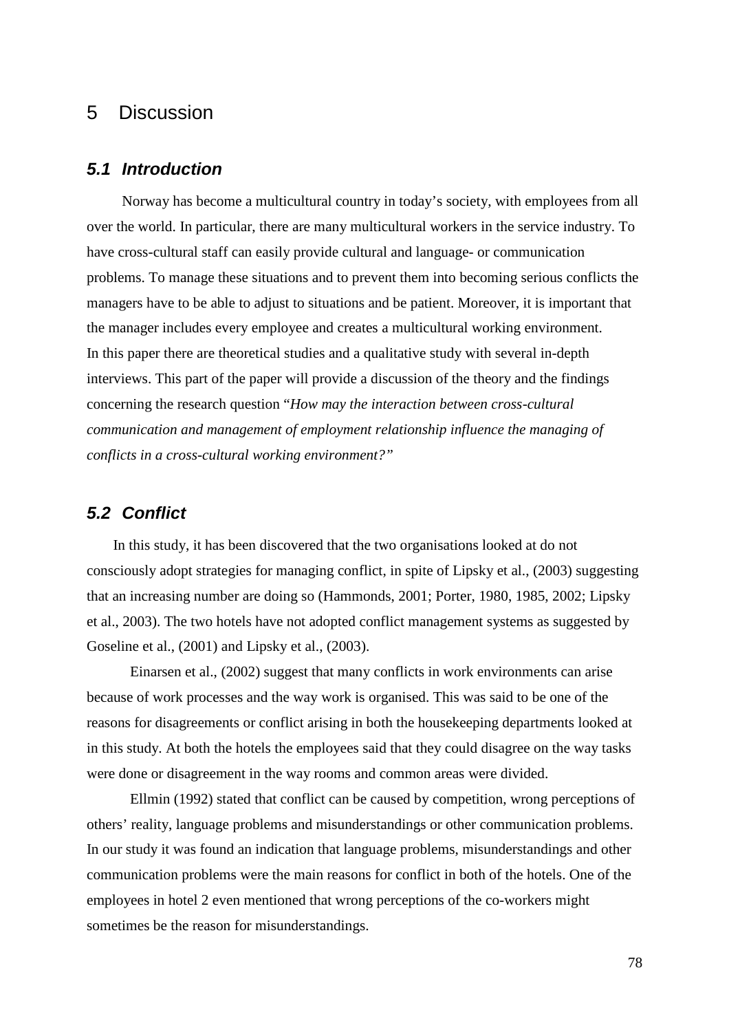# 5 Discussion

## *5.1 Introduction*

Norway has become a multicultural country in today's society, with employees from all over the world. In particular, there are many multicultural workers in the service industry. To have cross-cultural staff can easily provide cultural and language- or communication problems. To manage these situations and to prevent them into becoming serious conflicts the managers have to be able to adjust to situations and be patient. Moreover, it is important that the manager includes every employee and creates a multicultural working environment.
In this paper there are theoretical studies and a qualitative study with several in-depth interviews. This part of the paper will provide a discussion of the theory and the findings concerning the research question "*How may the interaction between cross-cultural communication and management of employment relationship influence the managing of conflicts in a cross-cultural working environment?"*

## *5.2 Conflict*

In this study, it has been discovered that the two organisations looked at do not consciously adopt strategies for managing conflict, in spite of Lipsky et al., (2003) suggesting that an increasing number are doing so (Hammonds, 2001; Porter, 1980, 1985, 2002; Lipsky et al., 2003). The two hotels have not adopted conflict management systems as suggested by Goseline et al., (2001) and Lipsky et al., (2003).

Einarsen et al., (2002) suggest that many conflicts in work environments can arise because of work processes and the way work is organised. This was said to be one of the reasons for disagreements or conflict arising in both the housekeeping departments looked at in this study. At both the hotels the employees said that they could disagree on the way tasks were done or disagreement in the way rooms and common areas were divided.

Ellmin (1992) stated that conflict can be caused by competition, wrong perceptions of others' reality, language problems and misunderstandings or other communication problems. In our study it was found an indication that language problems, misunderstandings and other communication problems were the main reasons for conflict in both of the hotels. One of the employees in hotel 2 even mentioned that wrong perceptions of the co-workers might sometimes be the reason for misunderstandings.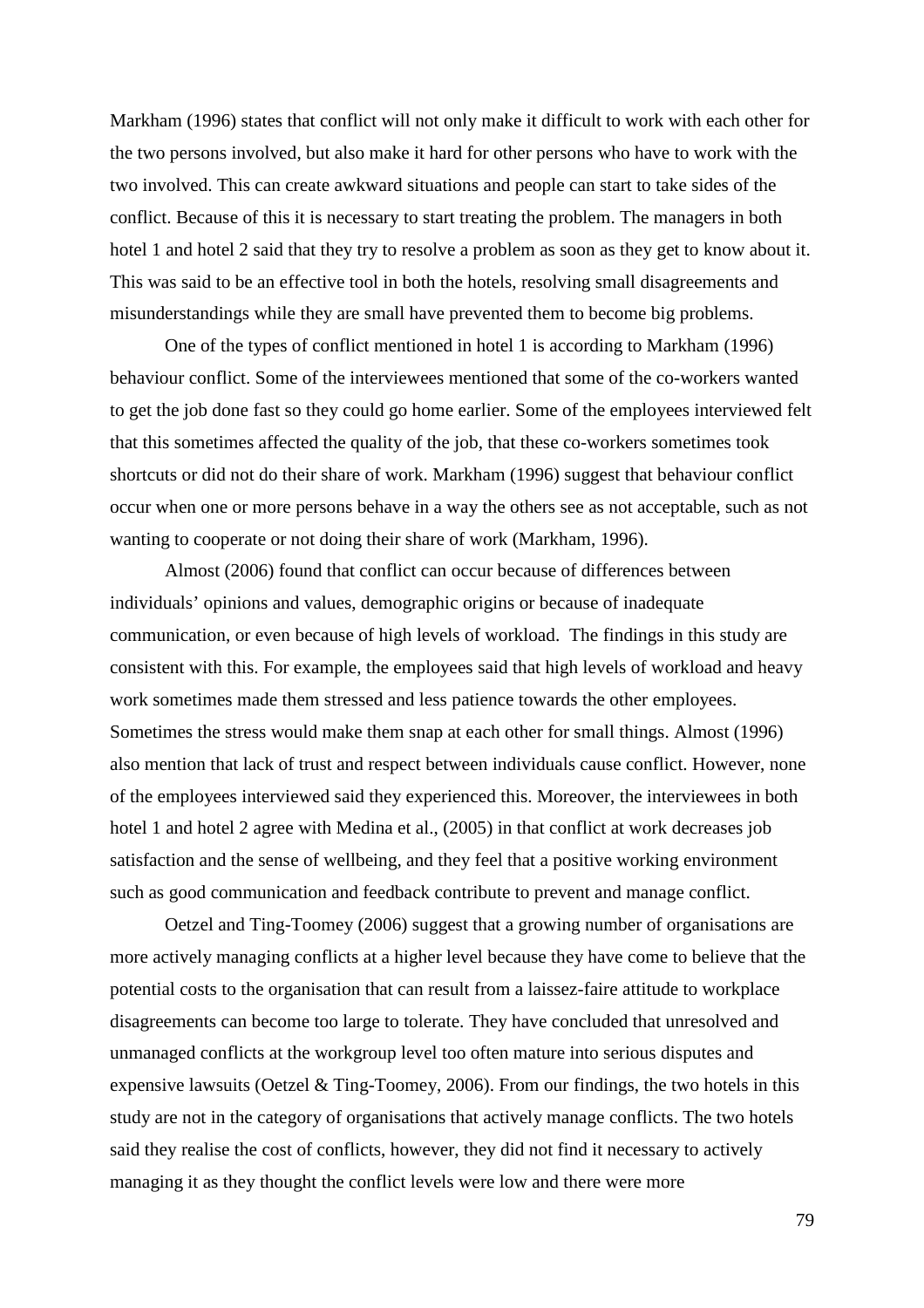Markham (1996) states that conflict will not only make it difficult to work with each other for the two persons involved, but also make it hard for other persons who have to work with the two involved. This can create awkward situations and people can start to take sides of the conflict. Because of this it is necessary to start treating the problem. The managers in both hotel 1 and hotel 2 said that they try to resolve a problem as soon as they get to know about it. This was said to be an effective tool in both the hotels, resolving small disagreements and misunderstandings while they are small have prevented them to become big problems.

One of the types of conflict mentioned in hotel 1 is according to Markham (1996) behaviour conflict. Some of the interviewees mentioned that some of the co-workers wanted to get the job done fast so they could go home earlier. Some of the employees interviewed felt that this sometimes affected the quality of the job, that these co-workers sometimes took shortcuts or did not do their share of work. Markham (1996) suggest that behaviour conflict occur when one or more persons behave in a way the others see as not acceptable, such as not wanting to cooperate or not doing their share of work (Markham, 1996).

Almost (2006) found that conflict can occur because of differences between individuals' opinions and values, demographic origins or because of inadequate communication, or even because of high levels of workload. The findings in this study are consistent with this. For example, the employees said that high levels of workload and heavy work sometimes made them stressed and less patience towards the other employees. Sometimes the stress would make them snap at each other for small things. Almost (1996) also mention that lack of trust and respect between individuals cause conflict. However, none of the employees interviewed said they experienced this. Moreover, the interviewees in both hotel 1 and hotel 2 agree with Medina et al., (2005) in that conflict at work decreases job satisfaction and the sense of wellbeing, and they feel that a positive working environment such as good communication and feedback contribute to prevent and manage conflict.

Oetzel and Ting-Toomey (2006) suggest that a growing number of organisations are more actively managing conflicts at a higher level because they have come to believe that the potential costs to the organisation that can result from a laissez-faire attitude to workplace disagreements can become too large to tolerate. They have concluded that unresolved and unmanaged conflicts at the workgroup level too often mature into serious disputes and expensive lawsuits (Oetzel & Ting-Toomey, 2006). From our findings, the two hotels in this study are not in the category of organisations that actively manage conflicts. The two hotels said they realise the cost of conflicts, however, they did not find it necessary to actively managing it as they thought the conflict levels were low and there were more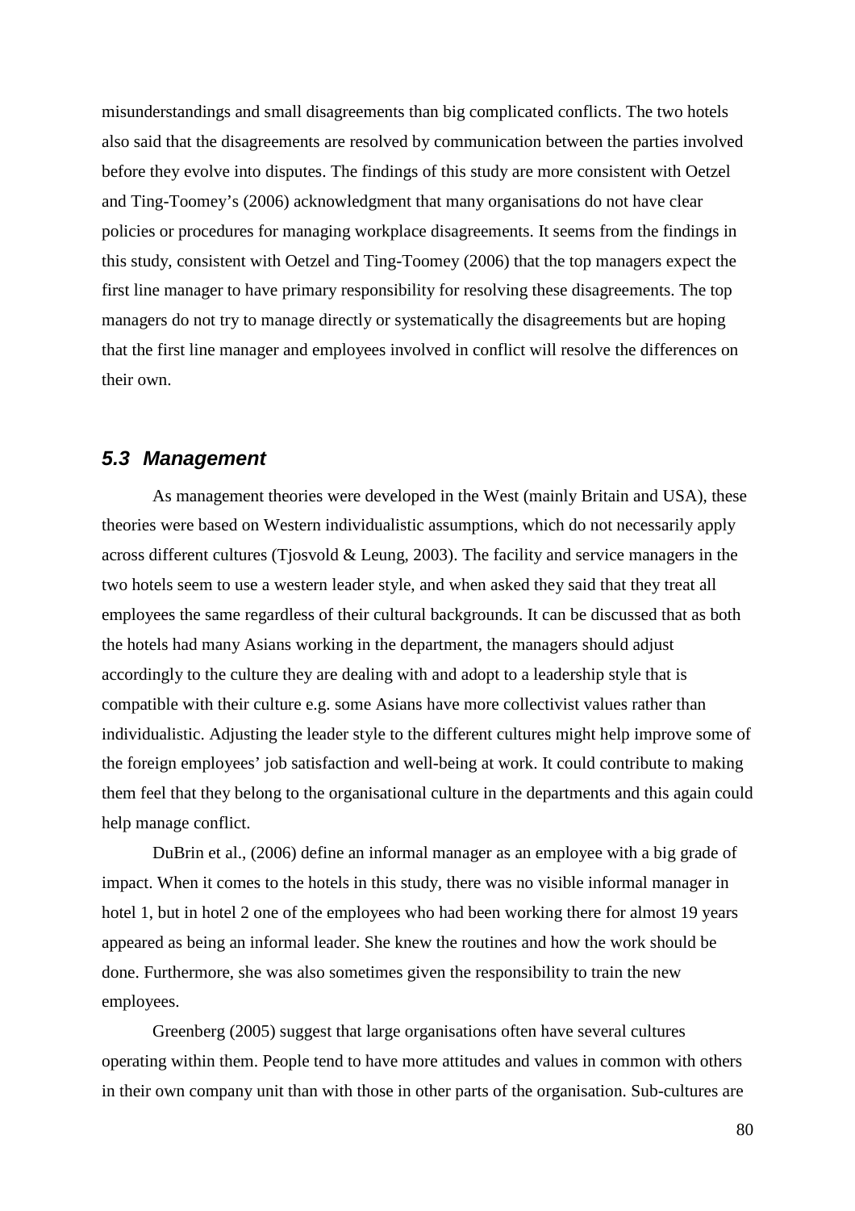misunderstandings and small disagreements than big complicated conflicts. The two hotels also said that the disagreements are resolved by communication between the parties involved before they evolve into disputes. The findings of this study are more consistent with Oetzel and Ting-Toomey's (2006) acknowledgment that many organisations do not have clear policies or procedures for managing workplace disagreements. It seems from the findings in this study, consistent with Oetzel and Ting-Toomey (2006) that the top managers expect the first line manager to have primary responsibility for resolving these disagreements. The top managers do not try to manage directly or systematically the disagreements but are hoping that the first line manager and employees involved in conflict will resolve the differences on their own.

## *5.3 Management*

As management theories were developed in the West (mainly Britain and USA), these theories were based on Western individualistic assumptions, which do not necessarily apply across different cultures (Tjosvold & Leung, 2003). The facility and service managers in the two hotels seem to use a western leader style, and when asked they said that they treat all employees the same regardless of their cultural backgrounds. It can be discussed that as both the hotels had many Asians working in the department, the managers should adjust accordingly to the culture they are dealing with and adopt to a leadership style that is compatible with their culture e.g. some Asians have more collectivist values rather than individualistic. Adjusting the leader style to the different cultures might help improve some of the foreign employees' job satisfaction and well-being at work. It could contribute to making them feel that they belong to the organisational culture in the departments and this again could help manage conflict.

DuBrin et al., (2006) define an informal manager as an employee with a big grade of impact. When it comes to the hotels in this study, there was no visible informal manager in hotel 1, but in hotel 2 one of the employees who had been working there for almost 19 years appeared as being an informal leader. She knew the routines and how the work should be done. Furthermore, she was also sometimes given the responsibility to train the new employees.

Greenberg (2005) suggest that large organisations often have several cultures operating within them. People tend to have more attitudes and values in common with others in their own company unit than with those in other parts of the organisation. Sub-cultures are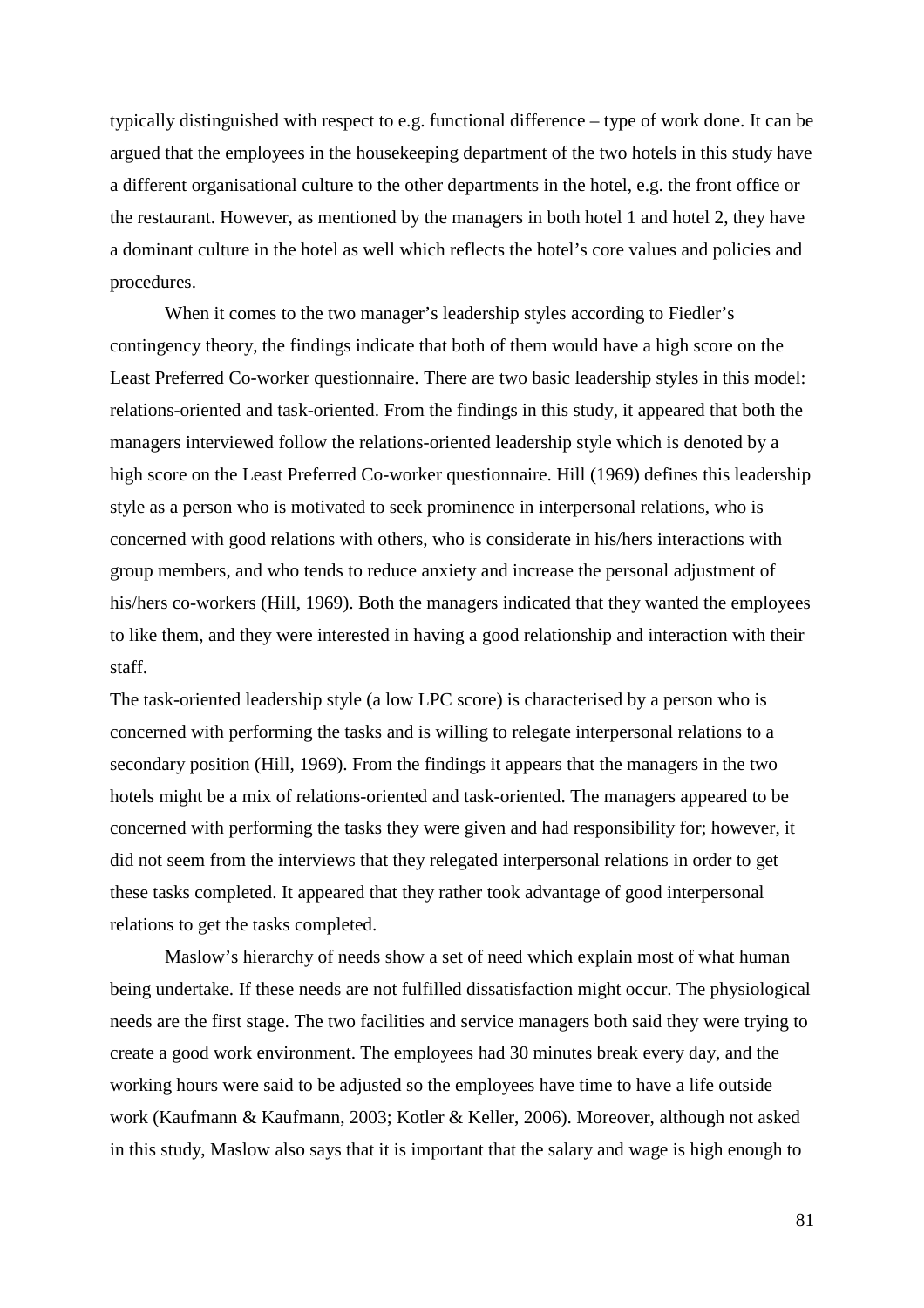typically distinguished with respect to e.g. functional difference – type of work done. It can be argued that the employees in the housekeeping department of the two hotels in this study have a different organisational culture to the other departments in the hotel, e.g. the front office or the restaurant. However, as mentioned by the managers in both hotel 1 and hotel 2, they have a dominant culture in the hotel as well which reflects the hotel's core values and policies and procedures.

When it comes to the two manager's leadership styles according to Fiedler's contingency theory, the findings indicate that both of them would have a high score on the Least Preferred Co-worker questionnaire. There are two basic leadership styles in this model: relations-oriented and task-oriented. From the findings in this study, it appeared that both the managers interviewed follow the relations-oriented leadership style which is denoted by a high score on the Least Preferred Co-worker questionnaire. Hill (1969) defines this leadership style as a person who is motivated to seek prominence in interpersonal relations, who is concerned with good relations with others, who is considerate in his/hers interactions with group members, and who tends to reduce anxiety and increase the personal adjustment of his/hers co-workers (Hill, 1969). Both the managers indicated that they wanted the employees to like them, and they were interested in having a good relationship and interaction with their staff.

The task-oriented leadership style (a low LPC score) is characterised by a person who is concerned with performing the tasks and is willing to relegate interpersonal relations to a secondary position (Hill, 1969). From the findings it appears that the managers in the two hotels might be a mix of relations-oriented and task-oriented. The managers appeared to be concerned with performing the tasks they were given and had responsibility for; however, it did not seem from the interviews that they relegated interpersonal relations in order to get these tasks completed. It appeared that they rather took advantage of good interpersonal relations to get the tasks completed.

Maslow's hierarchy of needs show a set of need which explain most of what human being undertake. If these needs are not fulfilled dissatisfaction might occur. The physiological needs are the first stage. The two facilities and service managers both said they were trying to create a good work environment. The employees had 30 minutes break every day, and the working hours were said to be adjusted so the employees have time to have a life outside work (Kaufmann & Kaufmann, 2003; Kotler & Keller, 2006). Moreover, although not asked in this study, Maslow also says that it is important that the salary and wage is high enough to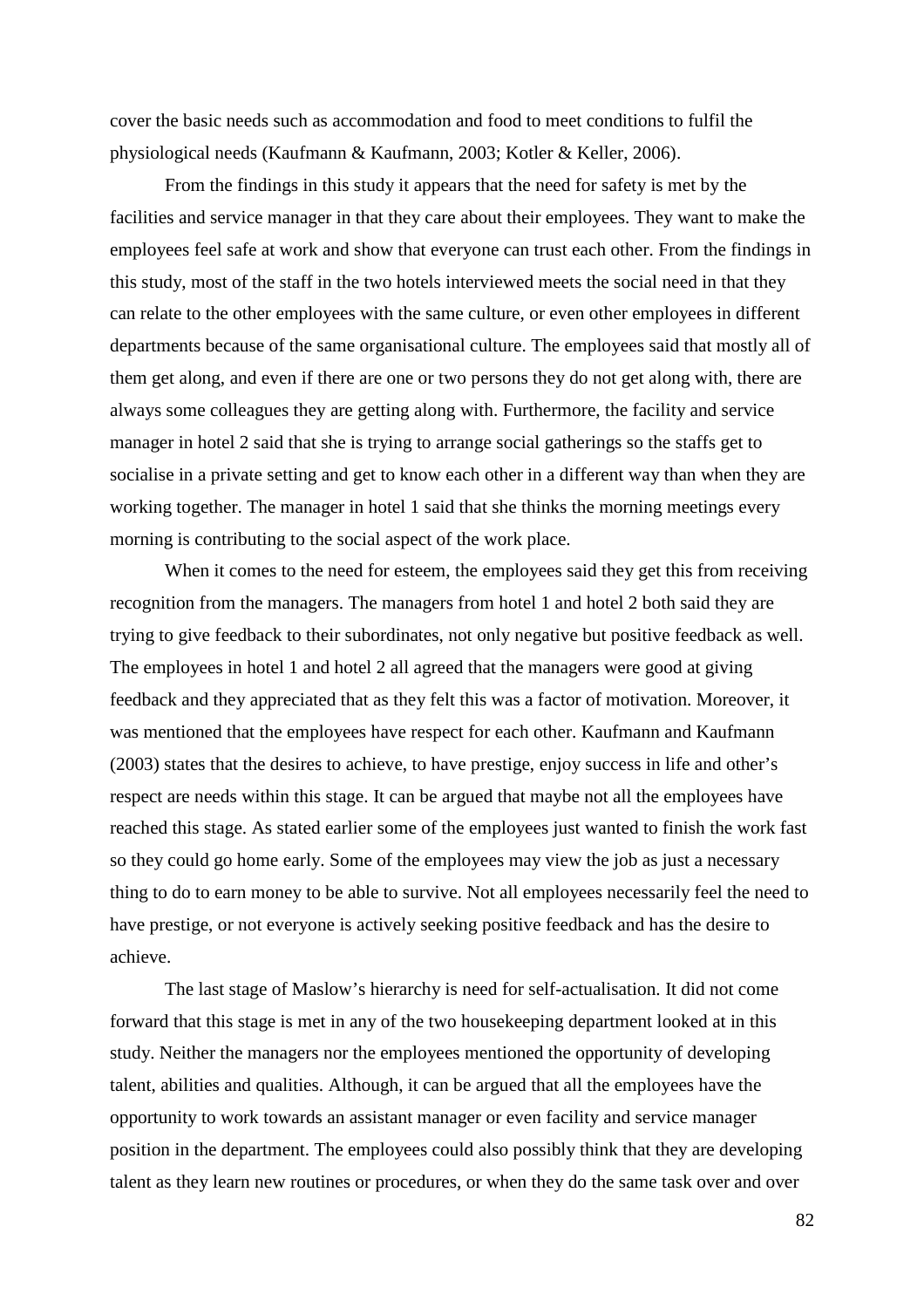cover the basic needs such as accommodation and food to meet conditions to fulfil the physiological needs (Kaufmann & Kaufmann, 2003; Kotler & Keller, 2006).

From the findings in this study it appears that the need for safety is met by the facilities and service manager in that they care about their employees. They want to make the employees feel safe at work and show that everyone can trust each other. From the findings in this study, most of the staff in the two hotels interviewed meets the social need in that they can relate to the other employees with the same culture, or even other employees in different departments because of the same organisational culture. The employees said that mostly all of them get along, and even if there are one or two persons they do not get along with, there are always some colleagues they are getting along with. Furthermore, the facility and service manager in hotel 2 said that she is trying to arrange social gatherings so the staffs get to socialise in a private setting and get to know each other in a different way than when they are working together. The manager in hotel 1 said that she thinks the morning meetings every morning is contributing to the social aspect of the work place.

When it comes to the need for esteem, the employees said they get this from receiving recognition from the managers. The managers from hotel 1 and hotel 2 both said they are trying to give feedback to their subordinates, not only negative but positive feedback as well. The employees in hotel 1 and hotel 2 all agreed that the managers were good at giving feedback and they appreciated that as they felt this was a factor of motivation. Moreover, it was mentioned that the employees have respect for each other. Kaufmann and Kaufmann (2003) states that the desires to achieve, to have prestige, enjoy success in life and other's respect are needs within this stage. It can be argued that maybe not all the employees have reached this stage. As stated earlier some of the employees just wanted to finish the work fast so they could go home early. Some of the employees may view the job as just a necessary thing to do to earn money to be able to survive. Not all employees necessarily feel the need to have prestige, or not everyone is actively seeking positive feedback and has the desire to achieve.

The last stage of Maslow's hierarchy is need for self-actualisation. It did not come forward that this stage is met in any of the two housekeeping department looked at in this study. Neither the managers nor the employees mentioned the opportunity of developing talent, abilities and qualities. Although, it can be argued that all the employees have the opportunity to work towards an assistant manager or even facility and service manager position in the department. The employees could also possibly think that they are developing talent as they learn new routines or procedures, or when they do the same task over and over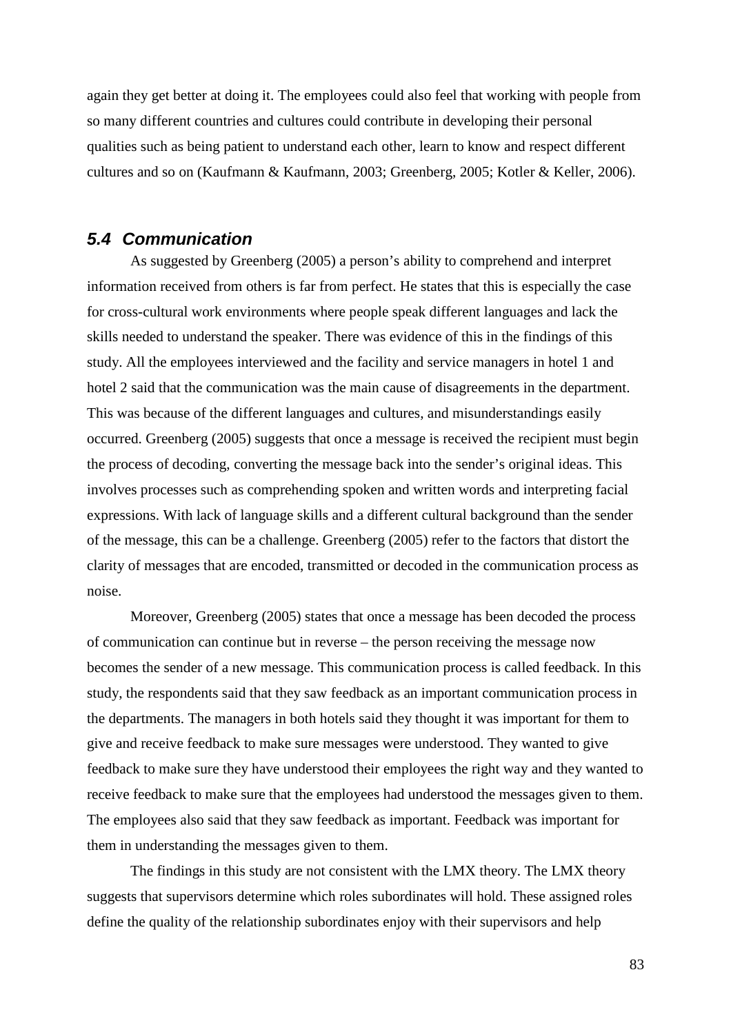again they get better at doing it. The employees could also feel that working with people from so many different countries and cultures could contribute in developing their personal qualities such as being patient to understand each other, learn to know and respect different cultures and so on (Kaufmann & Kaufmann, 2003; Greenberg, 2005; Kotler & Keller, 2006).

## *5.4 Communication*

As suggested by Greenberg (2005) a person's ability to comprehend and interpret information received from others is far from perfect. He states that this is especially the case for cross-cultural work environments where people speak different languages and lack the skills needed to understand the speaker. There was evidence of this in the findings of this study. All the employees interviewed and the facility and service managers in hotel 1 and hotel 2 said that the communication was the main cause of disagreements in the department. This was because of the different languages and cultures, and misunderstandings easily occurred. Greenberg (2005) suggests that once a message is received the recipient must begin the process of decoding, converting the message back into the sender's original ideas. This involves processes such as comprehending spoken and written words and interpreting facial expressions. With lack of language skills and a different cultural background than the sender of the message, this can be a challenge. Greenberg (2005) refer to the factors that distort the clarity of messages that are encoded, transmitted or decoded in the communication process as noise.

Moreover, Greenberg (2005) states that once a message has been decoded the process of communication can continue but in reverse – the person receiving the message now becomes the sender of a new message. This communication process is called feedback. In this study, the respondents said that they saw feedback as an important communication process in the departments. The managers in both hotels said they thought it was important for them to give and receive feedback to make sure messages were understood. They wanted to give feedback to make sure they have understood their employees the right way and they wanted to receive feedback to make sure that the employees had understood the messages given to them. The employees also said that they saw feedback as important. Feedback was important for them in understanding the messages given to them.

The findings in this study are not consistent with the LMX theory. The LMX theory suggests that supervisors determine which roles subordinates will hold. These assigned roles define the quality of the relationship subordinates enjoy with their supervisors and help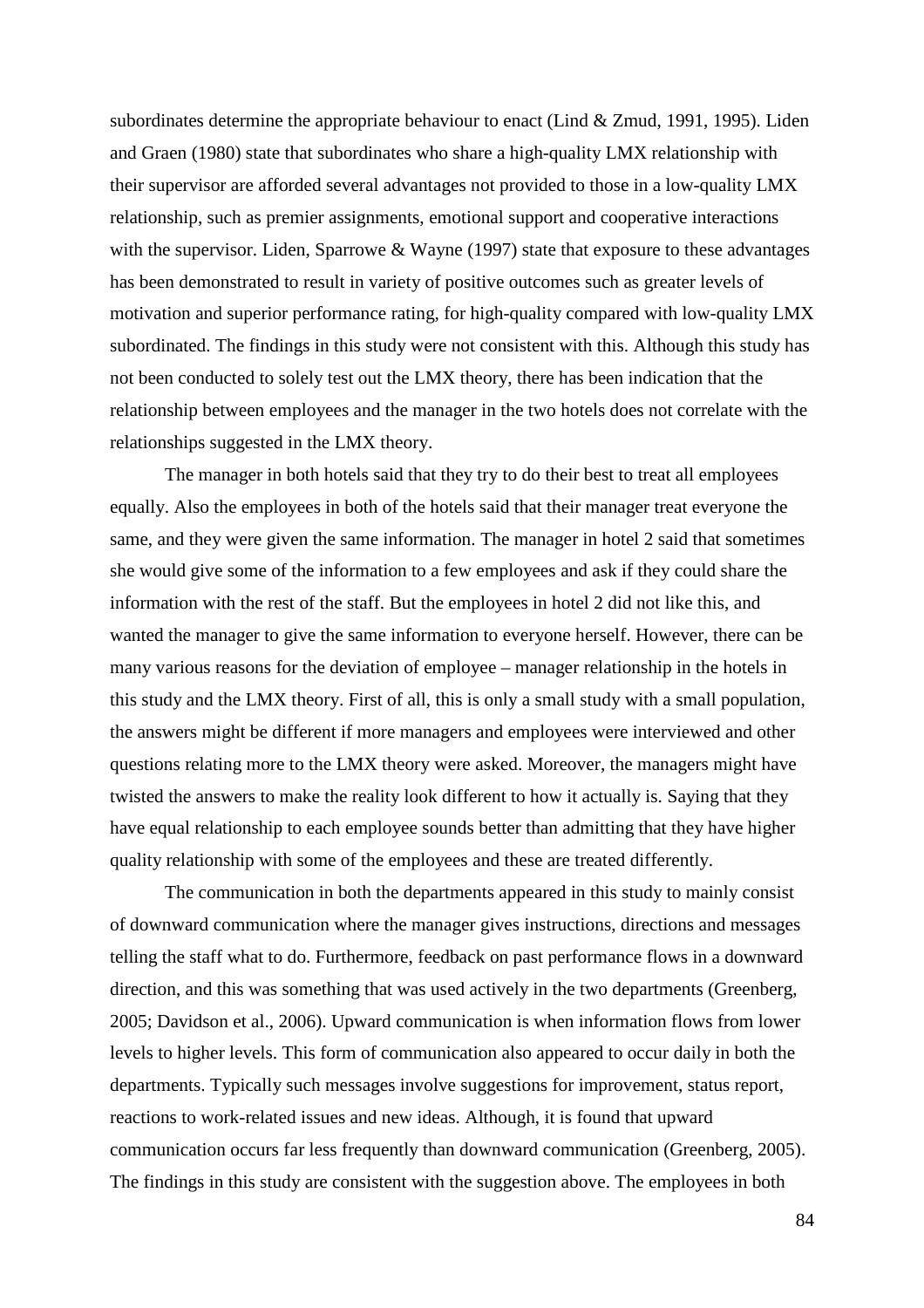subordinates determine the appropriate behaviour to enact (Lind & Zmud, 1991, 1995). Liden and Graen (1980) state that subordinates who share a high-quality LMX relationship with their supervisor are afforded several advantages not provided to those in a low-quality LMX relationship, such as premier assignments, emotional support and cooperative interactions with the supervisor. Liden, Sparrowe & Wayne (1997) state that exposure to these advantages has been demonstrated to result in variety of positive outcomes such as greater levels of motivation and superior performance rating, for high-quality compared with low-quality LMX subordinated. The findings in this study were not consistent with this. Although this study has not been conducted to solely test out the LMX theory, there has been indication that the relationship between employees and the manager in the two hotels does not correlate with the relationships suggested in the LMX theory.

The manager in both hotels said that they try to do their best to treat all employees equally. Also the employees in both of the hotels said that their manager treat everyone the same, and they were given the same information. The manager in hotel 2 said that sometimes she would give some of the information to a few employees and ask if they could share the information with the rest of the staff. But the employees in hotel 2 did not like this, and wanted the manager to give the same information to everyone herself. However, there can be many various reasons for the deviation of employee – manager relationship in the hotels in this study and the LMX theory. First of all, this is only a small study with a small population, the answers might be different if more managers and employees were interviewed and other questions relating more to the LMX theory were asked. Moreover, the managers might have twisted the answers to make the reality look different to how it actually is. Saying that they have equal relationship to each employee sounds better than admitting that they have higher quality relationship with some of the employees and these are treated differently.

The communication in both the departments appeared in this study to mainly consist of downward communication where the manager gives instructions, directions and messages telling the staff what to do. Furthermore, feedback on past performance flows in a downward direction, and this was something that was used actively in the two departments (Greenberg, 2005; Davidson et al., 2006). Upward communication is when information flows from lower levels to higher levels. This form of communication also appeared to occur daily in both the departments. Typically such messages involve suggestions for improvement, status report, reactions to work-related issues and new ideas. Although, it is found that upward communication occurs far less frequently than downward communication (Greenberg, 2005). The findings in this study are consistent with the suggestion above. The employees in both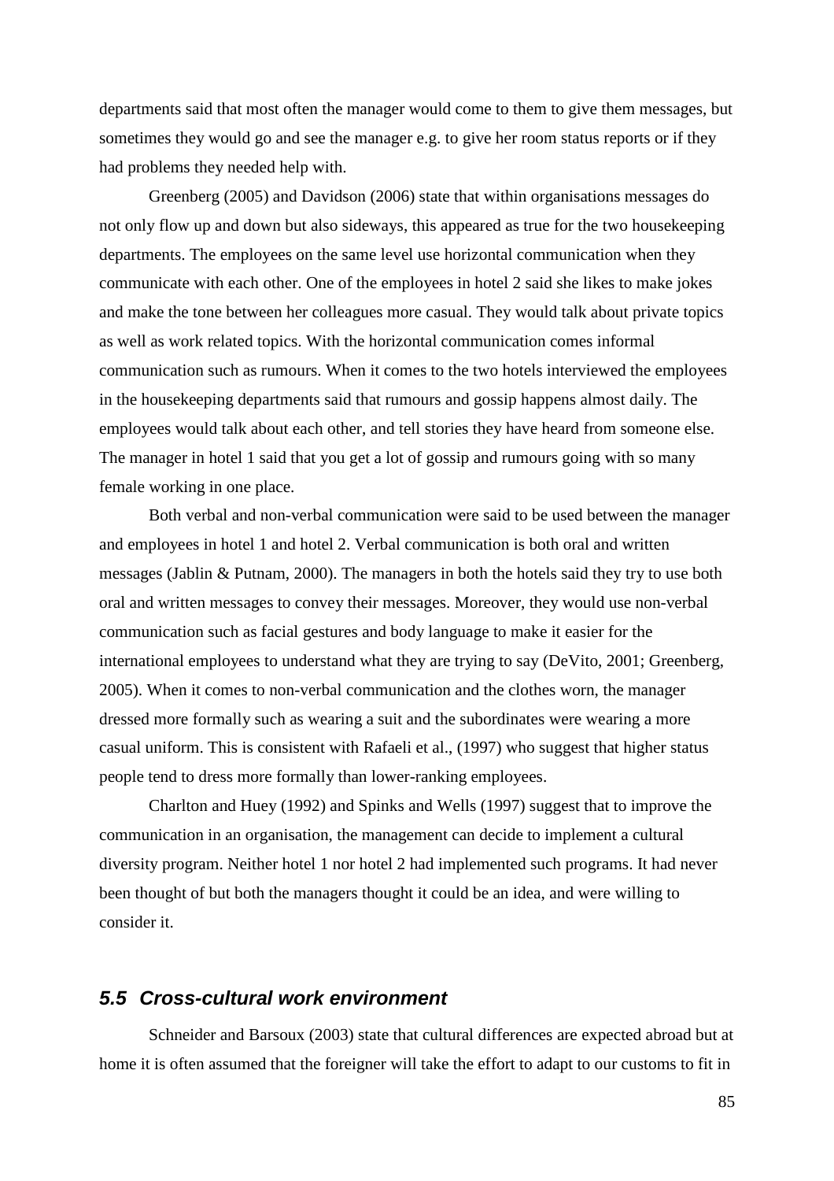departments said that most often the manager would come to them to give them messages, but sometimes they would go and see the manager e.g. to give her room status reports or if they had problems they needed help with.

Greenberg (2005) and Davidson (2006) state that within organisations messages do not only flow up and down but also sideways, this appeared as true for the two housekeeping departments. The employees on the same level use horizontal communication when they communicate with each other. One of the employees in hotel 2 said she likes to make jokes and make the tone between her colleagues more casual. They would talk about private topics as well as work related topics. With the horizontal communication comes informal communication such as rumours. When it comes to the two hotels interviewed the employees in the housekeeping departments said that rumours and gossip happens almost daily. The employees would talk about each other, and tell stories they have heard from someone else. The manager in hotel 1 said that you get a lot of gossip and rumours going with so many female working in one place.

Both verbal and non-verbal communication were said to be used between the manager and employees in hotel 1 and hotel 2. Verbal communication is both oral and written messages (Jablin & Putnam, 2000). The managers in both the hotels said they try to use both oral and written messages to convey their messages. Moreover, they would use non-verbal communication such as facial gestures and body language to make it easier for the international employees to understand what they are trying to say (DeVito, 2001; Greenberg, 2005). When it comes to non-verbal communication and the clothes worn, the manager dressed more formally such as wearing a suit and the subordinates were wearing a more casual uniform. This is consistent with Rafaeli et al., (1997) who suggest that higher status people tend to dress more formally than lower-ranking employees.

Charlton and Huey (1992) and Spinks and Wells (1997) suggest that to improve the communication in an organisation, the management can decide to implement a cultural diversity program. Neither hotel 1 nor hotel 2 had implemented such programs. It had never been thought of but both the managers thought it could be an idea, and were willing to consider it.

## *5.5 Cross-cultural work environment*

Schneider and Barsoux (2003) state that cultural differences are expected abroad but at home it is often assumed that the foreigner will take the effort to adapt to our customs to fit in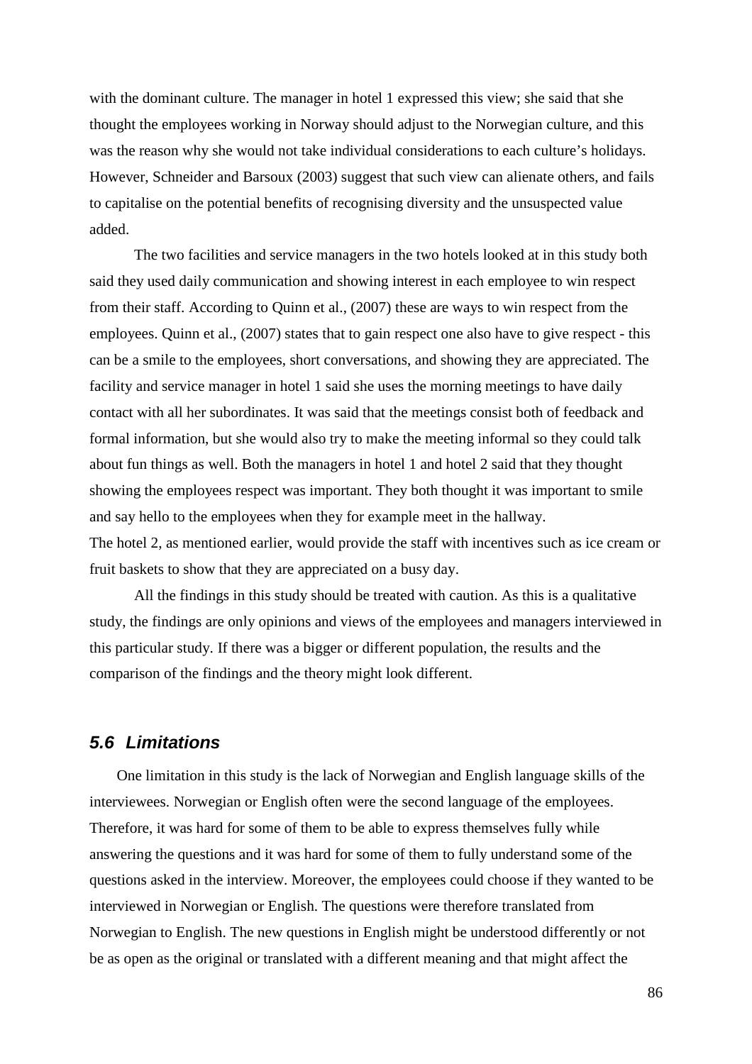with the dominant culture. The manager in hotel 1 expressed this view; she said that she thought the employees working in Norway should adjust to the Norwegian culture, and this was the reason why she would not take individual considerations to each culture's holidays. However, Schneider and Barsoux (2003) suggest that such view can alienate others, and fails to capitalise on the potential benefits of recognising diversity and the unsuspected value added.

The two facilities and service managers in the two hotels looked at in this study both said they used daily communication and showing interest in each employee to win respect from their staff. According to Quinn et al., (2007) these are ways to win respect from the employees. Quinn et al., (2007) states that to gain respect one also have to give respect - this can be a smile to the employees, short conversations, and showing they are appreciated. The facility and service manager in hotel 1 said she uses the morning meetings to have daily contact with all her subordinates. It was said that the meetings consist both of feedback and formal information, but she would also try to make the meeting informal so they could talk about fun things as well. Both the managers in hotel 1 and hotel 2 said that they thought showing the employees respect was important. They both thought it was important to smile and say hello to the employees when they for example meet in the hallway.
The hotel 2, as mentioned earlier, would provide the staff with incentives such as ice cream or fruit baskets to show that they are appreciated on a busy day.

All the findings in this study should be treated with caution. As this is a qualitative study, the findings are only opinions and views of the employees and managers interviewed in this particular study. If there was a bigger or different population, the results and the comparison of the findings and the theory might look different.

## *5.6 Limitations*

One limitation in this study is the lack of Norwegian and English language skills of the interviewees. Norwegian or English often were the second language of the employees. Therefore, it was hard for some of them to be able to express themselves fully while answering the questions and it was hard for some of them to fully understand some of the questions asked in the interview. Moreover, the employees could choose if they wanted to be interviewed in Norwegian or English. The questions were therefore translated from Norwegian to English. The new questions in English might be understood differently or not be as open as the original or translated with a different meaning and that might affect the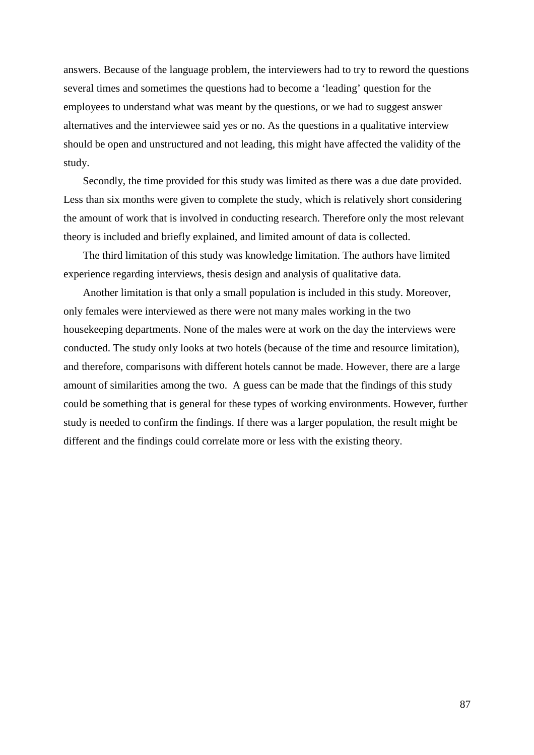answers. Because of the language problem, the interviewers had to try to reword the questions several times and sometimes the questions had to become a 'leading' question for the employees to understand what was meant by the questions, or we had to suggest answer alternatives and the interviewee said yes or no. As the questions in a qualitative interview should be open and unstructured and not leading, this might have affected the validity of the study.

Secondly, the time provided for this study was limited as there was a due date provided. Less than six months were given to complete the study, which is relatively short considering the amount of work that is involved in conducting research. Therefore only the most relevant theory is included and briefly explained, and limited amount of data is collected.

The third limitation of this study was knowledge limitation. The authors have limited experience regarding interviews, thesis design and analysis of qualitative data.

Another limitation is that only a small population is included in this study. Moreover, only females were interviewed as there were not many males working in the two housekeeping departments. None of the males were at work on the day the interviews were conducted. The study only looks at two hotels (because of the time and resource limitation), and therefore, comparisons with different hotels cannot be made. However, there are a large amount of similarities among the two. A guess can be made that the findings of this study could be something that is general for these types of working environments. However, further study is needed to confirm the findings. If there was a larger population, the result might be different and the findings could correlate more or less with the existing theory.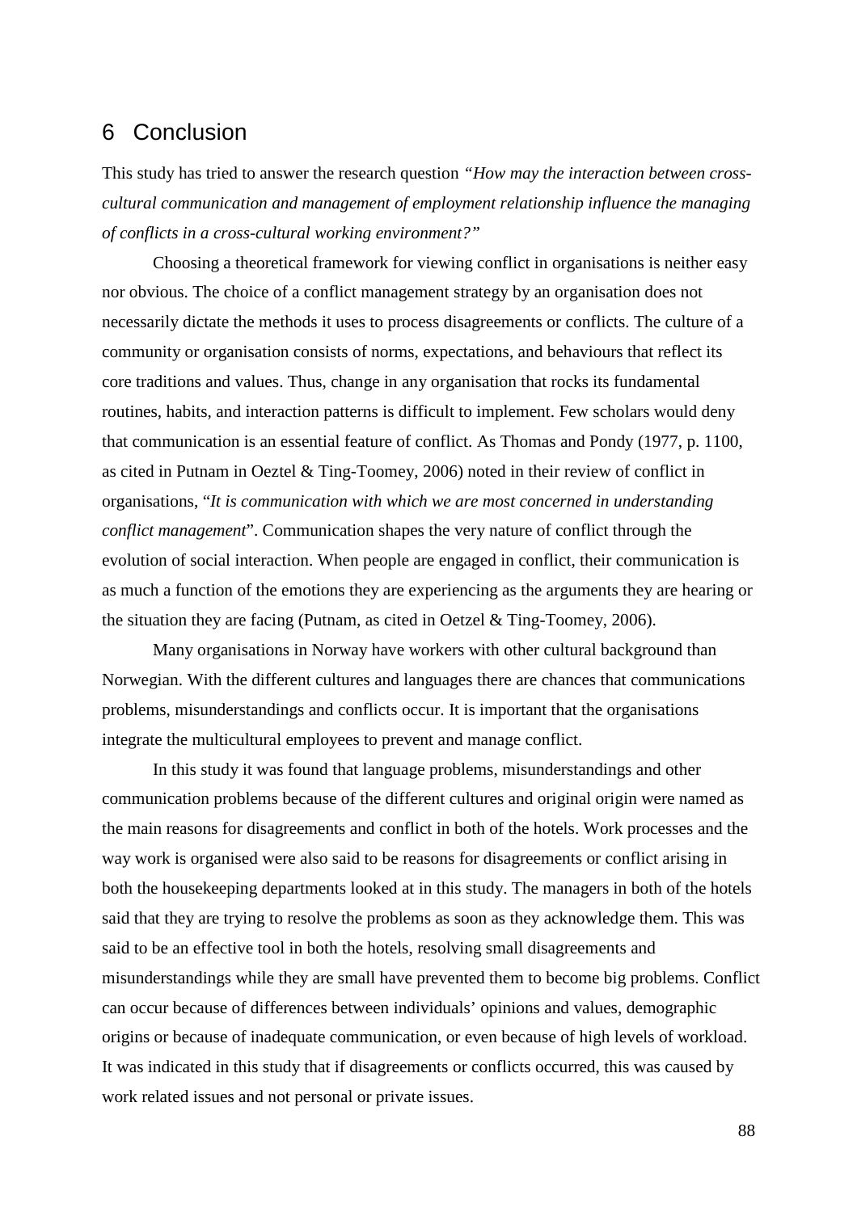# 6 Conclusion

This study has tried to answer the research question *"How may the interaction between cross-cultural communication and management of employment relationship influence the managing of conflicts in a cross-cultural working environment?"*

Choosing a theoretical framework for viewing conflict in organisations is neither easy nor obvious. The choice of a conflict management strategy by an organisation does not necessarily dictate the methods it uses to process disagreements or conflicts. The culture of a community or organisation consists of norms, expectations, and behaviours that reflect its core traditions and values. Thus, change in any organisation that rocks its fundamental routines, habits, and interaction patterns is difficult to implement. Few scholars would deny that communication is an essential feature of conflict. As Thomas and Pondy (1977, p. 1100, as cited in Putnam in Oeztel & Ting-Toomey, 2006) noted in their review of conflict in organisations, "*It is communication with which we are most concerned in understanding conflict management*". Communication shapes the very nature of conflict through the evolution of social interaction. When people are engaged in conflict, their communication is as much a function of the emotions they are experiencing as the arguments they are hearing or the situation they are facing (Putnam, as cited in Oetzel & Ting-Toomey, 2006).

Many organisations in Norway have workers with other cultural background than Norwegian. With the different cultures and languages there are chances that communications problems, misunderstandings and conflicts occur. It is important that the organisations integrate the multicultural employees to prevent and manage conflict.

In this study it was found that language problems, misunderstandings and other communication problems because of the different cultures and original origin were named as the main reasons for disagreements and conflict in both of the hotels. Work processes and the way work is organised were also said to be reasons for disagreements or conflict arising in both the housekeeping departments looked at in this study. The managers in both of the hotels said that they are trying to resolve the problems as soon as they acknowledge them. This was said to be an effective tool in both the hotels, resolving small disagreements and misunderstandings while they are small have prevented them to become big problems. Conflict can occur because of differences between individuals' opinions and values, demographic origins or because of inadequate communication, or even because of high levels of workload. It was indicated in this study that if disagreements or conflicts occurred, this was caused by work related issues and not personal or private issues.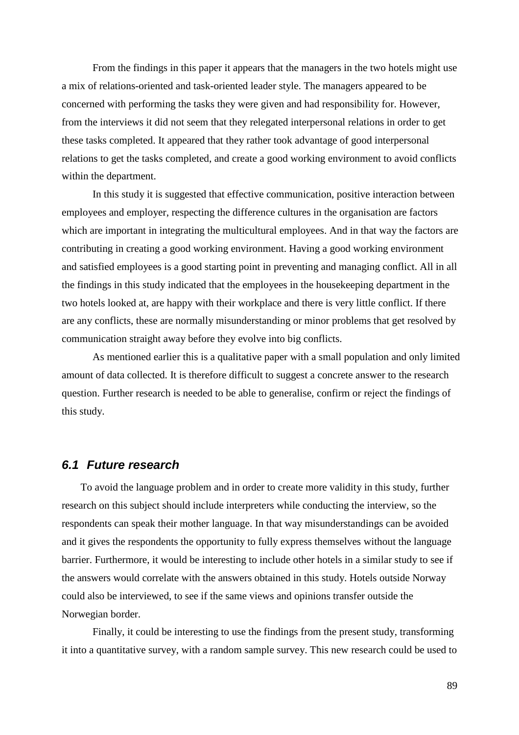From the findings in this paper it appears that the managers in the two hotels might use a mix of relations-oriented and task-oriented leader style. The managers appeared to be concerned with performing the tasks they were given and had responsibility for. However, from the interviews it did not seem that they relegated interpersonal relations in order to get these tasks completed. It appeared that they rather took advantage of good interpersonal relations to get the tasks completed, and create a good working environment to avoid conflicts within the department.

In this study it is suggested that effective communication, positive interaction between employees and employer, respecting the difference cultures in the organisation are factors which are important in integrating the multicultural employees. And in that way the factors are contributing in creating a good working environment. Having a good working environment and satisfied employees is a good starting point in preventing and managing conflict. All in all the findings in this study indicated that the employees in the housekeeping department in the two hotels looked at, are happy with their workplace and there is very little conflict. If there are any conflicts, these are normally misunderstanding or minor problems that get resolved by communication straight away before they evolve into big conflicts.

As mentioned earlier this is a qualitative paper with a small population and only limited amount of data collected. It is therefore difficult to suggest a concrete answer to the research question. Further research is needed to be able to generalise, confirm or reject the findings of this study.

## *6.1 Future research*

To avoid the language problem and in order to create more validity in this study, further research on this subject should include interpreters while conducting the interview, so the respondents can speak their mother language. In that way misunderstandings can be avoided and it gives the respondents the opportunity to fully express themselves without the language barrier. Furthermore, it would be interesting to include other hotels in a similar study to see if the answers would correlate with the answers obtained in this study. Hotels outside Norway could also be interviewed, to see if the same views and opinions transfer outside the Norwegian border.

Finally, it could be interesting to use the findings from the present study, transforming it into a quantitative survey, with a random sample survey. This new research could be used to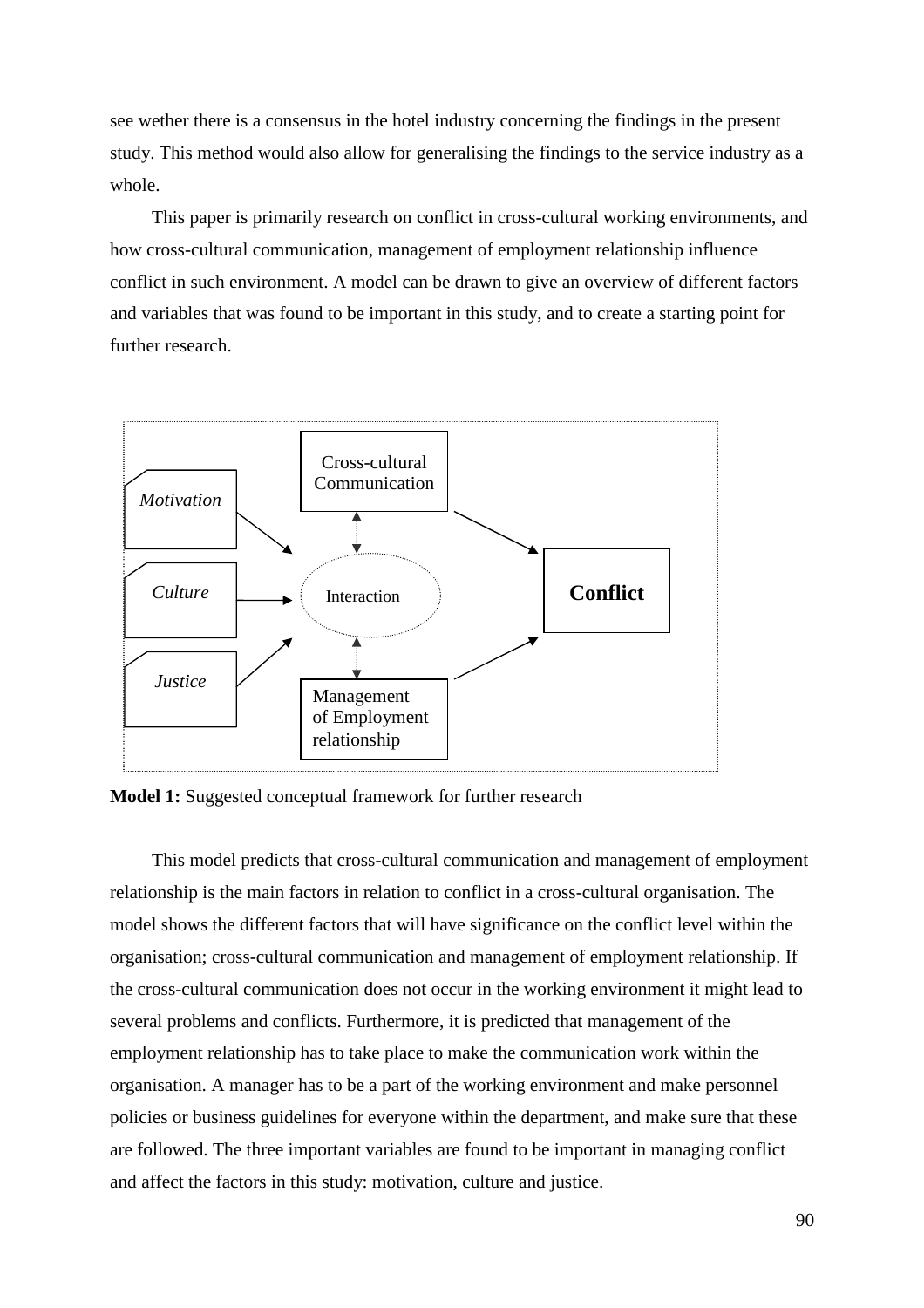see wether there is a consensus in the hotel industry concerning the findings in the present study. This method would also allow for generalising the findings to the service industry as a whole.

This paper is primarily research on conflict in cross-cultural working environments, and how cross-cultural communication, management of employment relationship influence conflict in such environment. A model can be drawn to give an overview of different factors and variables that was found to be important in this study, and to create a starting point for further research.

*Motivation*

*Culture*

*Justice*

Cross-cultural Communication

Interaction

Management of Employment relationship

**Conflict**

**Model 1:** Suggested conceptual framework for further research

This model predicts that cross-cultural communication and management of employment relationship is the main factors in relation to conflict in a cross-cultural organisation. The model shows the different factors that will have significance on the conflict level within the organisation; cross-cultural communication and management of employment relationship. If the cross-cultural communication does not occur in the working environment it might lead to several problems and conflicts. Furthermore, it is predicted that management of the employment relationship has to take place to make the communication work within the organisation. A manager has to be a part of the working environment and make personnel policies or business guidelines for everyone within the department, and make sure that these are followed. The three important variables are found to be important in managing conflict and affect the factors in this study: motivation, culture and justice.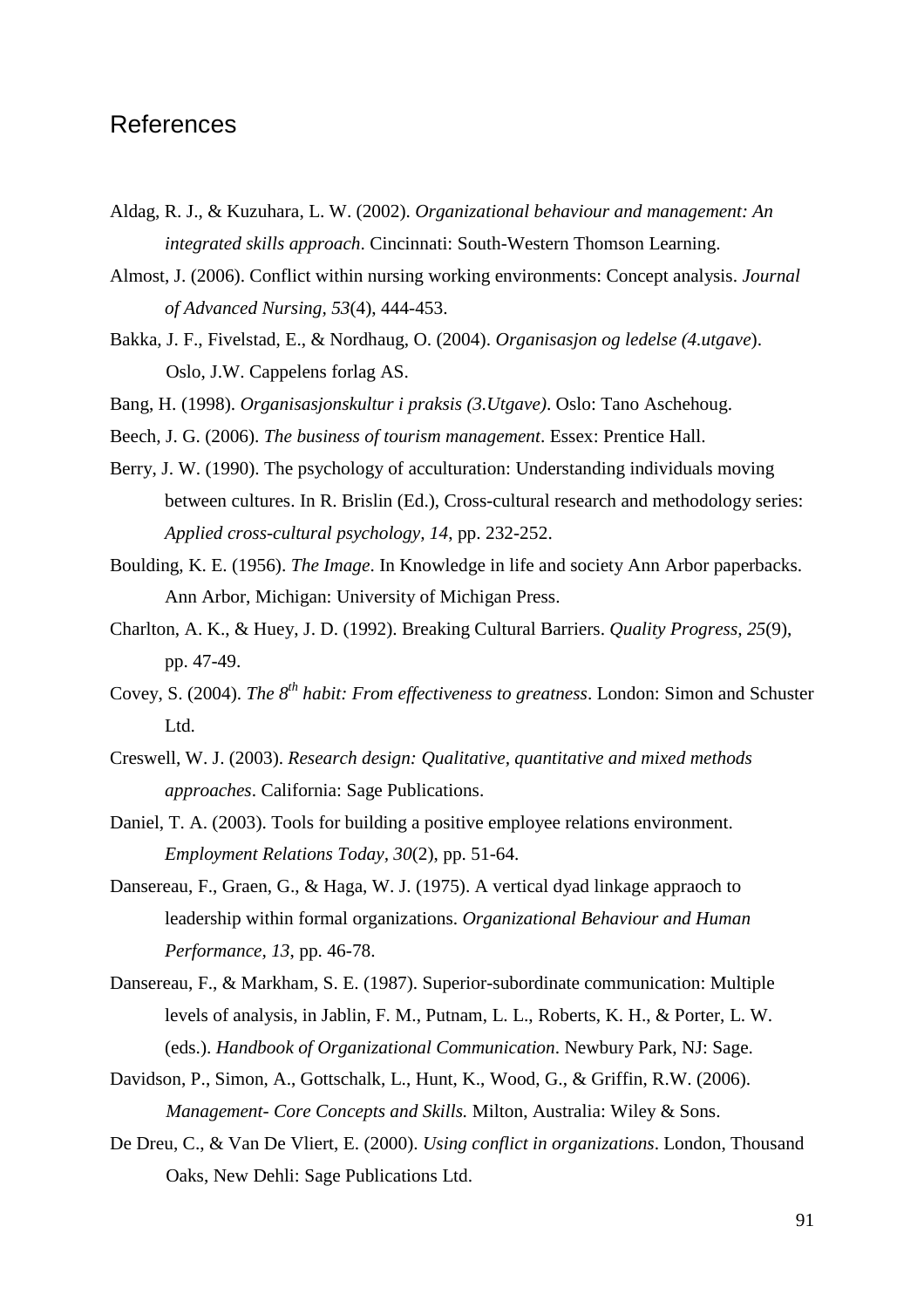## References

Aldag, R. J., & Kuzuhara, L. W. (2002). *Organizational behaviour and management: An integrated skills approach*. Cincinnati: South-Western Thomson Learning.

Almost, J. (2006). Conflict within nursing working environments: Concept analysis. *Journal of Advanced Nursing, 53*(4), 444-453.

Bakka, J. F., Fivelstad, E., & Nordhaug, O. (2004). *Organisasjon og ledelse (4.utgave*). Oslo, J.W. Cappelens forlag AS.

Bang, H. (1998). *Organisasjonskultur i praksis (3.Utgave)*. Oslo: Tano Aschehoug.

Beech, J. G. (2006). *The business of tourism management*. Essex: Prentice Hall.

Berry, J. W. (1990). The psychology of acculturation: Understanding individuals moving between cultures. In R. Brislin (Ed.), Cross-cultural research and methodology series: *Applied cross-cultural psychology, 14*, pp. 232-252.

Boulding, K. E. (1956). *The Image*. In Knowledge in life and society Ann Arbor paperbacks. Ann Arbor, Michigan: University of Michigan Press.

Charlton, A. K., & Huey, J. D. (1992). Breaking Cultural Barriers. *Quality Progress, 25*(9), pp. 47-49.

Covey, S. (2004). *The 8th habit: From effectiveness to greatness*. London: Simon and Schuster Ltd.

Creswell, W. J. (2003). *Research design: Qualitative, quantitative and mixed methods approaches*. California: Sage Publications.

Daniel, T. A. (2003). Tools for building a positive employee relations environment. *Employment Relations Today*, *30*(2), pp. 51-64.

Dansereau, F., Graen, G., & Haga, W. J. (1975). A vertical dyad linkage appraoch to leadership within formal organizations. *Organizational Behaviour and Human Performance, 13*, pp. 46-78.

Dansereau, F., & Markham, S. E. (1987). Superior-subordinate communication: Multiple levels of analysis, in Jablin, F. M., Putnam, L. L., Roberts, K. H., & Porter, L. W. (eds.). *Handbook of Organizational Communication*. Newbury Park, NJ: Sage.

Davidson, P., Simon, A., Gottschalk, L., Hunt, K., Wood, G., & Griffin, R.W. (2006). *Management- Core Concepts and Skills.* Milton, Australia: Wiley & Sons.

De Dreu, C., & Van De Vliert, E. (2000). *Using conflict in organizations*. London, Thousand Oaks, New Dehli: Sage Publications Ltd.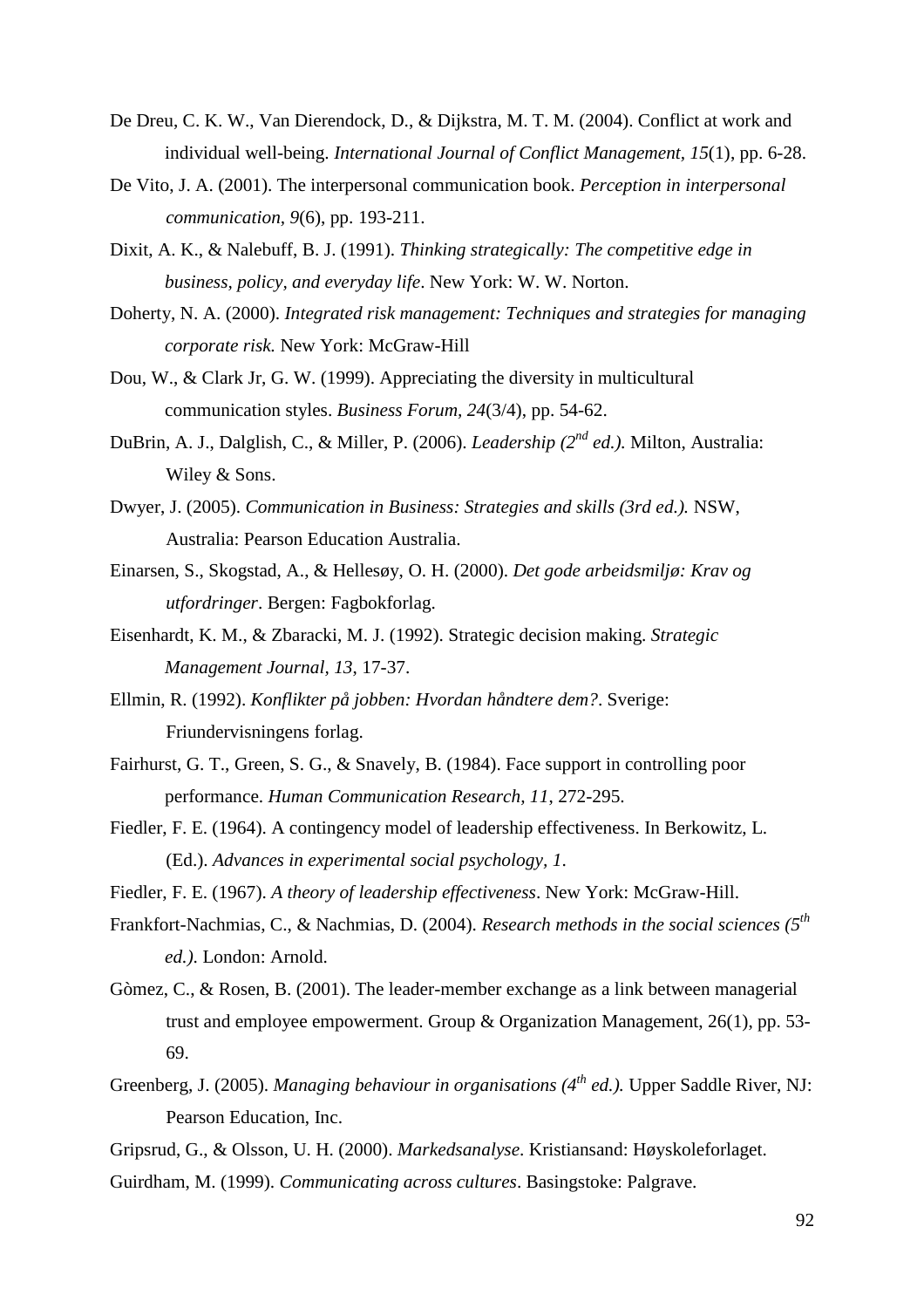De Dreu, C. K. W., Van Dierendock, D., & Dijkstra, M. T. M. (2004). Conflict at work and individual well-being. *International Journal of Conflict Management, 15*(1), pp. 6-28.

De Vito, J. A. (2001). The interpersonal communication book. *Perception in interpersonal communication, 9*(6), pp. 193-211.

Dixit, A. K., & Nalebuff, B. J. (1991). *Thinking strategically: The competitive edge in business, policy, and everyday life*. New York: W. W. Norton.

Doherty, N. A. (2000). *Integrated risk management: Techniques and strategies for managing corporate risk.* New York: McGraw-Hill

Dou, W., & Clark Jr, G. W. (1999). Appreciating the diversity in multicultural communication styles. *Business Forum, 24*(3/4), pp. 54-62.

DuBrin, A. J., Dalglish, C., & Miller, P. (2006). *Leadership (2nd ed.).* Milton, Australia: Wiley & Sons.

Dwyer, J. (2005). *Communication in Business: Strategies and skills (3rd ed.).* NSW, Australia: Pearson Education Australia.

Einarsen, S., Skogstad, A., & Hellesøy, O. H. (2000). *Det gode arbeidsmiljø: Krav og utfordringer*. Bergen: Fagbokforlag.

Eisenhardt, K. M., & Zbaracki, M. J. (1992). Strategic decision making. *Strategic Management Journal, 13*, 17-37.

Ellmin, R. (1992). *Konflikter på jobben: Hvordan håndtere dem?*. Sverige: Friundervisningens forlag.

Fairhurst, G. T., Green, S. G., & Snavely, B. (1984). Face support in controlling poor performance. *Human Communication Research, 11*, 272-295.

Fiedler, F. E. (1964). A contingency model of leadership effectiveness. In Berkowitz, L. (Ed.). *Advances in experimental social psychology, 1*.

Fiedler, F. E. (1967). *A theory of leadership effectiveness*. New York: McGraw-Hill.

Frankfort-Nachmias, C., & Nachmias, D. (2004). *Research methods in the social sciences (5th ed.).* London: Arnold.

Gòmez, C., & Rosen, B. (2001). The leader-member exchange as a link between managerial trust and employee empowerment. Group & Organization Management, 26(1), pp. 53-69.

Greenberg, J. (2005). *Managing behaviour in organisations (4th ed.).* Upper Saddle River, NJ: Pearson Education, Inc.

Gripsrud, G., & Olsson, U. H. (2000). *Markedsanalyse*. Kristiansand: Høyskoleforlaget.

Guirdham, M. (1999). *Communicating across cultures*. Basingstoke: Palgrave.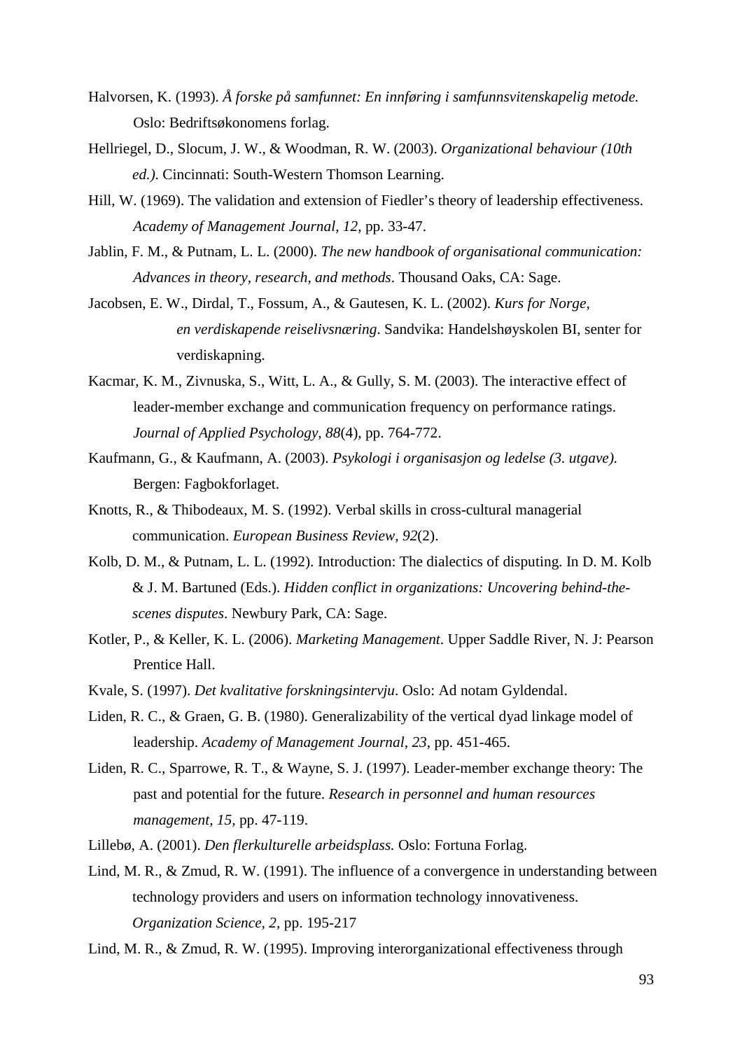Halvorsen, K. (1993). *Å forske på samfunnet: En innføring i samfunnsvitenskapelig metode.* Oslo: Bedriftsøkonomens forlag.

Hellriegel, D., Slocum, J. W., & Woodman, R. W. (2003). *Organizational behaviour (10th ed.)*. Cincinnati: South-Western Thomson Learning.

Hill, W. (1969). The validation and extension of Fiedler's theory of leadership effectiveness. *Academy of Management Journal, 12*, pp. 33-47.

Jablin, F. M., & Putnam, L. L. (2000). *The new handbook of organisational communication: Advances in theory, research, and methods*. Thousand Oaks, CA: Sage.

Jacobsen, E. W., Dirdal, T., Fossum, A., & Gautesen, K. L. (2002). *Kurs for Norge, en verdiskapende reiselivsnæring*. Sandvika: Handelshøyskolen BI, senter for verdiskapning.

Kacmar, K. M., Zivnuska, S., Witt, L. A., & Gully, S. M. (2003). The interactive effect of leader-member exchange and communication frequency on performance ratings. *Journal of Applied Psychology*, *88*(4), pp. 764-772.

Kaufmann, G., & Kaufmann, A. (2003). *Psykologi i organisasjon og ledelse (3. utgave).* Bergen: Fagbokforlaget.

Knotts, R., & Thibodeaux, M. S. (1992). Verbal skills in cross-cultural managerial communication. *European Business Review, 92*(2).

Kolb, D. M., & Putnam, L. L. (1992). Introduction: The dialectics of disputing. In D. M. Kolb & J. M. Bartuned (Eds.). *Hidden conflict in organizations: Uncovering behind-the-scenes disputes*. Newbury Park, CA: Sage.

Kotler, P., & Keller, K. L. (2006). *Marketing Management*. Upper Saddle River, N. J: Pearson Prentice Hall.

Kvale, S. (1997). *Det kvalitative forskningsintervju*. Oslo: Ad notam Gyldendal.

Liden, R. C., & Graen, G. B. (1980). Generalizability of the vertical dyad linkage model of leadership. *Academy of Management Journal*, *23*, pp. 451-465.

Liden, R. C., Sparrowe, R. T., & Wayne, S. J. (1997). Leader-member exchange theory: The past and potential for the future. *Research in personnel and human resources management, 15*, pp. 47-119.

Lillebø, A. (2001). *Den flerkulturelle arbeidsplass.* Oslo: Fortuna Forlag.

Lind, M. R., & Zmud, R. W. (1991). The influence of a convergence in understanding between technology providers and users on information technology innovativeness. *Organization Science, 2*, pp. 195-217

Lind, M. R., & Zmud, R. W. (1995). Improving interorganizational effectiveness through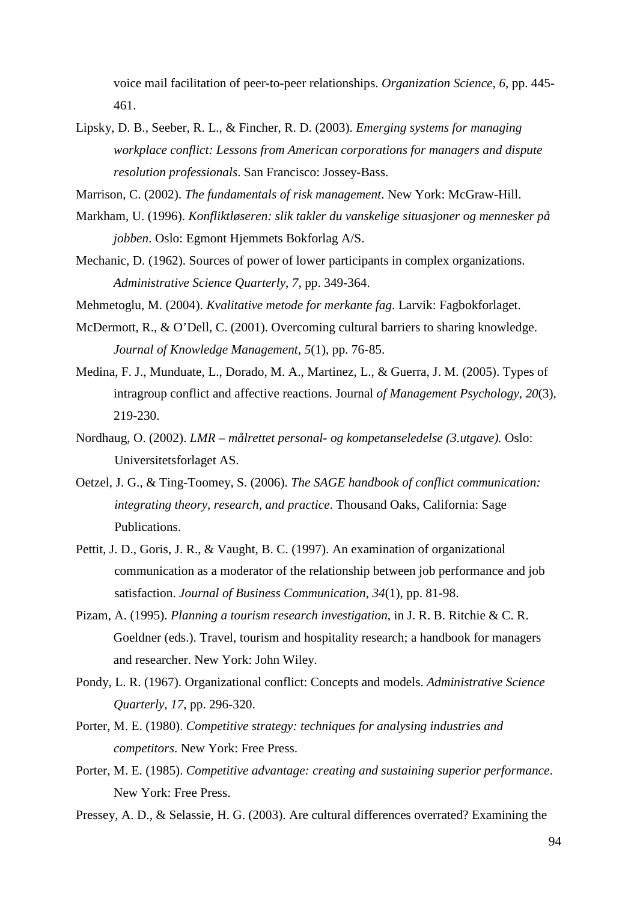voice mail facilitation of peer-to-peer relationships. *Organization Science, 6*, pp. 445-461.

Lipsky, D. B., Seeber, R. L., & Fincher, R. D. (2003). *Emerging systems for managing workplace conflict: Lessons from American corporations for managers and dispute resolution professionals*. San Francisco: Jossey-Bass.

Marrison, C. (2002). *The fundamentals of risk management*. New York: McGraw-Hill.

Markham, U. (1996). *Konfliktløseren: slik takler du vanskelige situasjoner og mennesker på jobben*. Oslo: Egmont Hjemmets Bokforlag A/S.

Mechanic, D. (1962). Sources of power of lower participants in complex organizations. *Administrative Science Quarterly, 7*, pp. 349-364.

Mehmetoglu, M. (2004). *Kvalitative metode for merkante fag*. Larvik: Fagbokforlaget.

McDermott, R., & O'Dell, C. (2001). Overcoming cultural barriers to sharing knowledge. *Journal of Knowledge Management, 5*(1), pp. 76-85.

Medina, F. J., Munduate, L., Dorado, M. A., Martinez, L., & Guerra, J. M. (2005). Types of intragroup conflict and affective reactions. Journal *of Management Psychology, 20*(3), 219-230.

Nordhaug, O. (2002). *LMR – målrettet personal- og kompetanseledelse (3.utgave).* Oslo: Universitetsforlaget AS.

Oetzel, J. G., & Ting-Toomey, S. (2006). *The SAGE handbook of conflict communication: integrating theory, research, and practice*. Thousand Oaks, California: Sage Publications.

Pettit, J. D., Goris, J. R., & Vaught, B. C. (1997). An examination of organizational communication as a moderator of the relationship between job performance and job satisfaction. *Journal of Business Communication, 34*(1), pp. 81-98.

Pizam, A. (1995). *Planning a tourism research investigation*, in J. R. B. Ritchie & C. R. Goeldner (eds.). Travel, tourism and hospitality research; a handbook for managers and researcher. New York: John Wiley.

Pondy, L. R. (1967). Organizational conflict: Concepts and models. *Administrative Science Quarterly, 17*, pp. 296-320.

Porter, M. E. (1980). *Competitive strategy: techniques for analysing industries and competitors*. New York: Free Press.

Porter, M. E. (1985). *Competitive advantage: creating and sustaining superior performance*. New York: Free Press.

Pressey, A. D., & Selassie, H. G. (2003). Are cultural differences overrated? Examining the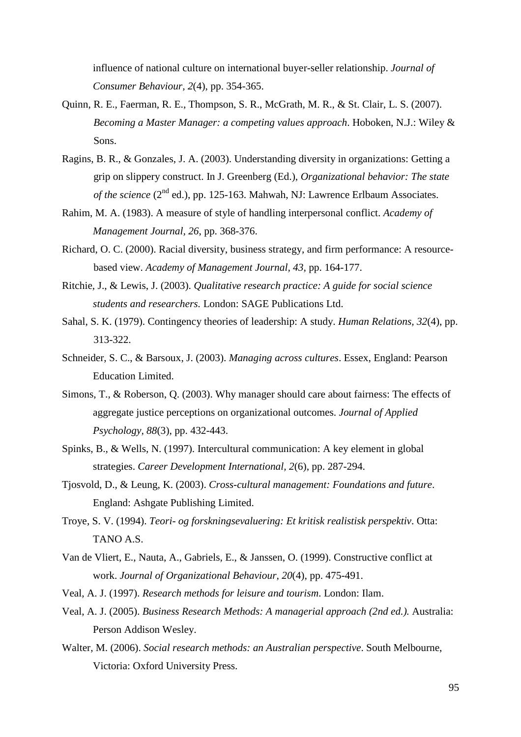influence of national culture on international buyer-seller relationship. *Journal of Consumer Behaviour, 2*(4), pp. 354-365.

Quinn, R. E., Faerman, R. E., Thompson, S. R., McGrath, M. R., & St. Clair, L. S. (2007). *Becoming a Master Manager: a competing values approach*. Hoboken, N.J.: Wiley & Sons.

Ragins, B. R., & Gonzales, J. A. (2003). Understanding diversity in organizations: Getting a grip on slippery construct. In J. Greenberg (Ed.), *Organizational behavior: The state of the science* (2nd ed.), pp. 125-163. Mahwah, NJ: Lawrence Erlbaum Associates.

Rahim, M. A. (1983). A measure of style of handling interpersonal conflict. *Academy of Management Journal, 26*, pp. 368-376.

Richard, O. C. (2000). Racial diversity, business strategy, and firm performance: A resource-based view. *Academy of Management Journal, 43*, pp. 164-177.

Ritchie, J., & Lewis, J. (2003). *Qualitative research practice: A guide for social science students and researchers.* London: SAGE Publications Ltd.

Sahal, S. K. (1979). Contingency theories of leadership: A study. *Human Relations, 32*(4), pp. 313-322.

Schneider, S. C., & Barsoux, J. (2003). *Managing across cultures*. Essex, England: Pearson Education Limited.

Simons, T., & Roberson, Q. (2003). Why manager should care about fairness: The effects of aggregate justice perceptions on organizational outcomes. *Journal of Applied Psychology, 88*(3), pp. 432-443.

Spinks, B., & Wells, N. (1997). Intercultural communication: A key element in global strategies. *Career Development International, 2*(6), pp. 287-294.

Tjosvold, D., & Leung, K. (2003). *Cross-cultural management: Foundations and future*. England: Ashgate Publishing Limited.

Troye, S. V. (1994). *Teori- og forskningsevaluering: Et kritisk realistisk perspektiv*. Otta: TANO A.S.

Van de Vliert, E., Nauta, A., Gabriels, E., & Janssen, O. (1999). Constructive conflict at work. *Journal of Organizational Behaviour, 20*(4), pp. 475-491.

Veal, A. J. (1997). *Research methods for leisure and tourism*. London: Ilam.

Veal, A. J. (2005). *Business Research Methods: A managerial approach (2nd ed.).* Australia: Person Addison Wesley.

Walter, M. (2006). *Social research methods: an Australian perspective*. South Melbourne, Victoria: Oxford University Press.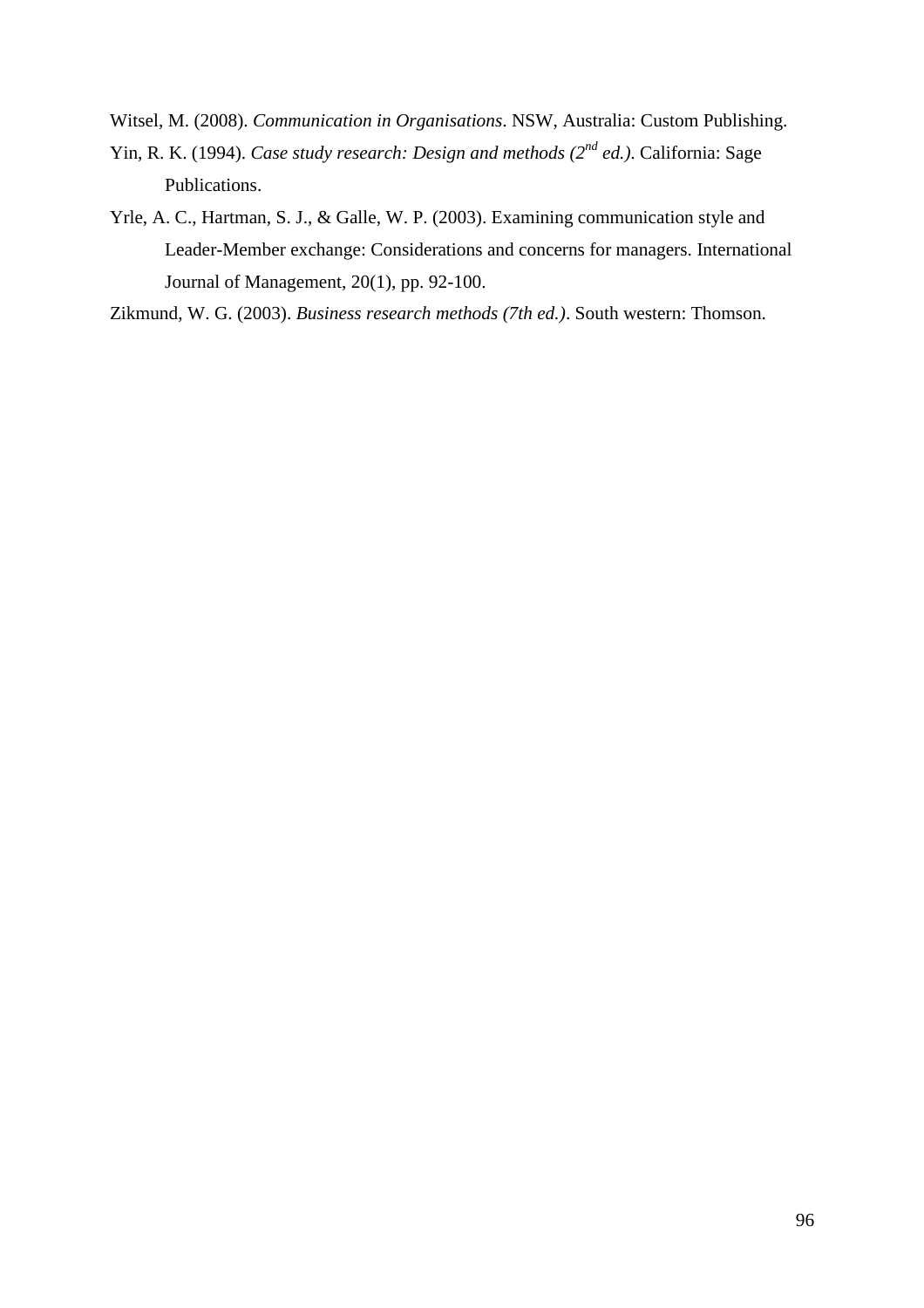Witsel, M. (2008). *Communication in Organisations*. NSW, Australia: Custom Publishing.

Yin, R. K. (1994). *Case study research: Design and methods (2nd ed.)*. California: Sage Publications.

Yrle, A. C., Hartman, S. J., & Galle, W. P. (2003). Examining communication style and Leader-Member exchange: Considerations and concerns for managers. International Journal of Management, 20(1), pp. 92-100.

Zikmund, W. G. (2003). *Business research methods (7th ed.)*. South western: Thomson.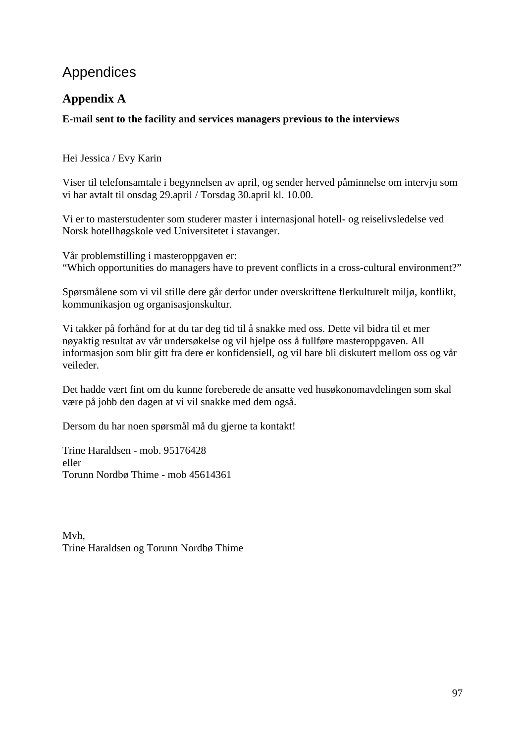# Appendices

## Appendix A

**E-mail sent to the facility and services managers previous to the interviews**

Hei Jessica / Evy Karin

Viser til telefonsamtale i begynnelsen av april, og sender herved påminnelse om intervju som vi har avtalt til onsdag 29.april / Torsdag 30.april kl. 10.00.

Vi er to masterstudenter som studerer master i internasjonal hotell- og reiselivsledelse ved Norsk hotellhøgskole ved Universitetet i stavanger.

Vår problemstilling i masteroppgaven er:
"Which opportunities do managers have to prevent conflicts in a cross-cultural environment?"

Spørsmålene som vi vil stille dere går derfor under overskriftene flerkulturelt miljø, konflikt, kommunikasjon og organisasjonskultur.

Vi takker på forhånd for at du tar deg tid til å snakke med oss. Dette vil bidra til et mer nøyaktig resultat av vår undersøkelse og vil hjelpe oss å fullføre masteroppgaven. All informasjon som blir gitt fra dere er konfidensiell, og vil bare bli diskutert mellom oss og vår veileder.

Det hadde vært fint om du kunne foreberede de ansatte ved husøkonomavdelingen som skal være på jobb den dagen at vi vil snakke med dem også.

Dersom du har noen spørsmål må du gjerne ta kontakt!

Trine Haraldsen - mob. 95176428
eller
Torunn Nordbø Thime - mob 45614361

Mvh,
Trine Haraldsen og Torunn Nordbø Thime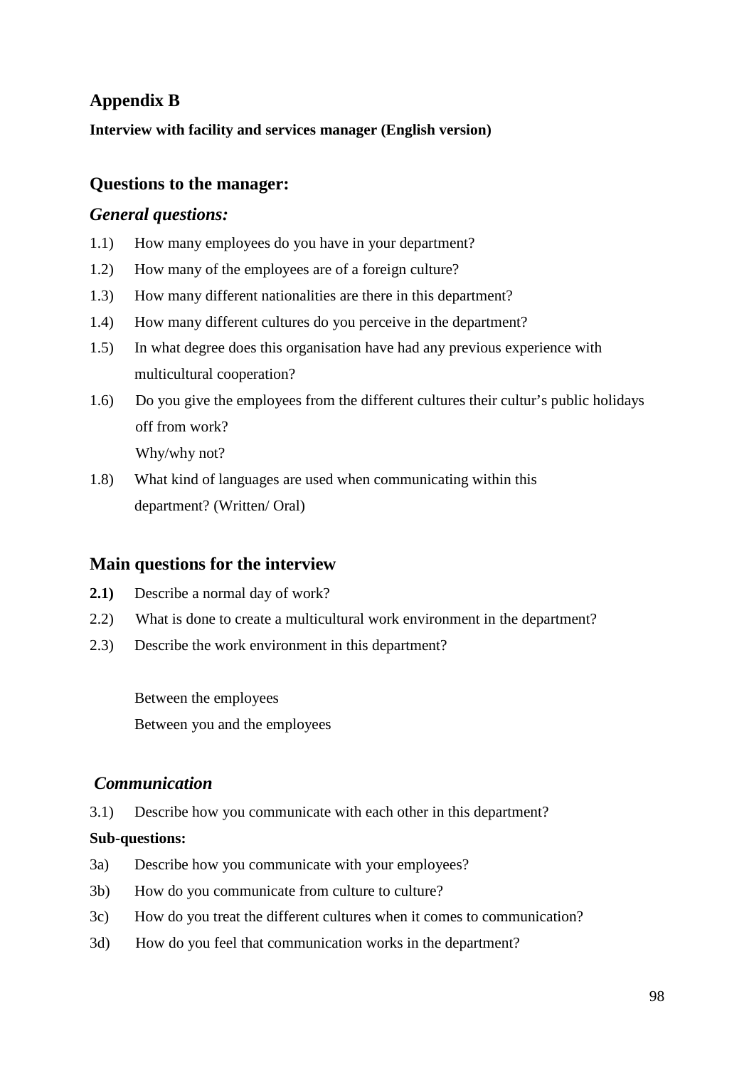# Appendix B

**Interview with facility and services manager (English version)**

## Questions to the manager:

### *General questions:*

1.1) How many employees do you have in your department?

1.2) How many of the employees are of a foreign culture?

1.3) How many different nationalities are there in this department?

1.4) How many different cultures do you perceive in the department?

1.5) In what degree does this organisation have had any previous experience with multicultural cooperation?

1.6) Do you give the employees from the different cultures their cultur's public holidays off from work?
Why/why not?

1.8) What kind of languages are used when communicating within this department? (Written/ Oral)

## Main questions for the interview

**2.1)** Describe a normal day of work?

2.2) What is done to create a multicultural work environment in the department?

2.3) Describe the work environment in this department?

Between the employees

Between you and the employees

### *Communication*

3.1) Describe how you communicate with each other in this department?

**Sub-questions:**

3a) Describe how you communicate with your employees?

3b) How do you communicate from culture to culture?

3c) How do you treat the different cultures when it comes to communication?

3d) How do you feel that communication works in the department?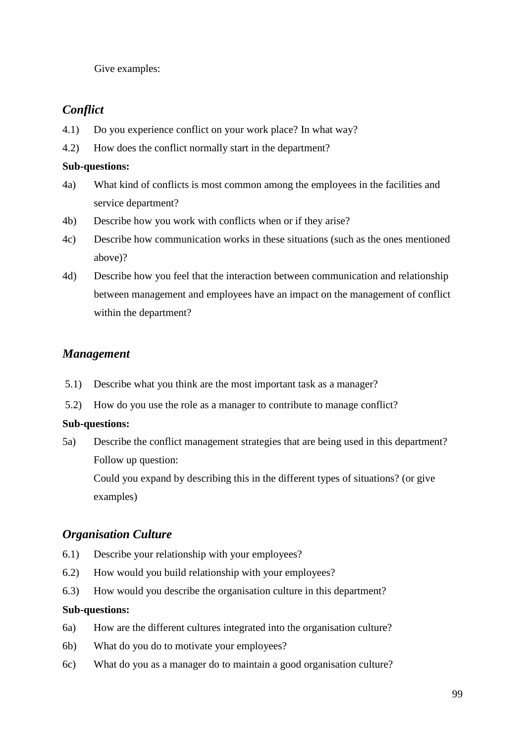Give examples:

### *Conflict*

4.1) Do you experience conflict on your work place? In what way?

4.2) How does the conflict normally start in the department?

**Sub-questions:**

4a) What kind of conflicts is most common among the employees in the facilities and service department?

4b) Describe how you work with conflicts when or if they arise?

4c) Describe how communication works in these situations (such as the ones mentioned above)?

4d) Describe how you feel that the interaction between communication and relationship between management and employees have an impact on the management of conflict within the department?

### *Management*

5.1) Describe what you think are the most important task as a manager?

5.2) How do you use the role as a manager to contribute to manage conflict?

**Sub-questions:**

5a) Describe the conflict management strategies that are being used in this department?
Follow up question:
Could you expand by describing this in the different types of situations? (or give examples)

### *Organisation Culture*

6.1) Describe your relationship with your employees?

6.2) How would you build relationship with your employees?

6.3) How would you describe the organisation culture in this department?

**Sub-questions:**

6a) How are the different cultures integrated into the organisation culture?

6b) What do you do to motivate your employees?

6c) What do you as a manager do to maintain a good organisation culture?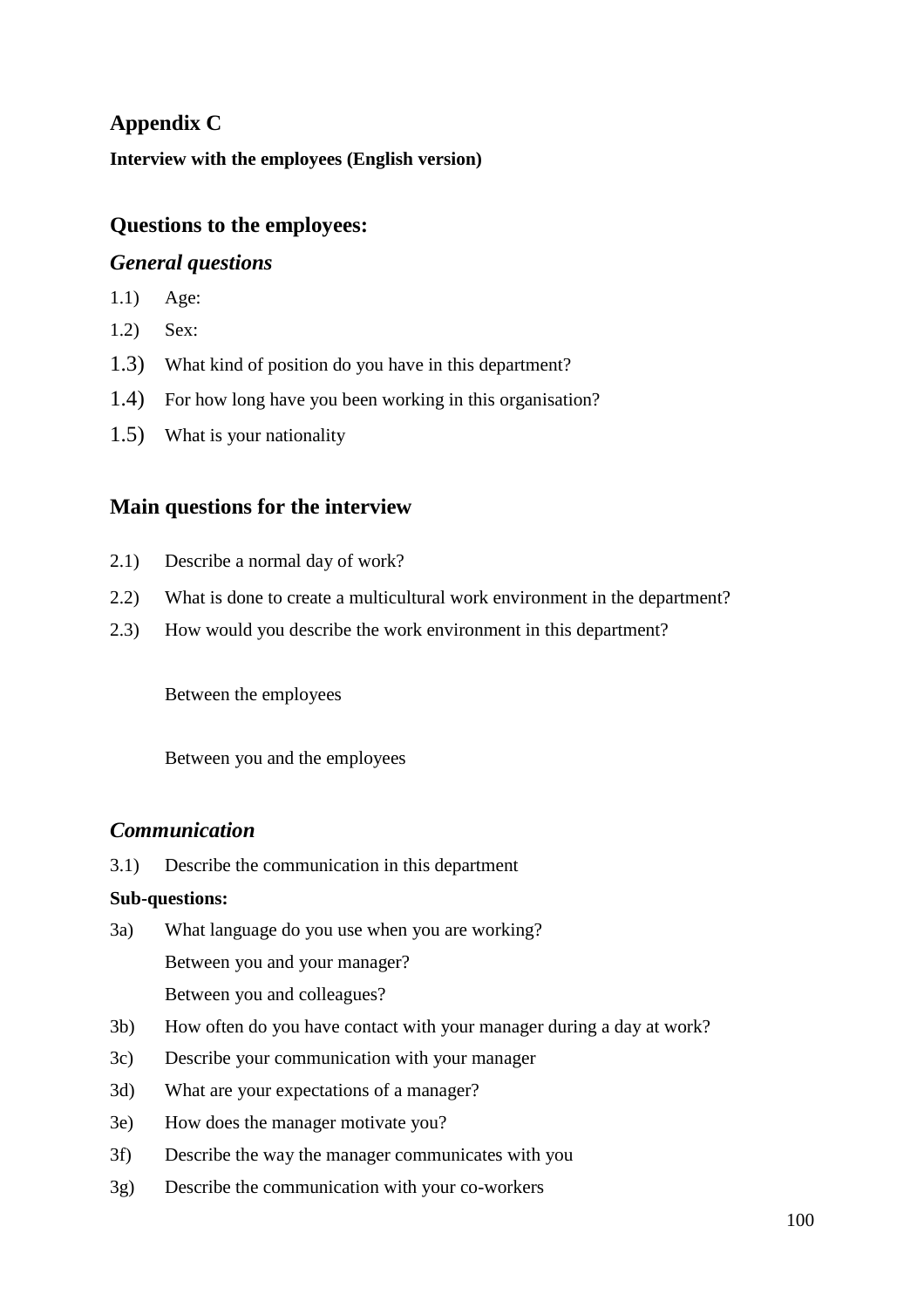## Appendix C

**Interview with the employees (English version)**

## Questions to the employees:

### *General questions*

1.1) Age:

1.2) Sex:

1.3) What kind of position do you have in this department?

1.4) For how long have you been working in this organisation?

1.5) What is your nationality

## Main questions for the interview

2.1) Describe a normal day of work?

2.2) What is done to create a multicultural work environment in the department?

2.3) How would you describe the work environment in this department?

Between the employees

Between you and the employees

### *Communication*

3.1) Describe the communication in this department

**Sub-questions:**

3a) What language do you use when you are working?
Between you and your manager?
Between you and colleagues?

3b) How often do you have contact with your manager during a day at work?

3c) Describe your communication with your manager

3d) What are your expectations of a manager?

3e) How does the manager motivate you?

3f) Describe the way the manager communicates with you

3g) Describe the communication with your co-workers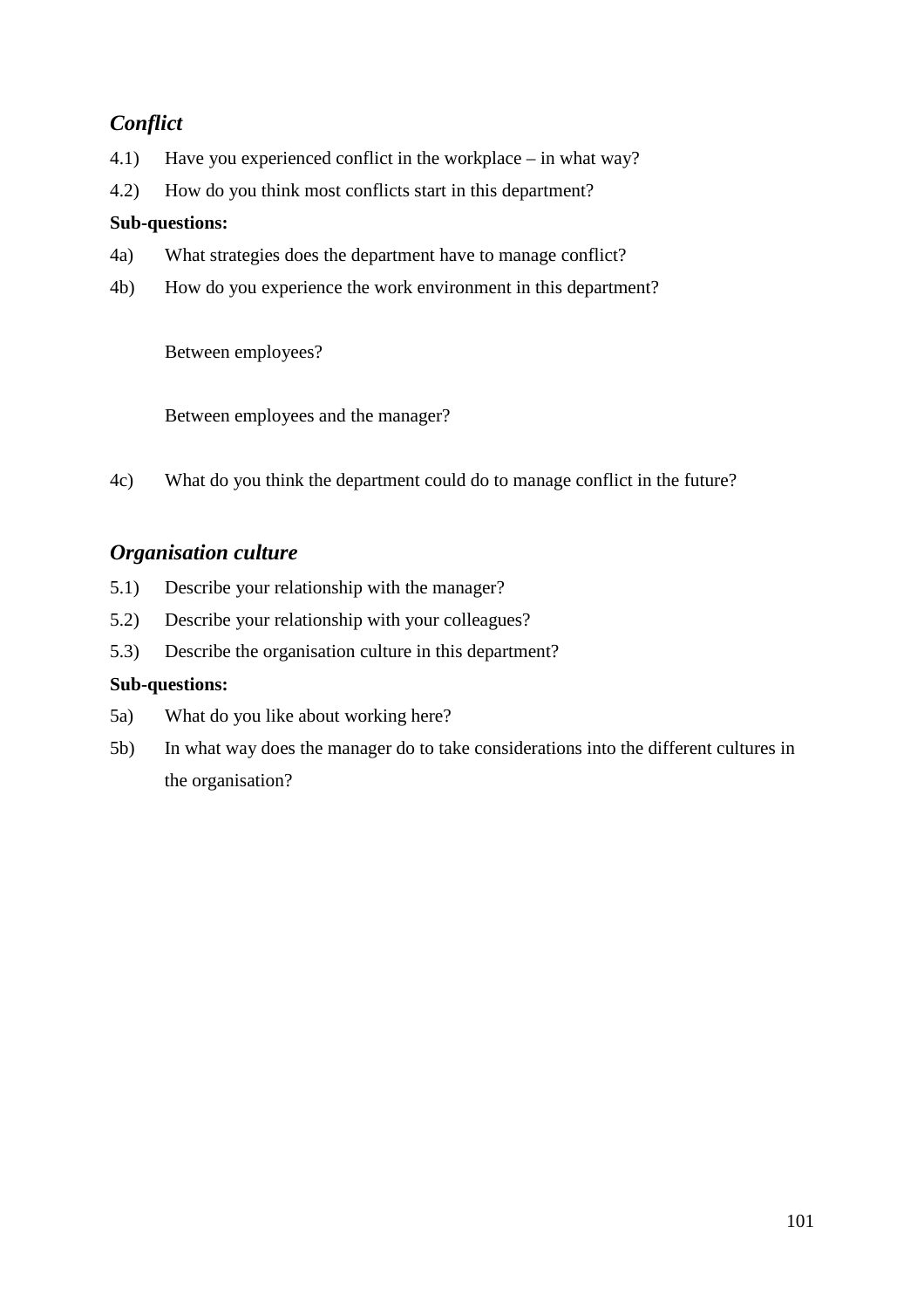### *Conflict*

4.1) Have you experienced conflict in the workplace – in what way?

4.2) How do you think most conflicts start in this department?

**Sub-questions:**

4a) What strategies does the department have to manage conflict?

4b) How do you experience the work environment in this department?

Between employees?

Between employees and the manager?

4c) What do you think the department could do to manage conflict in the future?

### *Organisation culture*

5.1) Describe your relationship with the manager?

5.2) Describe your relationship with your colleagues?

5.3) Describe the organisation culture in this department?

**Sub-questions:**

5a) What do you like about working here?

5b) In what way does the manager do to take considerations into the different cultures in the organisation?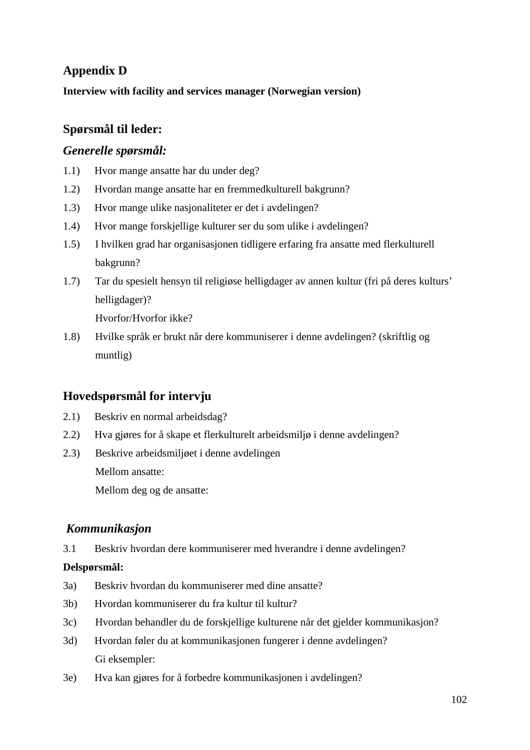## Appendix D

**Interview with facility and services manager (Norwegian version)**

### Spørsmål til leder:

### *Generelle spørsmål:*

1.1) Hvor mange ansatte har du under deg?

1.2) Hvordan mange ansatte har en fremmedkulturell bakgrunn?

1.3) Hvor mange ulike nasjonaliteter er det i avdelingen?

1.4) Hvor mange forskjellige kulturer ser du som ulike i avdelingen?

1.5) I hvilken grad har organisasjonen tidligere erfaring fra ansatte med flerkulturell bakgrunn?

1.7) Tar du spesielt hensyn til religiøse helligdager av annen kultur (fri på deres kulturs' helligdager)?
Hvorfor/Hvorfor ikke?

1.8) Hvilke språk er brukt når dere kommuniserer i denne avdelingen? (skriftlig og muntlig)

### Hovedspørsmål for intervju

2.1) Beskriv en normal arbeidsdag?

2.2) Hva gjøres for å skape et flerkulturelt arbeidsmiljø i denne avdelingen?

2.3) Beskrive arbeidsmiljøet i denne avdelingen
Mellom ansatte:
Mellom deg og de ansatte:

### *Kommunikasjon*

3.1 Beskriv hvordan dere kommuniserer med hverandre i denne avdelingen?

**Delspørsmål:**

3a) Beskriv hvordan du kommuniserer med dine ansatte?

3b) Hvordan kommuniserer du fra kultur til kultur?

3c) Hvordan behandler du de forskjellige kulturene når det gjelder kommunikasjon?

3d) Hvordan føler du at kommunikasjonen fungerer i denne avdelingen?
Gi eksempler:

3e) Hva kan gjøres for å forbedre kommunikasjonen i avdelingen?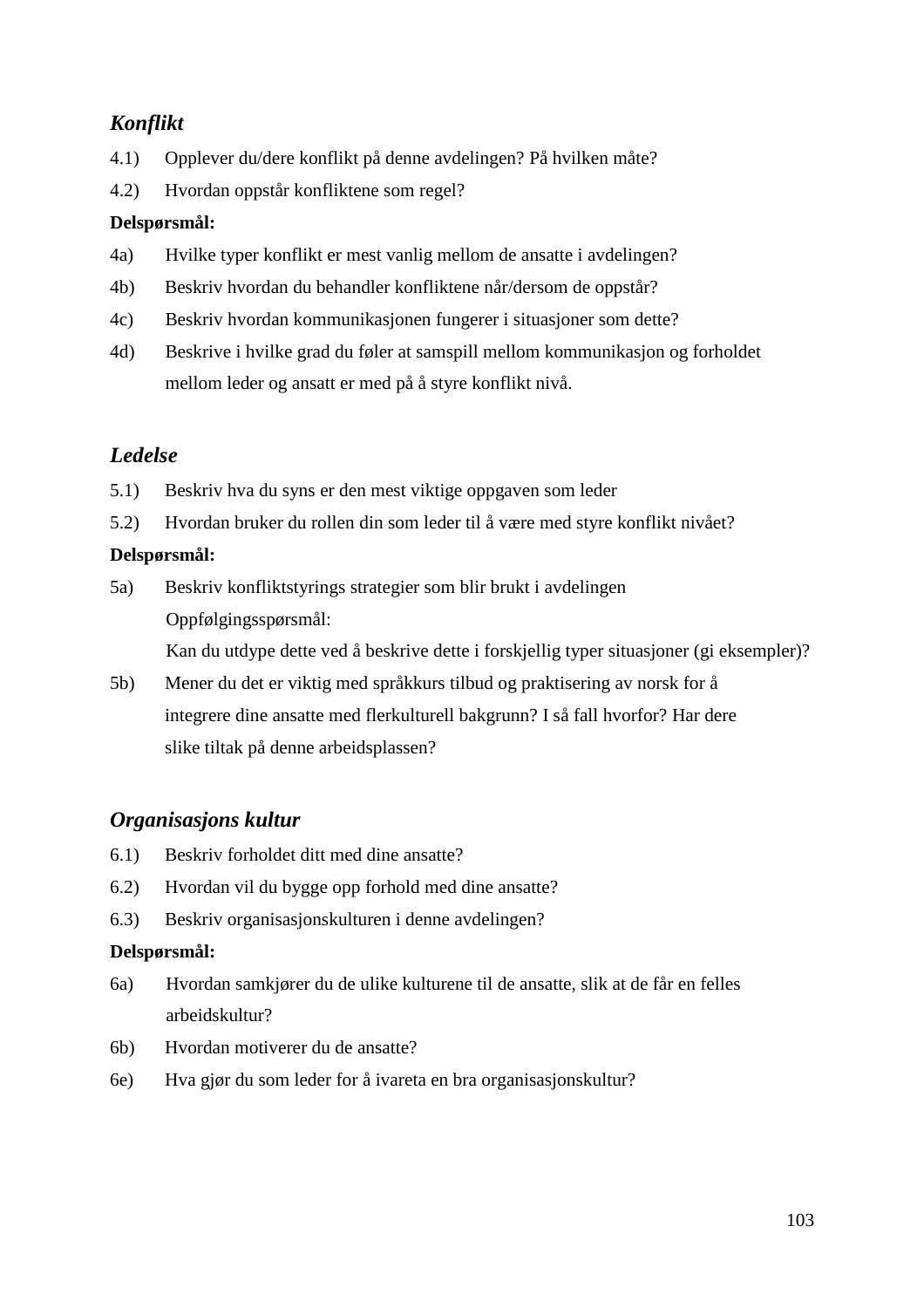### *Konflikt*

4.1) Opplever du/dere konflikt på denne avdelingen? På hvilken måte?

4.2) Hvordan oppstår konfliktene som regel?

**Delspørsmål:**

4a) Hvilke typer konflikt er mest vanlig mellom de ansatte i avdelingen?

4b) Beskriv hvordan du behandler konfliktene når/dersom de oppstår?

4c) Beskriv hvordan kommunikasjonen fungerer i situasjoner som dette?

4d) Beskrive i hvilke grad du føler at samspill mellom kommunikasjon og forholdet mellom leder og ansatt er med på å styre konflikt nivå.

### *Ledelse*

5.1) Beskriv hva du syns er den mest viktige oppgaven som leder

5.2) Hvordan bruker du rollen din som leder til å være med styre konflikt nivået?

**Delspørsmål:**

5a) Beskriv konfliktstyrings strategier som blir brukt i avdelingen
Oppfølgingsspørsmål:
Kan du utdype dette ved å beskrive dette i forskjellig typer situasjoner (gi eksempler)?

5b) Mener du det er viktig med språkkurs tilbud og praktisering av norsk for å integrere dine ansatte med flerkulturell bakgrunn? I så fall hvorfor? Har dere slike tiltak på denne arbeidsplassen?

### *Organisasjons kultur*

6.1) Beskriv forholdet ditt med dine ansatte?

6.2) Hvordan vil du bygge opp forhold med dine ansatte?

6.3) Beskriv organisasjonskulturen i denne avdelingen?

**Delspørsmål:**

6a) Hvordan samkjører du de ulike kulturene til de ansatte, slik at de får en felles arbeidskultur?

6b) Hvordan motiverer du de ansatte?

6e) Hva gjør du som leder for å ivareta en bra organisasjonskultur?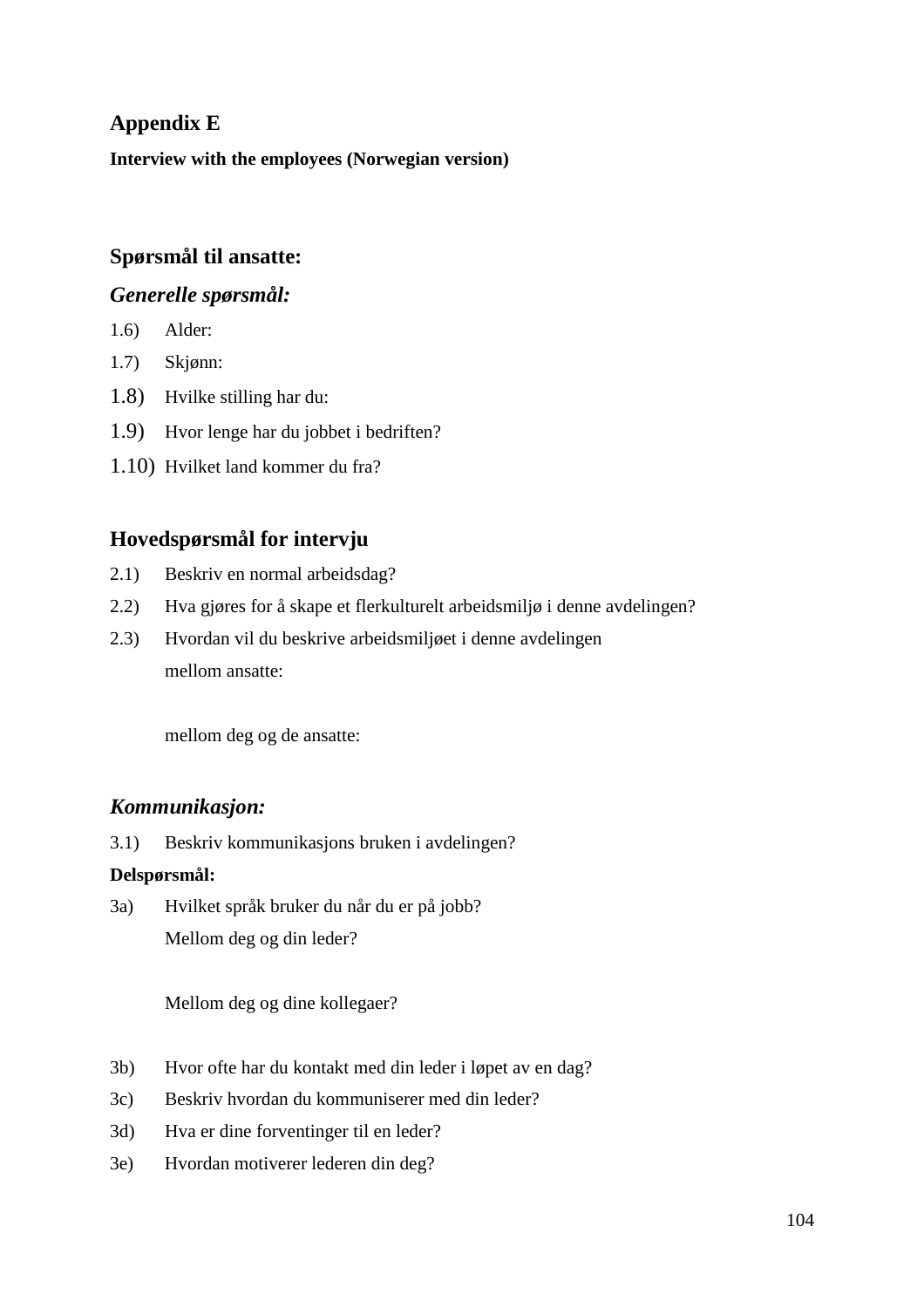# Appendix E

**Interview with the employees (Norwegian version)**

## Spørsmål til ansatte:

### *Generelle spørsmål:*

1.6) Alder:

1.7) Skjønn:

1.8) Hvilke stilling har du:

1.9) Hvor lenge har du jobbet i bedriften?

1.10) Hvilket land kommer du fra?

## Hovedspørsmål for intervju

2.1) Beskriv en normal arbeidsdag?

2.2) Hva gjøres for å skape et flerkulturelt arbeidsmiljø i denne avdelingen?

2.3) Hvordan vil du beskrive arbeidsmiljøet i denne avdelingen

mellom ansatte:

mellom deg og de ansatte:

### *Kommunikasjon:*

3.1) Beskriv kommunikasjons bruken i avdelingen?

**Delspørsmål:**

3a) Hvilket språk bruker du når du er på jobb?

Mellom deg og din leder?

Mellom deg og dine kollegaer?

3b) Hvor ofte har du kontakt med din leder i løpet av en dag?

3c) Beskriv hvordan du kommuniserer med din leder?

3d) Hva er dine forventinger til en leder?

3e) Hvordan motiverer lederen din deg?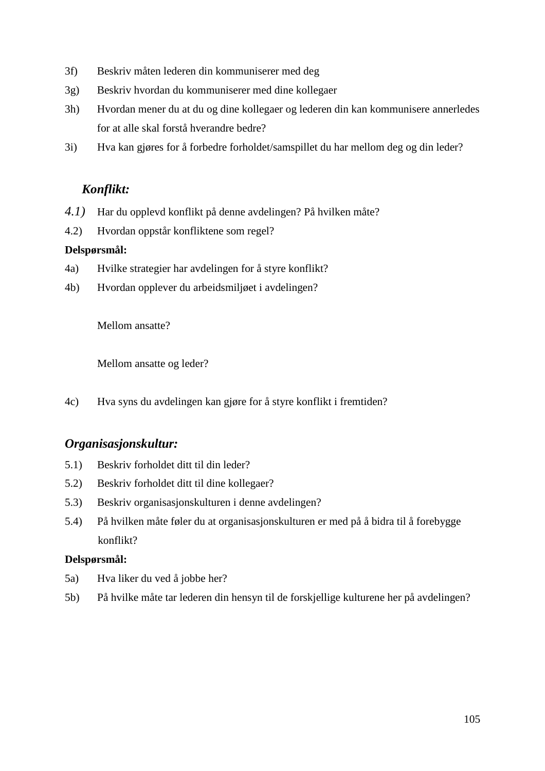3f) Beskriv måten lederen din kommuniserer med deg

3g) Beskriv hvordan du kommuniserer med dine kollegaer

3h) Hvordan mener du at du og dine kollegaer og lederen din kan kommunisere annerledes for at alle skal forstå hverandre bedre?

3i) Hva kan gjøres for å forbedre forholdet/samspillet du har mellom deg og din leder?

### *Konflikt:*

*4.1)* Har du opplevd konflikt på denne avdelingen? På hvilken måte?

4.2) Hvordan oppstår konfliktene som regel?

**Delspørsmål:**

4a) Hvilke strategier har avdelingen for å styre konflikt?

4b) Hvordan opplever du arbeidsmiljøet i avdelingen?

Mellom ansatte?

Mellom ansatte og leder?

4c) Hva syns du avdelingen kan gjøre for å styre konflikt i fremtiden?

### *Organisasjonskultur:*

5.1) Beskriv forholdet ditt til din leder?

5.2) Beskriv forholdet ditt til dine kollegaer?

5.3) Beskriv organisasjonskulturen i denne avdelingen?

5.4) På hvilken måte føler du at organisasjonskulturen er med på å bidra til å forebygge konflikt?

**Delspørsmål:**

5a) Hva liker du ved å jobbe her?

5b) På hvilke måte tar lederen din hensyn til de forskjellige kulturene her på avdelingen?